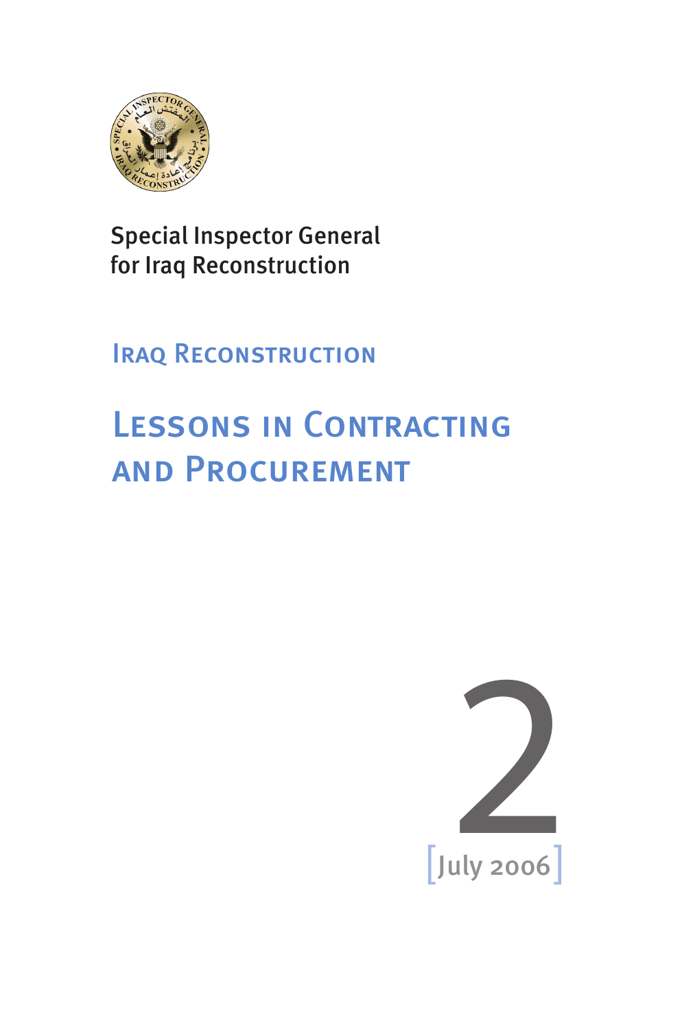Special Inspector General
for Iraq Reconstruction

## Iraq Reconstruction

# Lessons in Contracting and Procurement

2

[July 2006]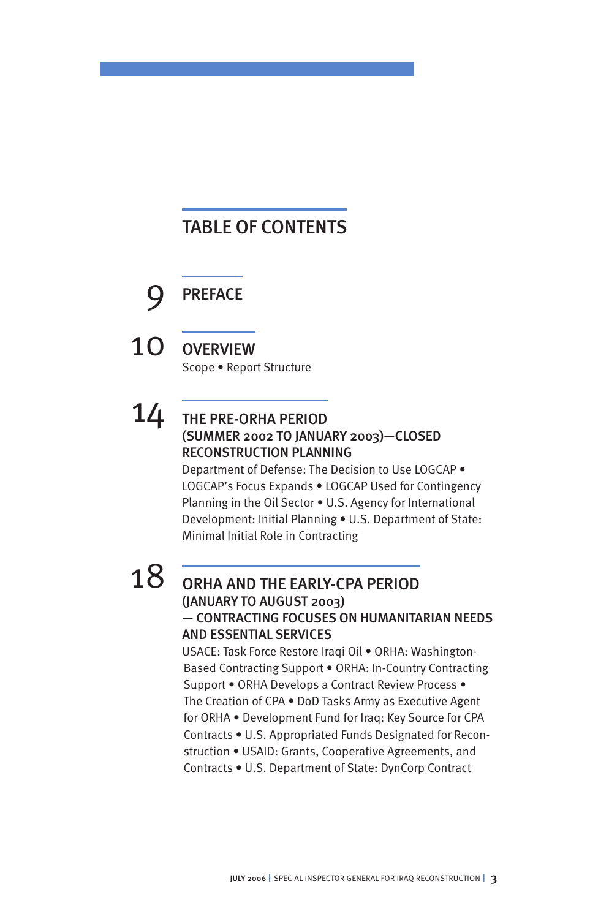# TABLE OF CONTENTS

9 **PREFACE**

10 **OVERVIEW**

Scope • Report Structure

14 **THE PRE-ORHA PERIOD (SUMMER 2002 TO JANUARY 2003)—CLOSED RECONSTRUCTION PLANNING**

Department of Defense: The Decision to Use LOGCAP • LOGCAP's Focus Expands • LOGCAP Used for Contingency Planning in the Oil Sector • U.S. Agency for International Development: Initial Planning • U.S. Department of State: Minimal Initial Role in Contracting

18 **ORHA AND THE EARLY-CPA PERIOD (JANUARY TO AUGUST 2003) — CONTRACTING FOCUSES ON HUMANITARIAN NEEDS AND ESSENTIAL SERVICES**

USACE: Task Force Restore Iraqi Oil • ORHA: Washington-Based Contracting Support • ORHA: In-Country Contracting Support • ORHA Develops a Contract Review Process • The Creation of CPA • DoD Tasks Army as Executive Agent for ORHA • Development Fund for Iraq: Key Source for CPA Contracts • U.S. Appropriated Funds Designated for Reconstruction • USAID: Grants, Cooperative Agreements, and Contracts • U.S. Department of State: DynCorp Contract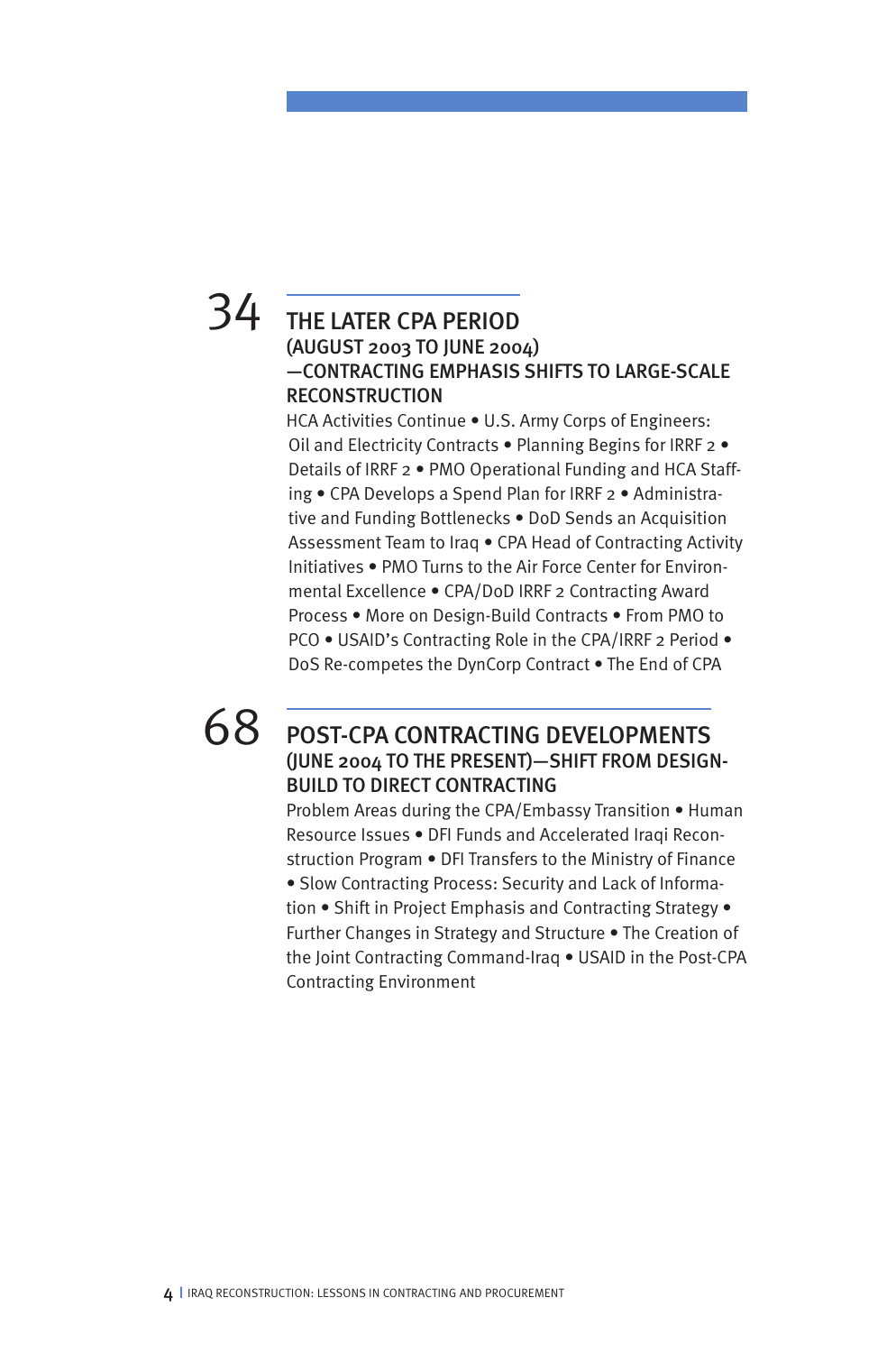34

## THE LATER CPA PERIOD (AUGUST 2003 TO JUNE 2004) —CONTRACTING EMPHASIS SHIFTS TO LARGE-SCALE RECONSTRUCTION

HCA Activities Continue • U.S. Army Corps of Engineers: Oil and Electricity Contracts • Planning Begins for IRRF 2 • Details of IRRF 2 • PMO Operational Funding and HCA Staffing • CPA Develops a Spend Plan for IRRF 2 • Administrative and Funding Bottlenecks • DoD Sends an Acquisition Assessment Team to Iraq • CPA Head of Contracting Activity Initiatives • PMO Turns to the Air Force Center for Environmental Excellence • CPA/DoD IRRF 2 Contracting Award Process • More on Design-Build Contracts • From PMO to PCO • USAID's Contracting Role in the CPA/IRRF 2 Period • DoS Re-competes the DynCorp Contract • The End of CPA

68

## POST-CPA CONTRACTING DEVELOPMENTS (JUNE 2004 TO THE PRESENT)—SHIFT FROM DESIGN-BUILD TO DIRECT CONTRACTING

Problem Areas during the CPA/Embassy Transition • Human Resource Issues • DFI Funds and Accelerated Iraqi Reconstruction Program • DFI Transfers to the Ministry of Finance • Slow Contracting Process: Security and Lack of Information • Shift in Project Emphasis and Contracting Strategy • Further Changes in Strategy and Structure • The Creation of the Joint Contracting Command-Iraq • USAID in the Post-CPA Contracting Environment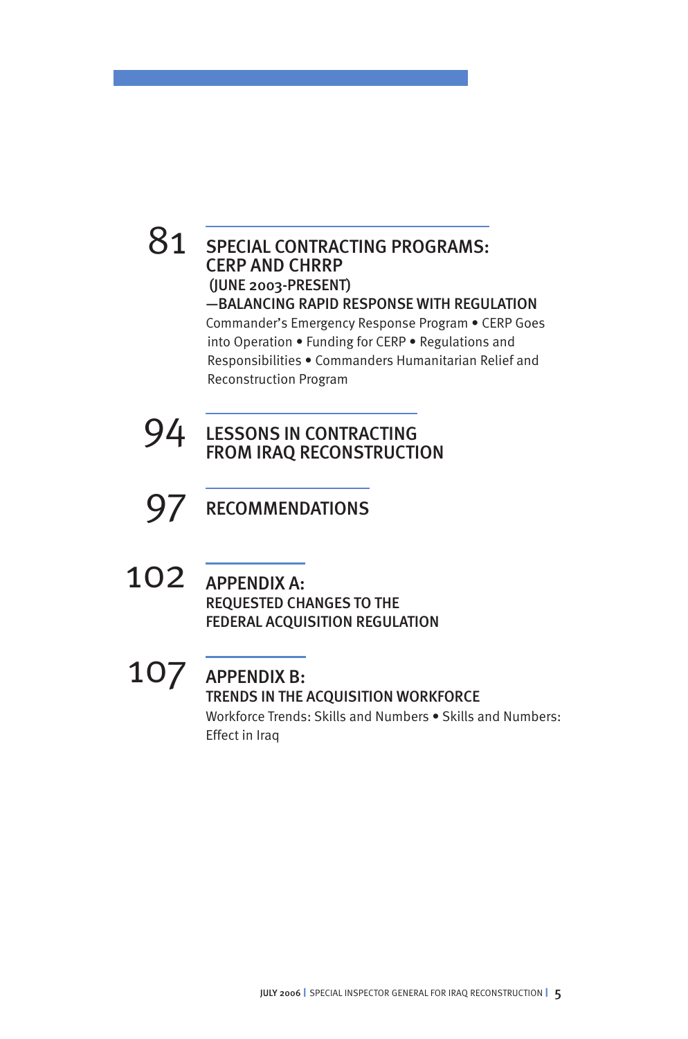81 **SPECIAL CONTRACTING PROGRAMS: CERP AND CHRRP (JUNE 2003-PRESENT) —BALANCING RAPID RESPONSE WITH REGULATION**
Commander's Emergency Response Program • CERP Goes into Operation • Funding for CERP • Regulations and Responsibilities • Commanders Humanitarian Relief and Reconstruction Program

94 **LESSONS IN CONTRACTING FROM IRAQ RECONSTRUCTION**

97 **RECOMMENDATIONS**

102 **APPENDIX A: REQUESTED CHANGES TO THE FEDERAL ACQUISITION REGULATION**

107 **APPENDIX B: TRENDS IN THE ACQUISITION WORKFORCE**
Workforce Trends: Skills and Numbers • Skills and Numbers: Effect in Iraq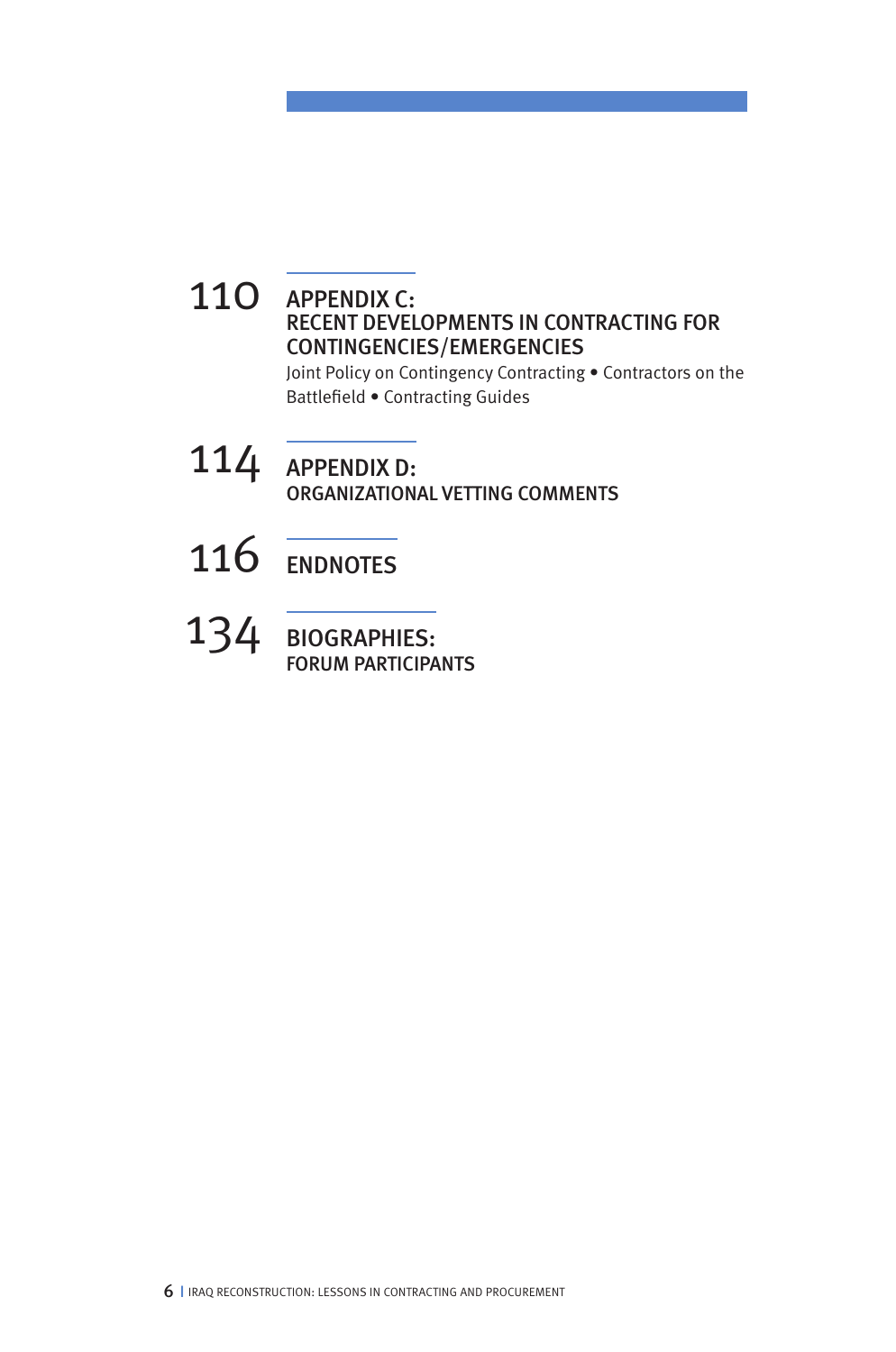110 **APPENDIX C:**
**RECENT DEVELOPMENTS IN CONTRACTING FOR CONTINGENCIES/EMERGENCIES**
Joint Policy on Contingency Contracting • Contractors on the Battlefield • Contracting Guides

114 **APPENDIX D:**
**ORGANIZATIONAL VETTING COMMENTS**

116 **ENDNOTES**

134 **BIOGRAPHIES:**
**FORUM PARTICIPANTS**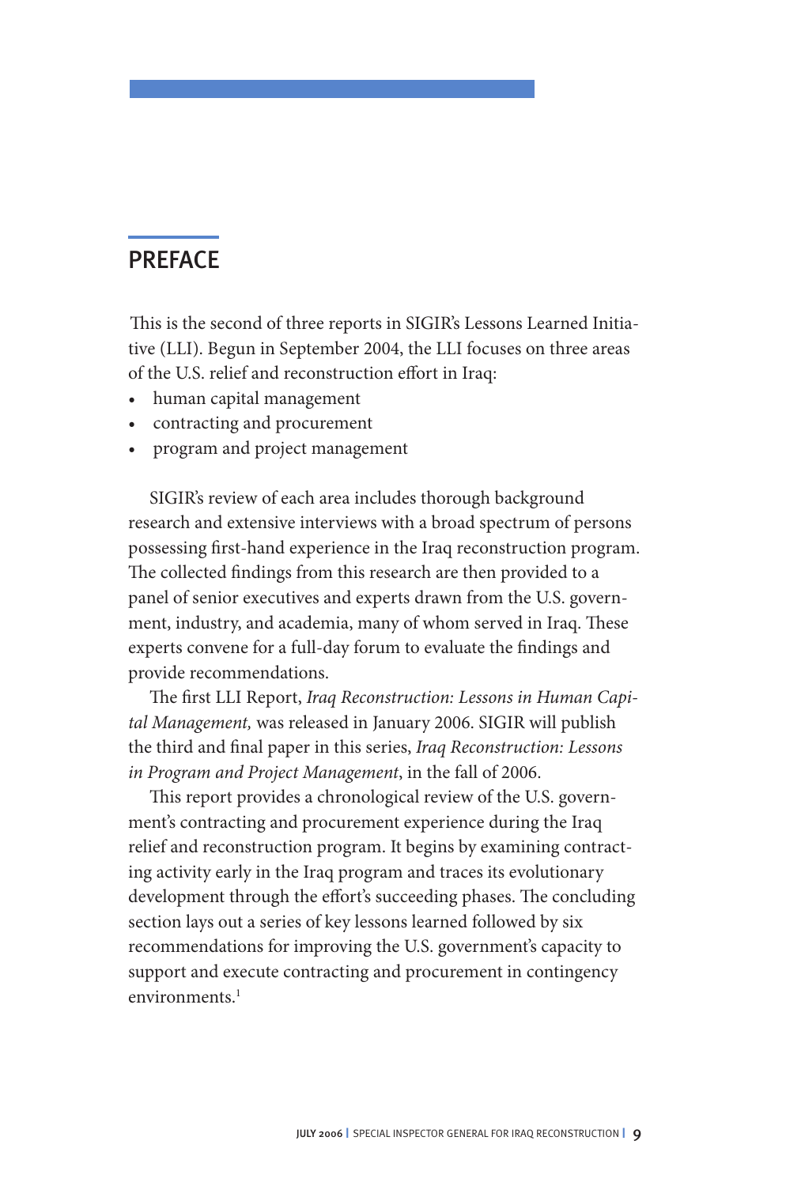## PREFACE

This is the second of three reports in SIGIR's Lessons Learned Initiative (LLI). Begun in September 2004, the LLI focuses on three areas of the U.S. relief and reconstruction effort in Iraq:

- human capital management
- contracting and procurement
- program and project management

SIGIR's review of each area includes thorough background research and extensive interviews with a broad spectrum of persons possessing first-hand experience in the Iraq reconstruction program. The collected findings from this research are then provided to a panel of senior executives and experts drawn from the U.S. government, industry, and academia, many of whom served in Iraq. These experts convene for a full-day forum to evaluate the findings and provide recommendations.

The first LLI Report, *Iraq Reconstruction: Lessons in Human Capital Management,* was released in January 2006. SIGIR will publish the third and final paper in this series, *Iraq Reconstruction: Lessons in Program and Project Management*, in the fall of 2006.

This report provides a chronological review of the U.S. government's contracting and procurement experience during the Iraq relief and reconstruction program. It begins by examining contracting activity early in the Iraq program and traces its evolutionary development through the effort's succeeding phases. The concluding section lays out a series of key lessons learned followed by six recommendations for improving the U.S. government's capacity to support and execute contracting and procurement in contingency environments.[1]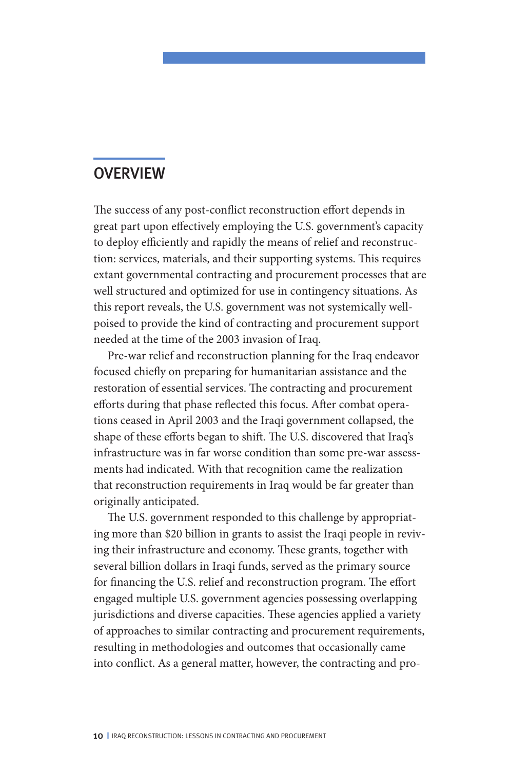## OVERVIEW

The success of any post-conflict reconstruction effort depends in great part upon effectively employing the U.S. government's capacity to deploy efficiently and rapidly the means of relief and reconstruction: services, materials, and their supporting systems. This requires extant governmental contracting and procurement processes that are well structured and optimized for use in contingency situations. As this report reveals, the U.S. government was not systemically well-poised to provide the kind of contracting and procurement support needed at the time of the 2003 invasion of Iraq.

Pre-war relief and reconstruction planning for the Iraq endeavor focused chiefly on preparing for humanitarian assistance and the restoration of essential services. The contracting and procurement efforts during that phase reflected this focus. After combat operations ceased in April 2003 and the Iraqi government collapsed, the shape of these efforts began to shift. The U.S. discovered that Iraq's infrastructure was in far worse condition than some pre-war assessments had indicated. With that recognition came the realization that reconstruction requirements in Iraq would be far greater than originally anticipated.

The U.S. government responded to this challenge by appropriating more than $20 billion in grants to assist the Iraqi people in reviving their infrastructure and economy. These grants, together with several billion dollars in Iraqi funds, served as the primary source for financing the U.S. relief and reconstruction program. The effort engaged multiple U.S. government agencies possessing overlapping jurisdictions and diverse capacities. These agencies applied a variety of approaches to similar contracting and procurement requirements, resulting in methodologies and outcomes that occasionally came into conflict. As a general matter, however, the contracting and pro-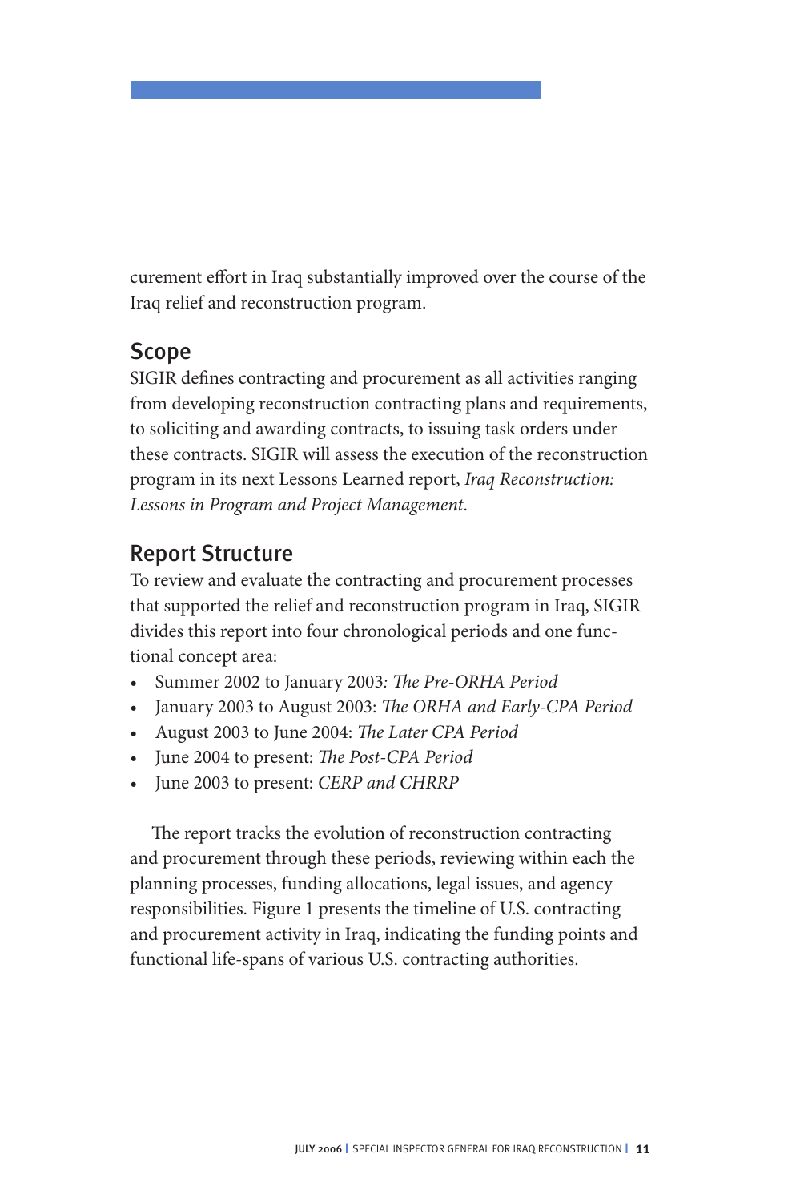curement effort in Iraq substantially improved over the course of the Iraq relief and reconstruction program.

## Scope

SIGIR defines contracting and procurement as all activities ranging from developing reconstruction contracting plans and requirements, to soliciting and awarding contracts, to issuing task orders under these contracts. SIGIR will assess the execution of the reconstruction program in its next Lessons Learned report, *Iraq Reconstruction: Lessons in Program and Project Management*.

## Report Structure

To review and evaluate the contracting and procurement processes that supported the relief and reconstruction program in Iraq, SIGIR divides this report into four chronological periods and one functional concept area:

- Summer 2002 to January 2003: *The Pre-ORHA Period*
- January 2003 to August 2003: *The ORHA and Early-CPA Period*
- August 2003 to June 2004: *The Later CPA Period*
- June 2004 to present: *The Post-CPA Period*
- June 2003 to present: *CERP and CHRRP*

The report tracks the evolution of reconstruction contracting and procurement through these periods, reviewing within each the planning processes, funding allocations, legal issues, and agency responsibilities. Figure 1 presents the timeline of U.S. contracting and procurement activity in Iraq, indicating the funding points and functional life-spans of various U.S. contracting authorities.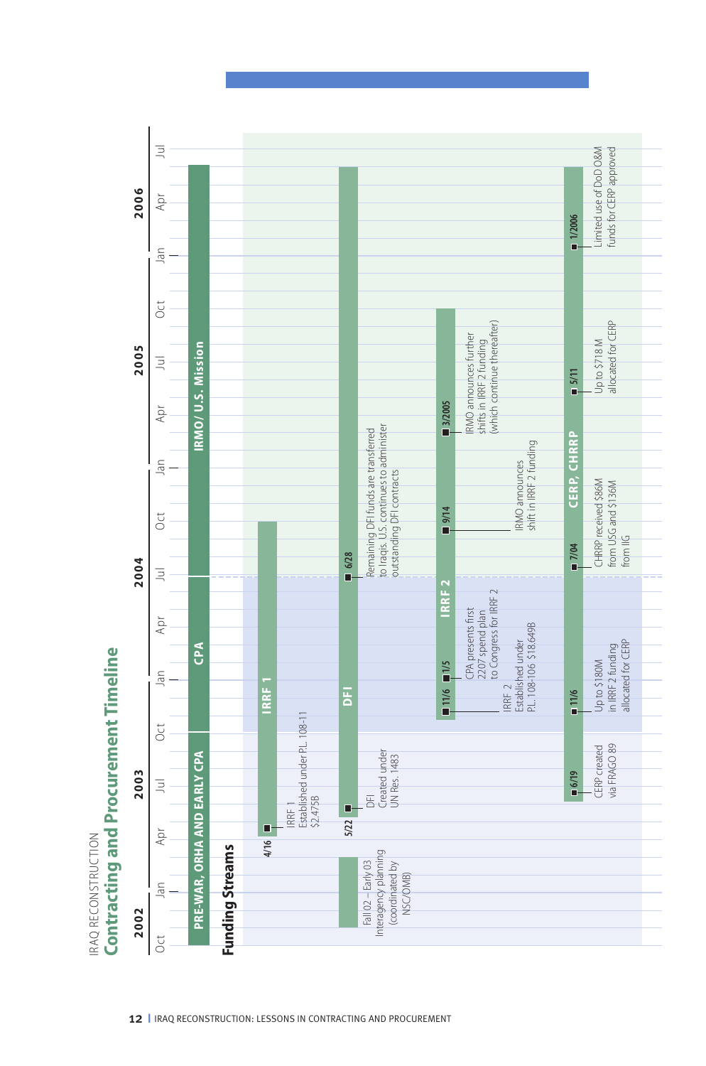IRAQ RECONSTRUCTION

# Contracting and Procurement Timeline

**Timeline periods:**

- PRE-WAR, ORHA AND EARLY CPA (Oct 2002 – Oct 2003)
- CPA (Oct 2003 – Jun 2004)
- IRMO/ U.S. Mission (Jun 2004 – Jul 2006)

## Funding Streams

- Fall 02 – Early 03: Interagency planning (coordinated by NSC/OMB)

**IRRF 1**

- 4/16: IRRF 1 Established under P.L. 108-11 $2.475B

**DFI**

- 5/22: DFI Created under UN Res. 1483
- 6/28: Remaining DFI funds are transferred to Iraqis. U.S. continues to administer outstanding DFI contracts

**IRRF 2**

- 11/6: IRRF 2 Established under P.L. 108-106 $18.649B
- 1/5: CPA presents first 2207 spend plan to Congress for IRRF 2
- 9/14: IRMO announces shift in IRRF 2 funding
- 3/2005: IRMO announces further shifts in IRRF 2 funding (which continue thereafter)

**CERP, CHRRP**

- 6/19: CERP created via FRAGO 89
- 11/6: Up to $180M in IRRF 2 funding allocated for CERP
- 7/04: CHRRP received $86M from USG and $136M from IIG
- 5/11: Up to $718 M allocated for CERP
- 1/2006: Limited use of DoD O&M funds for CERP approved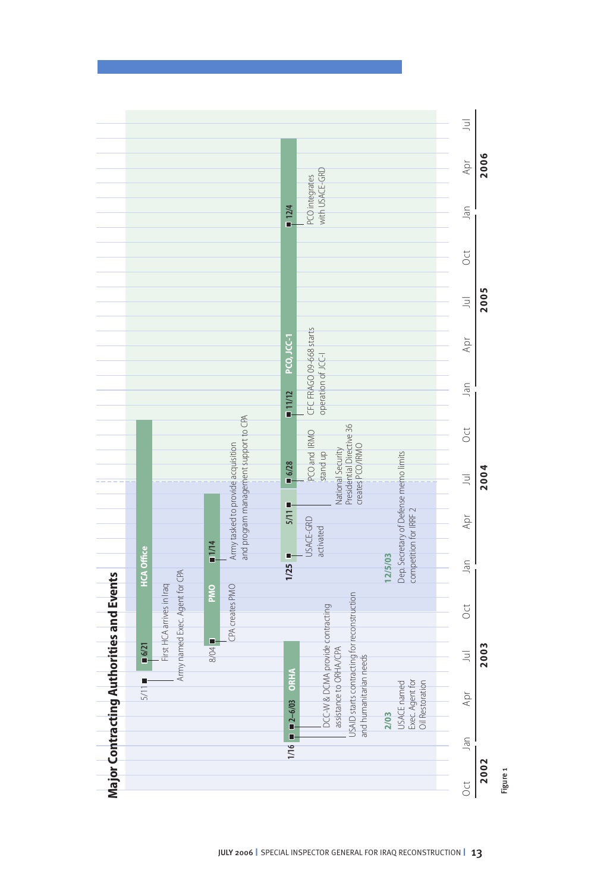## Major Contracting Authorities and Events

**HCA Office**

- 5/11 — Army named Exec. Agent for CPA
- 6/21 — First HCA arrives in Iraq

**PMO**

- 8/04 — CPA creates PMO
- 1/14 — Army tasked to provide acquisition and program management support to CPA

**ORHA**

- 1/16 — USAID starts contracting for reconstruction and humanitarian needs
- 2–6/03 — DCC-W & DCMA provide contracting assistance to ORHA/CPA
- 2/03 — USACE named Exec. Agent for Oil Restoration
- 12/5/03 — Dep. Secretary of Defense memo limits competition for IRRF 2

**PCO, JCC-I**

- 1/25 — USACE-GRD activated
- 5/11 — National Security Presidential Directive 36 creates PCO/IRMO
- 6/28 — PCO and IRMO stand up
- 11/12 — CFC FRAGO 09-668 starts operation of JCC-I
- 12/4 — PCO integrates with USACE-GRD

Timeline: Oct 2002 – Jul 2006

Figure 1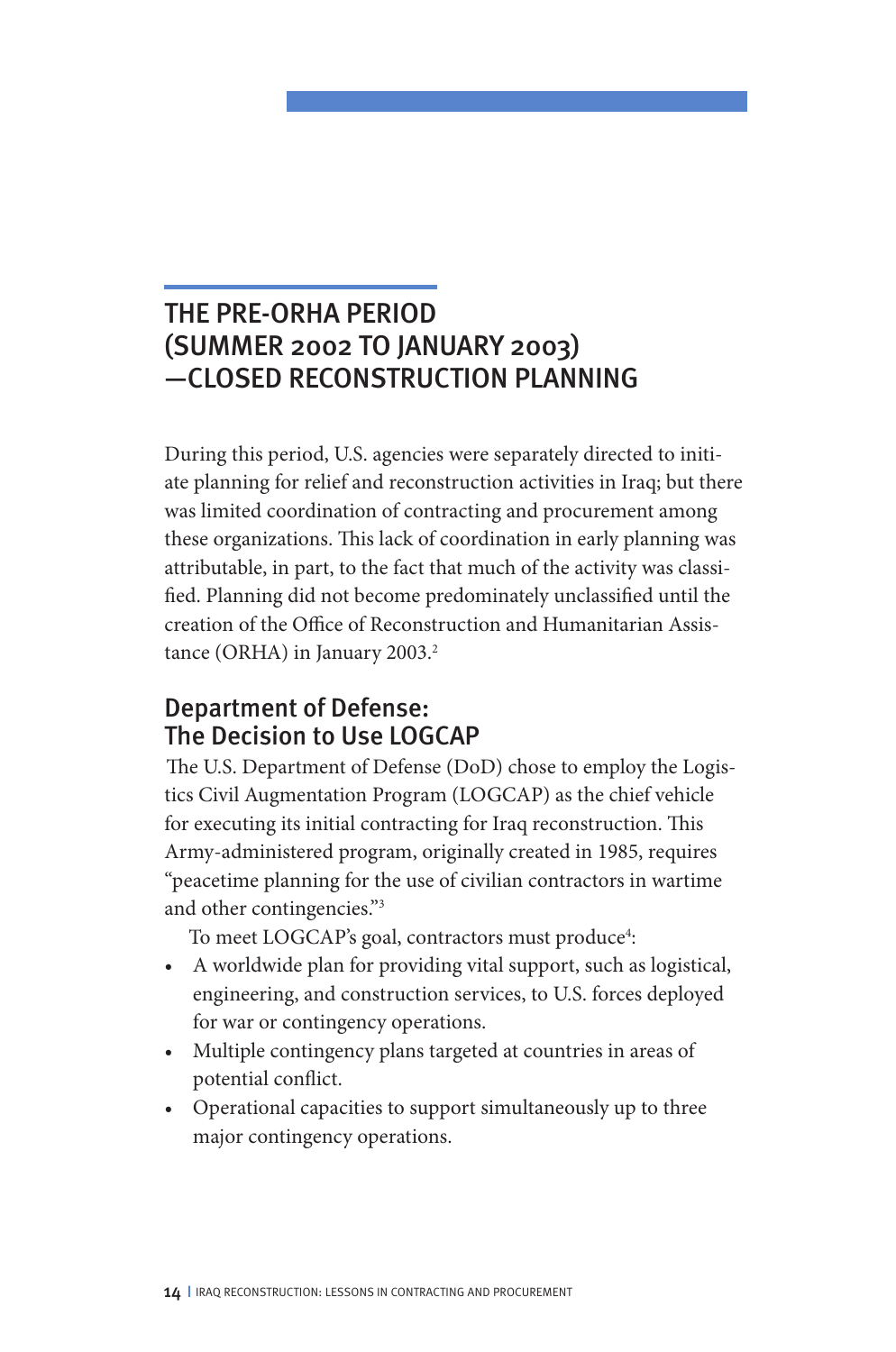# THE PRE-ORHA PERIOD (SUMMER 2002 TO JANUARY 2003) —CLOSED RECONSTRUCTION PLANNING

During this period, U.S. agencies were separately directed to initiate planning for relief and reconstruction activities in Iraq; but there was limited coordination of contracting and procurement among these organizations. This lack of coordination in early planning was attributable, in part, to the fact that much of the activity was classified. Planning did not become predominately unclassified until the creation of the Office of Reconstruction and Humanitarian Assistance (ORHA) in January 2003.[2]

## Department of Defense: The Decision to Use LOGCAP

The U.S. Department of Defense (DoD) chose to employ the Logistics Civil Augmentation Program (LOGCAP) as the chief vehicle for executing its initial contracting for Iraq reconstruction. This Army-administered program, originally created in 1985, requires "peacetime planning for the use of civilian contractors in wartime and other contingencies."[3]

To meet LOGCAP's goal, contractors must produce[4]:

- A worldwide plan for providing vital support, such as logistical, engineering, and construction services, to U.S. forces deployed for war or contingency operations.
- Multiple contingency plans targeted at countries in areas of potential conflict.
- Operational capacities to support simultaneously up to three major contingency operations.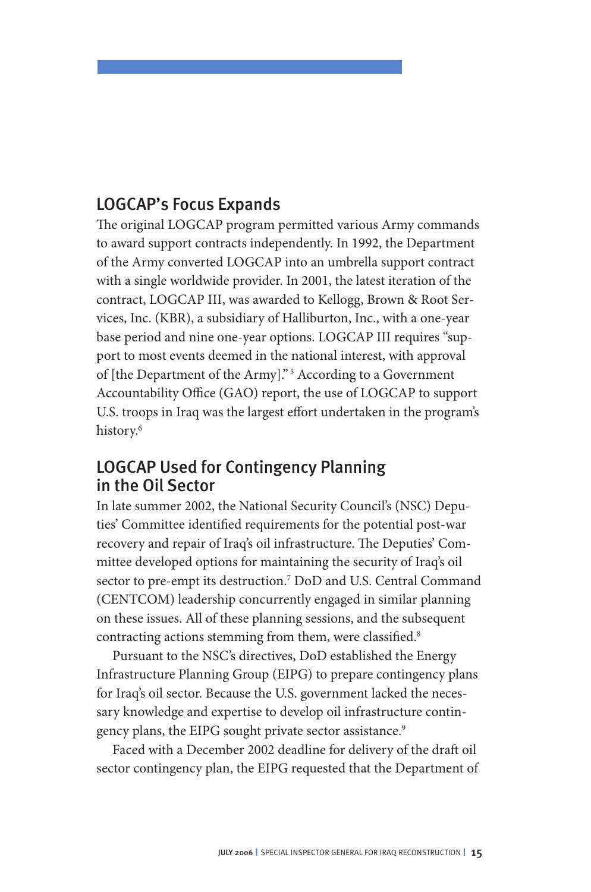## LOGCAP's Focus Expands

The original LOGCAP program permitted various Army commands to award support contracts independently. In 1992, the Department of the Army converted LOGCAP into an umbrella support contract with a single worldwide provider. In 2001, the latest iteration of the contract, LOGCAP III, was awarded to Kellogg, Brown & Root Services, Inc. (KBR), a subsidiary of Halliburton, Inc., with a one-year base period and nine one-year options. LOGCAP III requires "support to most events deemed in the national interest, with approval of [the Department of the Army]." [5] According to a Government Accountability Office (GAO) report, the use of LOGCAP to support U.S. troops in Iraq was the largest effort undertaken in the program's history.[6]

## LOGCAP Used for Contingency Planning in the Oil Sector

In late summer 2002, the National Security Council's (NSC) Deputies' Committee identified requirements for the potential post-war recovery and repair of Iraq's oil infrastructure. The Deputies' Committee developed options for maintaining the security of Iraq's oil sector to pre-empt its destruction.[7] DoD and U.S. Central Command (CENTCOM) leadership concurrently engaged in similar planning on these issues. All of these planning sessions, and the subsequent contracting actions stemming from them, were classified.[8]

Pursuant to the NSC's directives, DoD established the Energy Infrastructure Planning Group (EIPG) to prepare contingency plans for Iraq's oil sector. Because the U.S. government lacked the necessary knowledge and expertise to develop oil infrastructure contingency plans, the EIPG sought private sector assistance.[9]

Faced with a December 2002 deadline for delivery of the draft oil sector contingency plan, the EIPG requested that the Department of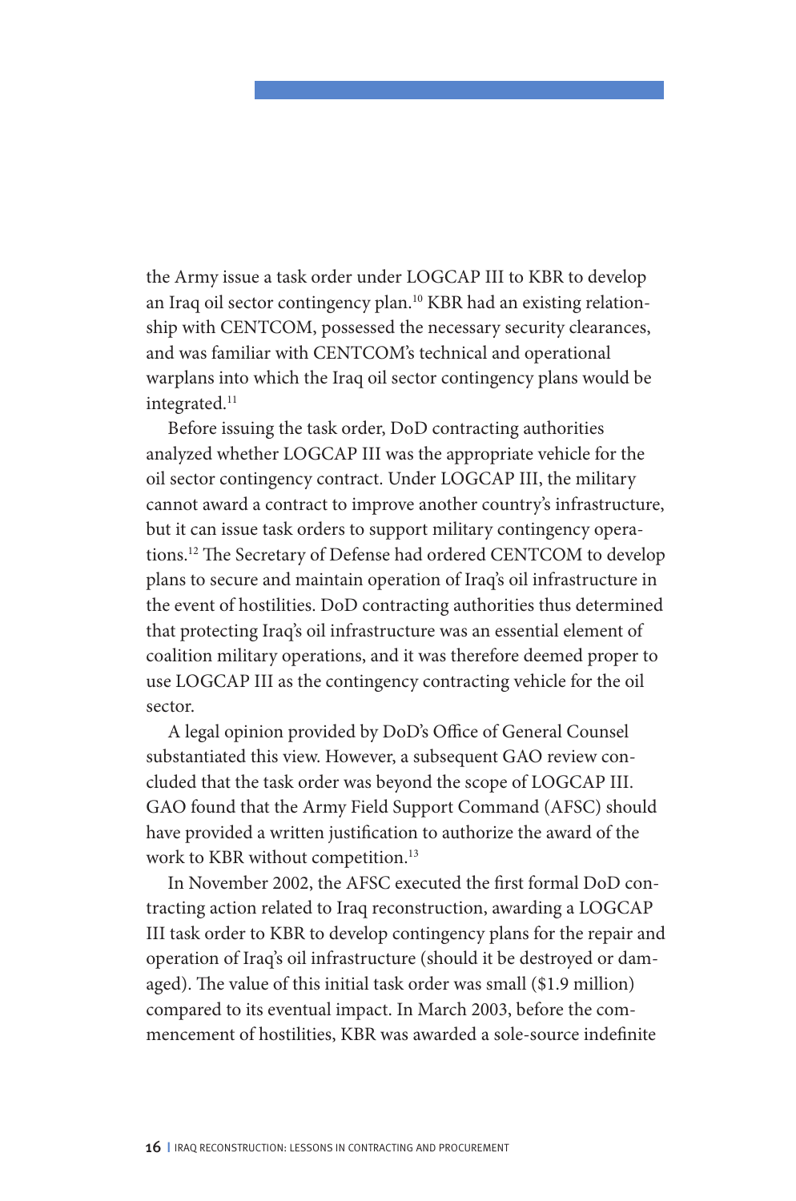the Army issue a task order under LOGCAP III to KBR to develop an Iraq oil sector contingency plan.[10] KBR had an existing relationship with CENTCOM, possessed the necessary security clearances, and was familiar with CENTCOM's technical and operational warplans into which the Iraq oil sector contingency plans would be integrated.[11]

Before issuing the task order, DoD contracting authorities analyzed whether LOGCAP III was the appropriate vehicle for the oil sector contingency contract. Under LOGCAP III, the military cannot award a contract to improve another country's infrastructure, but it can issue task orders to support military contingency operations.[12] The Secretary of Defense had ordered CENTCOM to develop plans to secure and maintain operation of Iraq's oil infrastructure in the event of hostilities. DoD contracting authorities thus determined that protecting Iraq's oil infrastructure was an essential element of coalition military operations, and it was therefore deemed proper to use LOGCAP III as the contingency contracting vehicle for the oil sector.

A legal opinion provided by DoD's Office of General Counsel substantiated this view. However, a subsequent GAO review concluded that the task order was beyond the scope of LOGCAP III. GAO found that the Army Field Support Command (AFSC) should have provided a written justification to authorize the award of the work to KBR without competition.[13]

In November 2002, the AFSC executed the first formal DoD contracting action related to Iraq reconstruction, awarding a LOGCAP III task order to KBR to develop contingency plans for the repair and operation of Iraq's oil infrastructure (should it be destroyed or damaged). The value of this initial task order was small ($1.9 million) compared to its eventual impact. In March 2003, before the commencement of hostilities, KBR was awarded a sole-source indefinite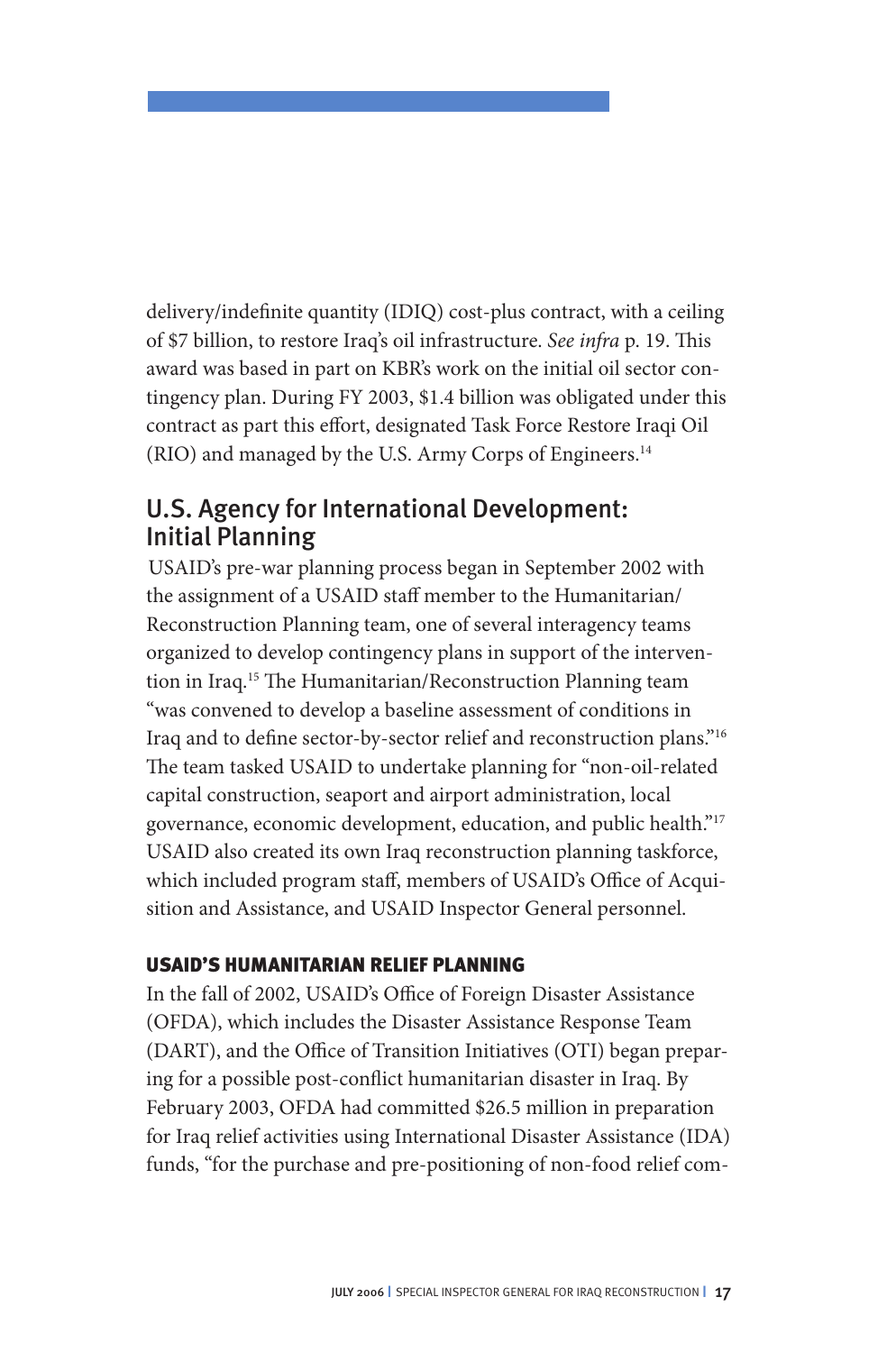delivery/indefinite quantity (IDIQ) cost-plus contract, with a ceiling of $7 billion, to restore Iraq's oil infrastructure. *See infra* p. 19. This award was based in part on KBR's work on the initial oil sector contingency plan. During FY 2003, $1.4 billion was obligated under this contract as part this effort, designated Task Force Restore Iraqi Oil (RIO) and managed by the U.S. Army Corps of Engineers.[14]

## U.S. Agency for International Development: Initial Planning

USAID's pre-war planning process began in September 2002 with the assignment of a USAID staff member to the Humanitarian/Reconstruction Planning team, one of several interagency teams organized to develop contingency plans in support of the intervention in Iraq.[15] The Humanitarian/Reconstruction Planning team "was convened to develop a baseline assessment of conditions in Iraq and to define sector-by-sector relief and reconstruction plans."[16] The team tasked USAID to undertake planning for "non-oil-related capital construction, seaport and airport administration, local governance, economic development, education, and public health."[17] USAID also created its own Iraq reconstruction planning taskforce, which included program staff, members of USAID's Office of Acquisition and Assistance, and USAID Inspector General personnel.

### USAID'S HUMANITARIAN RELIEF PLANNING

In the fall of 2002, USAID's Office of Foreign Disaster Assistance (OFDA), which includes the Disaster Assistance Response Team (DART), and the Office of Transition Initiatives (OTI) began preparing for a possible post-conflict humanitarian disaster in Iraq. By February 2003, OFDA had committed $26.5 million in preparation for Iraq relief activities using International Disaster Assistance (IDA) funds, "for the purchase and pre-positioning of non-food relief com-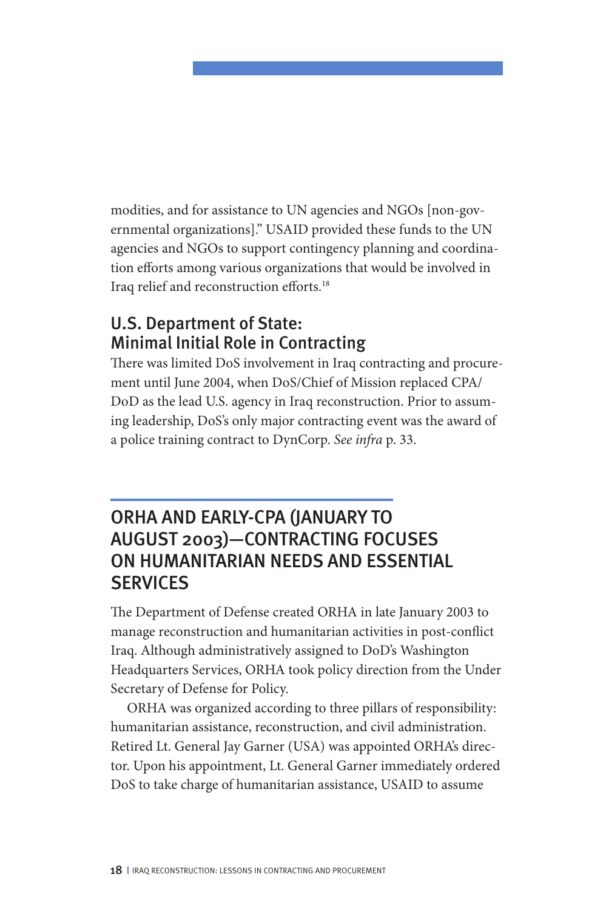modities, and for assistance to UN agencies and NGOs [non-governmental organizations]." USAID provided these funds to the UN agencies and NGOs to support contingency planning and coordination efforts among various organizations that would be involved in Iraq relief and reconstruction efforts.[18]

### U.S. Department of State: Minimal Initial Role in Contracting

There was limited DoS involvement in Iraq contracting and procurement until June 2004, when DoS/Chief of Mission replaced CPA/DoD as the lead U.S. agency in Iraq reconstruction. Prior to assuming leadership, DoS's only major contracting event was the award of a police training contract to DynCorp. *See infra* p. 33.

## ORHA AND EARLY-CPA (JANUARY TO AUGUST 2003)—CONTRACTING FOCUSES ON HUMANITARIAN NEEDS AND ESSENTIAL SERVICES

The Department of Defense created ORHA in late January 2003 to manage reconstruction and humanitarian activities in post-conflict Iraq. Although administratively assigned to DoD's Washington Headquarters Services, ORHA took policy direction from the Under Secretary of Defense for Policy.

ORHA was organized according to three pillars of responsibility: humanitarian assistance, reconstruction, and civil administration. Retired Lt. General Jay Garner (USA) was appointed ORHA's director. Upon his appointment, Lt. General Garner immediately ordered DoS to take charge of humanitarian assistance, USAID to assume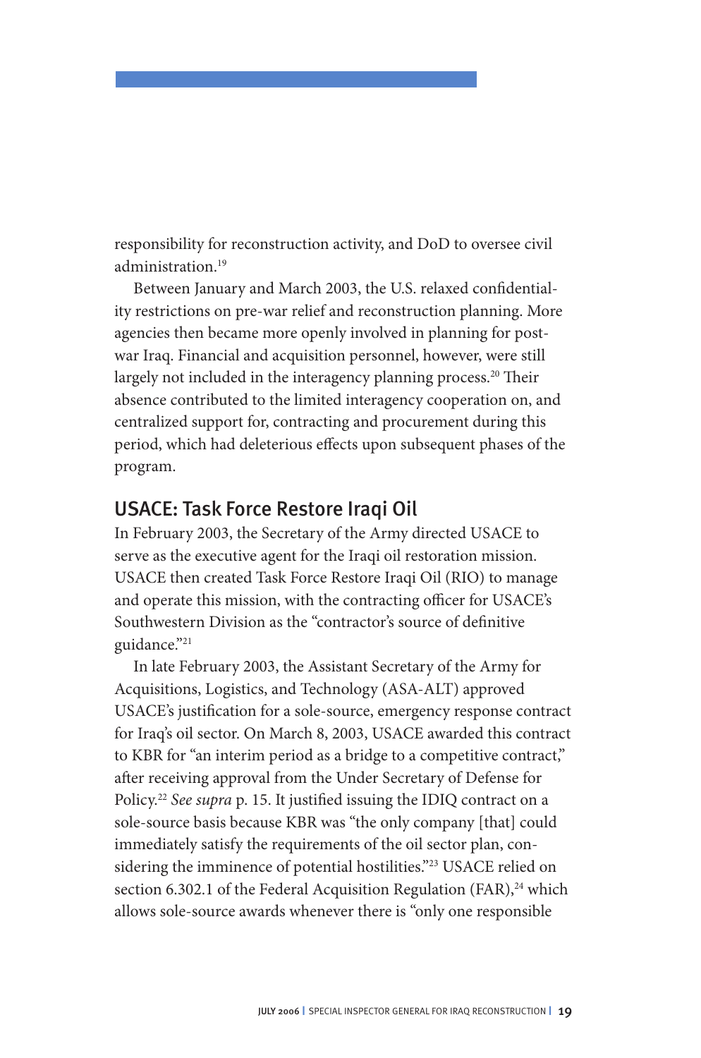responsibility for reconstruction activity, and DoD to oversee civil administration.[19]

Between January and March 2003, the U.S. relaxed confidentiality restrictions on pre-war relief and reconstruction planning. More agencies then became more openly involved in planning for post-war Iraq. Financial and acquisition personnel, however, were still largely not included in the interagency planning process.[20] Their absence contributed to the limited interagency cooperation on, and centralized support for, contracting and procurement during this period, which had deleterious effects upon subsequent phases of the program.

## USACE: Task Force Restore Iraqi Oil

In February 2003, the Secretary of the Army directed USACE to serve as the executive agent for the Iraqi oil restoration mission. USACE then created Task Force Restore Iraqi Oil (RIO) to manage and operate this mission, with the contracting officer for USACE's Southwestern Division as the "contractor's source of definitive guidance."[21]

In late February 2003, the Assistant Secretary of the Army for Acquisitions, Logistics, and Technology (ASA-ALT) approved USACE's justification for a sole-source, emergency response contract for Iraq's oil sector. On March 8, 2003, USACE awarded this contract to KBR for "an interim period as a bridge to a competitive contract," after receiving approval from the Under Secretary of Defense for Policy.[22] *See supra* p. 15. It justified issuing the IDIQ contract on a sole-source basis because KBR was "the only company [that] could immediately satisfy the requirements of the oil sector plan, considering the imminence of potential hostilities."[23] USACE relied on section 6.302.1 of the Federal Acquisition Regulation (FAR),[24] which allows sole-source awards whenever there is "only one responsible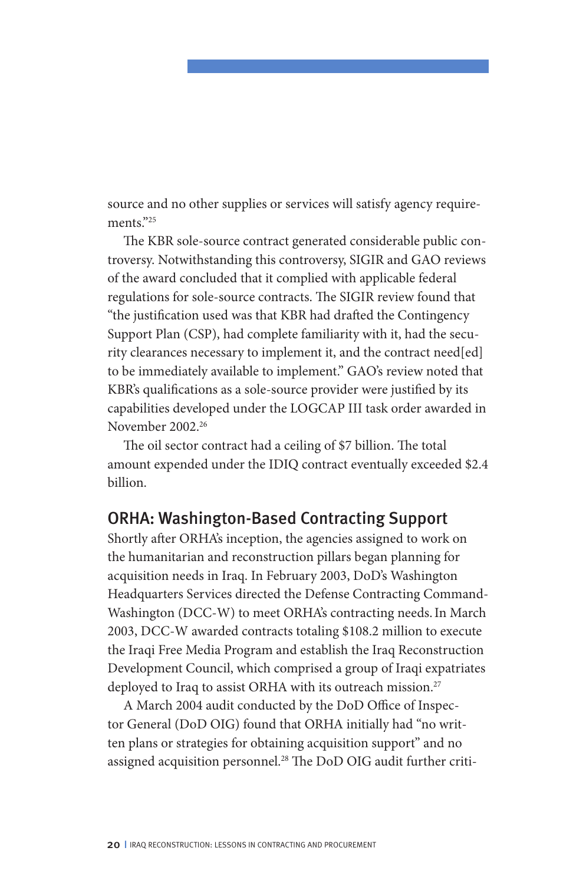source and no other supplies or services will satisfy agency requirements."[25]

The KBR sole-source contract generated considerable public controversy. Notwithstanding this controversy, SIGIR and GAO reviews of the award concluded that it complied with applicable federal regulations for sole-source contracts. The SIGIR review found that "the justification used was that KBR had drafted the Contingency Support Plan (CSP), had complete familiarity with it, had the security clearances necessary to implement it, and the contract need[ed] to be immediately available to implement." GAO's review noted that KBR's qualifications as a sole-source provider were justified by its capabilities developed under the LOGCAP III task order awarded in November 2002.[26]

The oil sector contract had a ceiling of $7 billion. The total amount expended under the IDIQ contract eventually exceeded $2.4 billion.

## ORHA: Washington-Based Contracting Support

Shortly after ORHA's inception, the agencies assigned to work on the humanitarian and reconstruction pillars began planning for acquisition needs in Iraq. In February 2003, DoD's Washington Headquarters Services directed the Defense Contracting Command-Washington (DCC-W) to meet ORHA's contracting needs. In March 2003, DCC-W awarded contracts totaling $108.2 million to execute the Iraqi Free Media Program and establish the Iraq Reconstruction Development Council, which comprised a group of Iraqi expatriates deployed to Iraq to assist ORHA with its outreach mission.[27]

A March 2004 audit conducted by the DoD Office of Inspector General (DoD OIG) found that ORHA initially had "no written plans or strategies for obtaining acquisition support" and no assigned acquisition personnel.[28] The DoD OIG audit further criti-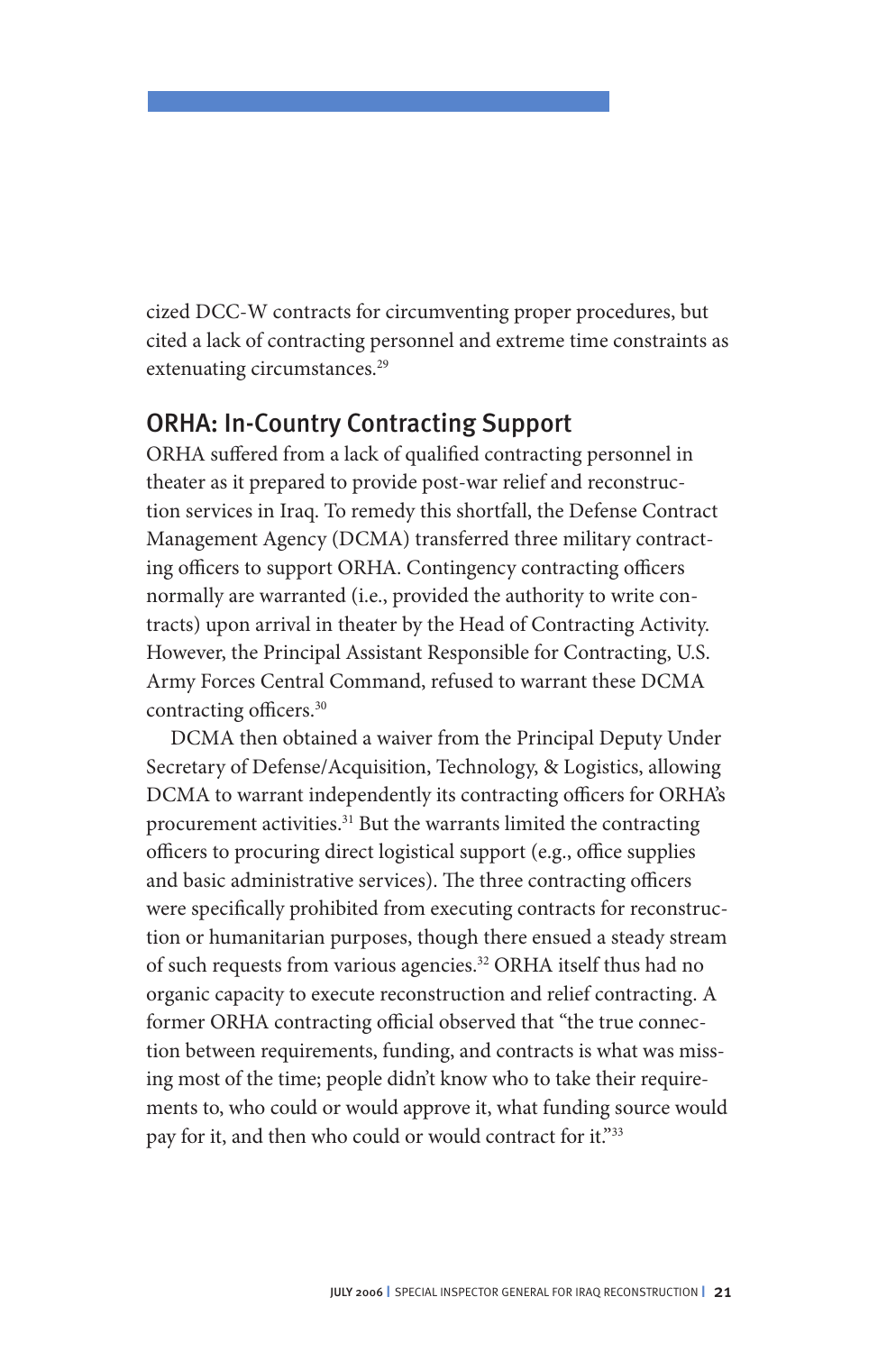cized DCC-W contracts for circumventing proper procedures, but cited a lack of contracting personnel and extreme time constraints as extenuating circumstances.[29]

## ORHA: In-Country Contracting Support

ORHA suffered from a lack of qualified contracting personnel in theater as it prepared to provide post-war relief and reconstruction services in Iraq. To remedy this shortfall, the Defense Contract Management Agency (DCMA) transferred three military contracting officers to support ORHA. Contingency contracting officers normally are warranted (i.e., provided the authority to write contracts) upon arrival in theater by the Head of Contracting Activity. However, the Principal Assistant Responsible for Contracting, U.S. Army Forces Central Command, refused to warrant these DCMA contracting officers.[30]

DCMA then obtained a waiver from the Principal Deputy Under Secretary of Defense/Acquisition, Technology, & Logistics, allowing DCMA to warrant independently its contracting officers for ORHA's procurement activities.[31] But the warrants limited the contracting officers to procuring direct logistical support (e.g., office supplies and basic administrative services). The three contracting officers were specifically prohibited from executing contracts for reconstruction or humanitarian purposes, though there ensued a steady stream of such requests from various agencies.[32] ORHA itself thus had no organic capacity to execute reconstruction and relief contracting. A former ORHA contracting official observed that "the true connection between requirements, funding, and contracts is what was missing most of the time; people didn't know who to take their requirements to, who could or would approve it, what funding source would pay for it, and then who could or would contract for it."[33]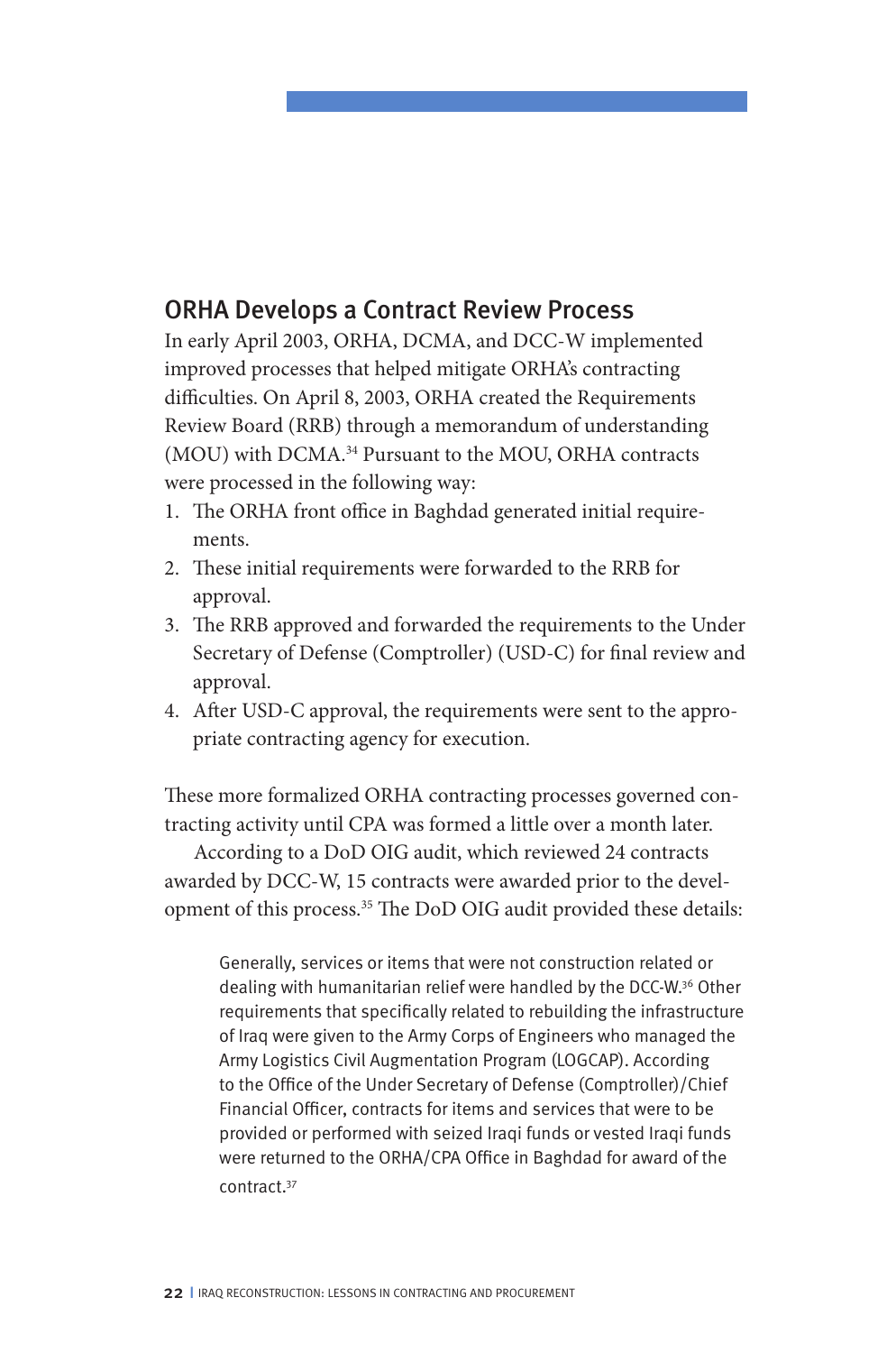## ORHA Develops a Contract Review Process

In early April 2003, ORHA, DCMA, and DCC-W implemented improved processes that helped mitigate ORHA's contracting difficulties. On April 8, 2003, ORHA created the Requirements Review Board (RRB) through a memorandum of understanding (MOU) with DCMA.[34] Pursuant to the MOU, ORHA contracts were processed in the following way:

1. The ORHA front office in Baghdad generated initial requirements.
2. These initial requirements were forwarded to the RRB for approval.
3. The RRB approved and forwarded the requirements to the Under Secretary of Defense (Comptroller) (USD-C) for final review and approval.
4. After USD-C approval, the requirements were sent to the appropriate contracting agency for execution.

These more formalized ORHA contracting processes governed contracting activity until CPA was formed a little over a month later.

According to a DoD OIG audit, which reviewed 24 contracts awarded by DCC-W, 15 contracts were awarded prior to the development of this process.[35] The DoD OIG audit provided these details:

> Generally, services or items that were not construction related or dealing with humanitarian relief were handled by the DCC-W.[36] Other requirements that specifically related to rebuilding the infrastructure of Iraq were given to the Army Corps of Engineers who managed the Army Logistics Civil Augmentation Program (LOGCAP). According to the Office of the Under Secretary of Defense (Comptroller)/Chief Financial Officer, contracts for items and services that were to be provided or performed with seized Iraqi funds or vested Iraqi funds were returned to the ORHA/CPA Office in Baghdad for award of the contract.[37]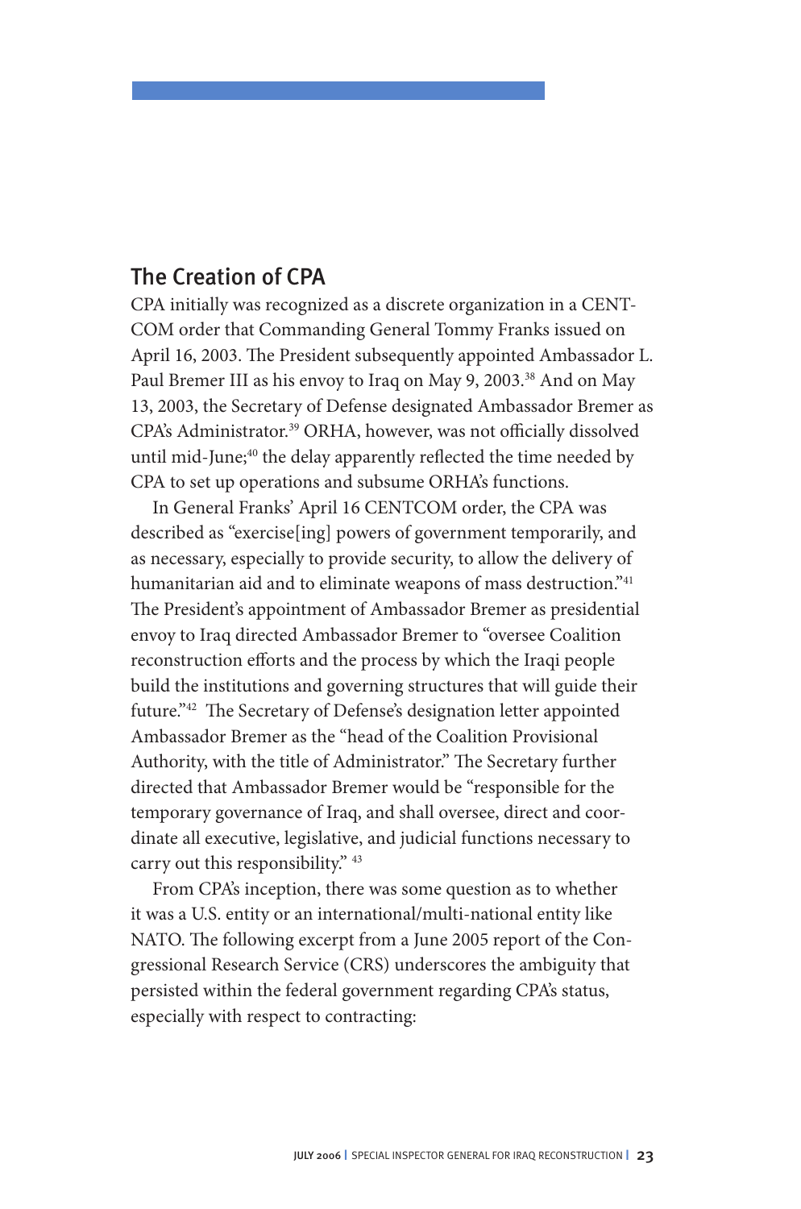## The Creation of CPA

CPA initially was recognized as a discrete organization in a CENTCOM order that Commanding General Tommy Franks issued on April 16, 2003. The President subsequently appointed Ambassador L. Paul Bremer III as his envoy to Iraq on May 9, 2003.[38] And on May 13, 2003, the Secretary of Defense designated Ambassador Bremer as CPA's Administrator.[39] ORHA, however, was not officially dissolved until mid-June;[40] the delay apparently reflected the time needed by CPA to set up operations and subsume ORHA's functions.

In General Franks' April 16 CENTCOM order, the CPA was described as "exercise[ing] powers of government temporarily, and as necessary, especially to provide security, to allow the delivery of humanitarian aid and to eliminate weapons of mass destruction."[41] The President's appointment of Ambassador Bremer as presidential envoy to Iraq directed Ambassador Bremer to "oversee Coalition reconstruction efforts and the process by which the Iraqi people build the institutions and governing structures that will guide their future."[42] The Secretary of Defense's designation letter appointed Ambassador Bremer as the "head of the Coalition Provisional Authority, with the title of Administrator." The Secretary further directed that Ambassador Bremer would be "responsible for the temporary governance of Iraq, and shall oversee, direct and coordinate all executive, legislative, and judicial functions necessary to carry out this responsibility."[43]

From CPA's inception, there was some question as to whether it was a U.S. entity or an international/multi-national entity like NATO. The following excerpt from a June 2005 report of the Congressional Research Service (CRS) underscores the ambiguity that persisted within the federal government regarding CPA's status, especially with respect to contracting: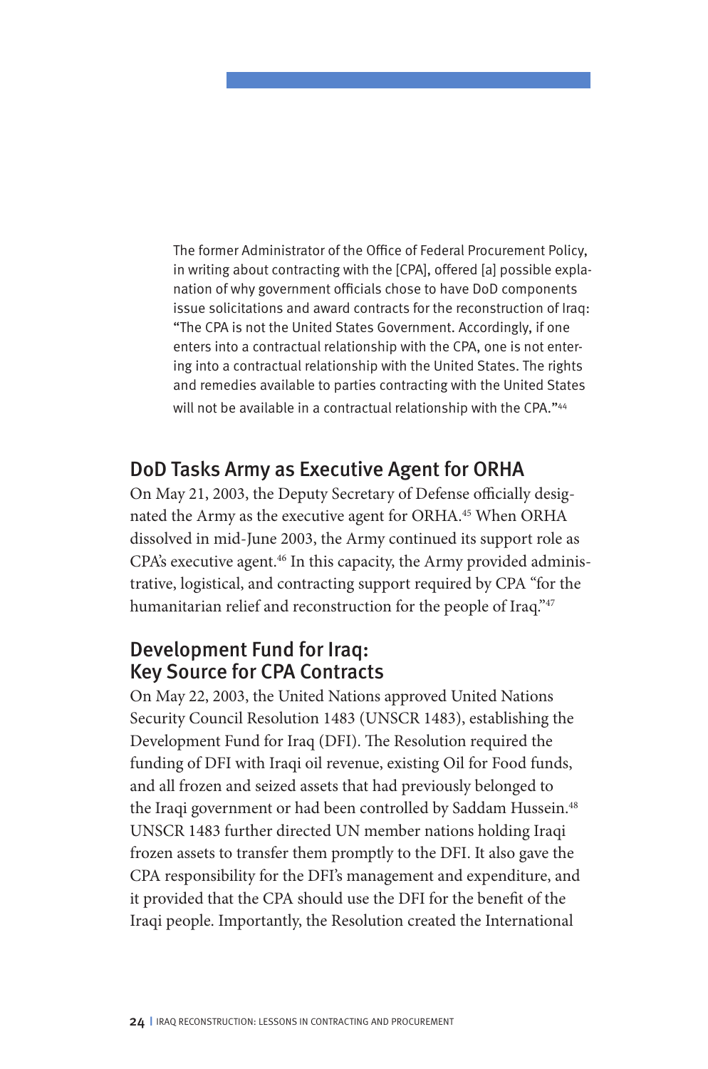> The former Administrator of the Office of Federal Procurement Policy, in writing about contracting with the [CPA], offered [a] possible explanation of why government officials chose to have DoD components issue solicitations and award contracts for the reconstruction of Iraq: "The CPA is not the United States Government. Accordingly, if one enters into a contractual relationship with the CPA, one is not entering into a contractual relationship with the United States. The rights and remedies available to parties contracting with the United States will not be available in a contractual relationship with the CPA."[44]

## DoD Tasks Army as Executive Agent for ORHA

On May 21, 2003, the Deputy Secretary of Defense officially designated the Army as the executive agent for ORHA.[45] When ORHA dissolved in mid-June 2003, the Army continued its support role as CPA's executive agent.[46] In this capacity, the Army provided administrative, logistical, and contracting support required by CPA "for the humanitarian relief and reconstruction for the people of Iraq."[47]

## Development Fund for Iraq: Key Source for CPA Contracts

On May 22, 2003, the United Nations approved United Nations Security Council Resolution 1483 (UNSCR 1483), establishing the Development Fund for Iraq (DFI). The Resolution required the funding of DFI with Iraqi oil revenue, existing Oil for Food funds, and all frozen and seized assets that had previously belonged to the Iraqi government or had been controlled by Saddam Hussein.[48] UNSCR 1483 further directed UN member nations holding Iraqi frozen assets to transfer them promptly to the DFI. It also gave the CPA responsibility for the DFI's management and expenditure, and it provided that the CPA should use the DFI for the benefit of the Iraqi people. Importantly, the Resolution created the International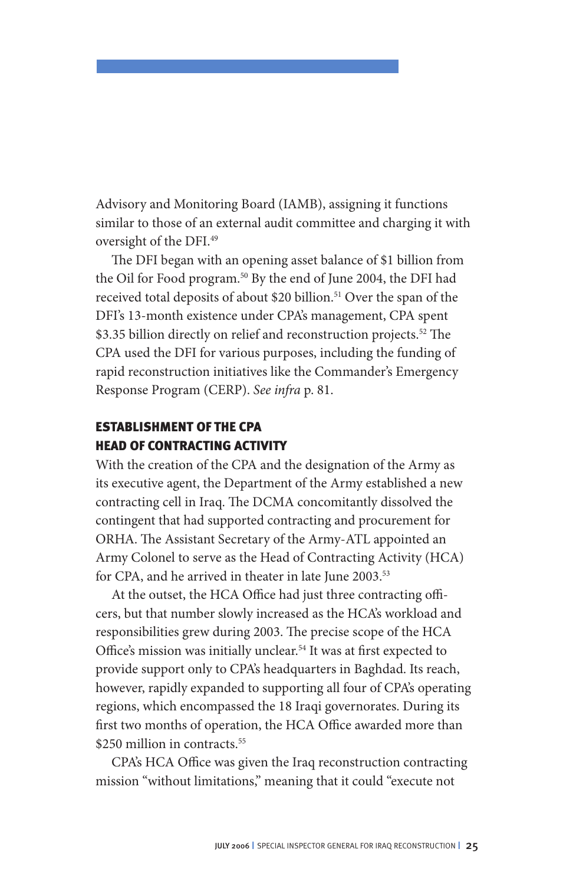Advisory and Monitoring Board (IAMB), assigning it functions similar to those of an external audit committee and charging it with oversight of the DFI.[49]

The DFI began with an opening asset balance of $1 billion from the Oil for Food program.[50] By the end of June 2004, the DFI had received total deposits of about $20 billion.[51] Over the span of the DFI's 13-month existence under CPA's management, CPA spent $3.35 billion directly on relief and reconstruction projects.[52] The CPA used the DFI for various purposes, including the funding of rapid reconstruction initiatives like the Commander's Emergency Response Program (CERP). *See infra* p. 81.

## ESTABLISHMENT OF THE CPA HEAD OF CONTRACTING ACTIVITY

With the creation of the CPA and the designation of the Army as its executive agent, the Department of the Army established a new contracting cell in Iraq. The DCMA concomitantly dissolved the contingent that had supported contracting and procurement for ORHA. The Assistant Secretary of the Army-ATL appointed an Army Colonel to serve as the Head of Contracting Activity (HCA) for CPA, and he arrived in theater in late June 2003.[53]

At the outset, the HCA Office had just three contracting officers, but that number slowly increased as the HCA's workload and responsibilities grew during 2003. The precise scope of the HCA Office's mission was initially unclear.[54] It was at first expected to provide support only to CPA's headquarters in Baghdad. Its reach, however, rapidly expanded to supporting all four of CPA's operating regions, which encompassed the 18 Iraqi governorates. During its first two months of operation, the HCA Office awarded more than $250 million in contracts.[55]

CPA's HCA Office was given the Iraq reconstruction contracting mission "without limitations," meaning that it could "execute not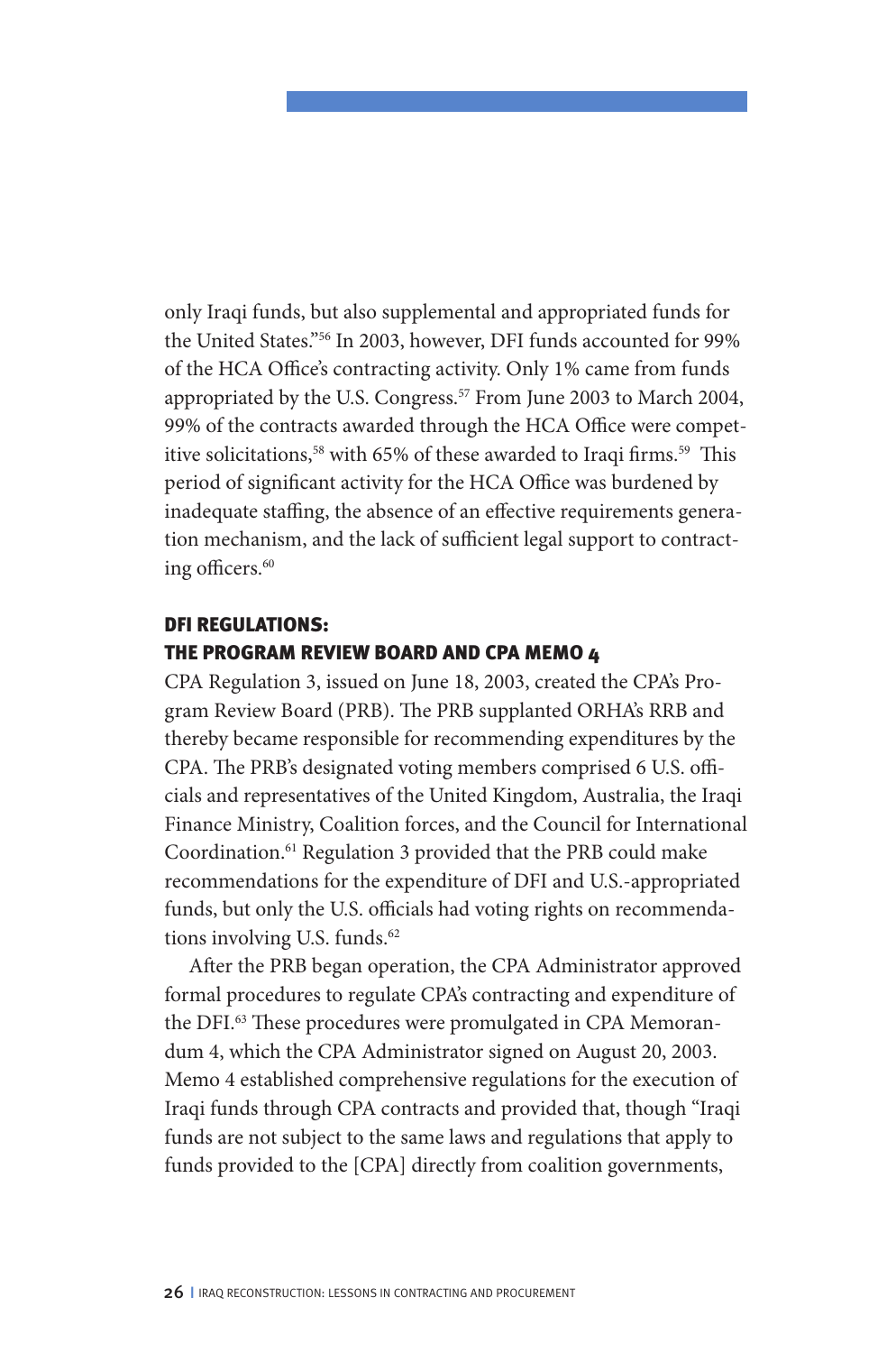only Iraqi funds, but also supplemental and appropriated funds for the United States."[56] In 2003, however, DFI funds accounted for 99% of the HCA Office's contracting activity. Only 1% came from funds appropriated by the U.S. Congress.[57] From June 2003 to March 2004, 99% of the contracts awarded through the HCA Office were competitive solicitations,[58] with 65% of these awarded to Iraqi firms.[59] This period of significant activity for the HCA Office was burdened by inadequate staffing, the absence of an effective requirements generation mechanism, and the lack of sufficient legal support to contracting officers.[60]

## DFI REGULATIONS: THE PROGRAM REVIEW BOARD AND CPA MEMO 4

CPA Regulation 3, issued on June 18, 2003, created the CPA's Program Review Board (PRB). The PRB supplanted ORHA's RRB and thereby became responsible for recommending expenditures by the CPA. The PRB's designated voting members comprised 6 U.S. officials and representatives of the United Kingdom, Australia, the Iraqi Finance Ministry, Coalition forces, and the Council for International Coordination.[61] Regulation 3 provided that the PRB could make recommendations for the expenditure of DFI and U.S.-appropriated funds, but only the U.S. officials had voting rights on recommendations involving U.S. funds.[62]

After the PRB began operation, the CPA Administrator approved formal procedures to regulate CPA's contracting and expenditure of the DFI.[63] These procedures were promulgated in CPA Memorandum 4, which the CPA Administrator signed on August 20, 2003. Memo 4 established comprehensive regulations for the execution of Iraqi funds through CPA contracts and provided that, though "Iraqi funds are not subject to the same laws and regulations that apply to funds provided to the [CPA] directly from coalition governments,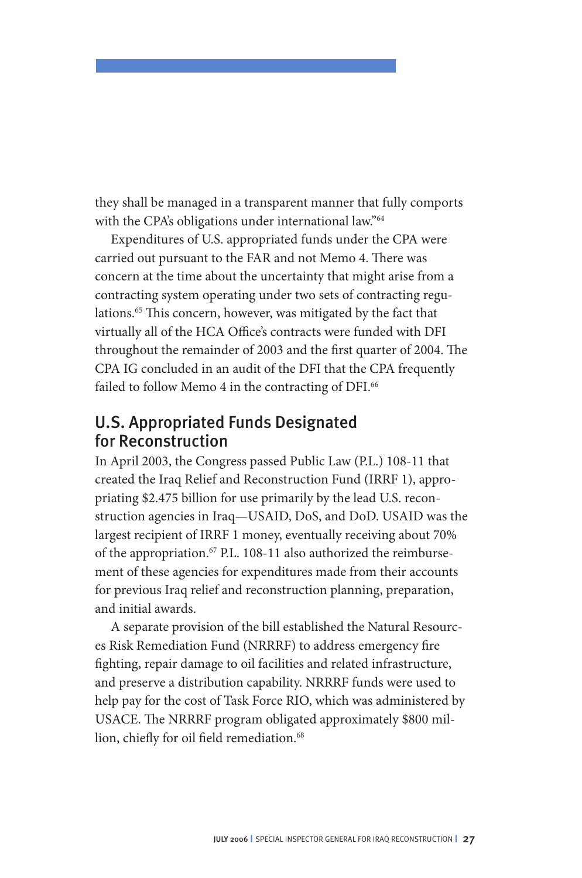they shall be managed in a transparent manner that fully comports with the CPA's obligations under international law."[64]

Expenditures of U.S. appropriated funds under the CPA were carried out pursuant to the FAR and not Memo 4. There was concern at the time about the uncertainty that might arise from a contracting system operating under two sets of contracting regulations.[65] This concern, however, was mitigated by the fact that virtually all of the HCA Office's contracts were funded with DFI throughout the remainder of 2003 and the first quarter of 2004. The CPA IG concluded in an audit of the DFI that the CPA frequently failed to follow Memo 4 in the contracting of DFI.[66]

## U.S. Appropriated Funds Designated for Reconstruction

In April 2003, the Congress passed Public Law (P.L.) 108-11 that created the Iraq Relief and Reconstruction Fund (IRRF 1), appropriating $2.475 billion for use primarily by the lead U.S. reconstruction agencies in Iraq—USAID, DoS, and DoD. USAID was the largest recipient of IRRF 1 money, eventually receiving about 70% of the appropriation.[67] P.L. 108-11 also authorized the reimbursement of these agencies for expenditures made from their accounts for previous Iraq relief and reconstruction planning, preparation, and initial awards.

A separate provision of the bill established the Natural Resources Risk Remediation Fund (NRRRF) to address emergency fire fighting, repair damage to oil facilities and related infrastructure, and preserve a distribution capability. NRRRF funds were used to help pay for the cost of Task Force RIO, which was administered by USACE. The NRRRF program obligated approximately $800 million, chiefly for oil field remediation.[68]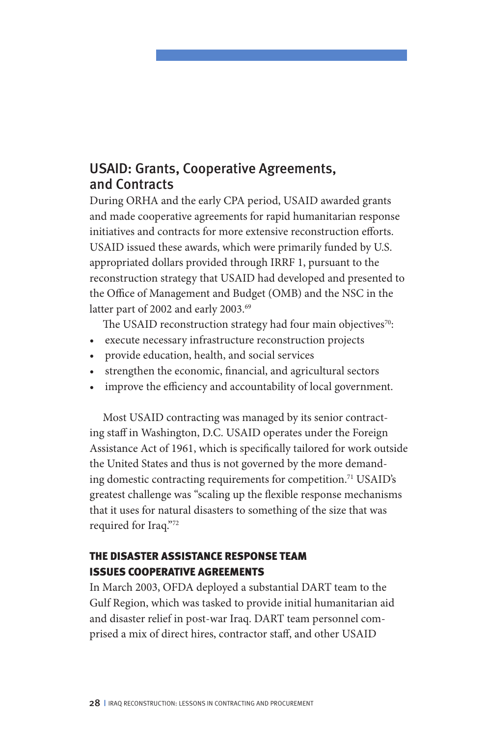## USAID: Grants, Cooperative Agreements, and Contracts

During ORHA and the early CPA period, USAID awarded grants and made cooperative agreements for rapid humanitarian response initiatives and contracts for more extensive reconstruction efforts. USAID issued these awards, which were primarily funded by U.S. appropriated dollars provided through IRRF 1, pursuant to the reconstruction strategy that USAID had developed and presented to the Office of Management and Budget (OMB) and the NSC in the latter part of 2002 and early 2003.[69]

The USAID reconstruction strategy had four main objectives[70]:

- execute necessary infrastructure reconstruction projects
- provide education, health, and social services
- strengthen the economic, financial, and agricultural sectors
- improve the efficiency and accountability of local government.

Most USAID contracting was managed by its senior contracting staff in Washington, D.C. USAID operates under the Foreign Assistance Act of 1961, which is specifically tailored for work outside the United States and thus is not governed by the more demanding domestic contracting requirements for competition.[71] USAID's greatest challenge was "scaling up the flexible response mechanisms that it uses for natural disasters to something of the size that was required for Iraq."[72]

### THE DISASTER ASSISTANCE RESPONSE TEAM ISSUES COOPERATIVE AGREEMENTS

In March 2003, OFDA deployed a substantial DART team to the Gulf Region, which was tasked to provide initial humanitarian aid and disaster relief in post-war Iraq. DART team personnel comprised a mix of direct hires, contractor staff, and other USAID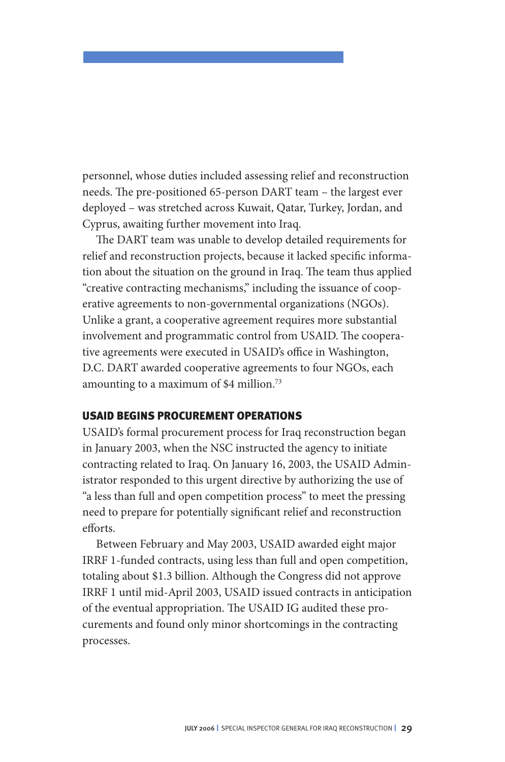personnel, whose duties included assessing relief and reconstruction needs. The pre-positioned 65-person DART team – the largest ever deployed – was stretched across Kuwait, Qatar, Turkey, Jordan, and Cyprus, awaiting further movement into Iraq.

The DART team was unable to develop detailed requirements for relief and reconstruction projects, because it lacked specific information about the situation on the ground in Iraq. The team thus applied "creative contracting mechanisms," including the issuance of cooperative agreements to non-governmental organizations (NGOs). Unlike a grant, a cooperative agreement requires more substantial involvement and programmatic control from USAID. The cooperative agreements were executed in USAID's office in Washington, D.C. DART awarded cooperative agreements to four NGOs, each amounting to a maximum of $4 million.[73]

### USAID BEGINS PROCUREMENT OPERATIONS

USAID's formal procurement process for Iraq reconstruction began in January 2003, when the NSC instructed the agency to initiate contracting related to Iraq. On January 16, 2003, the USAID Administrator responded to this urgent directive by authorizing the use of "a less than full and open competition process" to meet the pressing need to prepare for potentially significant relief and reconstruction efforts.

Between February and May 2003, USAID awarded eight major IRRF 1-funded contracts, using less than full and open competition, totaling about $1.3 billion. Although the Congress did not approve IRRF 1 until mid-April 2003, USAID issued contracts in anticipation of the eventual appropriation. The USAID IG audited these procurements and found only minor shortcomings in the contracting processes.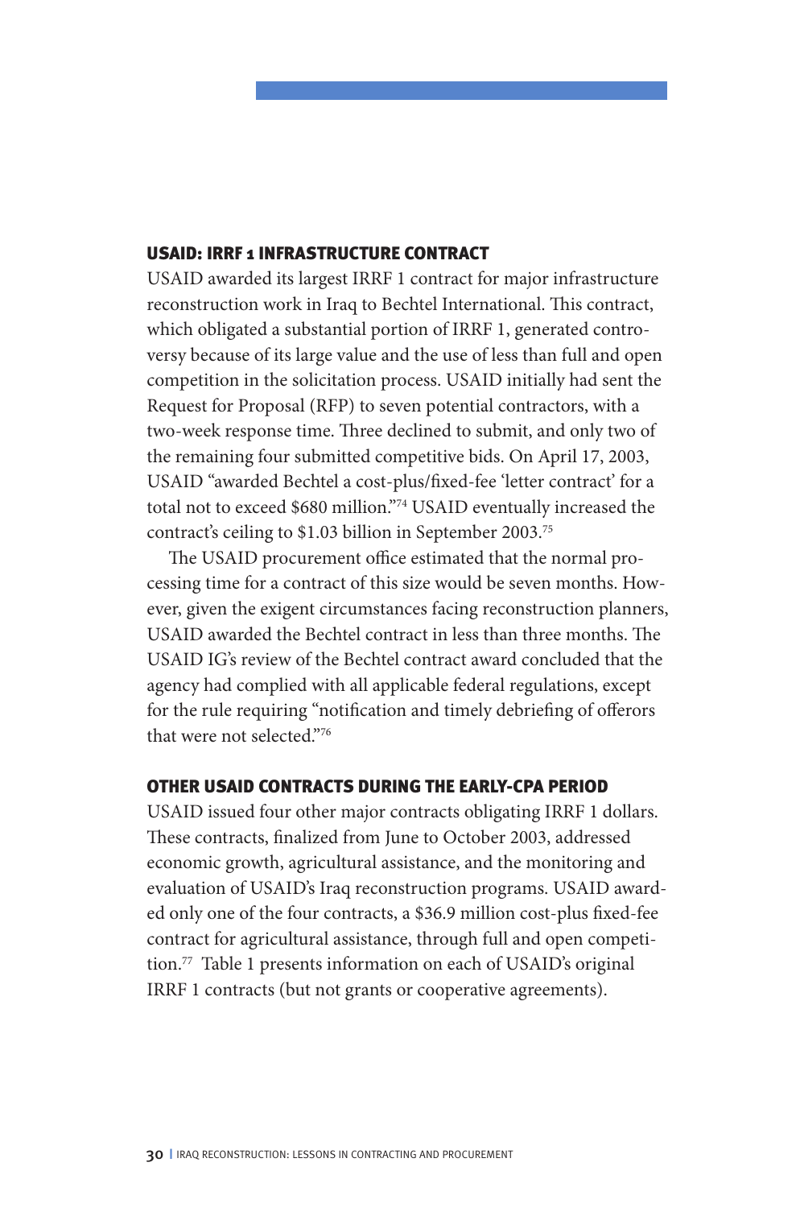## USAID: IRRF 1 INFRASTRUCTURE CONTRACT

USAID awarded its largest IRRF 1 contract for major infrastructure reconstruction work in Iraq to Bechtel International. This contract, which obligated a substantial portion of IRRF 1, generated controversy because of its large value and the use of less than full and open competition in the solicitation process. USAID initially had sent the Request for Proposal (RFP) to seven potential contractors, with a two-week response time. Three declined to submit, and only two of the remaining four submitted competitive bids. On April 17, 2003, USAID "awarded Bechtel a cost-plus/fixed-fee 'letter contract' for a total not to exceed \$680 million."[74] USAID eventually increased the contract's ceiling to \$1.03 billion in September 2003.[75]

The USAID procurement office estimated that the normal processing time for a contract of this size would be seven months. However, given the exigent circumstances facing reconstruction planners, USAID awarded the Bechtel contract in less than three months. The USAID IG's review of the Bechtel contract award concluded that the agency had complied with all applicable federal regulations, except for the rule requiring "notification and timely debriefing of offerors that were not selected."[76]

## OTHER USAID CONTRACTS DURING THE EARLY-CPA PERIOD

USAID issued four other major contracts obligating IRRF 1 dollars. These contracts, finalized from June to October 2003, addressed economic growth, agricultural assistance, and the monitoring and evaluation of USAID's Iraq reconstruction programs. USAID awarded only one of the four contracts, a \$36.9 million cost-plus fixed-fee contract for agricultural assistance, through full and open competition.[77] Table 1 presents information on each of USAID's original IRRF 1 contracts (but not grants or cooperative agreements).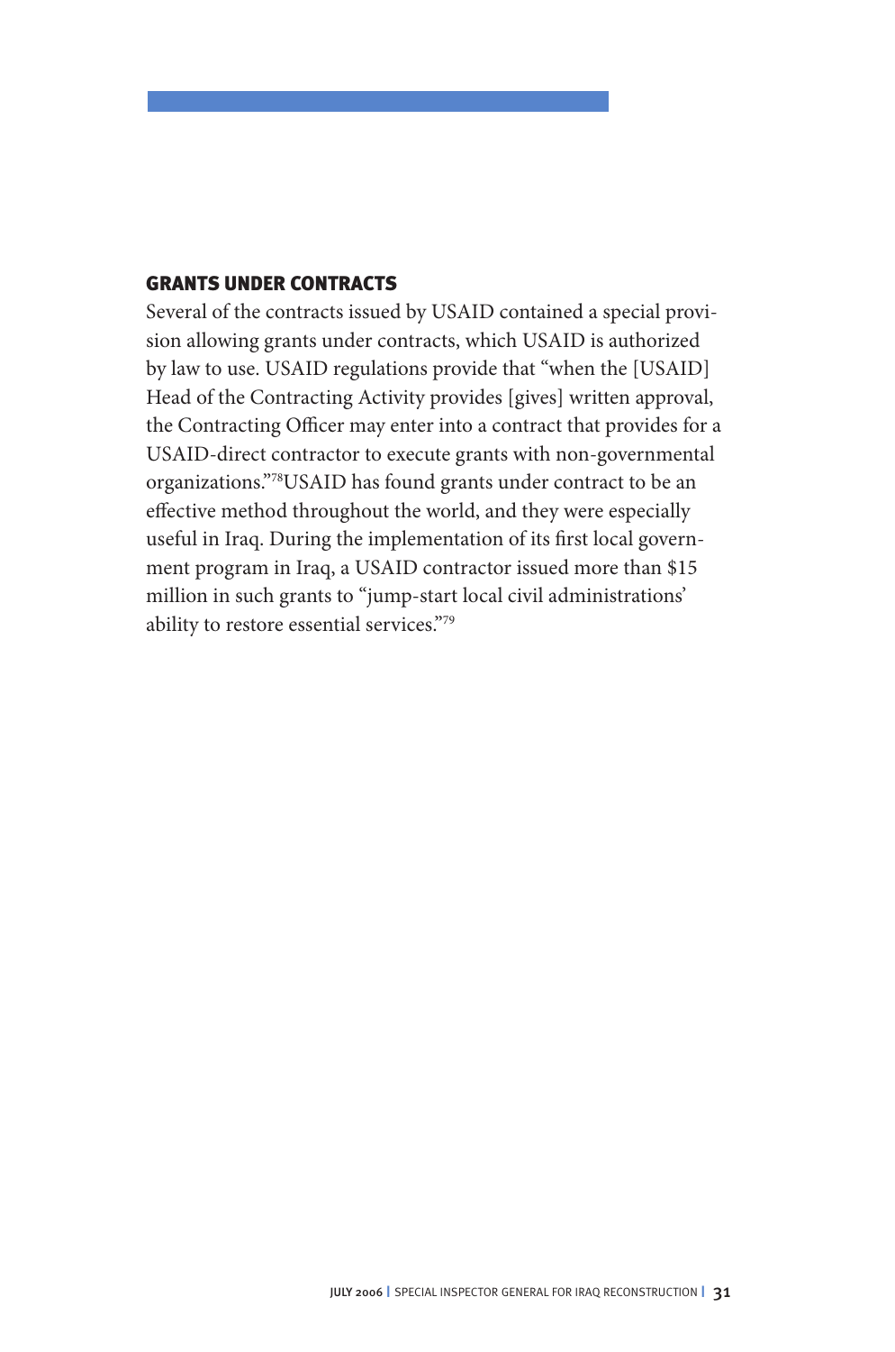## GRANTS UNDER CONTRACTS

Several of the contracts issued by USAID contained a special provision allowing grants under contracts, which USAID is authorized by law to use. USAID regulations provide that "when the [USAID] Head of the Contracting Activity provides [gives] written approval, the Contracting Officer may enter into a contract that provides for a USAID-direct contractor to execute grants with non-governmental organizations."[78] USAID has found grants under contract to be an effective method throughout the world, and they were especially useful in Iraq. During the implementation of its first local government program in Iraq, a USAID contractor issued more than $15 million in such grants to "jump-start local civil administrations' ability to restore essential services."[79]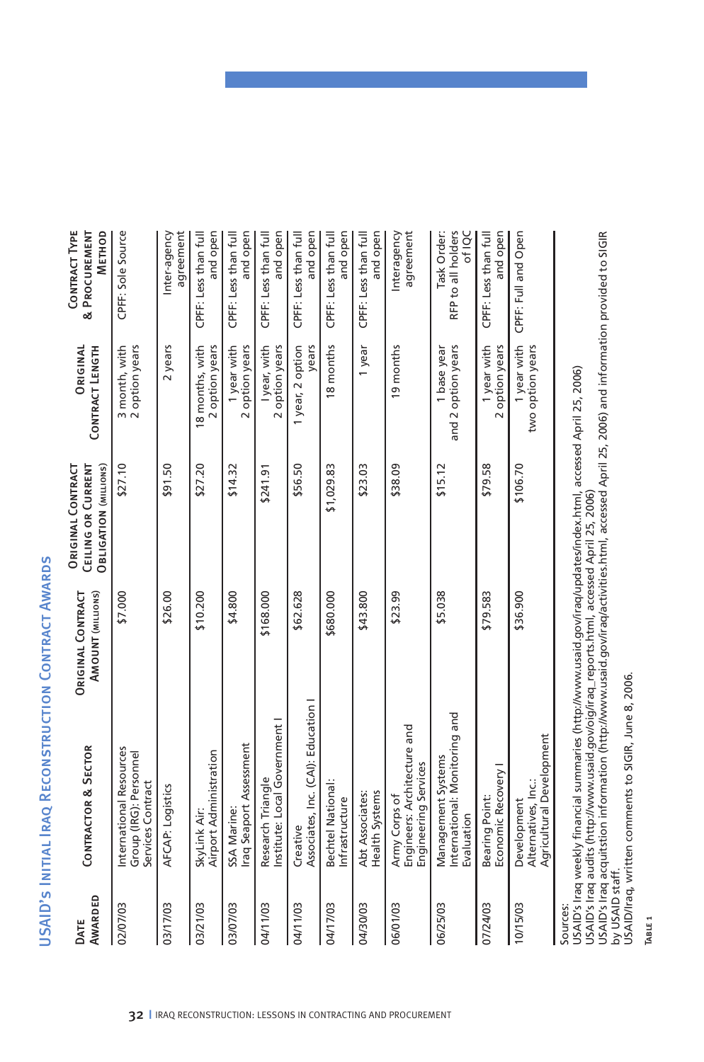## USAID's Initial Iraq Reconstruction Contract Awards

| Date Awarded | Contractor & Sector | Original Contract Amount (millions) | Original Contract Ceiling or Current Obligation (millions) | Original Contract Length | Contract Type & Procurement Method |
|---|---|---|---|---|---|
| 02/07/03 | International Resources Group (IRG): Personnel Services Contract | $7.000 | $27.10 | 3 month, with 2 option years | CPFF: Sole Source |
| 03/17/03 | AFCAP: Logistics | $26.00 | $91.50 | 2 years | Inter-agency agreement |
| 03/21/03 | SkyLink Air: Airport Administration | $10.200 | $27.20 | 18 months, with 2 option years | CPFF: Less than full and open |
| 03/07/03 | SSA Marine: Iraq Seaport Assessment | $4.800 | $14.32 | 1 year with 2 option years | CPFF: Less than full and open |
| 04/11/03 | Research Triangle Institute: Local Government I | $168.000 | $241.91 | 1year, with 2 option years | CPFF: Less than full and open |
| 04/11/03 | Creative Associates, Inc. (CAI): Education I | $62.628 | $56.50 | 1 year, 2 option years | CPFF: Less than full and open |
| 04/17/03 | Bechtel National: Infrastructure | $680.000 | $1,029.83 | 18 months | CPFF: Less than full and open |
| 04/30/03 | Abt Associates: Health Systems | $43.800 | $23.03 | 1 year | CPFF: Less than full and open |
| 06/01/03 | Army Corps of Engineers: Architecture and Engineering Services | $23.99 | $38.09 | 19 months | Interagency agreement |
| 06/25/03 | Management Systems International: Monitoring and Evaluation | $5.038 | $15.12 | 1 base year and 2 option years | Task Order: RFP to all holders of IQC |
| 07/24/03 | Bearing Point: Economic Recovery I | $79.583 | $79.58 | 1 year with 2 option years | CPFF: Less than full and open |
| 10/15/03 | Development Alternatives, Inc.: Agricultural Development | $36.900 | $106.70 | 1 year with two option years | CPFF: Full and Open |

Sources:
USAID's Iraq weekly financial summaries (http://www.usaid.gov/iraq/updates/index.html, accessed April 25, 2006)
USAID's Iraq audits (http://www.usaid.gov/oig/iraq_reports.html, accessed April 25, 2006)
USAID's Iraq acquitstion information (http://www.usaid.gov/iraq/activities.html, accessed April 25, 2006) and information provided to SIGIR by USAID staff.
USAID/Iraq, written comments to SIGIR, June 8, 2006.

Table 1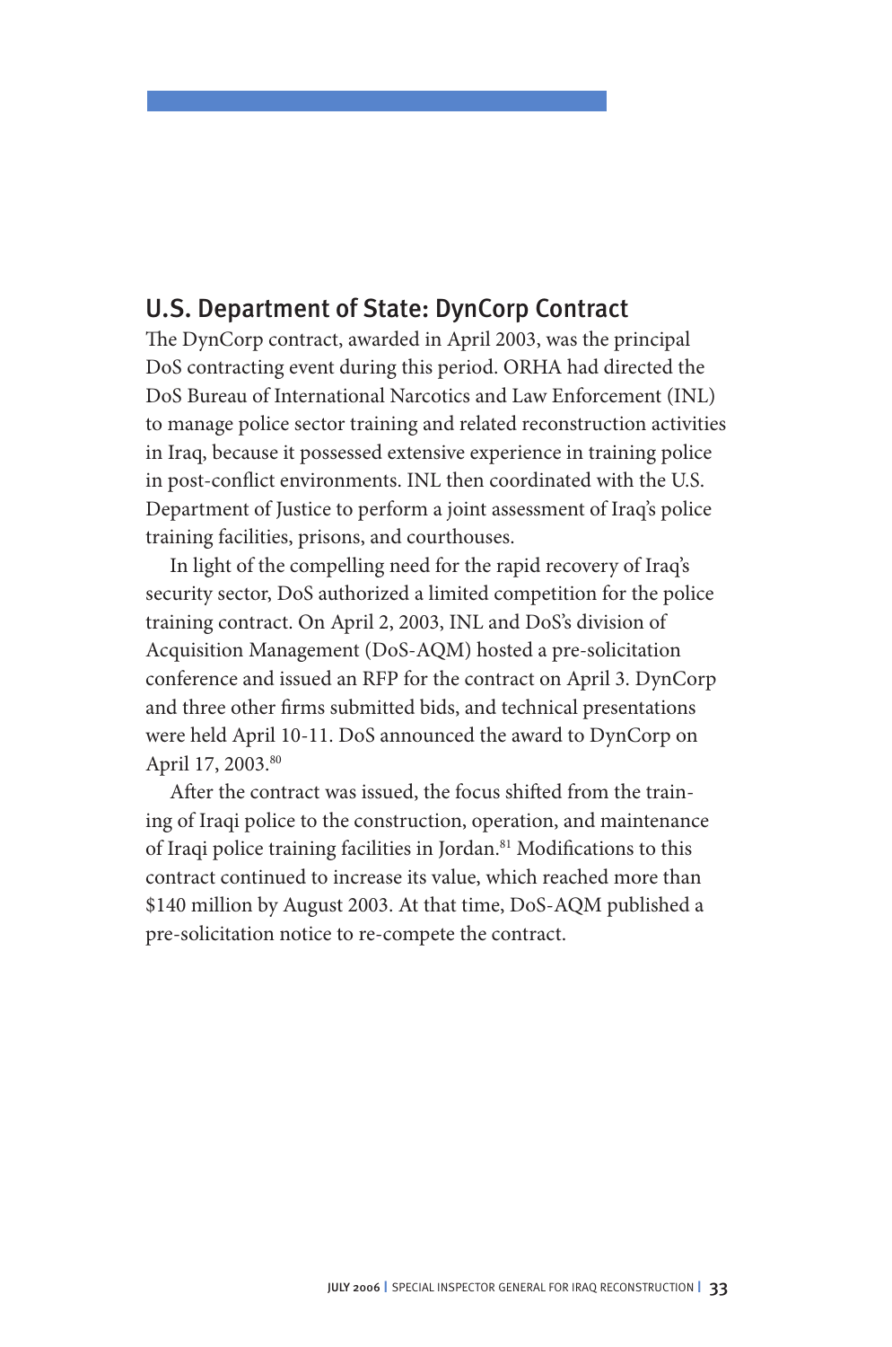## U.S. Department of State: DynCorp Contract

The DynCorp contract, awarded in April 2003, was the principal DoS contracting event during this period. ORHA had directed the DoS Bureau of International Narcotics and Law Enforcement (INL) to manage police sector training and related reconstruction activities in Iraq, because it possessed extensive experience in training police in post-conflict environments. INL then coordinated with the U.S. Department of Justice to perform a joint assessment of Iraq's police training facilities, prisons, and courthouses.

In light of the compelling need for the rapid recovery of Iraq's security sector, DoS authorized a limited competition for the police training contract. On April 2, 2003, INL and DoS's division of Acquisition Management (DoS-AQM) hosted a pre-solicitation conference and issued an RFP for the contract on April 3. DynCorp and three other firms submitted bids, and technical presentations were held April 10-11. DoS announced the award to DynCorp on April 17, 2003.[80]

After the contract was issued, the focus shifted from the training of Iraqi police to the construction, operation, and maintenance of Iraqi police training facilities in Jordan.[81] Modifications to this contract continued to increase its value, which reached more than $140 million by August 2003. At that time, DoS-AQM published a pre-solicitation notice to re-compete the contract.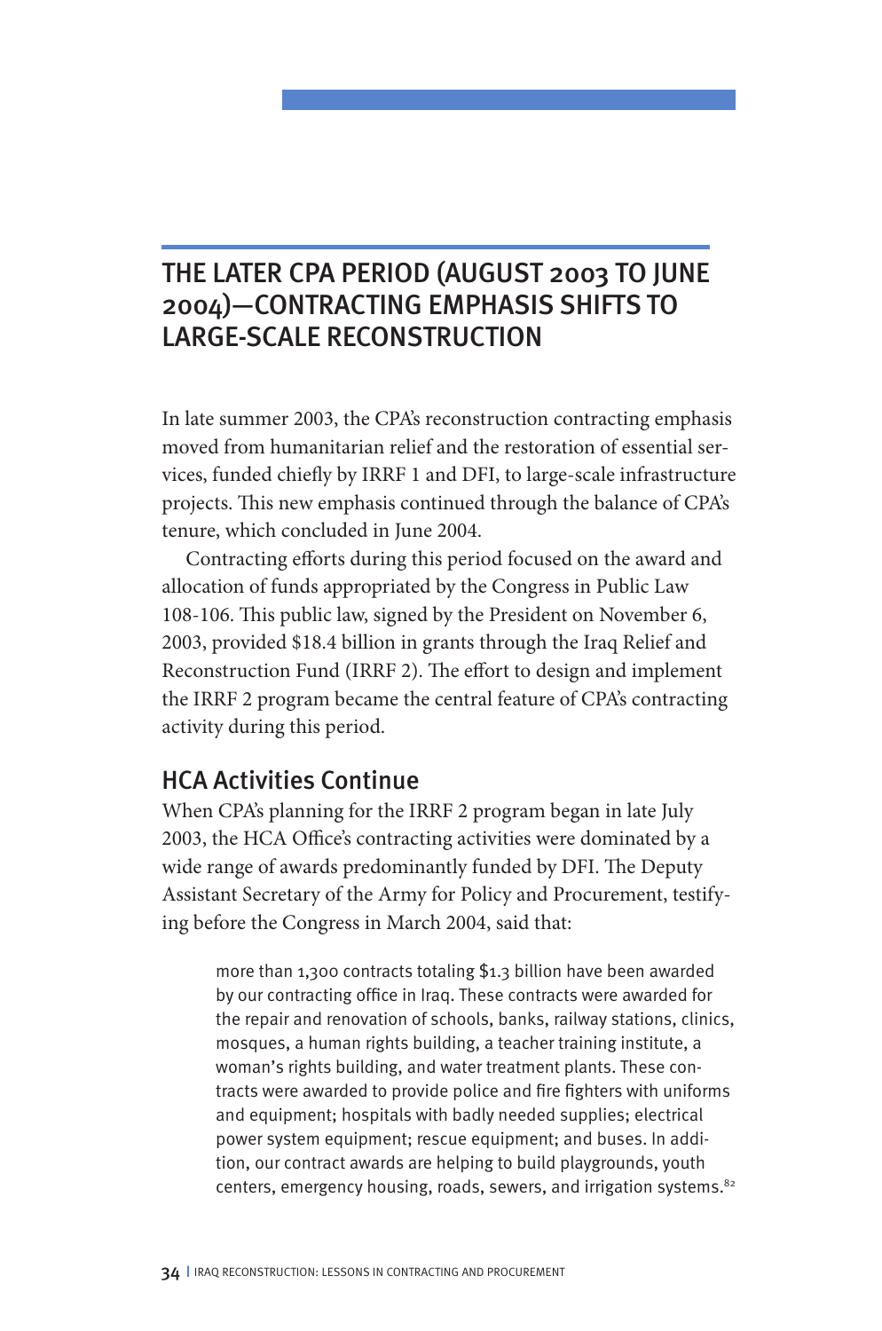# THE LATER CPA PERIOD (AUGUST 2003 TO JUNE 2004)—CONTRACTING EMPHASIS SHIFTS TO LARGE-SCALE RECONSTRUCTION

In late summer 2003, the CPA's reconstruction contracting emphasis moved from humanitarian relief and the restoration of essential services, funded chiefly by IRRF 1 and DFI, to large-scale infrastructure projects. This new emphasis continued through the balance of CPA's tenure, which concluded in June 2004.

Contracting efforts during this period focused on the award and allocation of funds appropriated by the Congress in Public Law 108-106. This public law, signed by the President on November 6, 2003, provided $18.4 billion in grants through the Iraq Relief and Reconstruction Fund (IRRF 2). The effort to design and implement the IRRF 2 program became the central feature of CPA's contracting activity during this period.

## HCA Activities Continue

When CPA's planning for the IRRF 2 program began in late July 2003, the HCA Office's contracting activities were dominated by a wide range of awards predominantly funded by DFI. The Deputy Assistant Secretary of the Army for Policy and Procurement, testifying before the Congress in March 2004, said that:

> more than 1,300 contracts totaling $1.3 billion have been awarded by our contracting office in Iraq. These contracts were awarded for the repair and renovation of schools, banks, railway stations, clinics, mosques, a human rights building, a teacher training institute, a woman's rights building, and water treatment plants. These contracts were awarded to provide police and fire fighters with uniforms and equipment; hospitals with badly needed supplies; electrical power system equipment; rescue equipment; and buses. In addition, our contract awards are helping to build playgrounds, youth centers, emergency housing, roads, sewers, and irrigation systems.[82]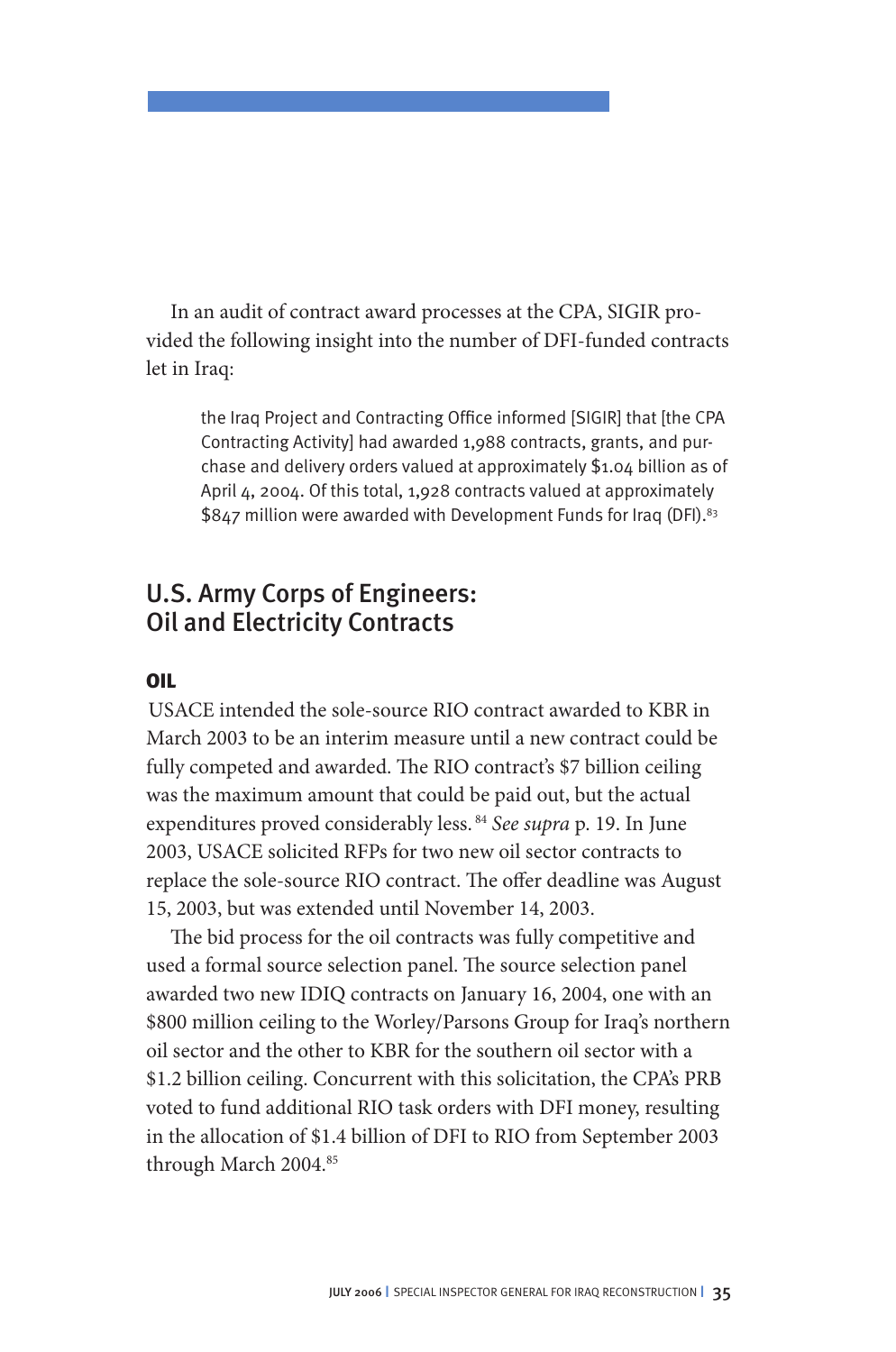In an audit of contract award processes at the CPA, SIGIR provided the following insight into the number of DFI-funded contracts let in Iraq:

> the Iraq Project and Contracting Office informed [SIGIR] that [the CPA Contracting Activity] had awarded 1,988 contracts, grants, and purchase and delivery orders valued at approximately $1.04 billion as of April 4, 2004. Of this total, 1,928 contracts valued at approximately $847 million were awarded with Development Funds for Iraq (DFI).[83]

## U.S. Army Corps of Engineers: Oil and Electricity Contracts

### OIL

USACE intended the sole-source RIO contract awarded to KBR in March 2003 to be an interim measure until a new contract could be fully competed and awarded. The RIO contract's $7 billion ceiling was the maximum amount that could be paid out, but the actual expenditures proved considerably less.[84] *See supra* p. 19. In June 2003, USACE solicited RFPs for two new oil sector contracts to replace the sole-source RIO contract. The offer deadline was August 15, 2003, but was extended until November 14, 2003.

The bid process for the oil contracts was fully competitive and used a formal source selection panel. The source selection panel awarded two new IDIQ contracts on January 16, 2004, one with an $800 million ceiling to the Worley/Parsons Group for Iraq's northern oil sector and the other to KBR for the southern oil sector with a $1.2 billion ceiling. Concurrent with this solicitation, the CPA's PRB voted to fund additional RIO task orders with DFI money, resulting in the allocation of $1.4 billion of DFI to RIO from September 2003 through March 2004.[85]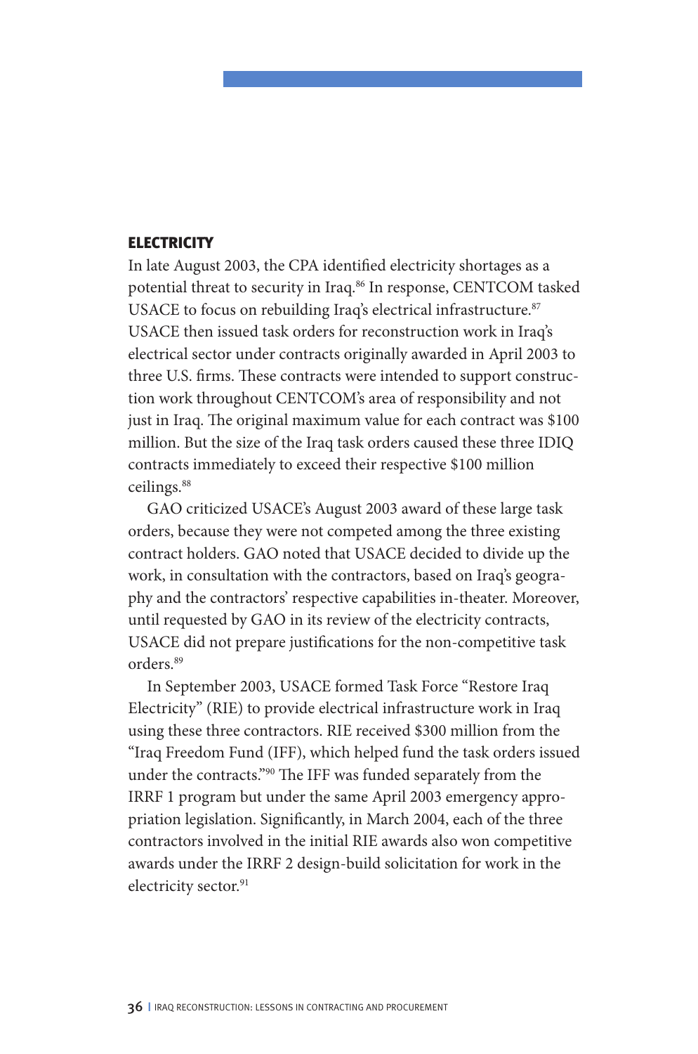## ELECTRICITY

In late August 2003, the CPA identified electricity shortages as a potential threat to security in Iraq.[86] In response, CENTCOM tasked USACE to focus on rebuilding Iraq's electrical infrastructure.[87] USACE then issued task orders for reconstruction work in Iraq's electrical sector under contracts originally awarded in April 2003 to three U.S. firms. These contracts were intended to support construction work throughout CENTCOM's area of responsibility and not just in Iraq. The original maximum value for each contract was $100 million. But the size of the Iraq task orders caused these three IDIQ contracts immediately to exceed their respective $100 million ceilings.[88]

GAO criticized USACE's August 2003 award of these large task orders, because they were not competed among the three existing contract holders. GAO noted that USACE decided to divide up the work, in consultation with the contractors, based on Iraq's geography and the contractors' respective capabilities in-theater. Moreover, until requested by GAO in its review of the electricity contracts, USACE did not prepare justifications for the non-competitive task orders.[89]

In September 2003, USACE formed Task Force "Restore Iraq Electricity" (RIE) to provide electrical infrastructure work in Iraq using these three contractors. RIE received $300 million from the "Iraq Freedom Fund (IFF), which helped fund the task orders issued under the contracts."[90] The IFF was funded separately from the IRRF 1 program but under the same April 2003 emergency appropriation legislation. Significantly, in March 2004, each of the three contractors involved in the initial RIE awards also won competitive awards under the IRRF 2 design-build solicitation for work in the electricity sector.[91]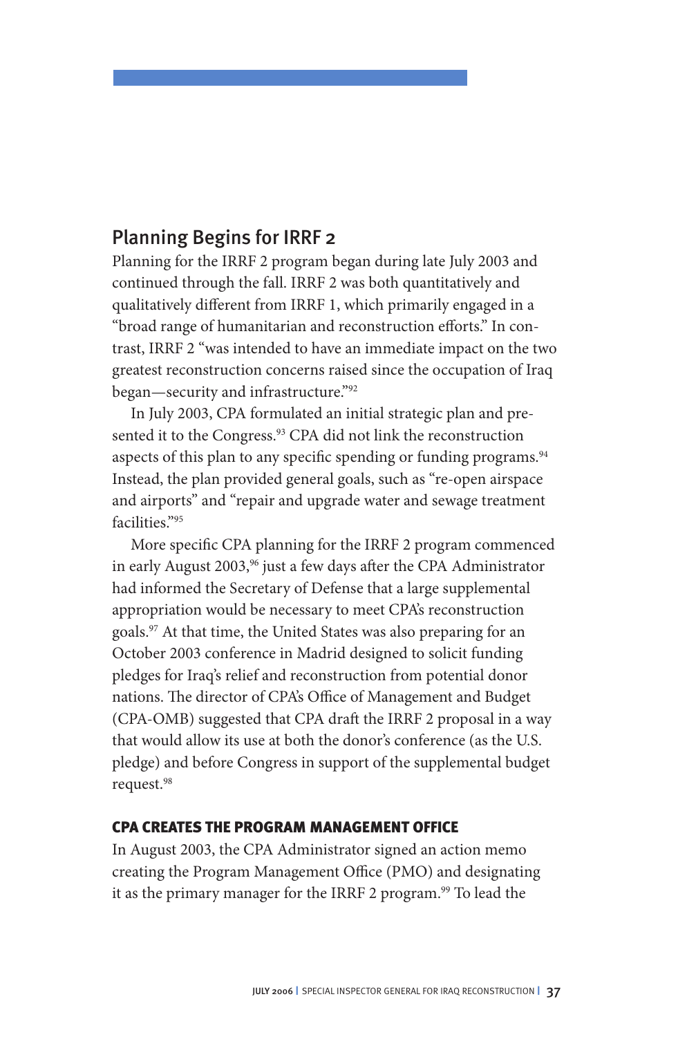## Planning Begins for IRRF 2

Planning for the IRRF 2 program began during late July 2003 and continued through the fall. IRRF 2 was both quantitatively and qualitatively different from IRRF 1, which primarily engaged in a "broad range of humanitarian and reconstruction efforts." In contrast, IRRF 2 "was intended to have an immediate impact on the two greatest reconstruction concerns raised since the occupation of Iraq began—security and infrastructure."[92]

In July 2003, CPA formulated an initial strategic plan and presented it to the Congress.[93] CPA did not link the reconstruction aspects of this plan to any specific spending or funding programs.[94] Instead, the plan provided general goals, such as "re-open airspace and airports" and "repair and upgrade water and sewage treatment facilities."[95]

More specific CPA planning for the IRRF 2 program commenced in early August 2003,[96] just a few days after the CPA Administrator had informed the Secretary of Defense that a large supplemental appropriation would be necessary to meet CPA's reconstruction goals.[97] At that time, the United States was also preparing for an October 2003 conference in Madrid designed to solicit funding pledges for Iraq's relief and reconstruction from potential donor nations. The director of CPA's Office of Management and Budget (CPA-OMB) suggested that CPA draft the IRRF 2 proposal in a way that would allow its use at both the donor's conference (as the U.S. pledge) and before Congress in support of the supplemental budget request.[98]

### CPA CREATES THE PROGRAM MANAGEMENT OFFICE

In August 2003, the CPA Administrator signed an action memo creating the Program Management Office (PMO) and designating it as the primary manager for the IRRF 2 program.[99] To lead the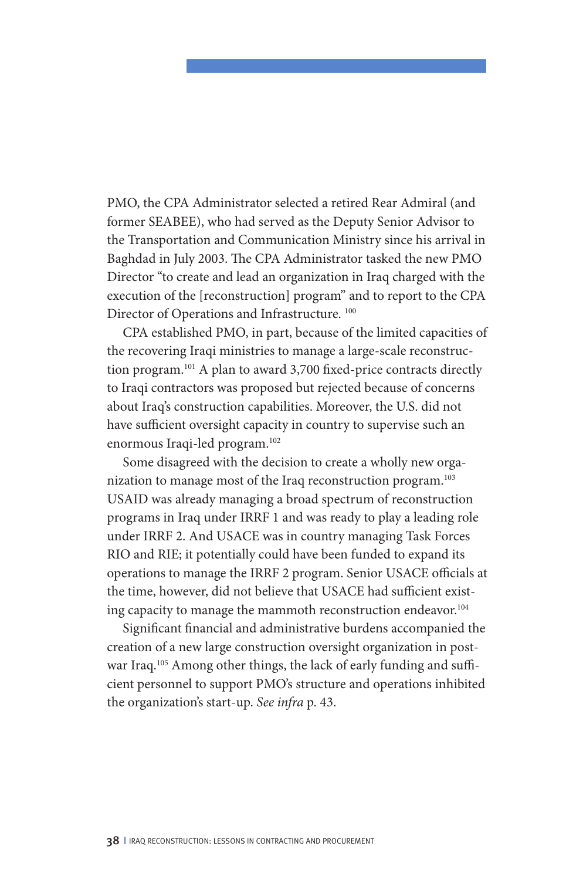PMO, the CPA Administrator selected a retired Rear Admiral (and former SEABEE), who had served as the Deputy Senior Advisor to the Transportation and Communication Ministry since his arrival in Baghdad in July 2003. The CPA Administrator tasked the new PMO Director "to create and lead an organization in Iraq charged with the execution of the [reconstruction] program" and to report to the CPA Director of Operations and Infrastructure. [100]

CPA established PMO, in part, because of the limited capacities of the recovering Iraqi ministries to manage a large-scale reconstruction program.[101] A plan to award 3,700 fixed-price contracts directly to Iraqi contractors was proposed but rejected because of concerns about Iraq's construction capabilities. Moreover, the U.S. did not have sufficient oversight capacity in country to supervise such an enormous Iraqi-led program.[102]

Some disagreed with the decision to create a wholly new organization to manage most of the Iraq reconstruction program.[103] USAID was already managing a broad spectrum of reconstruction programs in Iraq under IRRF 1 and was ready to play a leading role under IRRF 2. And USACE was in country managing Task Forces RIO and RIE; it potentially could have been funded to expand its operations to manage the IRRF 2 program. Senior USACE officials at the time, however, did not believe that USACE had sufficient existing capacity to manage the mammoth reconstruction endeavor.[104]

Significant financial and administrative burdens accompanied the creation of a new large construction oversight organization in postwar Iraq.[105] Among other things, the lack of early funding and sufficient personnel to support PMO's structure and operations inhibited the organization's start-up. *See infra* p. 43.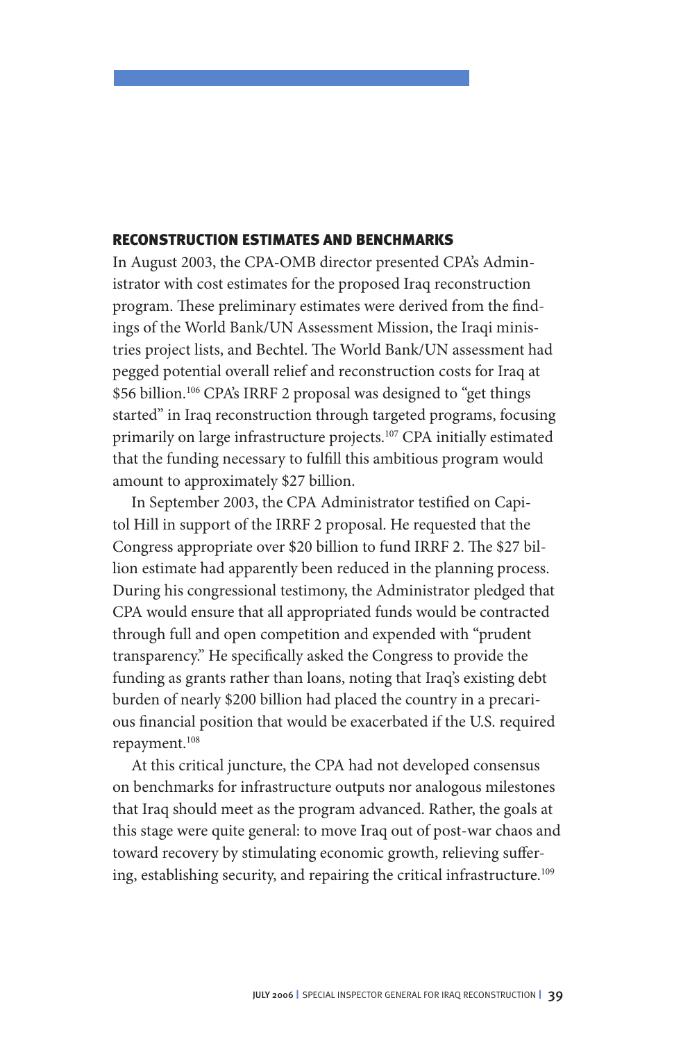## RECONSTRUCTION ESTIMATES AND BENCHMARKS

In August 2003, the CPA-OMB director presented CPA's Administrator with cost estimates for the proposed Iraq reconstruction program. These preliminary estimates were derived from the findings of the World Bank/UN Assessment Mission, the Iraqi ministries project lists, and Bechtel. The World Bank/UN assessment had pegged potential overall relief and reconstruction costs for Iraq at \$56 billion.[106] CPA's IRRF 2 proposal was designed to "get things started" in Iraq reconstruction through targeted programs, focusing primarily on large infrastructure projects.[107] CPA initially estimated that the funding necessary to fulfill this ambitious program would amount to approximately \$27 billion.

In September 2003, the CPA Administrator testified on Capitol Hill in support of the IRRF 2 proposal. He requested that the Congress appropriate over \$20 billion to fund IRRF 2. The \$27 billion estimate had apparently been reduced in the planning process. During his congressional testimony, the Administrator pledged that CPA would ensure that all appropriated funds would be contracted through full and open competition and expended with "prudent transparency." He specifically asked the Congress to provide the funding as grants rather than loans, noting that Iraq's existing debt burden of nearly \$200 billion had placed the country in a precarious financial position that would be exacerbated if the U.S. required repayment.[108]

At this critical juncture, the CPA had not developed consensus on benchmarks for infrastructure outputs nor analogous milestones that Iraq should meet as the program advanced. Rather, the goals at this stage were quite general: to move Iraq out of post-war chaos and toward recovery by stimulating economic growth, relieving suffering, establishing security, and repairing the critical infrastructure.[109]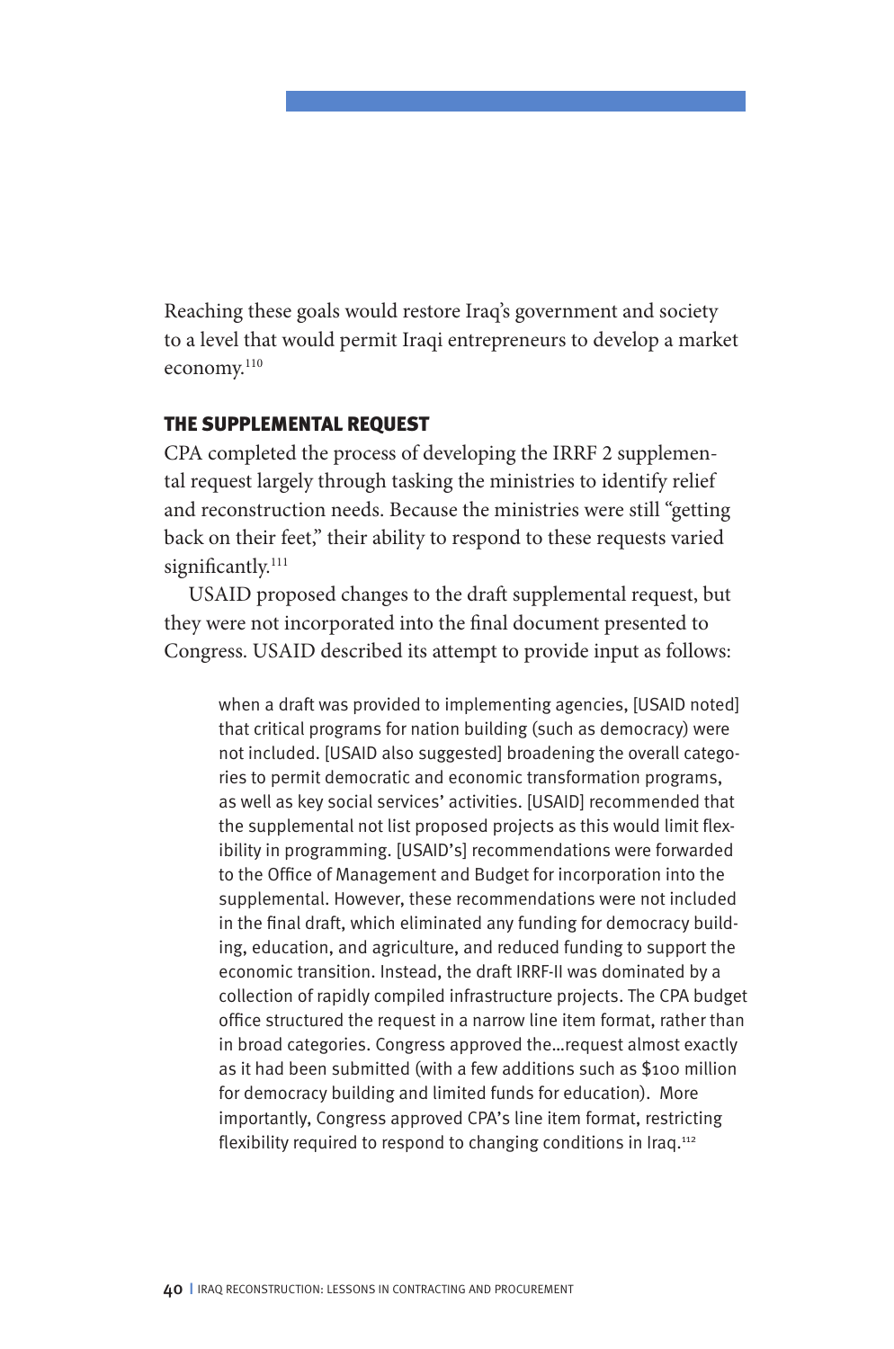Reaching these goals would restore Iraq's government and society to a level that would permit Iraqi entrepreneurs to develop a market economy.[110]

## THE SUPPLEMENTAL REQUEST

CPA completed the process of developing the IRRF 2 supplemental request largely through tasking the ministries to identify relief and reconstruction needs. Because the ministries were still "getting back on their feet," their ability to respond to these requests varied significantly.[111]

USAID proposed changes to the draft supplemental request, but they were not incorporated into the final document presented to Congress. USAID described its attempt to provide input as follows:

> when a draft was provided to implementing agencies, [USAID noted] that critical programs for nation building (such as democracy) were not included. [USAID also suggested] broadening the overall categories to permit democratic and economic transformation programs, as well as key social services' activities. [USAID] recommended that the supplemental not list proposed projects as this would limit flexibility in programming. [USAID's] recommendations were forwarded to the Office of Management and Budget for incorporation into the supplemental. However, these recommendations were not included in the final draft, which eliminated any funding for democracy building, education, and agriculture, and reduced funding to support the economic transition. Instead, the draft IRRF-II was dominated by a collection of rapidly compiled infrastructure projects. The CPA budget office structured the request in a narrow line item format, rather than in broad categories. Congress approved the…request almost exactly as it had been submitted (with a few additions such as $100 million for democracy building and limited funds for education). More importantly, Congress approved CPA's line item format, restricting flexibility required to respond to changing conditions in Iraq.[112]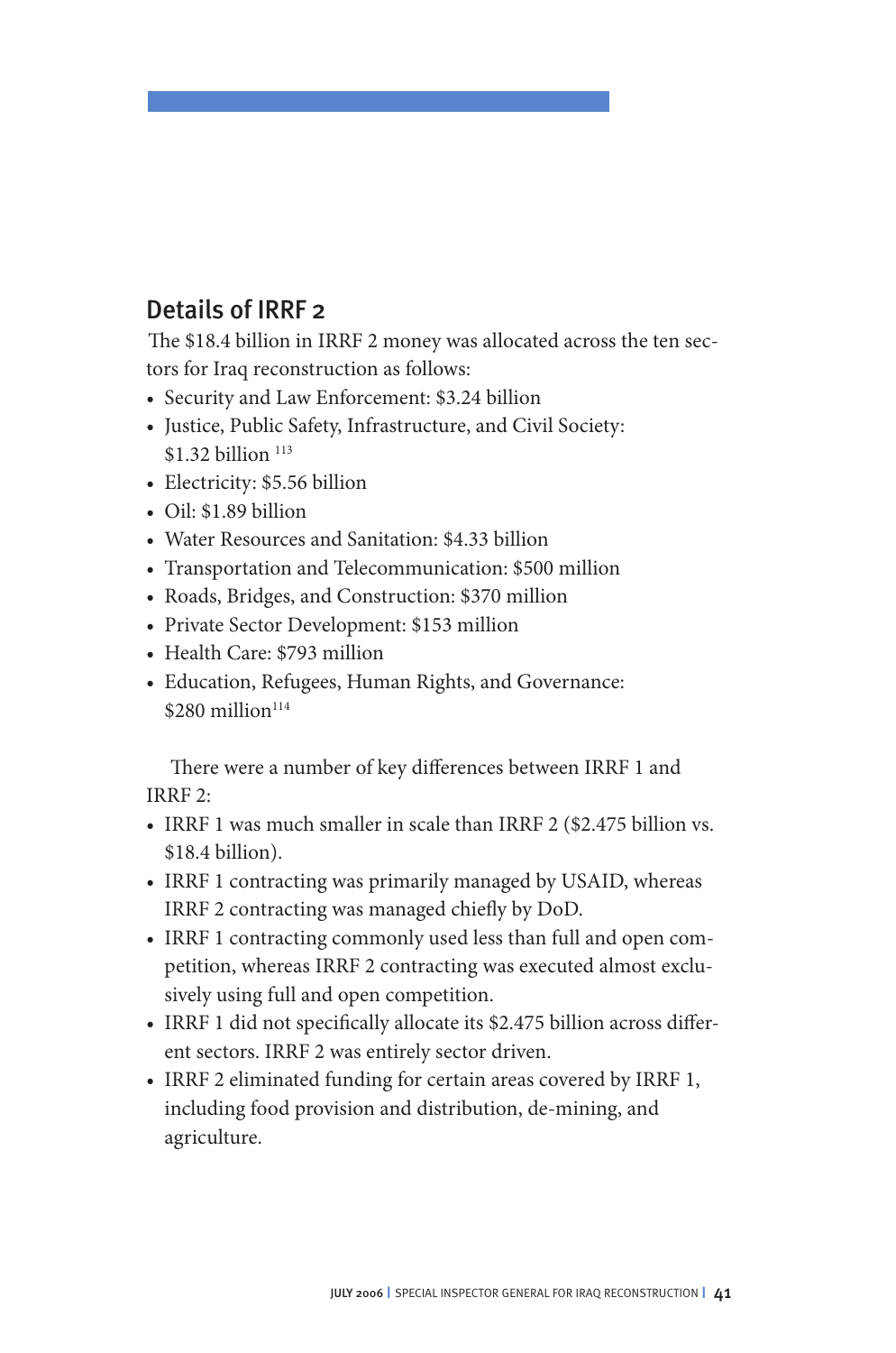## Details of IRRF 2

The $18.4 billion in IRRF 2 money was allocated across the ten sectors for Iraq reconstruction as follows:

- Security and Law Enforcement: $3.24 billion
- Justice, Public Safety, Infrastructure, and Civil Society: $1.32 billion [113]
- Electricity: $5.56 billion
- Oil: $1.89 billion
- Water Resources and Sanitation: $4.33 billion
- Transportation and Telecommunication: $500 million
- Roads, Bridges, and Construction: $370 million
- Private Sector Development: $153 million
- Health Care: $793 million
- Education, Refugees, Human Rights, and Governance: $280 million[114]

There were a number of key differences between IRRF 1 and IRRF 2:

- IRRF 1 was much smaller in scale than IRRF 2 ($2.475 billion vs. $18.4 billion).
- IRRF 1 contracting was primarily managed by USAID, whereas IRRF 2 contracting was managed chiefly by DoD.
- IRRF 1 contracting commonly used less than full and open competition, whereas IRRF 2 contracting was executed almost exclusively using full and open competition.
- IRRF 1 did not specifically allocate its $2.475 billion across different sectors. IRRF 2 was entirely sector driven.
- IRRF 2 eliminated funding for certain areas covered by IRRF 1, including food provision and distribution, de-mining, and agriculture.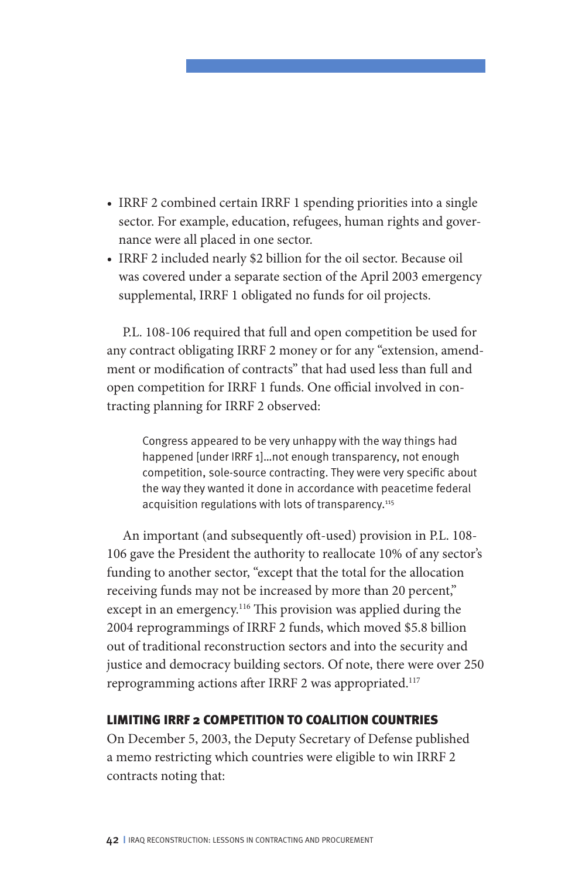- IRRF 2 combined certain IRRF 1 spending priorities into a single sector. For example, education, refugees, human rights and governance were all placed in one sector.
- IRRF 2 included nearly $2 billion for the oil sector. Because oil was covered under a separate section of the April 2003 emergency supplemental, IRRF 1 obligated no funds for oil projects.

P.L. 108-106 required that full and open competition be used for any contract obligating IRRF 2 money or for any "extension, amendment or modification of contracts" that had used less than full and open competition for IRRF 1 funds. One official involved in contracting planning for IRRF 2 observed:

> Congress appeared to be very unhappy with the way things had happened [under IRRF 1]...not enough transparency, not enough competition, sole-source contracting. They were very specific about the way they wanted it done in accordance with peacetime federal acquisition regulations with lots of transparency.[115]

An important (and subsequently oft-used) provision in P.L. 108-106 gave the President the authority to reallocate 10% of any sector's funding to another sector, "except that the total for the allocation receiving funds may not be increased by more than 20 percent," except in an emergency.[116] This provision was applied during the 2004 reprogrammings of IRRF 2 funds, which moved $5.8 billion out of traditional reconstruction sectors and into the security and justice and democracy building sectors. Of note, there were over 250 reprogramming actions after IRRF 2 was appropriated.[117]

## LIMITING IRRF 2 COMPETITION TO COALITION COUNTRIES

On December 5, 2003, the Deputy Secretary of Defense published a memo restricting which countries were eligible to win IRRF 2 contracts noting that: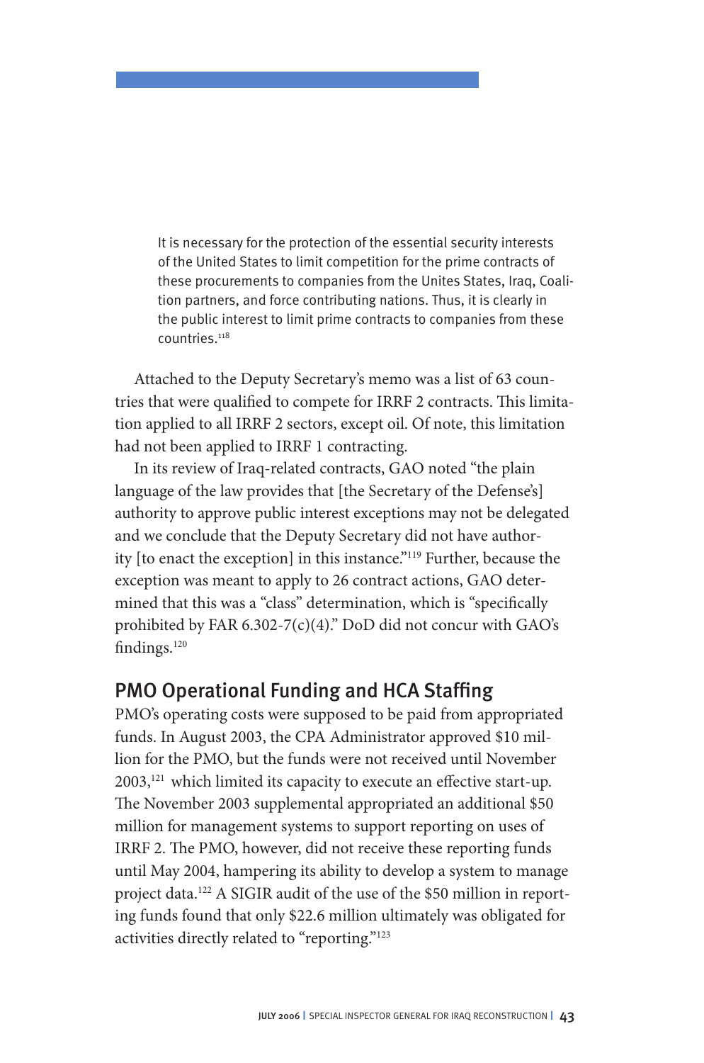> It is necessary for the protection of the essential security interests of the United States to limit competition for the prime contracts of these procurements to companies from the Unites States, Iraq, Coalition partners, and force contributing nations. Thus, it is clearly in the public interest to limit prime contracts to companies from these countries.[118]

Attached to the Deputy Secretary's memo was a list of 63 countries that were qualified to compete for IRRF 2 contracts. This limitation applied to all IRRF 2 sectors, except oil. Of note, this limitation had not been applied to IRRF 1 contracting.

In its review of Iraq-related contracts, GAO noted "the plain language of the law provides that [the Secretary of the Defense's] authority to approve public interest exceptions may not be delegated and we conclude that the Deputy Secretary did not have authority [to enact the exception] in this instance."[119] Further, because the exception was meant to apply to 26 contract actions, GAO determined that this was a "class" determination, which is "specifically prohibited by FAR 6.302-7(c)(4)." DoD did not concur with GAO's findings.[120]

## PMO Operational Funding and HCA Staffing

PMO's operating costs were supposed to be paid from appropriated funds. In August 2003, the CPA Administrator approved $10 million for the PMO, but the funds were not received until November 2003,[121] which limited its capacity to execute an effective start-up. The November 2003 supplemental appropriated an additional $50 million for management systems to support reporting on uses of IRRF 2. The PMO, however, did not receive these reporting funds until May 2004, hampering its ability to develop a system to manage project data.[122] A SIGIR audit of the use of the $50 million in reporting funds found that only $22.6 million ultimately was obligated for activities directly related to "reporting."[123]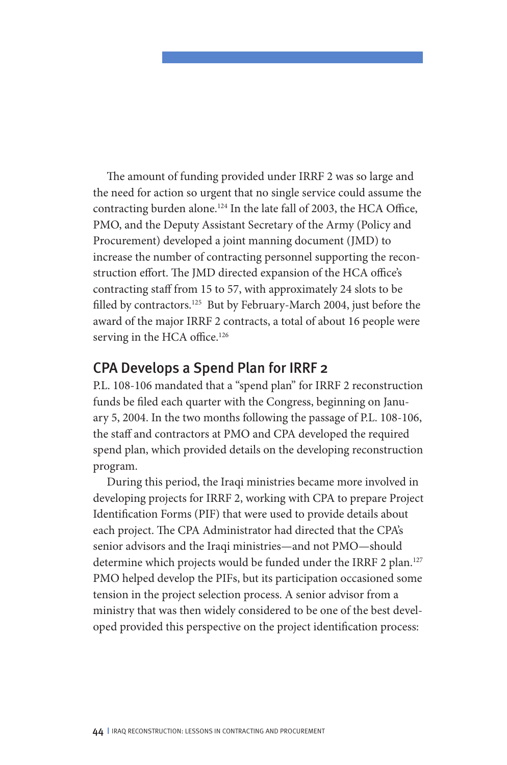The amount of funding provided under IRRF 2 was so large and the need for action so urgent that no single service could assume the contracting burden alone.[124] In the late fall of 2003, the HCA Office, PMO, and the Deputy Assistant Secretary of the Army (Policy and Procurement) developed a joint manning document (JMD) to increase the number of contracting personnel supporting the reconstruction effort. The JMD directed expansion of the HCA office's contracting staff from 15 to 57, with approximately 24 slots to be filled by contractors.[125] But by February-March 2004, just before the award of the major IRRF 2 contracts, a total of about 16 people were serving in the HCA office.[126]

## CPA Develops a Spend Plan for IRRF 2

P.L. 108-106 mandated that a "spend plan" for IRRF 2 reconstruction funds be filed each quarter with the Congress, beginning on January 5, 2004. In the two months following the passage of P.L. 108-106, the staff and contractors at PMO and CPA developed the required spend plan, which provided details on the developing reconstruction program.

During this period, the Iraqi ministries became more involved in developing projects for IRRF 2, working with CPA to prepare Project Identification Forms (PIF) that were used to provide details about each project. The CPA Administrator had directed that the CPA's senior advisors and the Iraqi ministries—and not PMO—should determine which projects would be funded under the IRRF 2 plan.[127] PMO helped develop the PIFs, but its participation occasioned some tension in the project selection process. A senior advisor from a ministry that was then widely considered to be one of the best developed provided this perspective on the project identification process: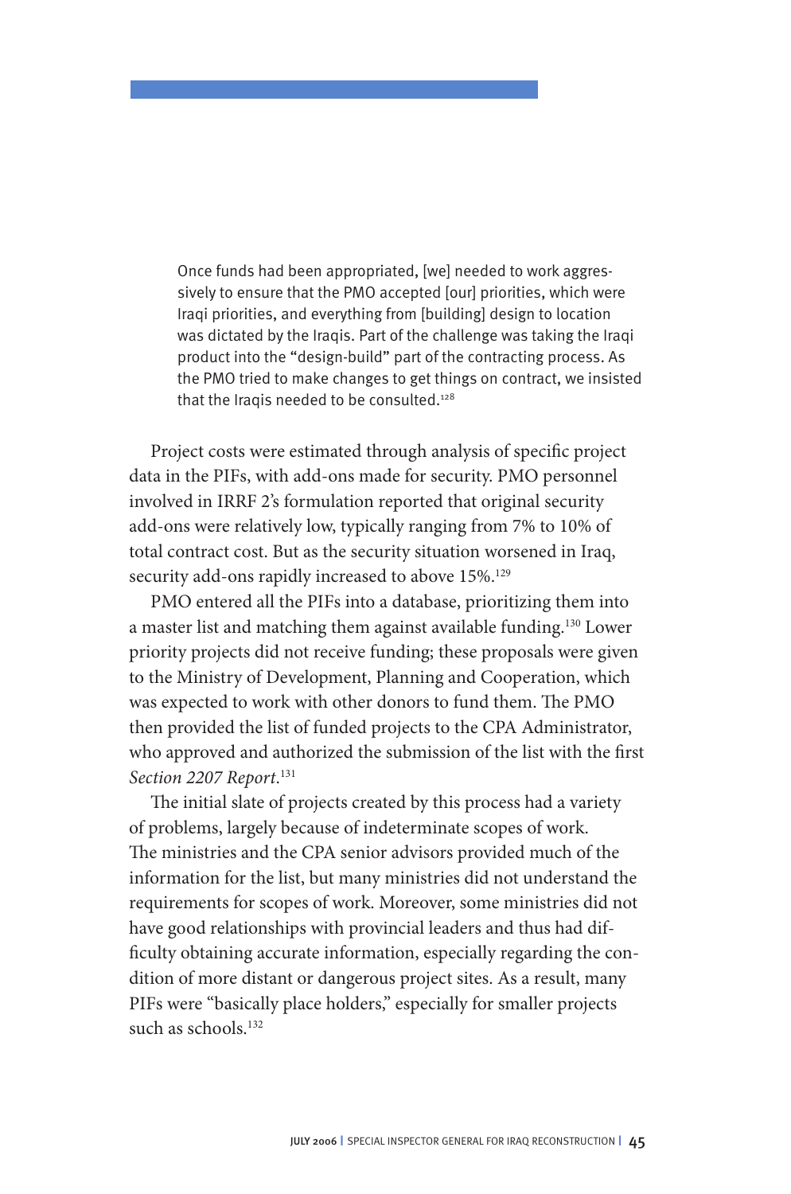> Once funds had been appropriated, [we] needed to work aggressively to ensure that the PMO accepted [our] priorities, which were Iraqi priorities, and everything from [building] design to location was dictated by the Iraqis. Part of the challenge was taking the Iraqi product into the "design-build" part of the contracting process. As the PMO tried to make changes to get things on contract, we insisted that the Iraqis needed to be consulted.[128]

Project costs were estimated through analysis of specific project data in the PIFs, with add-ons made for security. PMO personnel involved in IRRF 2's formulation reported that original security add-ons were relatively low, typically ranging from 7% to 10% of total contract cost. But as the security situation worsened in Iraq, security add-ons rapidly increased to above 15%.[129]

PMO entered all the PIFs into a database, prioritizing them into a master list and matching them against available funding.[130] Lower priority projects did not receive funding; these proposals were given to the Ministry of Development, Planning and Cooperation, which was expected to work with other donors to fund them. The PMO then provided the list of funded projects to the CPA Administrator, who approved and authorized the submission of the list with the first *Section 2207 Report*.[131]

The initial slate of projects created by this process had a variety of problems, largely because of indeterminate scopes of work. The ministries and the CPA senior advisors provided much of the information for the list, but many ministries did not understand the requirements for scopes of work. Moreover, some ministries did not have good relationships with provincial leaders and thus had difficulty obtaining accurate information, especially regarding the condition of more distant or dangerous project sites. As a result, many PIFs were "basically place holders," especially for smaller projects such as schools.[132]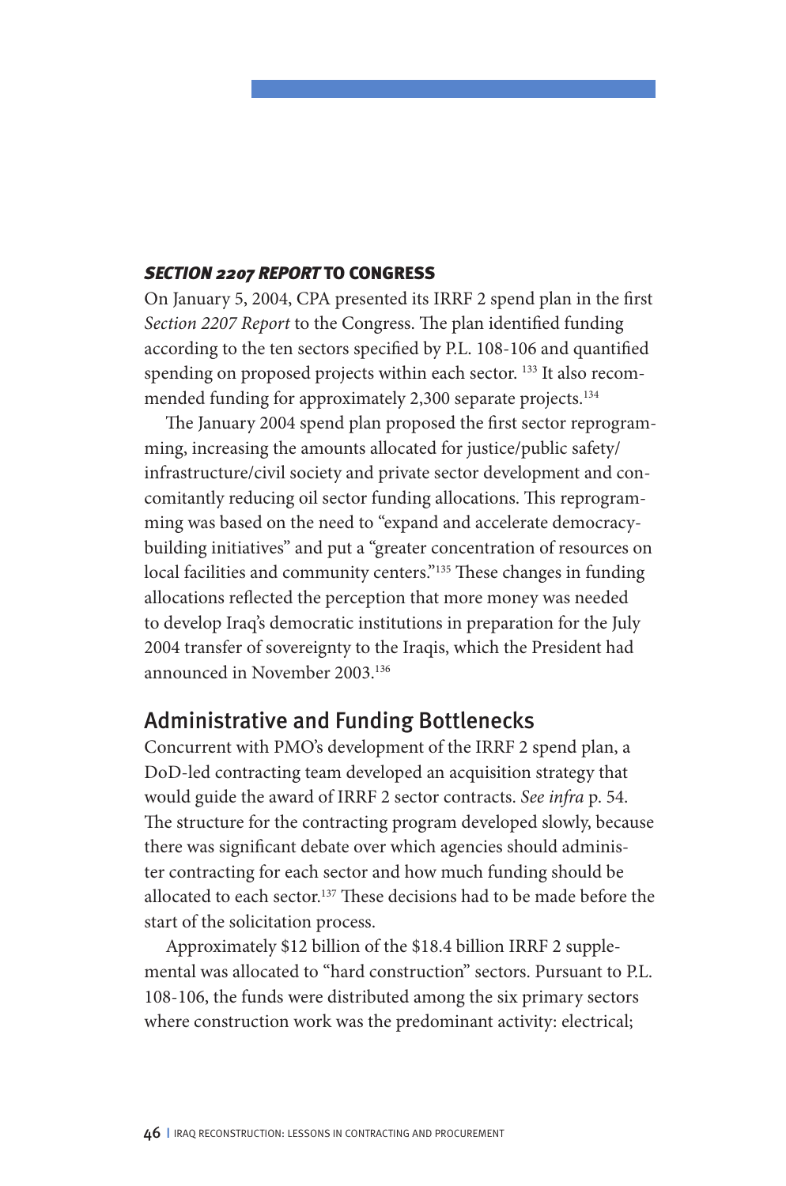### *SECTION 2207 REPORT* TO CONGRESS

On January 5, 2004, CPA presented its IRRF 2 spend plan in the first *Section 2207 Report* to the Congress. The plan identified funding according to the ten sectors specified by P.L. 108-106 and quantified spending on proposed projects within each sector. [133] It also recommended funding for approximately 2,300 separate projects.[134]

The January 2004 spend plan proposed the first sector reprogramming, increasing the amounts allocated for justice/public safety/infrastructure/civil society and private sector development and concomitantly reducing oil sector funding allocations. This reprogramming was based on the need to "expand and accelerate democracy-building initiatives" and put a "greater concentration of resources on local facilities and community centers."[135] These changes in funding allocations reflected the perception that more money was needed to develop Iraq's democratic institutions in preparation for the July 2004 transfer of sovereignty to the Iraqis, which the President had announced in November 2003.[136]

## Administrative and Funding Bottlenecks

Concurrent with PMO's development of the IRRF 2 spend plan, a DoD-led contracting team developed an acquisition strategy that would guide the award of IRRF 2 sector contracts. *See infra* p. 54. The structure for the contracting program developed slowly, because there was significant debate over which agencies should administer contracting for each sector and how much funding should be allocated to each sector.[137] These decisions had to be made before the start of the solicitation process.

Approximately $12 billion of the $18.4 billion IRRF 2 supplemental was allocated to "hard construction" sectors. Pursuant to P.L. 108-106, the funds were distributed among the six primary sectors where construction work was the predominant activity: electrical;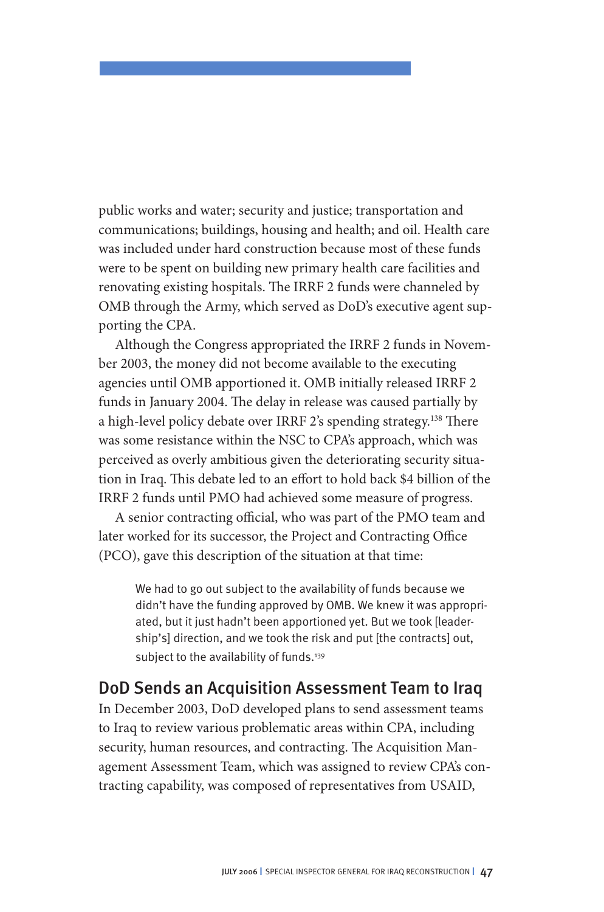public works and water; security and justice; transportation and communications; buildings, housing and health; and oil. Health care was included under hard construction because most of these funds were to be spent on building new primary health care facilities and renovating existing hospitals. The IRRF 2 funds were channeled by OMB through the Army, which served as DoD's executive agent supporting the CPA.

Although the Congress appropriated the IRRF 2 funds in November 2003, the money did not become available to the executing agencies until OMB apportioned it. OMB initially released IRRF 2 funds in January 2004. The delay in release was caused partially by a high-level policy debate over IRRF 2's spending strategy.[138] There was some resistance within the NSC to CPA's approach, which was perceived as overly ambitious given the deteriorating security situation in Iraq. This debate led to an effort to hold back $4 billion of the IRRF 2 funds until PMO had achieved some measure of progress.

A senior contracting official, who was part of the PMO team and later worked for its successor, the Project and Contracting Office (PCO), gave this description of the situation at that time:

> We had to go out subject to the availability of funds because we didn't have the funding approved by OMB. We knew it was appropriated, but it just hadn't been apportioned yet. But we took [leadership's] direction, and we took the risk and put [the contracts] out, subject to the availability of funds.[139]

## DoD Sends an Acquisition Assessment Team to Iraq

In December 2003, DoD developed plans to send assessment teams to Iraq to review various problematic areas within CPA, including security, human resources, and contracting. The Acquisition Management Assessment Team, which was assigned to review CPA's contracting capability, was composed of representatives from USAID,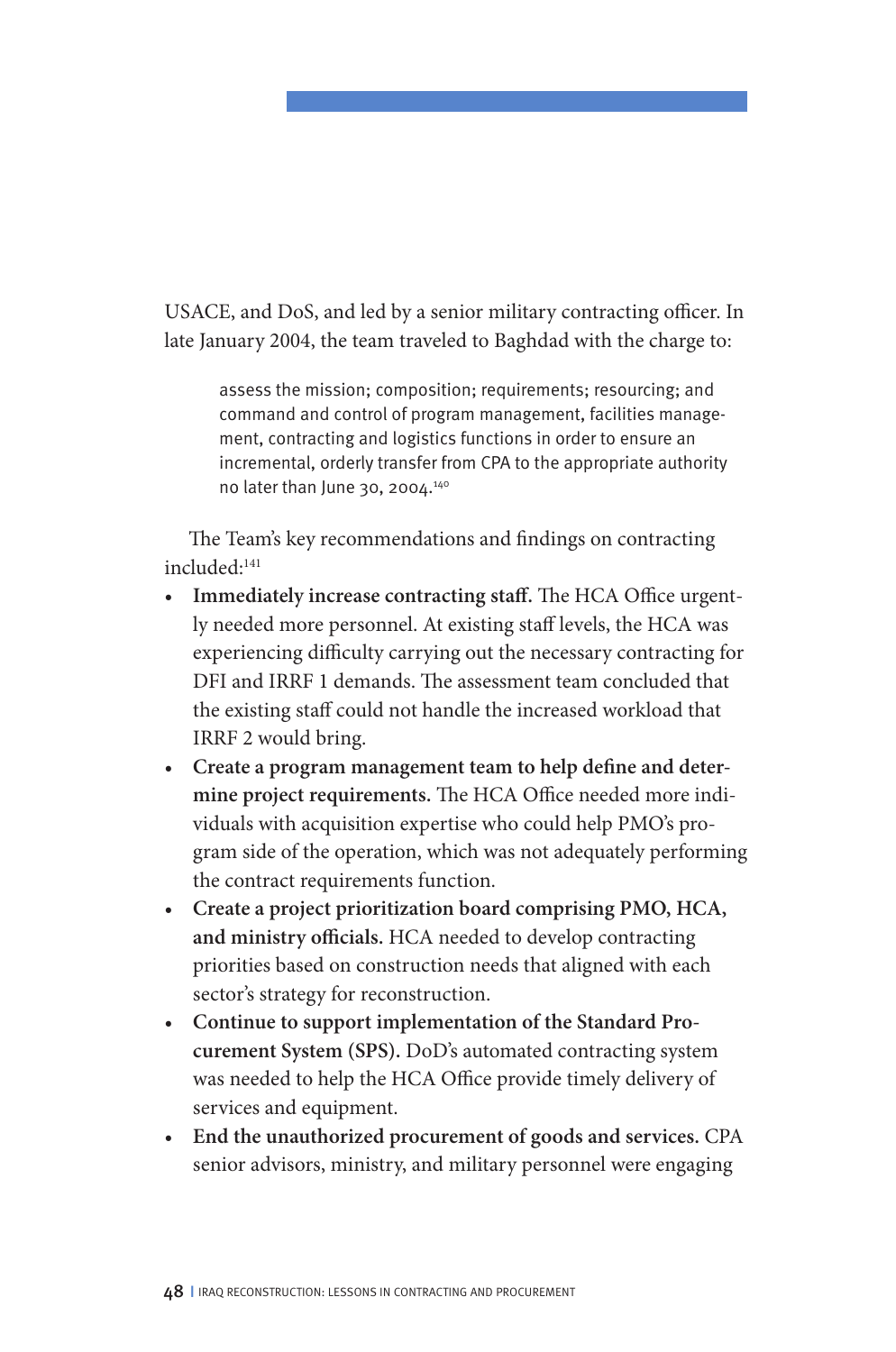USACE, and DoS, and led by a senior military contracting officer. In late January 2004, the team traveled to Baghdad with the charge to:

> assess the mission; composition; requirements; resourcing; and command and control of program management, facilities management, contracting and logistics functions in order to ensure an incremental, orderly transfer from CPA to the appropriate authority no later than June 30, 2004.[140]

The Team's key recommendations and findings on contracting included:[141]

- **Immediately increase contracting staff.** The HCA Office urgently needed more personnel. At existing staff levels, the HCA was experiencing difficulty carrying out the necessary contracting for DFI and IRRF 1 demands. The assessment team concluded that the existing staff could not handle the increased workload that IRRF 2 would bring.
- **Create a program management team to help define and determine project requirements.** The HCA Office needed more individuals with acquisition expertise who could help PMO's program side of the operation, which was not adequately performing the contract requirements function.
- **Create a project prioritization board comprising PMO, HCA, and ministry officials.** HCA needed to develop contracting priorities based on construction needs that aligned with each sector's strategy for reconstruction.
- **Continue to support implementation of the Standard Procurement System (SPS).** DoD's automated contracting system was needed to help the HCA Office provide timely delivery of services and equipment.
- **End the unauthorized procurement of goods and services.** CPA senior advisors, ministry, and military personnel were engaging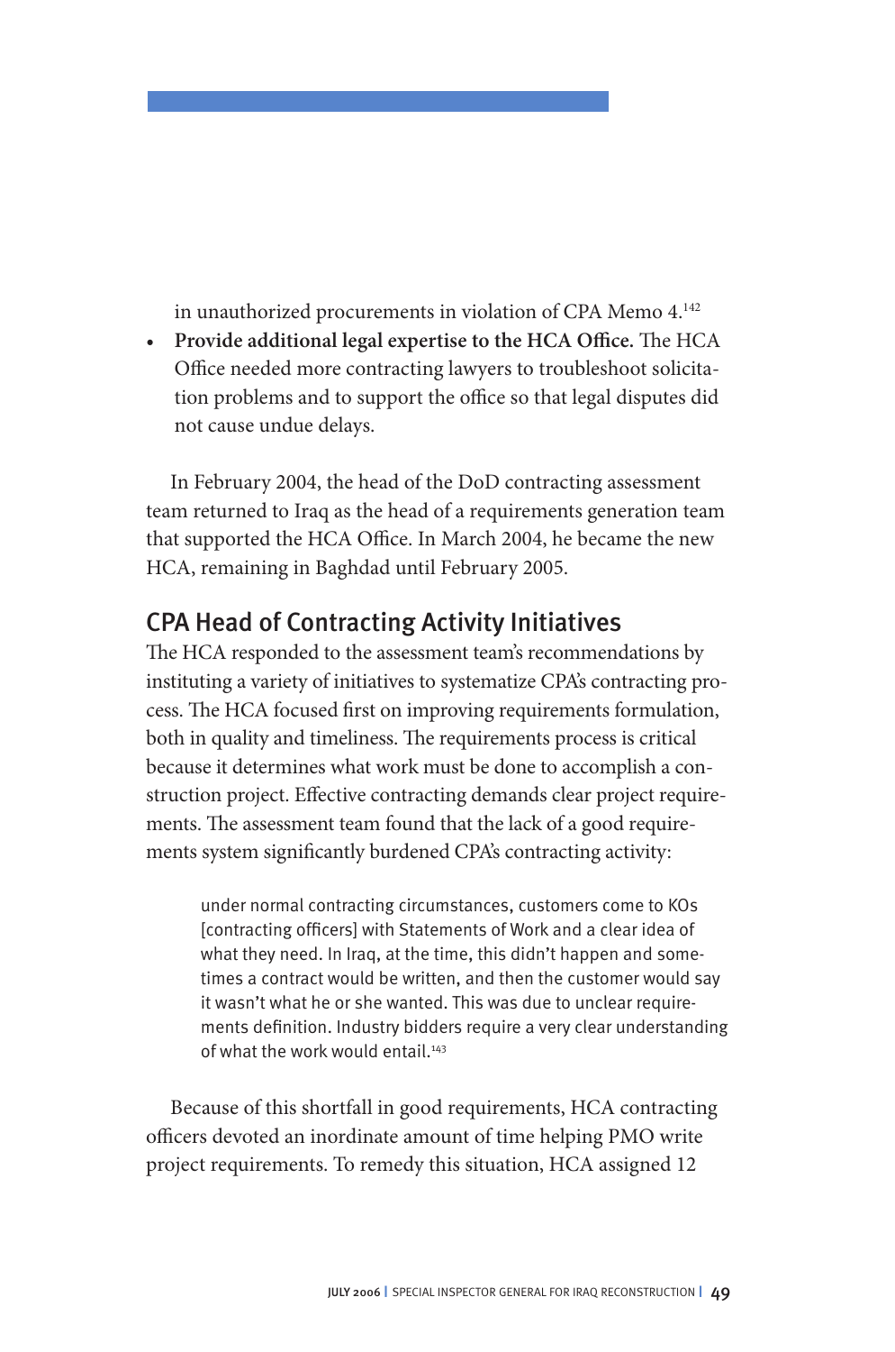in unauthorized procurements in violation of CPA Memo 4.[142]

- **Provide additional legal expertise to the HCA Office.** The HCA Office needed more contracting lawyers to troubleshoot solicitation problems and to support the office so that legal disputes did not cause undue delays.

In February 2004, the head of the DoD contracting assessment team returned to Iraq as the head of a requirements generation team that supported the HCA Office. In March 2004, he became the new HCA, remaining in Baghdad until February 2005.

## CPA Head of Contracting Activity Initiatives

The HCA responded to the assessment team's recommendations by instituting a variety of initiatives to systematize CPA's contracting process. The HCA focused first on improving requirements formulation, both in quality and timeliness. The requirements process is critical because it determines what work must be done to accomplish a construction project. Effective contracting demands clear project requirements. The assessment team found that the lack of a good requirements system significantly burdened CPA's contracting activity:

> under normal contracting circumstances, customers come to KOs [contracting officers] with Statements of Work and a clear idea of what they need. In Iraq, at the time, this didn't happen and sometimes a contract would be written, and then the customer would say it wasn't what he or she wanted. This was due to unclear requirements definition. Industry bidders require a very clear understanding of what the work would entail.[143]

Because of this shortfall in good requirements, HCA contracting officers devoted an inordinate amount of time helping PMO write project requirements. To remedy this situation, HCA assigned 12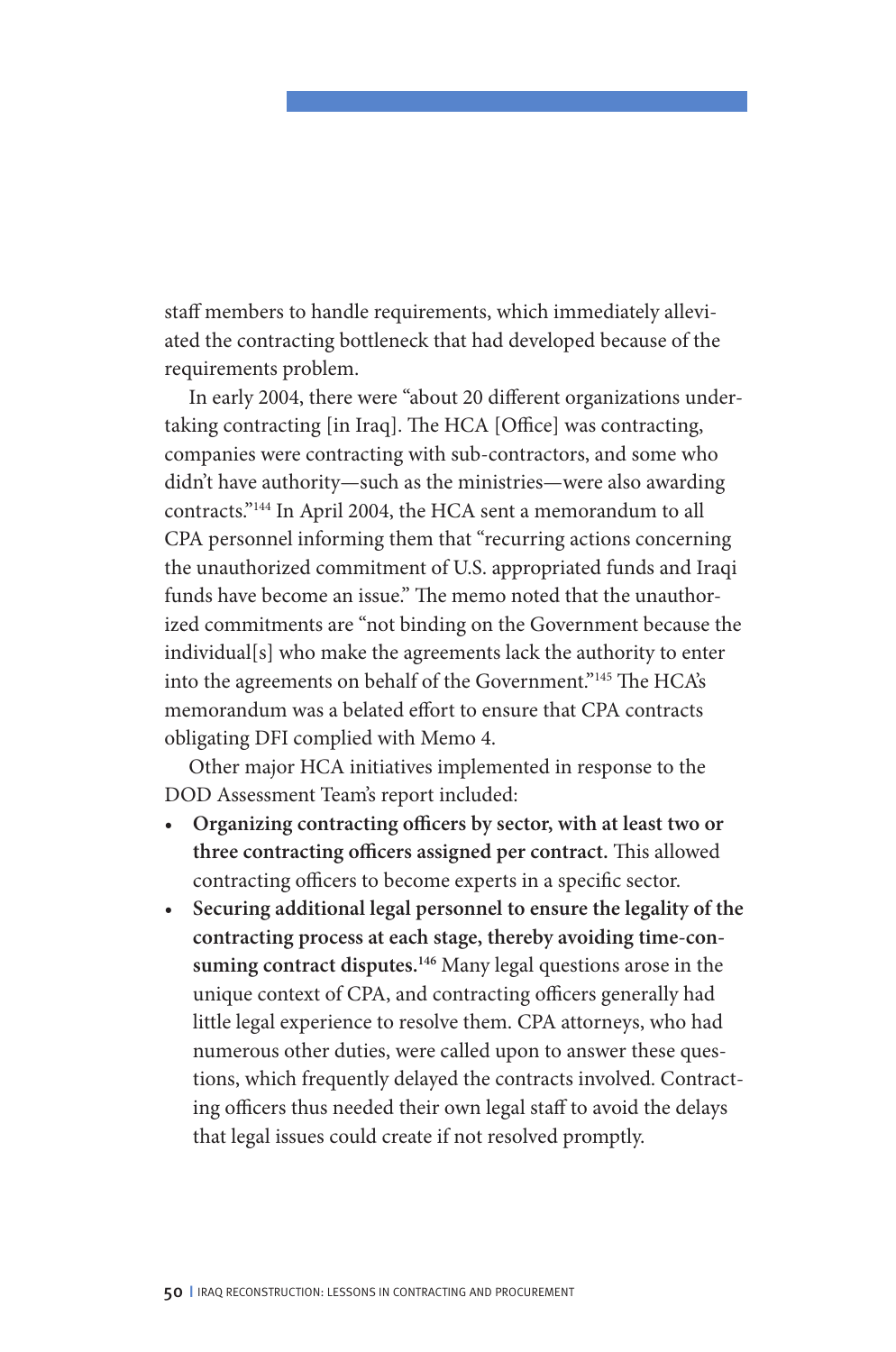staff members to handle requirements, which immediately alleviated the contracting bottleneck that had developed because of the requirements problem.

In early 2004, there were "about 20 different organizations undertaking contracting [in Iraq]. The HCA [Office] was contracting, companies were contracting with sub-contractors, and some who didn't have authority—such as the ministries—were also awarding contracts."[144] In April 2004, the HCA sent a memorandum to all CPA personnel informing them that "recurring actions concerning the unauthorized commitment of U.S. appropriated funds and Iraqi funds have become an issue." The memo noted that the unauthorized commitments are "not binding on the Government because the individual[s] who make the agreements lack the authority to enter into the agreements on behalf of the Government."[145] The HCA's memorandum was a belated effort to ensure that CPA contracts obligating DFI complied with Memo 4.

Other major HCA initiatives implemented in response to the DOD Assessment Team's report included:

- **Organizing contracting officers by sector, with at least two or three contracting officers assigned per contract.** This allowed contracting officers to become experts in a specific sector.
- **Securing additional legal personnel to ensure the legality of the contracting process at each stage, thereby avoiding time-consuming contract disputes.**[146] Many legal questions arose in the unique context of CPA, and contracting officers generally had little legal experience to resolve them. CPA attorneys, who had numerous other duties, were called upon to answer these questions, which frequently delayed the contracts involved. Contracting officers thus needed their own legal staff to avoid the delays that legal issues could create if not resolved promptly.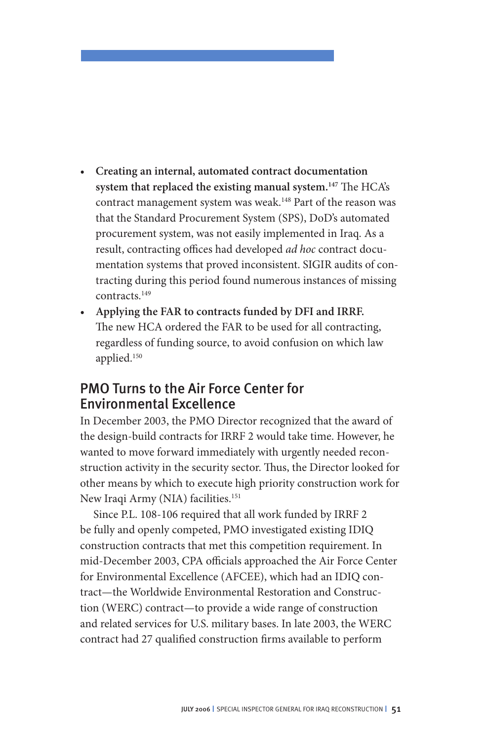- **Creating an internal, automated contract documentation system that replaced the existing manual system.**[147] The HCA's contract management system was weak.[148] Part of the reason was that the Standard Procurement System (SPS), DoD's automated procurement system, was not easily implemented in Iraq. As a result, contracting offices had developed *ad hoc* contract documentation systems that proved inconsistent. SIGIR audits of contracting during this period found numerous instances of missing contracts.[149]
- **Applying the FAR to contracts funded by DFI and IRRF.** The new HCA ordered the FAR to be used for all contracting, regardless of funding source, to avoid confusion on which law applied.[150]

## PMO Turns to the Air Force Center for Environmental Excellence

In December 2003, the PMO Director recognized that the award of the design-build contracts for IRRF 2 would take time. However, he wanted to move forward immediately with urgently needed reconstruction activity in the security sector. Thus, the Director looked for other means by which to execute high priority construction work for New Iraqi Army (NIA) facilities.[151]

Since P.L. 108-106 required that all work funded by IRRF 2 be fully and openly competed, PMO investigated existing IDIQ construction contracts that met this competition requirement. In mid-December 2003, CPA officials approached the Air Force Center for Environmental Excellence (AFCEE), which had an IDIQ contract—the Worldwide Environmental Restoration and Construction (WERC) contract—to provide a wide range of construction and related services for U.S. military bases. In late 2003, the WERC contract had 27 qualified construction firms available to perform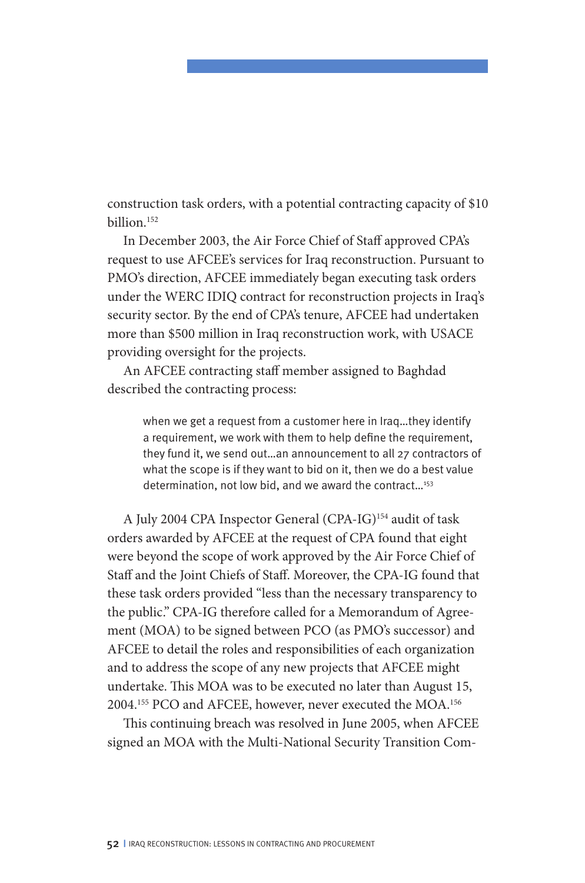construction task orders, with a potential contracting capacity of $10 billion.[152]

In December 2003, the Air Force Chief of Staff approved CPA's request to use AFCEE's services for Iraq reconstruction. Pursuant to PMO's direction, AFCEE immediately began executing task orders under the WERC IDIQ contract for reconstruction projects in Iraq's security sector. By the end of CPA's tenure, AFCEE had undertaken more than $500 million in Iraq reconstruction work, with USACE providing oversight for the projects.

An AFCEE contracting staff member assigned to Baghdad described the contracting process:

> when we get a request from a customer here in Iraq...they identify a requirement, we work with them to help define the requirement, they fund it, we send out...an announcement to all 27 contractors of what the scope is if they want to bid on it, then we do a best value determination, not low bid, and we award the contract...[153]

A July 2004 CPA Inspector General (CPA-IG)[154] audit of task orders awarded by AFCEE at the request of CPA found that eight were beyond the scope of work approved by the Air Force Chief of Staff and the Joint Chiefs of Staff. Moreover, the CPA-IG found that these task orders provided "less than the necessary transparency to the public." CPA-IG therefore called for a Memorandum of Agreement (MOA) to be signed between PCO (as PMO's successor) and AFCEE to detail the roles and responsibilities of each organization and to address the scope of any new projects that AFCEE might undertake. This MOA was to be executed no later than August 15, 2004.[155] PCO and AFCEE, however, never executed the MOA.[156]

This continuing breach was resolved in June 2005, when AFCEE signed an MOA with the Multi-National Security Transition Com-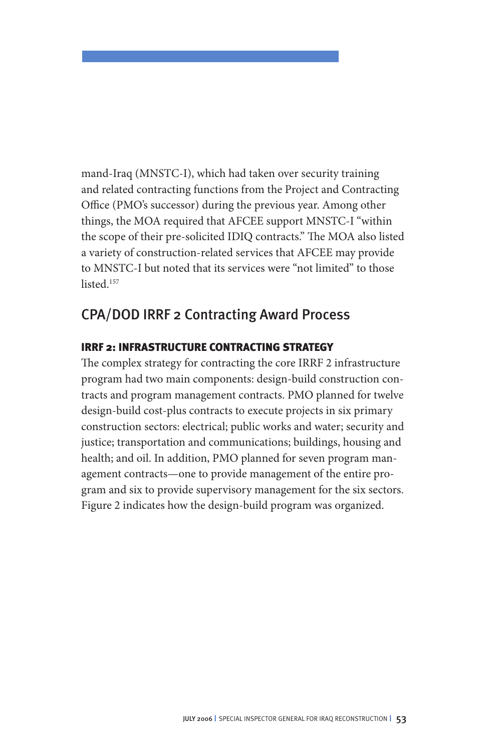mand-Iraq (MNSTC-I), which had taken over security training and related contracting functions from the Project and Contracting Office (PMO's successor) during the previous year. Among other things, the MOA required that AFCEE support MNSTC-I "within the scope of their pre-solicited IDIQ contracts." The MOA also listed a variety of construction-related services that AFCEE may provide to MNSTC-I but noted that its services were "not limited" to those listed.[157]

## CPA/DOD IRRF 2 Contracting Award Process

### IRRF 2: INFRASTRUCTURE CONTRACTING STRATEGY

The complex strategy for contracting the core IRRF 2 infrastructure program had two main components: design-build construction contracts and program management contracts. PMO planned for twelve design-build cost-plus contracts to execute projects in six primary construction sectors: electrical; public works and water; security and justice; transportation and communications; buildings, housing and health; and oil. In addition, PMO planned for seven program management contracts—one to provide management of the entire program and six to provide supervisory management for the six sectors. Figure 2 indicates how the design-build program was organized.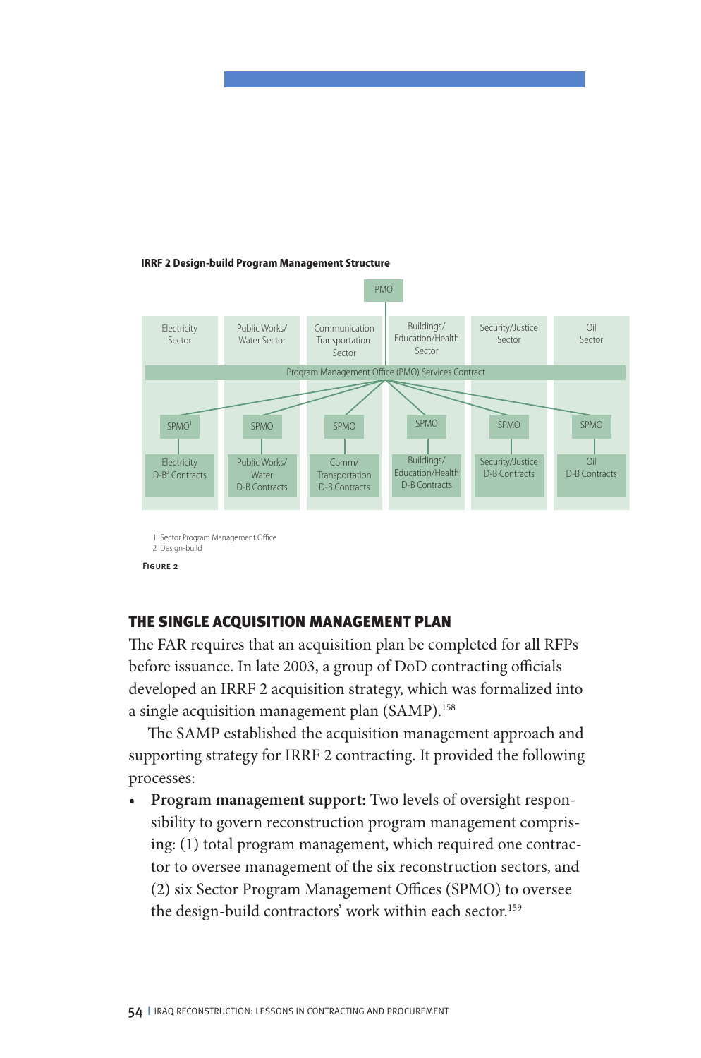**IRRF 2 Design-build Program Management Structure**

PMO

| Electricity Sector | Public Works/ Water Sector | Communication Transportation Sector | Buildings/ Education/Health Sector | Security/Justice Sector | Oil Sector |
|---|---|---|---|---|---|
| Program Management Office (PMO) Services Contract | | | | | |
| SPMO[1] | SPMO | SPMO | SPMO | SPMO | SPMO |
| Electricity D-B[2] Contracts | Public Works/ Water D-B Contracts | Comm/ Transportation D-B Contracts | Buildings/ Education/Health D-B Contracts | Security/Justice D-B Contracts | Oil D-B Contracts |

1 Sector Program Management Office
2 Design-build

Figure 2

## THE SINGLE ACQUISITION MANAGEMENT PLAN

The FAR requires that an acquisition plan be completed for all RFPs before issuance. In late 2003, a group of DoD contracting officials developed an IRRF 2 acquisition strategy, which was formalized into a single acquisition management plan (SAMP).[158]

The SAMP established the acquisition management approach and supporting strategy for IRRF 2 contracting. It provided the following processes:

- **Program management support:** Two levels of oversight responsibility to govern reconstruction program management comprising: (1) total program management, which required one contractor to oversee management of the six reconstruction sectors, and (2) six Sector Program Management Offices (SPMO) to oversee the design-build contractors' work within each sector.[159]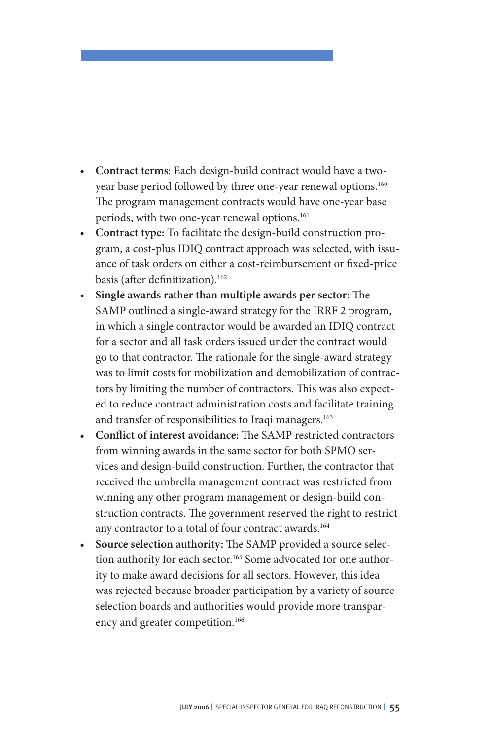- **Contract terms**: Each design-build contract would have a two-year base period followed by three one-year renewal options.[160] The program management contracts would have one-year base periods, with two one-year renewal options.[161]
- **Contract type:** To facilitate the design-build construction program, a cost-plus IDIQ contract approach was selected, with issuance of task orders on either a cost-reimbursement or fixed-price basis (after definitization).[162]
- **Single awards rather than multiple awards per sector:** The SAMP outlined a single-award strategy for the IRRF 2 program, in which a single contractor would be awarded an IDIQ contract for a sector and all task orders issued under the contract would go to that contractor. The rationale for the single-award strategy was to limit costs for mobilization and demobilization of contractors by limiting the number of contractors. This was also expected to reduce contract administration costs and facilitate training and transfer of responsibilities to Iraqi managers.[163]
- **Conflict of interest avoidance:** The SAMP restricted contractors from winning awards in the same sector for both SPMO services and design-build construction. Further, the contractor that received the umbrella management contract was restricted from winning any other program management or design-build construction contracts. The government reserved the right to restrict any contractor to a total of four contract awards.[164]
- **Source selection authority:** The SAMP provided a source selection authority for each sector.[165] Some advocated for one authority to make award decisions for all sectors. However, this idea was rejected because broader participation by a variety of source selection boards and authorities would provide more transparency and greater competition.[166]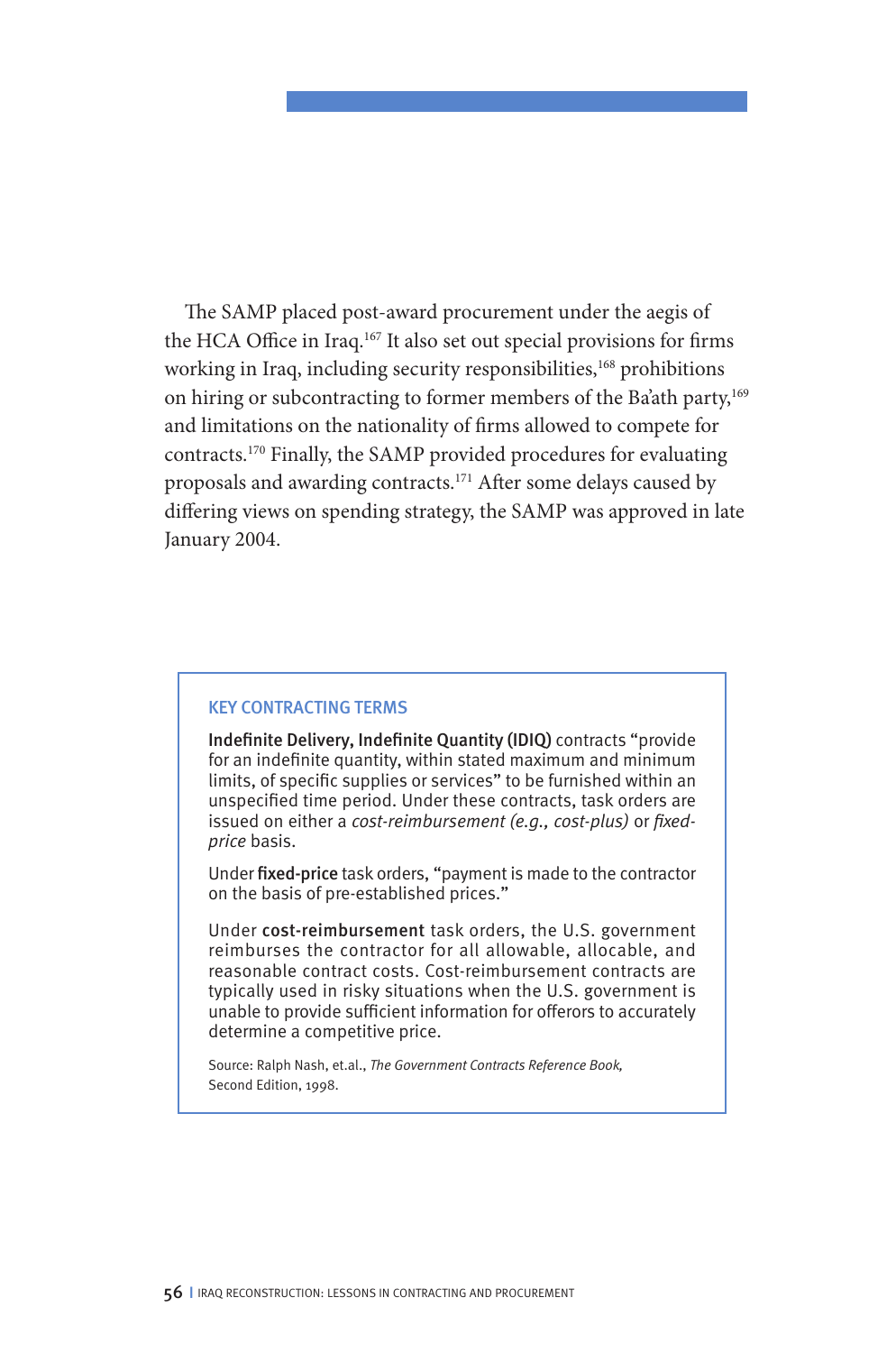The SAMP placed post-award procurement under the aegis of the HCA Office in Iraq.[167] It also set out special provisions for firms working in Iraq, including security responsibilities,[168] prohibitions on hiring or subcontracting to former members of the Ba'ath party,[169] and limitations on the nationality of firms allowed to compete for contracts.[170] Finally, the SAMP provided procedures for evaluating proposals and awarding contracts.[171] After some delays caused by differing views on spending strategy, the SAMP was approved in late January 2004.

### KEY CONTRACTING TERMS

**Indefinite Delivery, Indefinite Quantity (IDIQ)** contracts "provide for an indefinite quantity, within stated maximum and minimum limits, of specific supplies or services" to be furnished within an unspecified time period. Under these contracts, task orders are issued on either a *cost-reimbursement (e.g., cost-plus)* or *fixed-price* basis.

Under **fixed-price** task orders, "payment is made to the contractor on the basis of pre-established prices."

Under **cost-reimbursement** task orders, the U.S. government reimburses the contractor for all allowable, allocable, and reasonable contract costs. Cost-reimbursement contracts are typically used in risky situations when the U.S. government is unable to provide sufficient information for offerors to accurately determine a competitive price.

Source: Ralph Nash, et.al., *The Government Contracts Reference Book,* Second Edition, 1998.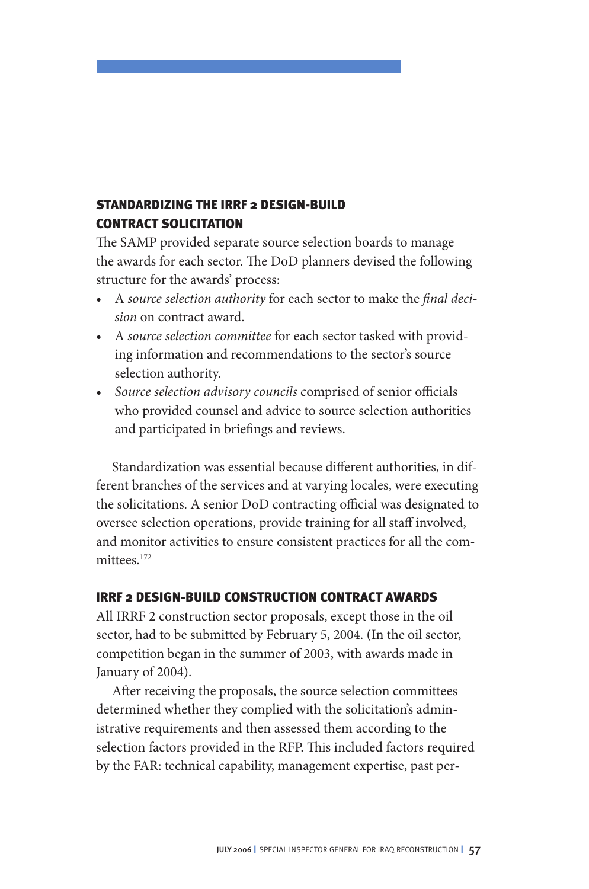## STANDARDIZING THE IRRF 2 DESIGN-BUILD CONTRACT SOLICITATION

The SAMP provided separate source selection boards to manage the awards for each sector. The DoD planners devised the following structure for the awards' process:

- A *source selection authority* for each sector to make the *final decision* on contract award.
- A *source selection committee* for each sector tasked with providing information and recommendations to the sector's source selection authority.
- *Source selection advisory councils* comprised of senior officials who provided counsel and advice to source selection authorities and participated in briefings and reviews.

Standardization was essential because different authorities, in different branches of the services and at varying locales, were executing the solicitations. A senior DoD contracting official was designated to oversee selection operations, provide training for all staff involved, and monitor activities to ensure consistent practices for all the committees.[172]

## IRRF 2 DESIGN-BUILD CONSTRUCTION CONTRACT AWARDS

All IRRF 2 construction sector proposals, except those in the oil sector, had to be submitted by February 5, 2004. (In the oil sector, competition began in the summer of 2003, with awards made in January of 2004).

After receiving the proposals, the source selection committees determined whether they complied with the solicitation's administrative requirements and then assessed them according to the selection factors provided in the RFP. This included factors required by the FAR: technical capability, management expertise, past per-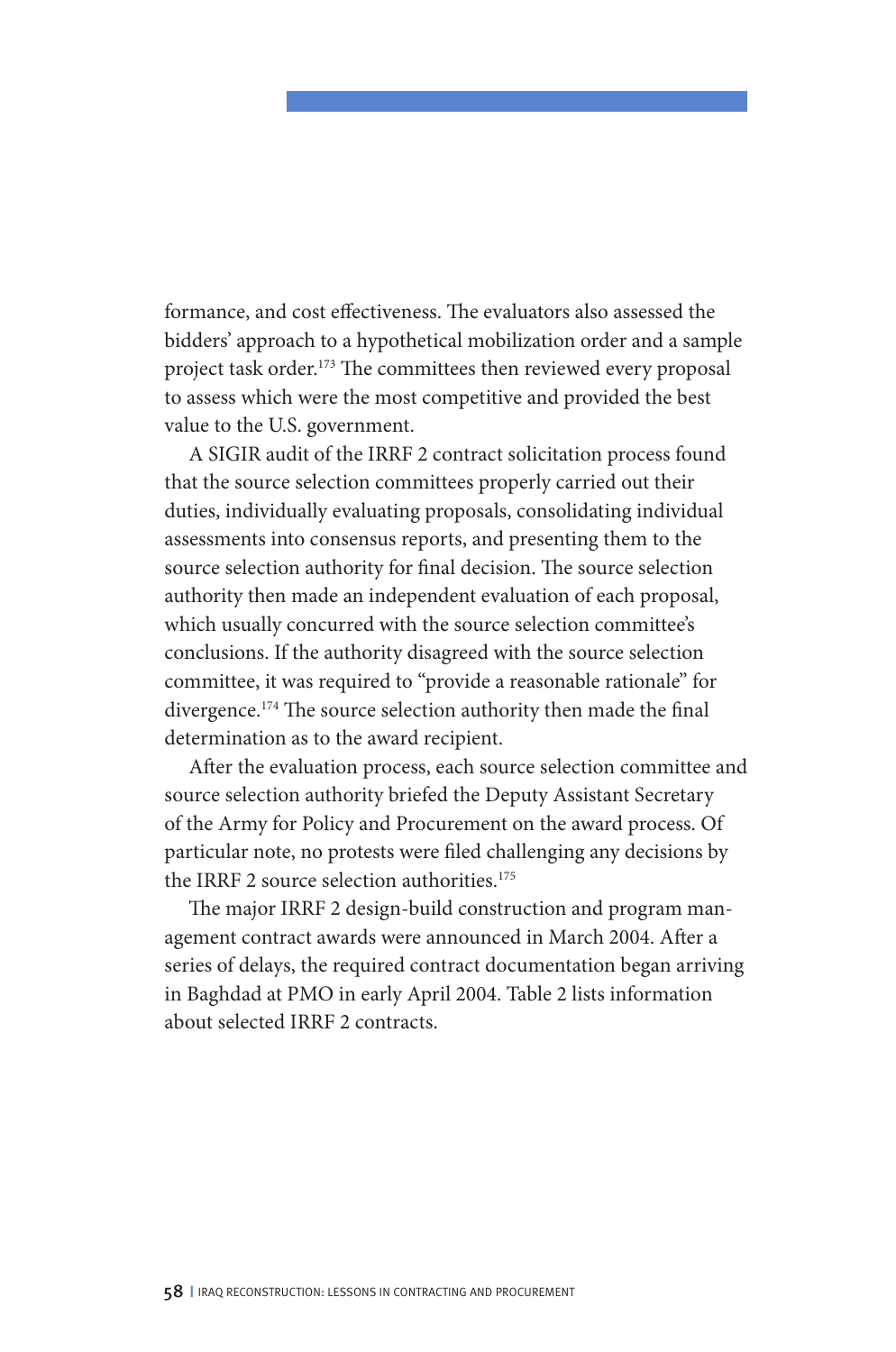formance, and cost effectiveness. The evaluators also assessed the bidders' approach to a hypothetical mobilization order and a sample project task order.[173] The committees then reviewed every proposal to assess which were the most competitive and provided the best value to the U.S. government.

A SIGIR audit of the IRRF 2 contract solicitation process found that the source selection committees properly carried out their duties, individually evaluating proposals, consolidating individual assessments into consensus reports, and presenting them to the source selection authority for final decision. The source selection authority then made an independent evaluation of each proposal, which usually concurred with the source selection committee's conclusions. If the authority disagreed with the source selection committee, it was required to "provide a reasonable rationale" for divergence.[174] The source selection authority then made the final determination as to the award recipient.

After the evaluation process, each source selection committee and source selection authority briefed the Deputy Assistant Secretary of the Army for Policy and Procurement on the award process. Of particular note, no protests were filed challenging any decisions by the IRRF 2 source selection authorities.[175]

The major IRRF 2 design-build construction and program management contract awards were announced in March 2004. After a series of delays, the required contract documentation began arriving in Baghdad at PMO in early April 2004. Table 2 lists information about selected IRRF 2 contracts.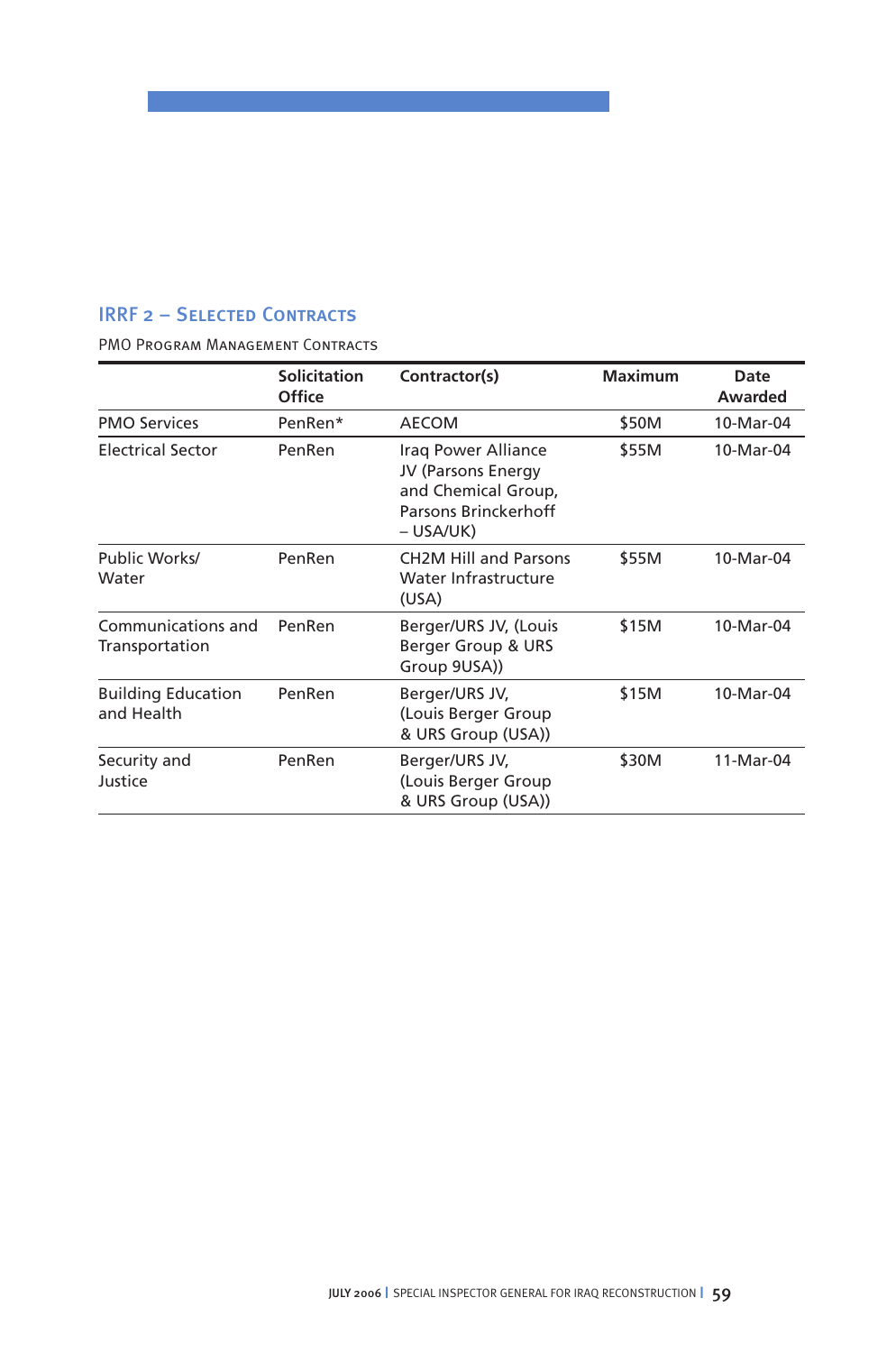## IRRF 2 – Selected Contracts

PMO Program Management Contracts

| | Solicitation Office | Contractor(s) | Maximum | Date Awarded |
|---|---|---|---|---|
| PMO Services | PenRen* | AECOM | $50M | 10-Mar-04 |
| Electrical Sector | PenRen | Iraq Power Alliance JV (Parsons Energy and Chemical Group, Parsons Brinckerhoff – USA/UK) | $55M | 10-Mar-04 |
| Public Works/ Water | PenRen | CH2M Hill and Parsons Water Infrastructure (USA) | $55M | 10-Mar-04 |
| Communications and Transportation | PenRen | Berger/URS JV, (Louis Berger Group & URS Group 9USA)) | $15M | 10-Mar-04 |
| Building Education and Health | PenRen | Berger/URS JV, (Louis Berger Group & URS Group (USA)) | $15M | 10-Mar-04 |
| Security and Justice | PenRen | Berger/URS JV, (Louis Berger Group & URS Group (USA)) | $30M | 11-Mar-04 |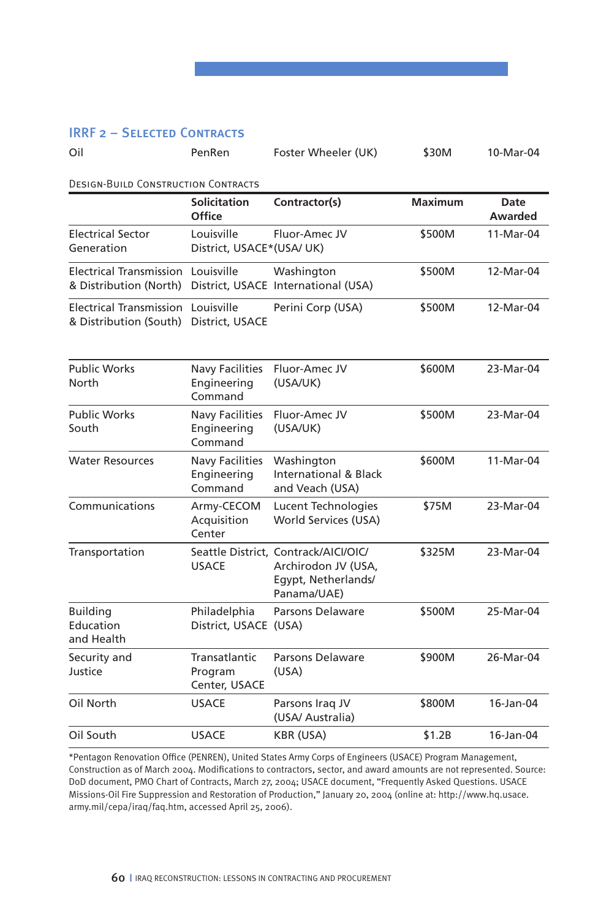## IRRF 2 – Selected Contracts

| Oil | PenRen | Foster Wheeler (UK) | $30M | 10-Mar-04 |
|---|---|---|---|---|

Design-Build Construction Contracts

| | Solicitation Office | Contractor(s) | Maximum | Date Awarded |
|---|---|---|---|---|
| Electrical Sector Generation | Louisville District, USACE* | Fluor-Amec JV (USA/ UK) | $500M | 11-Mar-04 |
| Electrical Transmission & Distribution (North) | Louisville District, USACE | Washington International (USA) | $500M | 12-Mar-04 |
| Electrical Transmission & Distribution (South) | Louisville District, USACE | Perini Corp (USA) | $500M | 12-Mar-04 |
| Public Works North | Navy Facilities Engineering Command | Fluor-Amec JV (USA/UK) | $600M | 23-Mar-04 |
| Public Works South | Navy Facilities Engineering Command | Fluor-Amec JV (USA/UK) | $500M | 23-Mar-04 |
| Water Resources | Navy Facilities Engineering Command | Washington International & Black and Veach (USA) | $600M | 11-Mar-04 |
| Communications | Army-CECOM Acquisition Center | Lucent Technologies World Services (USA) | $75M | 23-Mar-04 |
| Transportation | Seattle District, USACE | Contrack/AICI/OIC/ Archirodon JV (USA, Egypt, Netherlands/ Panama/UAE) | $325M | 23-Mar-04 |
| Building Education and Health | Philadelphia District, USACE | Parsons Delaware (USA) | $500M | 25-Mar-04 |
| Security and Justice | Transatlantic Program Center, USACE | Parsons Delaware (USA) | $900M | 26-Mar-04 |
| Oil North | USACE | Parsons Iraq JV (USA/ Australia) | $800M | 16-Jan-04 |
| Oil South | USACE | KBR (USA) | $1.2B | 16-Jan-04 |

*Pentagon Renovation Office (PENREN), United States Army Corps of Engineers (USACE) Program Management, Construction as of March 2004. Modifications to contractors, sector, and award amounts are not represented. Source: DoD document, PMO Chart of Contracts, March 27, 2004; USACE document, "Frequently Asked Questions. USACE Missions-Oil Fire Suppression and Restoration of Production," January 20, 2004 (online at: http://www.hq.usace.army.mil/cepa/iraq/faq.htm, accessed April 25, 2006).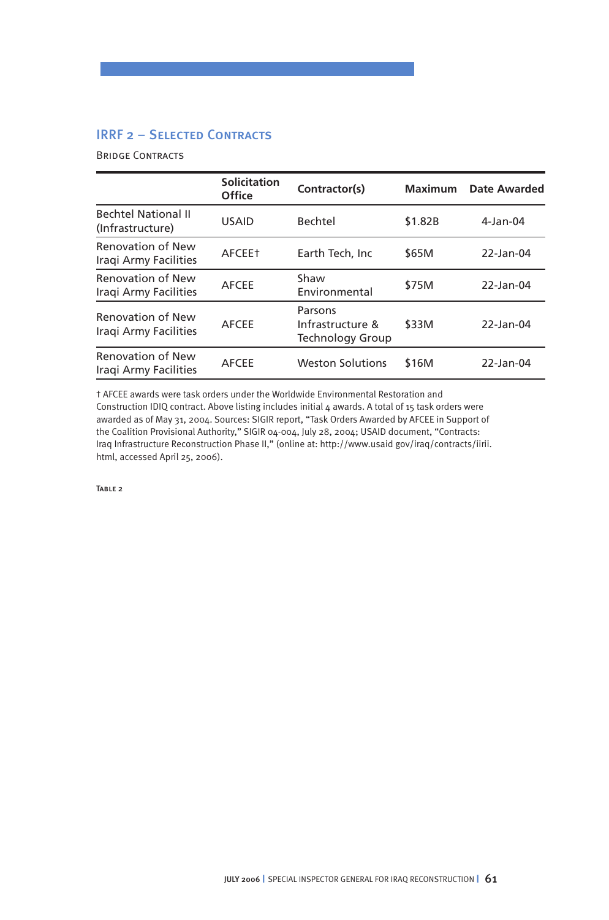## IRRF 2 – Selected Contracts

Bridge Contracts

| | Solicitation Office | Contractor(s) | Maximum | Date Awarded |
|---|---|---|---|---|
| Bechtel National II (Infrastructure) | USAID | Bechtel | $1.82B | 4-Jan-04 |
| Renovation of New Iraqi Army Facilities | AFCEE† | Earth Tech, Inc | $65M | 22-Jan-04 |
| Renovation of New Iraqi Army Facilities | AFCEE | Shaw Environmental | $75M | 22-Jan-04 |
| Renovation of New Iraqi Army Facilities | AFCEE | Parsons Infrastructure & Technology Group | $33M | 22-Jan-04 |
| Renovation of New Iraqi Army Facilities | AFCEE | Weston Solutions | $16M | 22-Jan-04 |

† AFCEE awards were task orders under the Worldwide Environmental Restoration and Construction IDIQ contract. Above listing includes initial 4 awards. A total of 15 task orders were awarded as of May 31, 2004. Sources: SIGIR report, "Task Orders Awarded by AFCEE in Support of the Coalition Provisional Authority," SIGIR 04-004, July 28, 2004; USAID document, "Contracts: Iraq Infrastructure Reconstruction Phase II," (online at: http://www.usaid gov/iraq/contracts/iirii.html, accessed April 25, 2006).

Table 2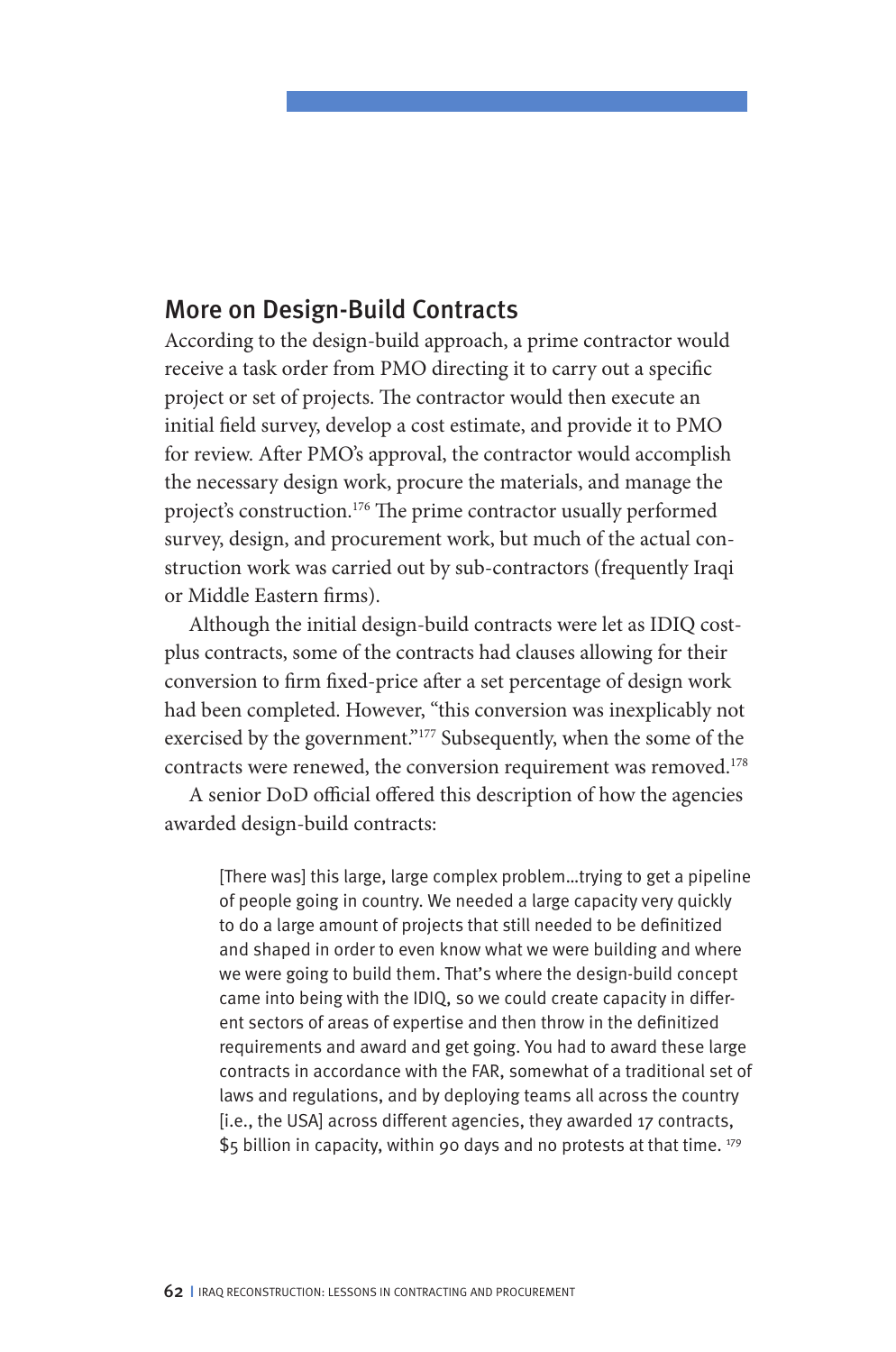## More on Design-Build Contracts

According to the design-build approach, a prime contractor would receive a task order from PMO directing it to carry out a specific project or set of projects. The contractor would then execute an initial field survey, develop a cost estimate, and provide it to PMO for review. After PMO's approval, the contractor would accomplish the necessary design work, procure the materials, and manage the project's construction.[176] The prime contractor usually performed survey, design, and procurement work, but much of the actual construction work was carried out by sub-contractors (frequently Iraqi or Middle Eastern firms).

Although the initial design-build contracts were let as IDIQ cost-plus contracts, some of the contracts had clauses allowing for their conversion to firm fixed-price after a set percentage of design work had been completed. However, "this conversion was inexplicably not exercised by the government."[177] Subsequently, when the some of the contracts were renewed, the conversion requirement was removed.[178]

A senior DoD official offered this description of how the agencies awarded design-build contracts:

> [There was] this large, large complex problem…trying to get a pipeline of people going in country. We needed a large capacity very quickly to do a large amount of projects that still needed to be definitized and shaped in order to even know what we were building and where we were going to build them. That's where the design-build concept came into being with the IDIQ, so we could create capacity in different sectors of areas of expertise and then throw in the definitized requirements and award and get going. You had to award these large contracts in accordance with the FAR, somewhat of a traditional set of laws and regulations, and by deploying teams all across the country [i.e., the USA] across different agencies, they awarded 17 contracts, $5 billion in capacity, within 90 days and no protests at that time.[179]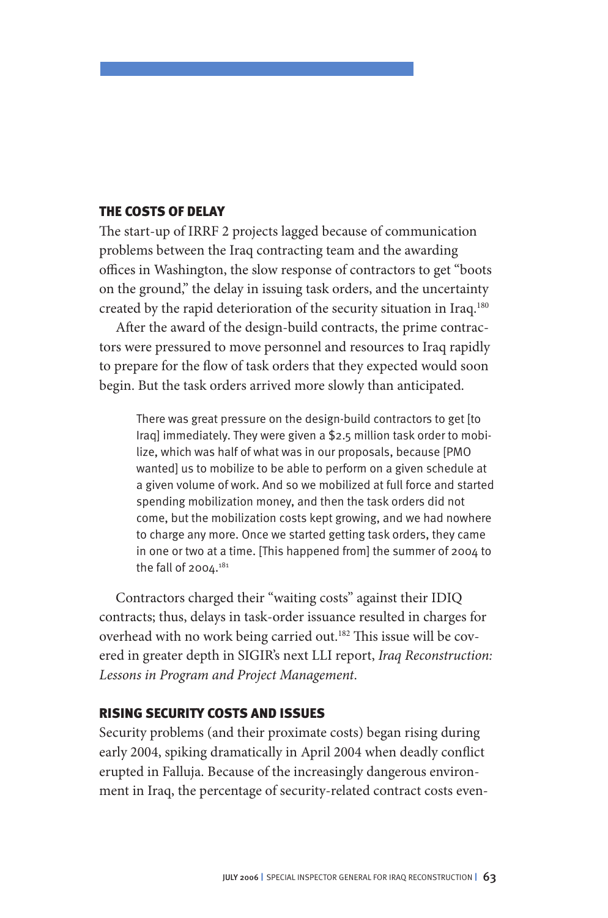## THE COSTS OF DELAY

The start-up of IRRF 2 projects lagged because of communication problems between the Iraq contracting team and the awarding offices in Washington, the slow response of contractors to get "boots on the ground," the delay in issuing task orders, and the uncertainty created by the rapid deterioration of the security situation in Iraq.[180]

After the award of the design-build contracts, the prime contractors were pressured to move personnel and resources to Iraq rapidly to prepare for the flow of task orders that they expected would soon begin. But the task orders arrived more slowly than anticipated.

> There was great pressure on the design-build contractors to get [to Iraq] immediately. They were given a $2.5 million task order to mobilize, which was half of what was in our proposals, because [PMO wanted] us to mobilize to be able to perform on a given schedule at a given volume of work. And so we mobilized at full force and started spending mobilization money, and then the task orders did not come, but the mobilization costs kept growing, and we had nowhere to charge any more. Once we started getting task orders, they came in one or two at a time. [This happened from] the summer of 2004 to the fall of 2004.[181]

Contractors charged their "waiting costs" against their IDIQ contracts; thus, delays in task-order issuance resulted in charges for overhead with no work being carried out.[182] This issue will be covered in greater depth in SIGIR's next LLI report, *Iraq Reconstruction: Lessons in Program and Project Management*.

## RISING SECURITY COSTS AND ISSUES

Security problems (and their proximate costs) began rising during early 2004, spiking dramatically in April 2004 when deadly conflict erupted in Falluja. Because of the increasingly dangerous environment in Iraq, the percentage of security-related contract costs even-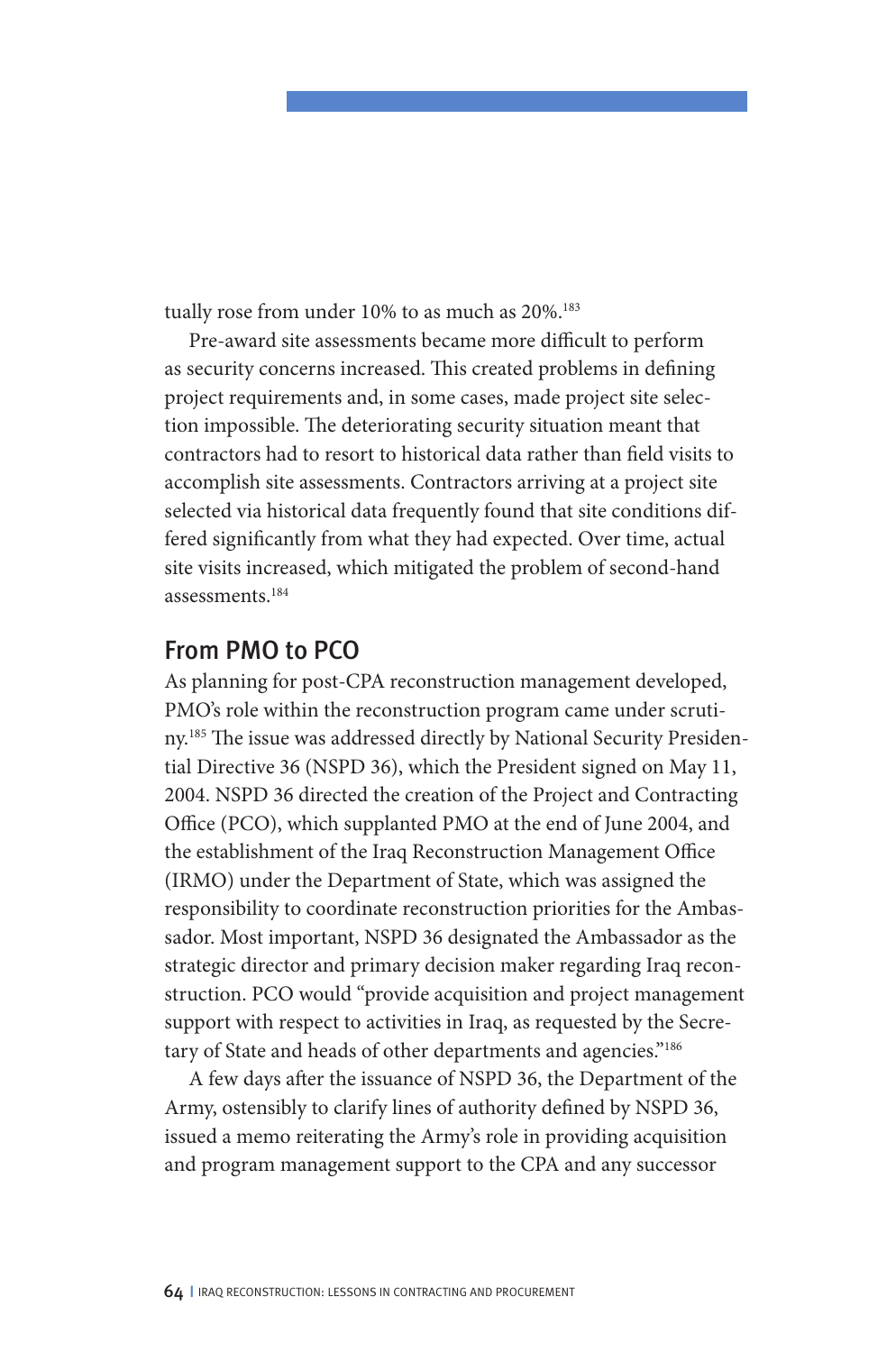tually rose from under 10% to as much as 20%.[183]

Pre-award site assessments became more difficult to perform as security concerns increased. This created problems in defining project requirements and, in some cases, made project site selection impossible. The deteriorating security situation meant that contractors had to resort to historical data rather than field visits to accomplish site assessments. Contractors arriving at a project site selected via historical data frequently found that site conditions differed significantly from what they had expected. Over time, actual site visits increased, which mitigated the problem of second-hand assessments.[184]

## From PMO to PCO

As planning for post-CPA reconstruction management developed, PMO's role within the reconstruction program came under scrutiny.[185] The issue was addressed directly by National Security Presidential Directive 36 (NSPD 36), which the President signed on May 11, 2004. NSPD 36 directed the creation of the Project and Contracting Office (PCO), which supplanted PMO at the end of June 2004, and the establishment of the Iraq Reconstruction Management Office (IRMO) under the Department of State, which was assigned the responsibility to coordinate reconstruction priorities for the Ambassador. Most important, NSPD 36 designated the Ambassador as the strategic director and primary decision maker regarding Iraq reconstruction. PCO would "provide acquisition and project management support with respect to activities in Iraq, as requested by the Secretary of State and heads of other departments and agencies."[186]

A few days after the issuance of NSPD 36, the Department of the Army, ostensibly to clarify lines of authority defined by NSPD 36, issued a memo reiterating the Army's role in providing acquisition and program management support to the CPA and any successor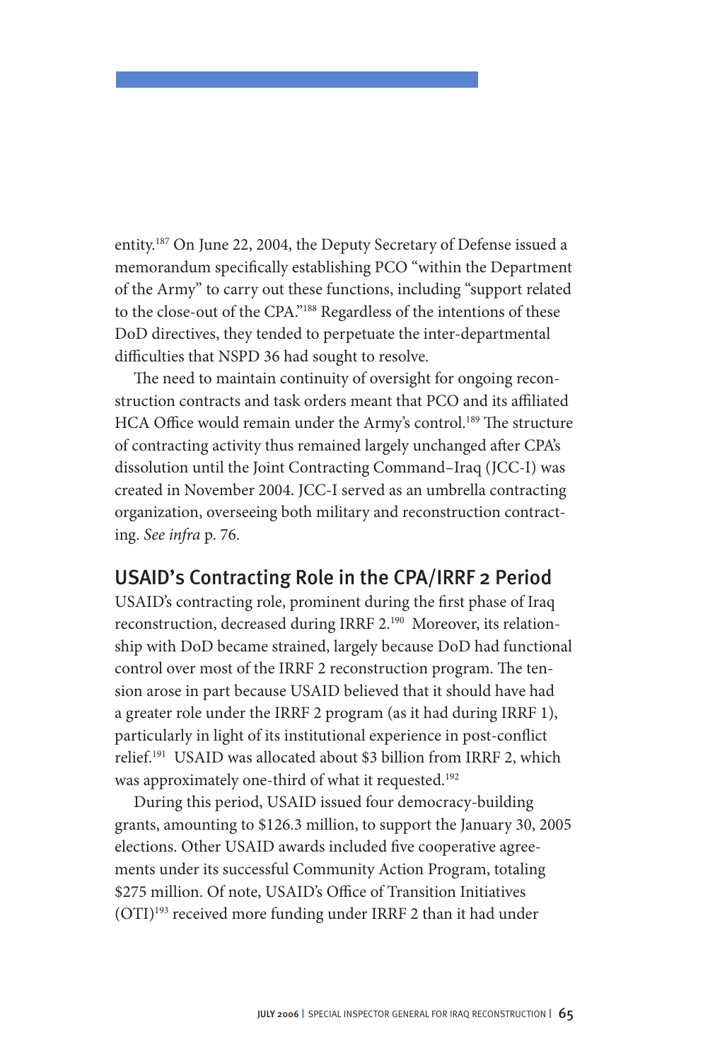entity.[187] On June 22, 2004, the Deputy Secretary of Defense issued a memorandum specifically establishing PCO "within the Department of the Army" to carry out these functions, including "support related to the close-out of the CPA."[188] Regardless of the intentions of these DoD directives, they tended to perpetuate the inter-departmental difficulties that NSPD 36 had sought to resolve.

The need to maintain continuity of oversight for ongoing reconstruction contracts and task orders meant that PCO and its affiliated HCA Office would remain under the Army's control.[189] The structure of contracting activity thus remained largely unchanged after CPA's dissolution until the Joint Contracting Command–Iraq (JCC-I) was created in November 2004. JCC-I served as an umbrella contracting organization, overseeing both military and reconstruction contracting. *See infra* p. 76.

## USAID's Contracting Role in the CPA/IRRF 2 Period

USAID's contracting role, prominent during the first phase of Iraq reconstruction, decreased during IRRF 2.[190] Moreover, its relationship with DoD became strained, largely because DoD had functional control over most of the IRRF 2 reconstruction program. The tension arose in part because USAID believed that it should have had a greater role under the IRRF 2 program (as it had during IRRF 1), particularly in light of its institutional experience in post-conflict relief.[191] USAID was allocated about $3 billion from IRRF 2, which was approximately one-third of what it requested.[192]

During this period, USAID issued four democracy-building grants, amounting to $126.3 million, to support the January 30, 2005 elections. Other USAID awards included five cooperative agreements under its successful Community Action Program, totaling $275 million. Of note, USAID's Office of Transition Initiatives (OTI)[193] received more funding under IRRF 2 than it had under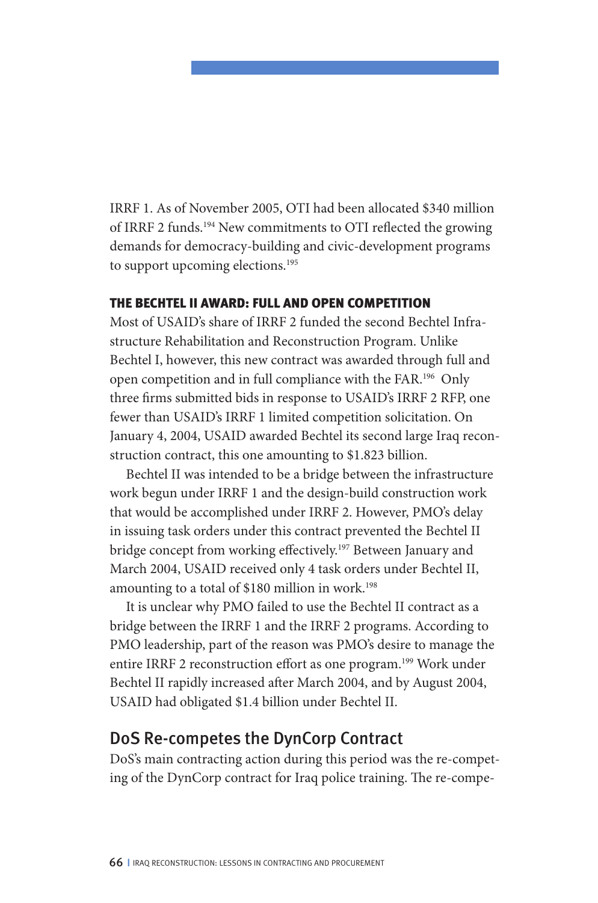IRRF 1. As of November 2005, OTI had been allocated $340 million of IRRF 2 funds.[194] New commitments to OTI reflected the growing demands for democracy-building and civic-development programs to support upcoming elections.[195]

### THE BECHTEL II AWARD: FULL AND OPEN COMPETITION

Most of USAID's share of IRRF 2 funded the second Bechtel Infrastructure Rehabilitation and Reconstruction Program. Unlike Bechtel I, however, this new contract was awarded through full and open competition and in full compliance with the FAR.[196] Only three firms submitted bids in response to USAID's IRRF 2 RFP, one fewer than USAID's IRRF 1 limited competition solicitation. On January 4, 2004, USAID awarded Bechtel its second large Iraq reconstruction contract, this one amounting to $1.823 billion.

Bechtel II was intended to be a bridge between the infrastructure work begun under IRRF 1 and the design-build construction work that would be accomplished under IRRF 2. However, PMO's delay in issuing task orders under this contract prevented the Bechtel II bridge concept from working effectively.[197] Between January and March 2004, USAID received only 4 task orders under Bechtel II, amounting to a total of $180 million in work.[198]

It is unclear why PMO failed to use the Bechtel II contract as a bridge between the IRRF 1 and the IRRF 2 programs. According to PMO leadership, part of the reason was PMO's desire to manage the entire IRRF 2 reconstruction effort as one program.[199] Work under Bechtel II rapidly increased after March 2004, and by August 2004, USAID had obligated $1.4 billion under Bechtel II.

## DoS Re-competes the DynCorp Contract

DoS's main contracting action during this period was the re-competing of the DynCorp contract for Iraq police training. The re-compe-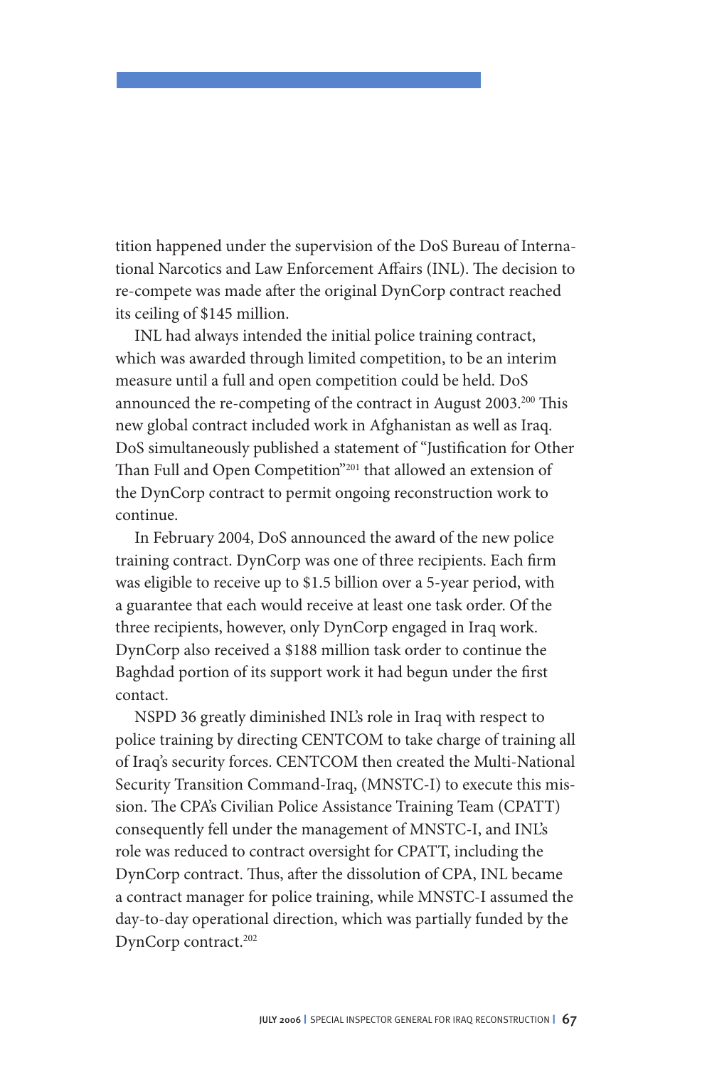tition happened under the supervision of the DoS Bureau of International Narcotics and Law Enforcement Affairs (INL). The decision to re-compete was made after the original DynCorp contract reached its ceiling of $145 million.

INL had always intended the initial police training contract, which was awarded through limited competition, to be an interim measure until a full and open competition could be held. DoS announced the re-competing of the contract in August 2003.[200] This new global contract included work in Afghanistan as well as Iraq. DoS simultaneously published a statement of "Justification for Other Than Full and Open Competition"[201] that allowed an extension of the DynCorp contract to permit ongoing reconstruction work to continue.

In February 2004, DoS announced the award of the new police training contract. DynCorp was one of three recipients. Each firm was eligible to receive up to $1.5 billion over a 5-year period, with a guarantee that each would receive at least one task order. Of the three recipients, however, only DynCorp engaged in Iraq work. DynCorp also received a $188 million task order to continue the Baghdad portion of its support work it had begun under the first contact.

NSPD 36 greatly diminished INL's role in Iraq with respect to police training by directing CENTCOM to take charge of training all of Iraq's security forces. CENTCOM then created the Multi-National Security Transition Command-Iraq, (MNSTC-I) to execute this mission. The CPA's Civilian Police Assistance Training Team (CPATT) consequently fell under the management of MNSTC-I, and INL's role was reduced to contract oversight for CPATT, including the DynCorp contract. Thus, after the dissolution of CPA, INL became a contract manager for police training, while MNSTC-I assumed the day-to-day operational direction, which was partially funded by the DynCorp contract.[202]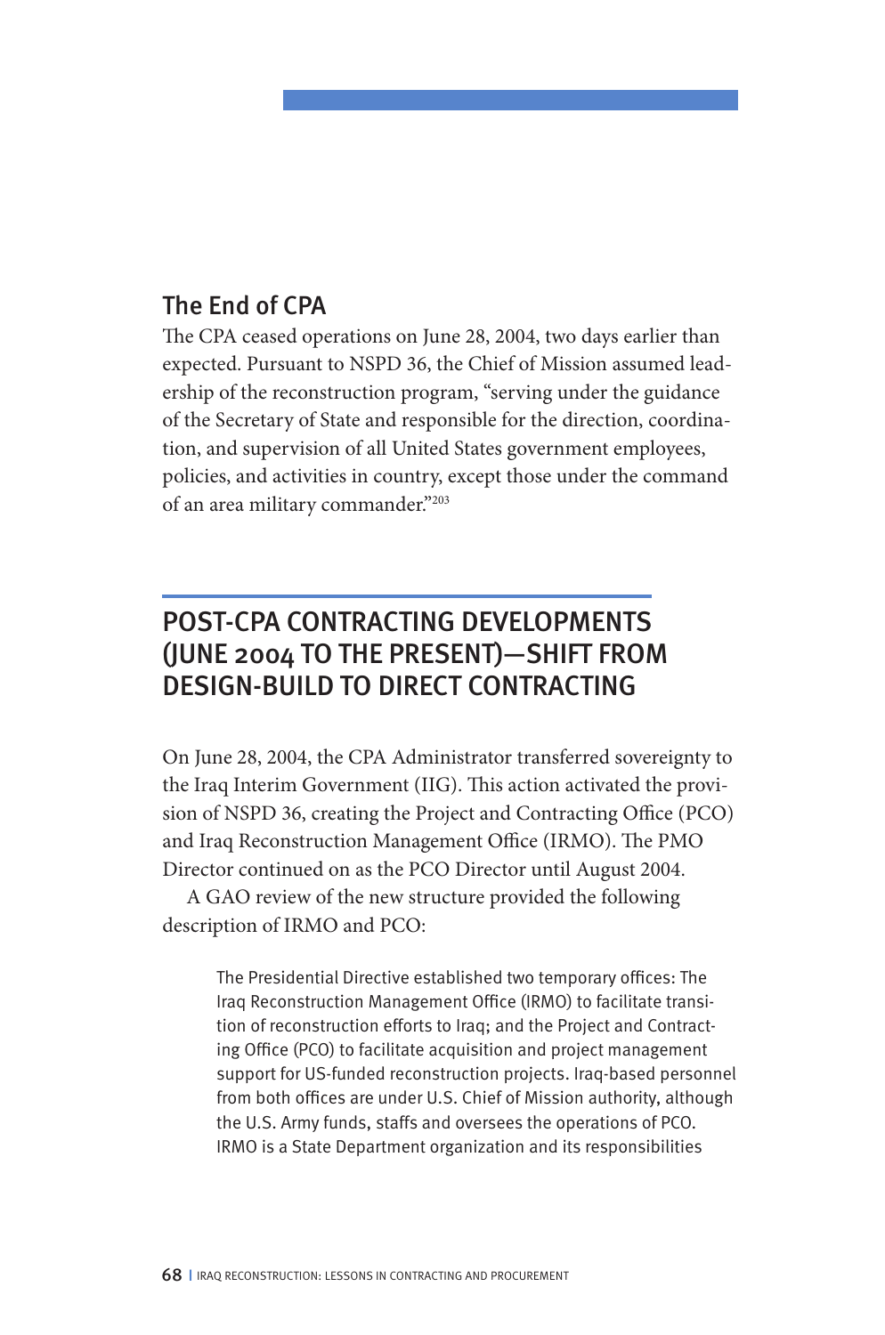## The End of CPA

The CPA ceased operations on June 28, 2004, two days earlier than expected. Pursuant to NSPD 36, the Chief of Mission assumed leadership of the reconstruction program, "serving under the guidance of the Secretary of State and responsible for the direction, coordination, and supervision of all United States government employees, policies, and activities in country, except those under the command of an area military commander."[203]

# POST-CPA CONTRACTING DEVELOPMENTS (JUNE 2004 TO THE PRESENT)—SHIFT FROM DESIGN-BUILD TO DIRECT CONTRACTING

On June 28, 2004, the CPA Administrator transferred sovereignty to the Iraq Interim Government (IIG). This action activated the provision of NSPD 36, creating the Project and Contracting Office (PCO) and Iraq Reconstruction Management Office (IRMO). The PMO Director continued on as the PCO Director until August 2004.

A GAO review of the new structure provided the following description of IRMO and PCO:

> The Presidential Directive established two temporary offices: The Iraq Reconstruction Management Office (IRMO) to facilitate transition of reconstruction efforts to Iraq; and the Project and Contracting Office (PCO) to facilitate acquisition and project management support for US-funded reconstruction projects. Iraq-based personnel from both offices are under U.S. Chief of Mission authority, although the U.S. Army funds, staffs and oversees the operations of PCO. IRMO is a State Department organization and its responsibilities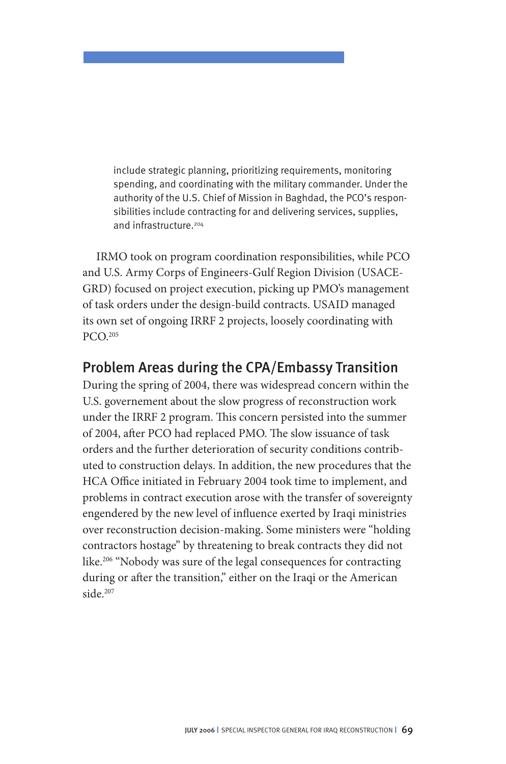> include strategic planning, prioritizing requirements, monitoring spending, and coordinating with the military commander. Under the authority of the U.S. Chief of Mission in Baghdad, the PCO's responsibilities include contracting for and delivering services, supplies, and infrastructure.[204]

IRMO took on program coordination responsibilities, while PCO and U.S. Army Corps of Engineers-Gulf Region Division (USACE-GRD) focused on project execution, picking up PMO's management of task orders under the design-build contracts. USAID managed its own set of ongoing IRRF 2 projects, loosely coordinating with PCO.[205]

## Problem Areas during the CPA/Embassy Transition

During the spring of 2004, there was widespread concern within the U.S. governement about the slow progress of reconstruction work under the IRRF 2 program. This concern persisted into the summer of 2004, after PCO had replaced PMO. The slow issuance of task orders and the further deterioration of security conditions contributed to construction delays. In addition, the new procedures that the HCA Office initiated in February 2004 took time to implement, and problems in contract execution arose with the transfer of sovereignty engendered by the new level of influence exerted by Iraqi ministries over reconstruction decision-making. Some ministers were "holding contractors hostage" by threatening to break contracts they did not like.[206] "Nobody was sure of the legal consequences for contracting during or after the transition," either on the Iraqi or the American side.[207]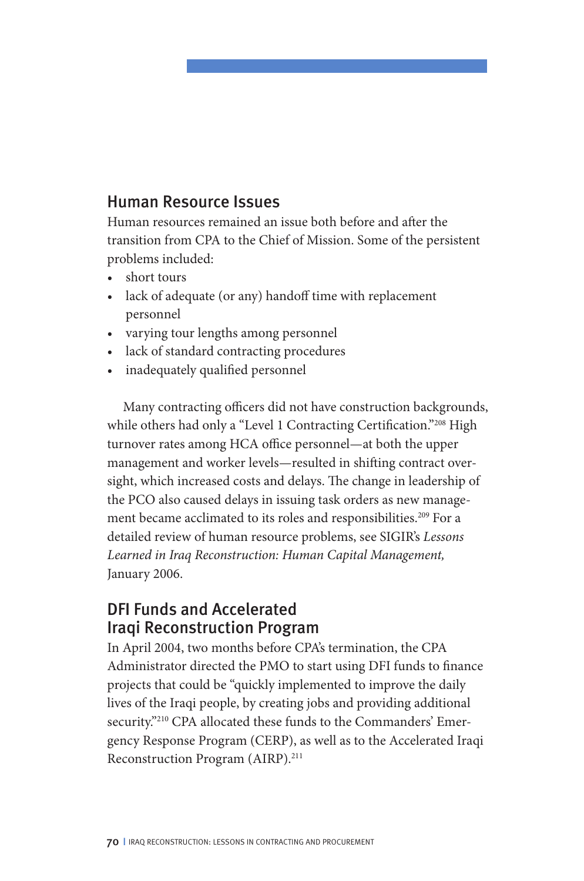## Human Resource Issues

Human resources remained an issue both before and after the transition from CPA to the Chief of Mission. Some of the persistent problems included:

- short tours
- lack of adequate (or any) handoff time with replacement personnel
- varying tour lengths among personnel
- lack of standard contracting procedures
- inadequately qualified personnel

Many contracting officers did not have construction backgrounds, while others had only a "Level 1 Contracting Certification."[208] High turnover rates among HCA office personnel—at both the upper management and worker levels—resulted in shifting contract oversight, which increased costs and delays. The change in leadership of the PCO also caused delays in issuing task orders as new management became acclimated to its roles and responsibilities.[209] For a detailed review of human resource problems, see SIGIR's *Lessons Learned in Iraq Reconstruction: Human Capital Management,* January 2006.

## DFI Funds and Accelerated Iraqi Reconstruction Program

In April 2004, two months before CPA's termination, the CPA Administrator directed the PMO to start using DFI funds to finance projects that could be "quickly implemented to improve the daily lives of the Iraqi people, by creating jobs and providing additional security."[210] CPA allocated these funds to the Commanders' Emergency Response Program (CERP), as well as to the Accelerated Iraqi Reconstruction Program (AIRP).[211]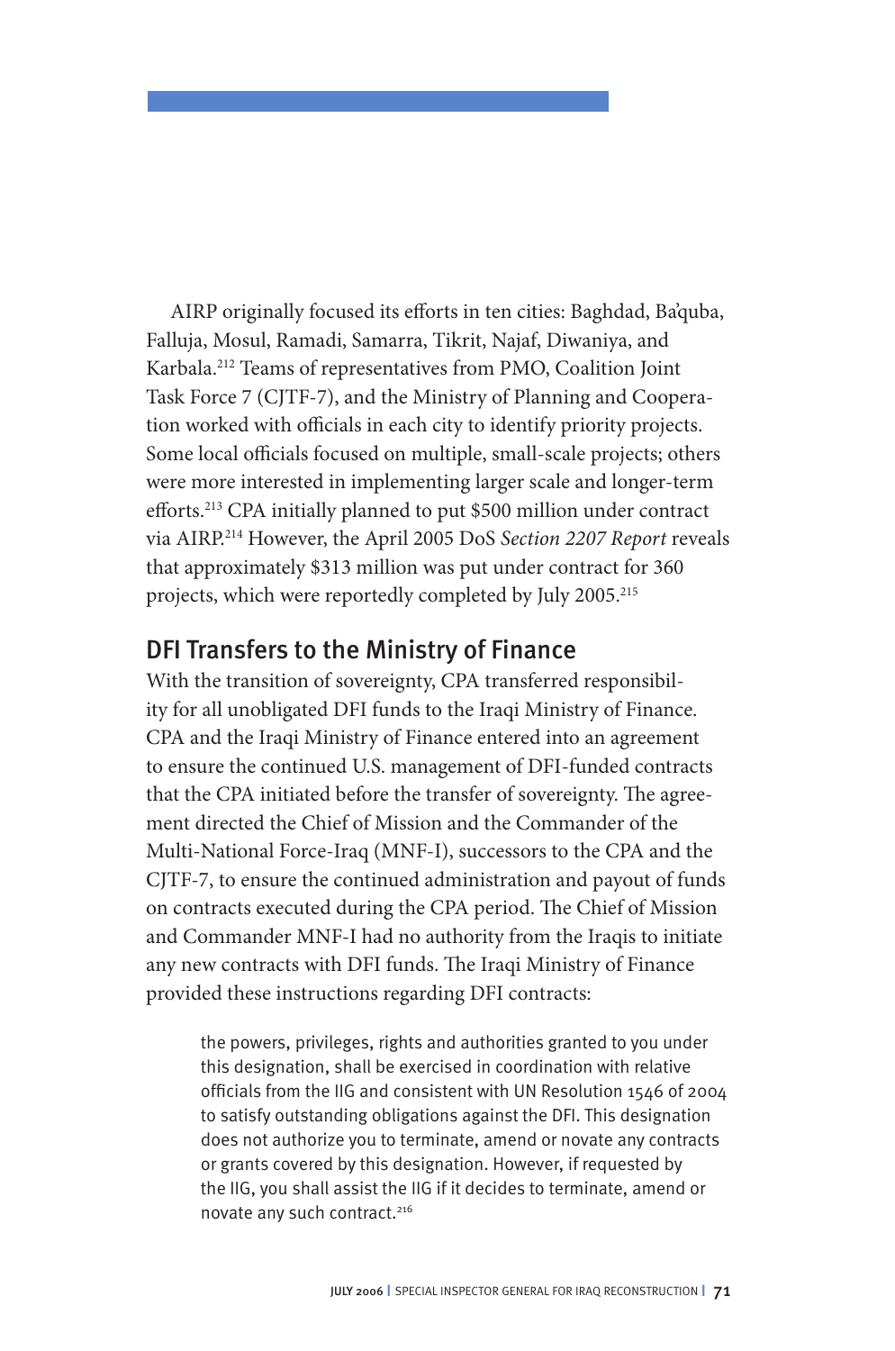AIRP originally focused its efforts in ten cities: Baghdad, Ba'quba, Falluja, Mosul, Ramadi, Samarra, Tikrit, Najaf, Diwaniya, and Karbala.[212] Teams of representatives from PMO, Coalition Joint Task Force 7 (CJTF-7), and the Ministry of Planning and Cooperation worked with officials in each city to identify priority projects. Some local officials focused on multiple, small-scale projects; others were more interested in implementing larger scale and longer-term efforts.[213] CPA initially planned to put $500 million under contract via AIRP.[214] However, the April 2005 DoS *Section 2207 Report* reveals that approximately $313 million was put under contract for 360 projects, which were reportedly completed by July 2005.[215]

## DFI Transfers to the Ministry of Finance

With the transition of sovereignty, CPA transferred responsibility for all unobligated DFI funds to the Iraqi Ministry of Finance. CPA and the Iraqi Ministry of Finance entered into an agreement to ensure the continued U.S. management of DFI-funded contracts that the CPA initiated before the transfer of sovereignty. The agreement directed the Chief of Mission and the Commander of the Multi-National Force-Iraq (MNF-I), successors to the CPA and the CJTF-7, to ensure the continued administration and payout of funds on contracts executed during the CPA period. The Chief of Mission and Commander MNF-I had no authority from the Iraqis to initiate any new contracts with DFI funds. The Iraqi Ministry of Finance provided these instructions regarding DFI contracts:

> the powers, privileges, rights and authorities granted to you under this designation, shall be exercised in coordination with relative officials from the IIG and consistent with UN Resolution 1546 of 2004 to satisfy outstanding obligations against the DFI. This designation does not authorize you to terminate, amend or novate any contracts or grants covered by this designation. However, if requested by the IIG, you shall assist the IIG if it decides to terminate, amend or novate any such contract.[216]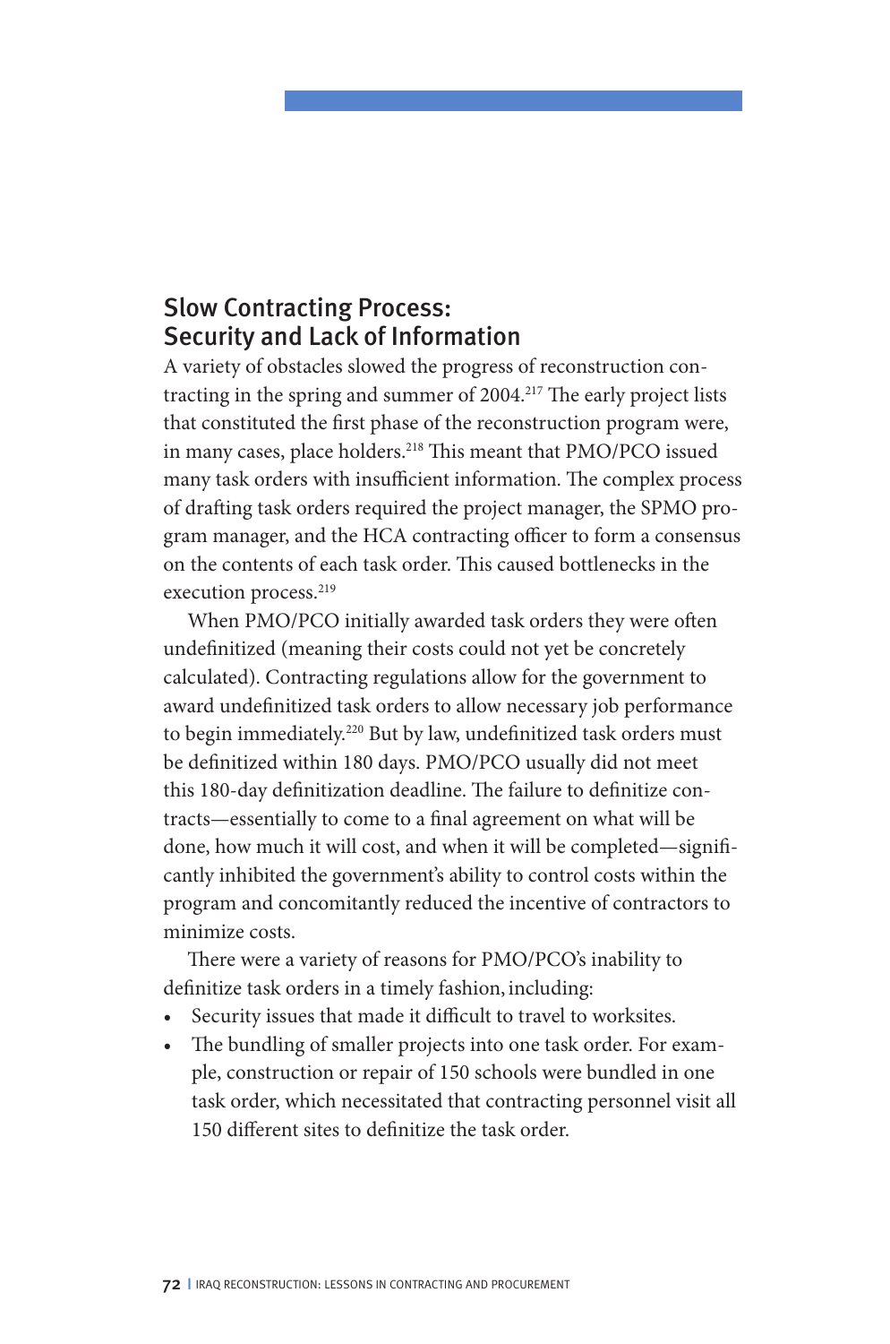## Slow Contracting Process: Security and Lack of Information

A variety of obstacles slowed the progress of reconstruction contracting in the spring and summer of 2004.[217] The early project lists that constituted the first phase of the reconstruction program were, in many cases, place holders.[218] This meant that PMO/PCO issued many task orders with insufficient information. The complex process of drafting task orders required the project manager, the SPMO program manager, and the HCA contracting officer to form a consensus on the contents of each task order. This caused bottlenecks in the execution process.[219]

When PMO/PCO initially awarded task orders they were often undefinitized (meaning their costs could not yet be concretely calculated). Contracting regulations allow for the government to award undefinitized task orders to allow necessary job performance to begin immediately.[220] But by law, undefinitized task orders must be definitized within 180 days. PMO/PCO usually did not meet this 180-day definitization deadline. The failure to definitize contracts—essentially to come to a final agreement on what will be done, how much it will cost, and when it will be completed—significantly inhibited the government's ability to control costs within the program and concomitantly reduced the incentive of contractors to minimize costs.

There were a variety of reasons for PMO/PCO's inability to definitize task orders in a timely fashion, including:

- Security issues that made it difficult to travel to worksites.
- The bundling of smaller projects into one task order. For example, construction or repair of 150 schools were bundled in one task order, which necessitated that contracting personnel visit all 150 different sites to definitize the task order.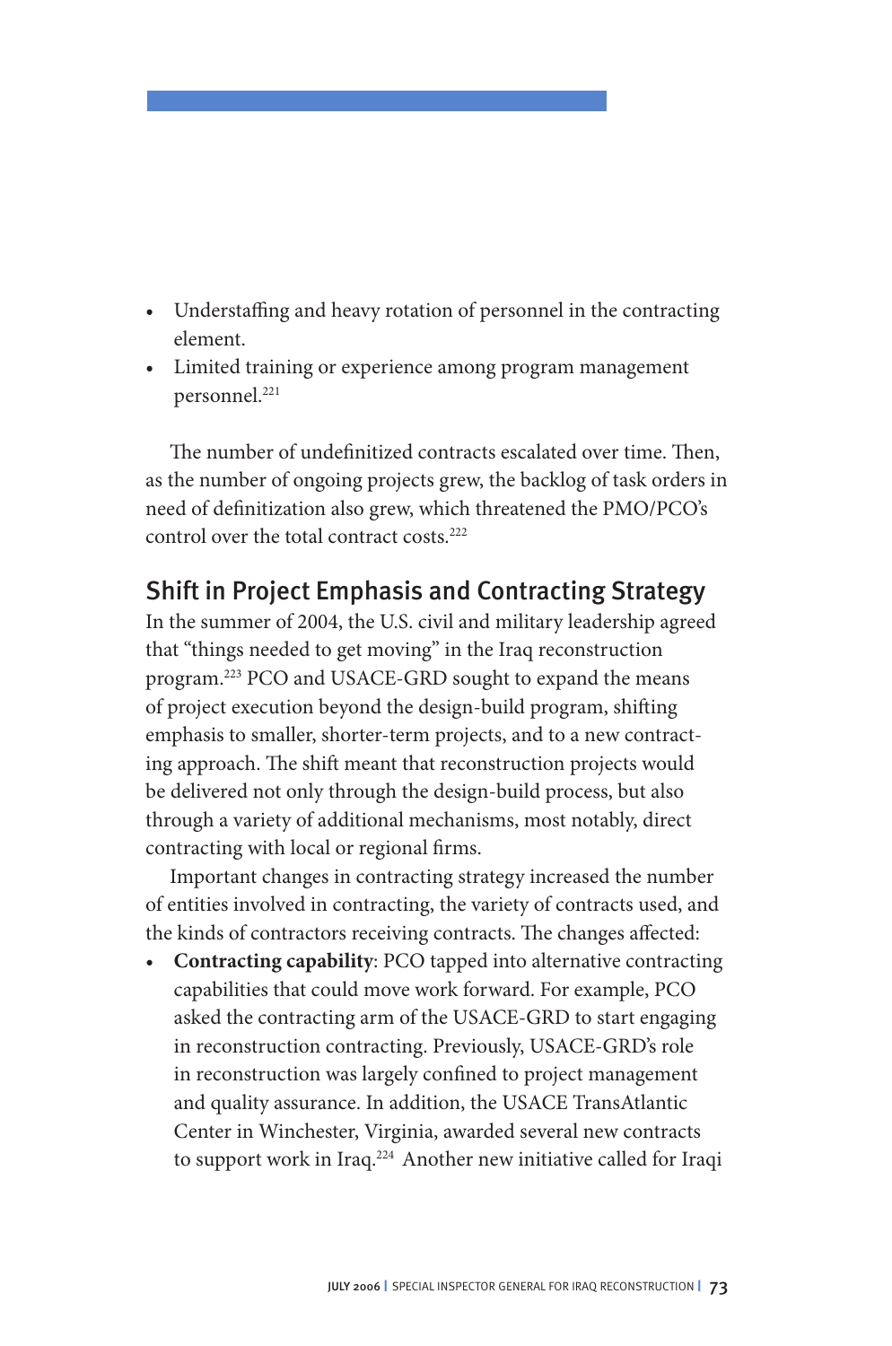- Understaffing and heavy rotation of personnel in the contracting element.
- Limited training or experience among program management personnel.[221]

The number of undefinitized contracts escalated over time. Then, as the number of ongoing projects grew, the backlog of task orders in need of definitization also grew, which threatened the PMO/PCO's control over the total contract costs.[222]

## Shift in Project Emphasis and Contracting Strategy

In the summer of 2004, the U.S. civil and military leadership agreed that "things needed to get moving" in the Iraq reconstruction program.[223] PCO and USACE-GRD sought to expand the means of project execution beyond the design-build program, shifting emphasis to smaller, shorter-term projects, and to a new contracting approach. The shift meant that reconstruction projects would be delivered not only through the design-build process, but also through a variety of additional mechanisms, most notably, direct contracting with local or regional firms.

Important changes in contracting strategy increased the number of entities involved in contracting, the variety of contracts used, and the kinds of contractors receiving contracts. The changes affected:

- **Contracting capability**: PCO tapped into alternative contracting capabilities that could move work forward. For example, PCO asked the contracting arm of the USACE-GRD to start engaging in reconstruction contracting. Previously, USACE-GRD's role in reconstruction was largely confined to project management and quality assurance. In addition, the USACE TransAtlantic Center in Winchester, Virginia, awarded several new contracts to support work in Iraq.[224] Another new initiative called for Iraqi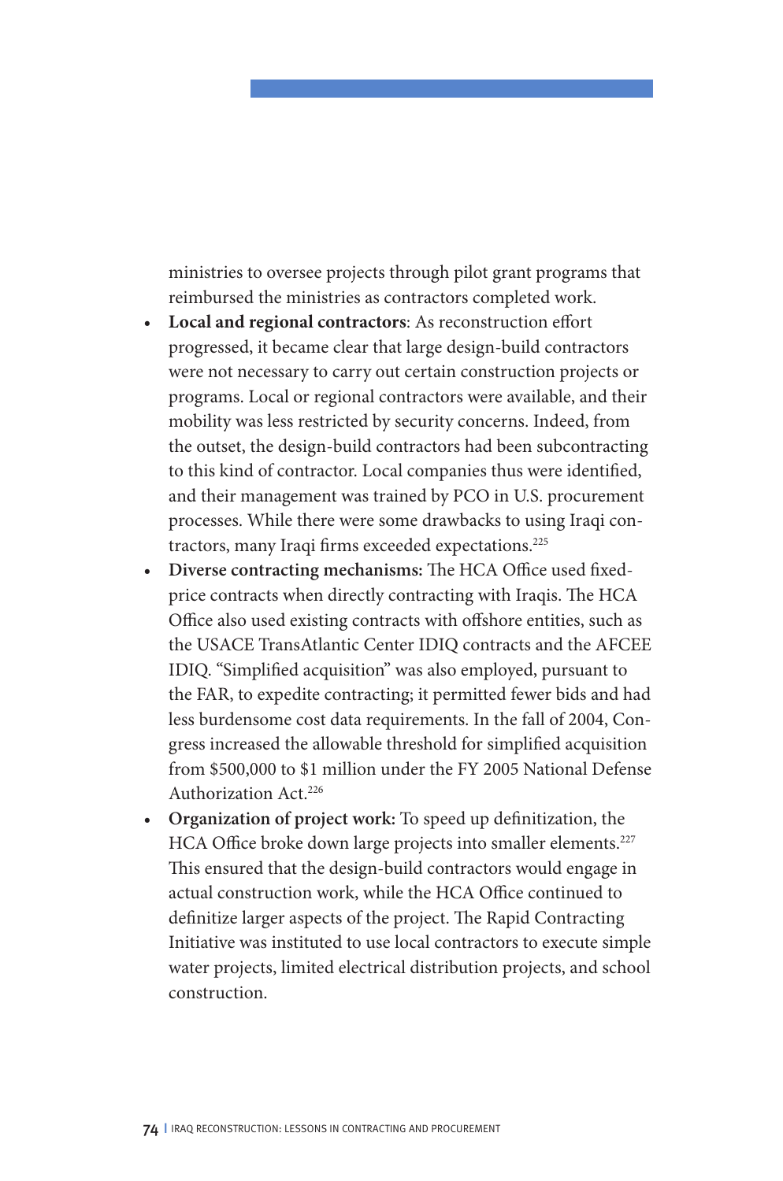ministries to oversee projects through pilot grant programs that reimbursed the ministries as contractors completed work.

- **Local and regional contractors**: As reconstruction effort progressed, it became clear that large design-build contractors were not necessary to carry out certain construction projects or programs. Local or regional contractors were available, and their mobility was less restricted by security concerns. Indeed, from the outset, the design-build contractors had been subcontracting to this kind of contractor. Local companies thus were identified, and their management was trained by PCO in U.S. procurement processes. While there were some drawbacks to using Iraqi contractors, many Iraqi firms exceeded expectations.[225]
- **Diverse contracting mechanisms:** The HCA Office used fixed-price contracts when directly contracting with Iraqis. The HCA Office also used existing contracts with offshore entities, such as the USACE TransAtlantic Center IDIQ contracts and the AFCEE IDIQ. "Simplified acquisition" was also employed, pursuant to the FAR, to expedite contracting; it permitted fewer bids and had less burdensome cost data requirements. In the fall of 2004, Congress increased the allowable threshold for simplified acquisition from $500,000 to $1 million under the FY 2005 National Defense Authorization Act.[226]
- **Organization of project work:** To speed up definitization, the HCA Office broke down large projects into smaller elements.[227] This ensured that the design-build contractors would engage in actual construction work, while the HCA Office continued to definitize larger aspects of the project. The Rapid Contracting Initiative was instituted to use local contractors to execute simple water projects, limited electrical distribution projects, and school construction.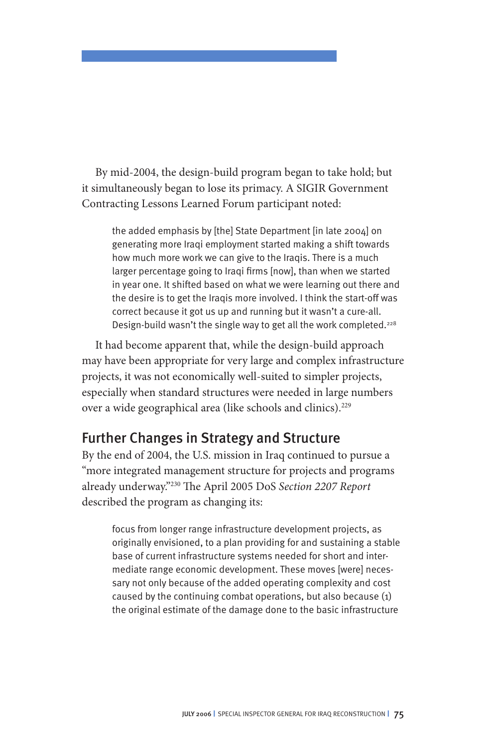By mid-2004, the design-build program began to take hold; but it simultaneously began to lose its primacy. A SIGIR Government Contracting Lessons Learned Forum participant noted:

> the added emphasis by [the] State Department [in late 2004] on generating more Iraqi employment started making a shift towards how much more work we can give to the Iraqis. There is a much larger percentage going to Iraqi firms [now], than when we started in year one. It shifted based on what we were learning out there and the desire is to get the Iraqis more involved. I think the start-off was correct because it got us up and running but it wasn't a cure-all. Design-build wasn't the single way to get all the work completed.[228]

It had become apparent that, while the design-build approach may have been appropriate for very large and complex infrastructure projects, it was not economically well-suited to simpler projects, especially when standard structures were needed in large numbers over a wide geographical area (like schools and clinics).[229]

## Further Changes in Strategy and Structure

By the end of 2004, the U.S. mission in Iraq continued to pursue a "more integrated management structure for projects and programs already underway."[230] The April 2005 DoS *Section 2207 Report* described the program as changing its:

> focus from longer range infrastructure development projects, as originally envisioned, to a plan providing for and sustaining a stable base of current infrastructure systems needed for short and intermediate range economic development. These moves [were] necessary not only because of the added operating complexity and cost caused by the continuing combat operations, but also because (1) the original estimate of the damage done to the basic infrastructure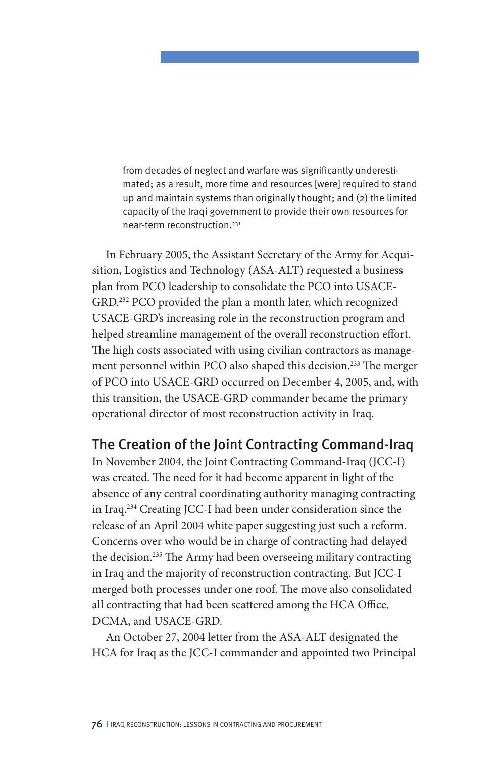> from decades of neglect and warfare was significantly underestimated; as a result, more time and resources [were] required to stand up and maintain systems than originally thought; and (2) the limited capacity of the Iraqi government to provide their own resources for near-term reconstruction.[231]

In February 2005, the Assistant Secretary of the Army for Acquisition, Logistics and Technology (ASA-ALT) requested a business plan from PCO leadership to consolidate the PCO into USACE-GRD.[232] PCO provided the plan a month later, which recognized USACE-GRD's increasing role in the reconstruction program and helped streamline management of the overall reconstruction effort. The high costs associated with using civilian contractors as management personnel within PCO also shaped this decision.[233] The merger of PCO into USACE-GRD occurred on December 4, 2005, and, with this transition, the USACE-GRD commander became the primary operational director of most reconstruction activity in Iraq.

## The Creation of the Joint Contracting Command-Iraq

In November 2004, the Joint Contracting Command-Iraq (JCC-I) was created. The need for it had become apparent in light of the absence of any central coordinating authority managing contracting in Iraq.[234] Creating JCC-I had been under consideration since the release of an April 2004 white paper suggesting just such a reform. Concerns over who would be in charge of contracting had delayed the decision.[235] The Army had been overseeing military contracting in Iraq and the majority of reconstruction contracting. But JCC-I merged both processes under one roof. The move also consolidated all contracting that had been scattered among the HCA Office, DCMA, and USACE-GRD.

An October 27, 2004 letter from the ASA-ALT designated the HCA for Iraq as the JCC-I commander and appointed two Principal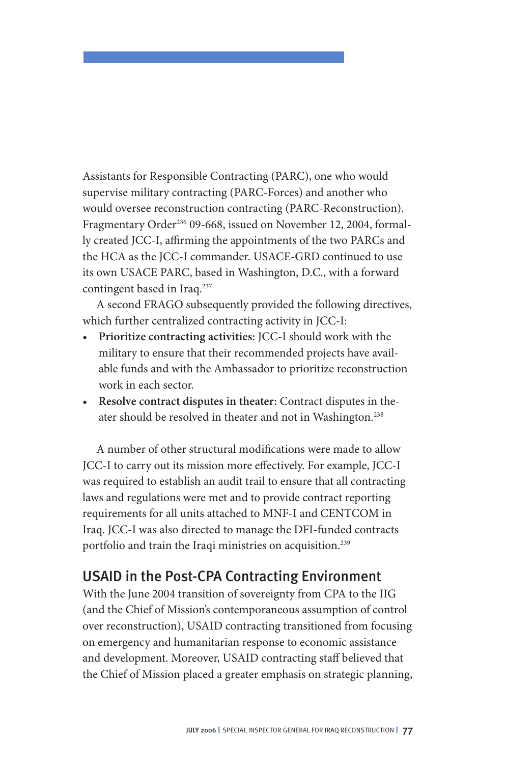Assistants for Responsible Contracting (PARC), one who would supervise military contracting (PARC-Forces) and another who would oversee reconstruction contracting (PARC-Reconstruction). Fragmentary Order[236] 09-668, issued on November 12, 2004, formally created JCC-I, affirming the appointments of the two PARCs and the HCA as the JCC-I commander. USACE-GRD continued to use its own USACE PARC, based in Washington, D.C., with a forward contingent based in Iraq.[237]

A second FRAGO subsequently provided the following directives, which further centralized contracting activity in JCC-I:

- **Prioritize contracting activities:** JCC-I should work with the military to ensure that their recommended projects have available funds and with the Ambassador to prioritize reconstruction work in each sector.
- **Resolve contract disputes in theater:** Contract disputes in theater should be resolved in theater and not in Washington.[238]

A number of other structural modifications were made to allow JCC-I to carry out its mission more effectively. For example, JCC-I was required to establish an audit trail to ensure that all contracting laws and regulations were met and to provide contract reporting requirements for all units attached to MNF-I and CENTCOM in Iraq. JCC-I was also directed to manage the DFI-funded contracts portfolio and train the Iraqi ministries on acquisition.[239]

## USAID in the Post-CPA Contracting Environment

With the June 2004 transition of sovereignty from CPA to the IIG (and the Chief of Mission's contemporaneous assumption of control over reconstruction), USAID contracting transitioned from focusing on emergency and humanitarian response to economic assistance and development. Moreover, USAID contracting staff believed that the Chief of Mission placed a greater emphasis on strategic planning,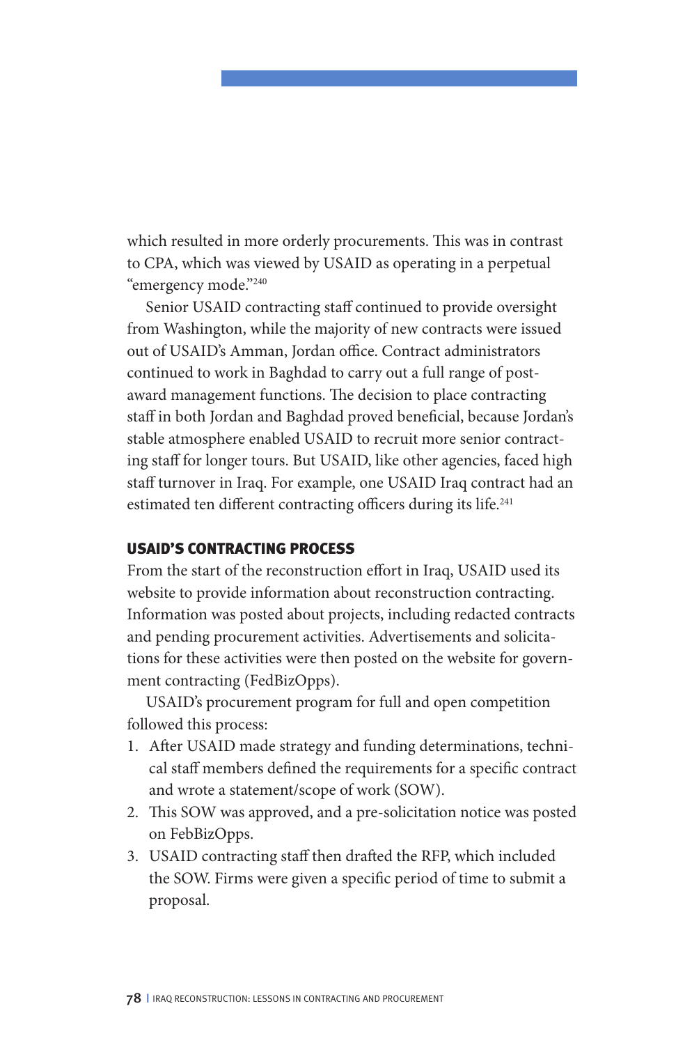which resulted in more orderly procurements. This was in contrast to CPA, which was viewed by USAID as operating in a perpetual "emergency mode."[240]

Senior USAID contracting staff continued to provide oversight from Washington, while the majority of new contracts were issued out of USAID's Amman, Jordan office. Contract administrators continued to work in Baghdad to carry out a full range of post-award management functions. The decision to place contracting staff in both Jordan and Baghdad proved beneficial, because Jordan's stable atmosphere enabled USAID to recruit more senior contracting staff for longer tours. But USAID, like other agencies, faced high staff turnover in Iraq. For example, one USAID Iraq contract had an estimated ten different contracting officers during its life.[241]

## USAID'S CONTRACTING PROCESS

From the start of the reconstruction effort in Iraq, USAID used its website to provide information about reconstruction contracting. Information was posted about projects, including redacted contracts and pending procurement activities. Advertisements and solicitations for these activities were then posted on the website for government contracting (FedBizOpps).

USAID's procurement program for full and open competition followed this process:

1. After USAID made strategy and funding determinations, technical staff members defined the requirements for a specific contract and wrote a statement/scope of work (SOW).
2. This SOW was approved, and a pre-solicitation notice was posted on FebBizOpps.
3. USAID contracting staff then drafted the RFP, which included the SOW. Firms were given a specific period of time to submit a proposal.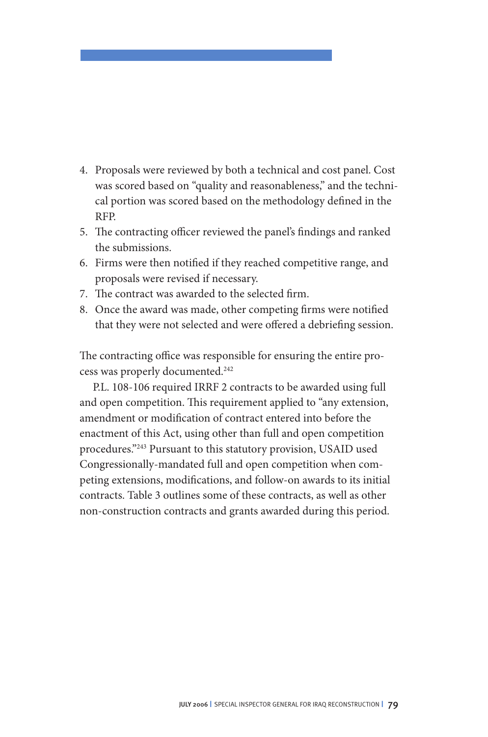4. Proposals were reviewed by both a technical and cost panel. Cost was scored based on "quality and reasonableness," and the technical portion was scored based on the methodology defined in the RFP.
5. The contracting officer reviewed the panel's findings and ranked the submissions.
6. Firms were then notified if they reached competitive range, and proposals were revised if necessary.
7. The contract was awarded to the selected firm.
8. Once the award was made, other competing firms were notified that they were not selected and were offered a debriefing session.

The contracting office was responsible for ensuring the entire process was properly documented.[242]

P.L. 108-106 required IRRF 2 contracts to be awarded using full and open competition. This requirement applied to "any extension, amendment or modification of contract entered into before the enactment of this Act, using other than full and open competition procedures."[243] Pursuant to this statutory provision, USAID used Congressionally-mandated full and open competition when competing extensions, modifications, and follow-on awards to its initial contracts. Table 3 outlines some of these contracts, as well as other non-construction contracts and grants awarded during this period.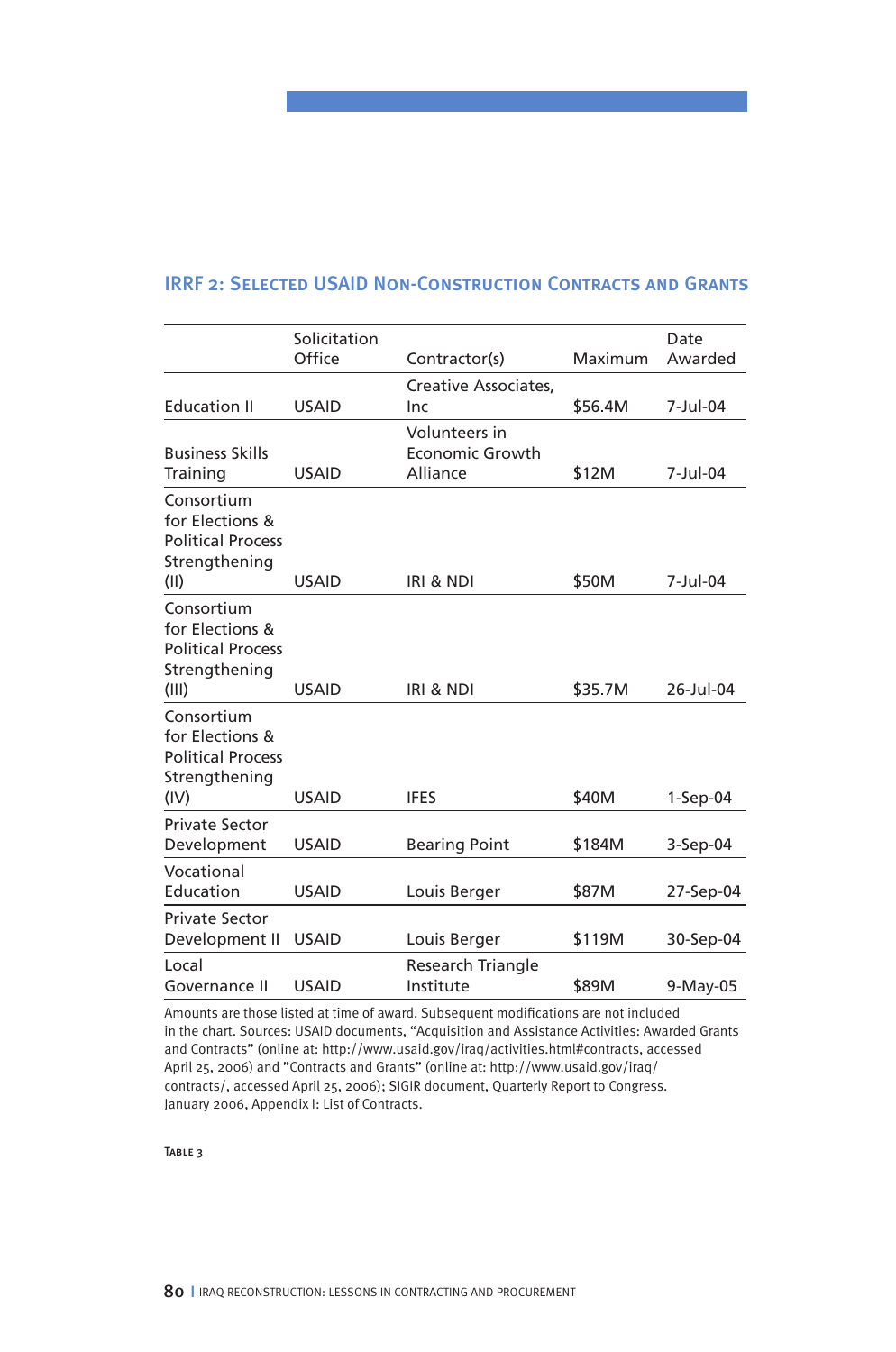## IRRF 2: Selected USAID Non-Construction Contracts and Grants

| | Solicitation Office | Contractor(s) | Maximum | Date Awarded |
|---|---|---|---|---|
| Education II | USAID | Creative Associates, Inc | $56.4M | 7-Jul-04 |
| Business Skills Training | USAID | Volunteers in Economic Growth Alliance | $12M | 7-Jul-04 |
| Consortium for Elections & Political Process Strengthening (II) | USAID | IRI & NDI | $50M | 7-Jul-04 |
| Consortium for Elections & Political Process Strengthening (III) | USAID | IRI & NDI | $35.7M | 26-Jul-04 |
| Consortium for Elections & Political Process Strengthening (IV) | USAID | IFES | $40M | 1-Sep-04 |
| Private Sector Development | USAID | Bearing Point | $184M | 3-Sep-04 |
| Vocational Education | USAID | Louis Berger | $87M | 27-Sep-04 |
| Private Sector Development II | USAID | Louis Berger | $119M | 30-Sep-04 |
| Local Governance II | USAID | Research Triangle Institute | $89M | 9-May-05 |

Amounts are those listed at time of award. Subsequent modifications are not included in the chart. Sources: USAID documents, "Acquisition and Assistance Activities: Awarded Grants and Contracts" (online at: http://www.usaid.gov/iraq/activities.html#contracts, accessed April 25, 2006) and "Contracts and Grants" (online at: http://www.usaid.gov/iraq/contracts/, accessed April 25, 2006); SIGIR document, Quarterly Report to Congress. January 2006, Appendix I: List of Contracts.

Table 3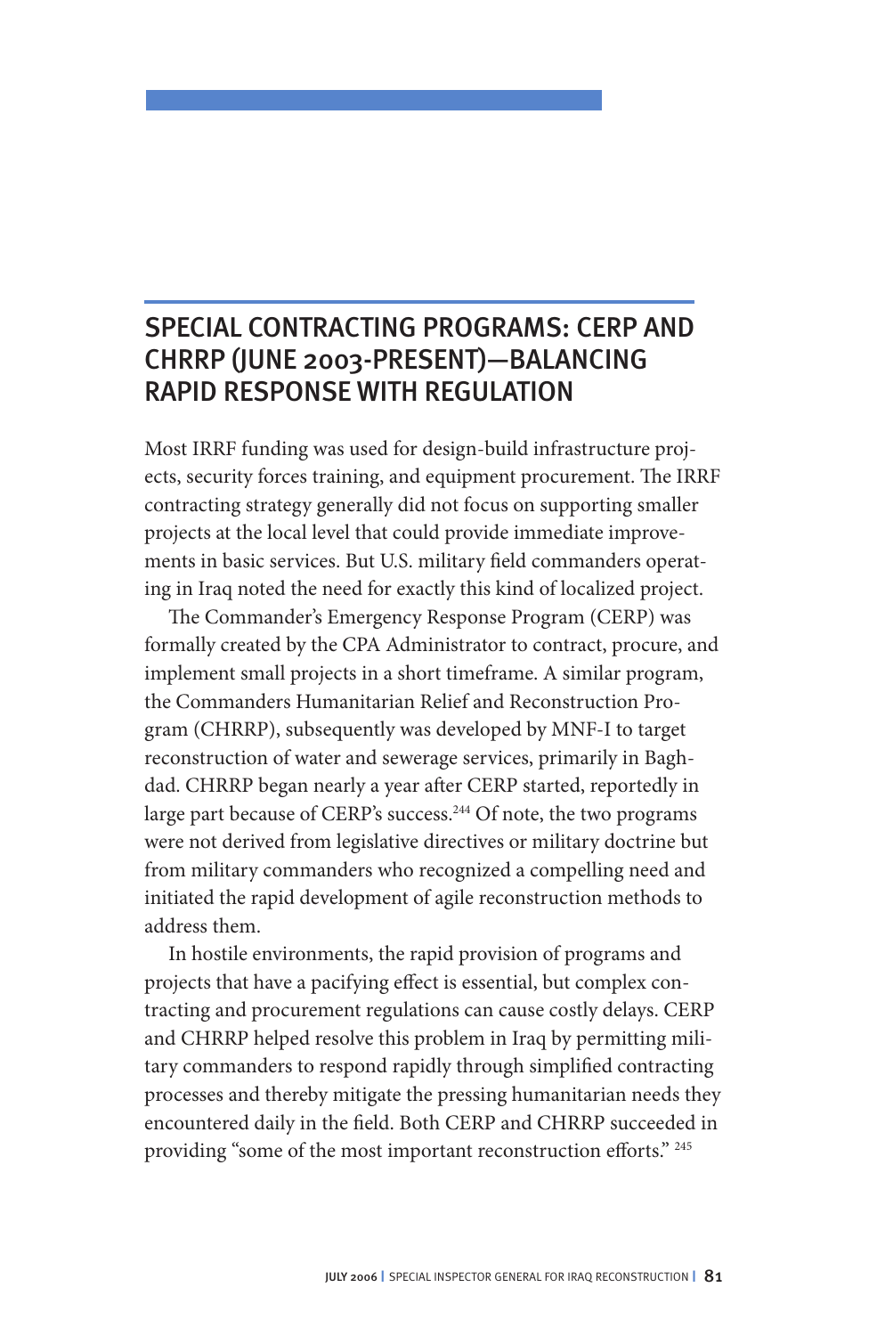## SPECIAL CONTRACTING PROGRAMS: CERP AND CHRRP (JUNE 2003-PRESENT)—BALANCING RAPID RESPONSE WITH REGULATION

Most IRRF funding was used for design-build infrastructure projects, security forces training, and equipment procurement. The IRRF contracting strategy generally did not focus on supporting smaller projects at the local level that could provide immediate improvements in basic services. But U.S. military field commanders operating in Iraq noted the need for exactly this kind of localized project.

The Commander's Emergency Response Program (CERP) was formally created by the CPA Administrator to contract, procure, and implement small projects in a short timeframe. A similar program, the Commanders Humanitarian Relief and Reconstruction Program (CHRRP), subsequently was developed by MNF-I to target reconstruction of water and sewerage services, primarily in Baghdad. CHRRP began nearly a year after CERP started, reportedly in large part because of CERP's success.[244] Of note, the two programs were not derived from legislative directives or military doctrine but from military commanders who recognized a compelling need and initiated the rapid development of agile reconstruction methods to address them.

In hostile environments, the rapid provision of programs and projects that have a pacifying effect is essential, but complex contracting and procurement regulations can cause costly delays. CERP and CHRRP helped resolve this problem in Iraq by permitting military commanders to respond rapidly through simplified contracting processes and thereby mitigate the pressing humanitarian needs they encountered daily in the field. Both CERP and CHRRP succeeded in providing "some of the most important reconstruction efforts." [245]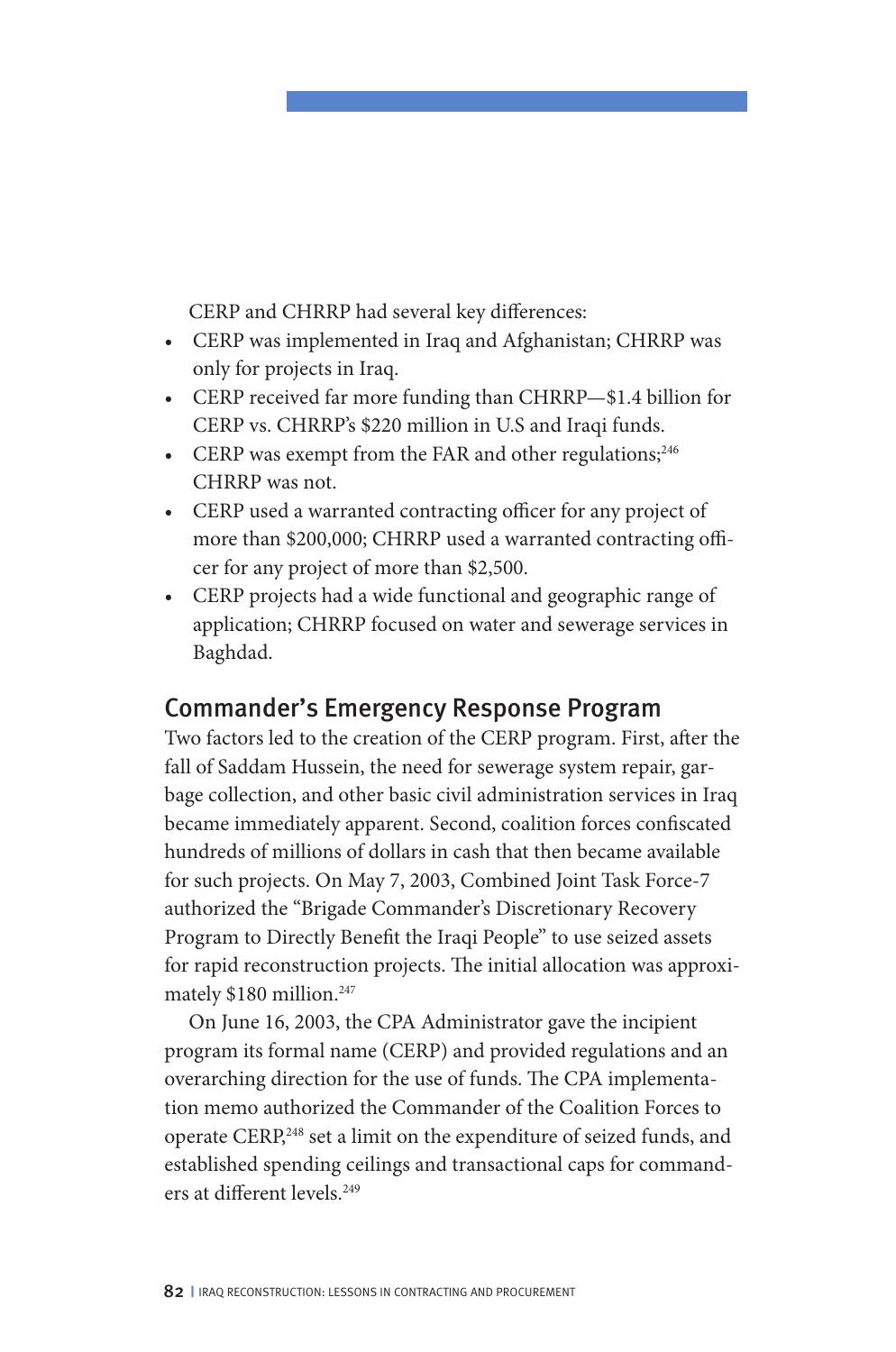CERP and CHRRP had several key differences:

- CERP was implemented in Iraq and Afghanistan; CHRRP was only for projects in Iraq.
- CERP received far more funding than CHRRP—$1.4 billion for CERP vs. CHRRP's $220 million in U.S and Iraqi funds.
- CERP was exempt from the FAR and other regulations;[246] CHRRP was not.
- CERP used a warranted contracting officer for any project of more than $200,000; CHRRP used a warranted contracting officer for any project of more than $2,500.
- CERP projects had a wide functional and geographic range of application; CHRRP focused on water and sewerage services in Baghdad.

## Commander's Emergency Response Program

Two factors led to the creation of the CERP program. First, after the fall of Saddam Hussein, the need for sewerage system repair, garbage collection, and other basic civil administration services in Iraq became immediately apparent. Second, coalition forces confiscated hundreds of millions of dollars in cash that then became available for such projects. On May 7, 2003, Combined Joint Task Force-7 authorized the "Brigade Commander's Discretionary Recovery Program to Directly Benefit the Iraqi People" to use seized assets for rapid reconstruction projects. The initial allocation was approximately $180 million.[247]

On June 16, 2003, the CPA Administrator gave the incipient program its formal name (CERP) and provided regulations and an overarching direction for the use of funds. The CPA implementation memo authorized the Commander of the Coalition Forces to operate CERP,[248] set a limit on the expenditure of seized funds, and established spending ceilings and transactional caps for commanders at different levels.[249]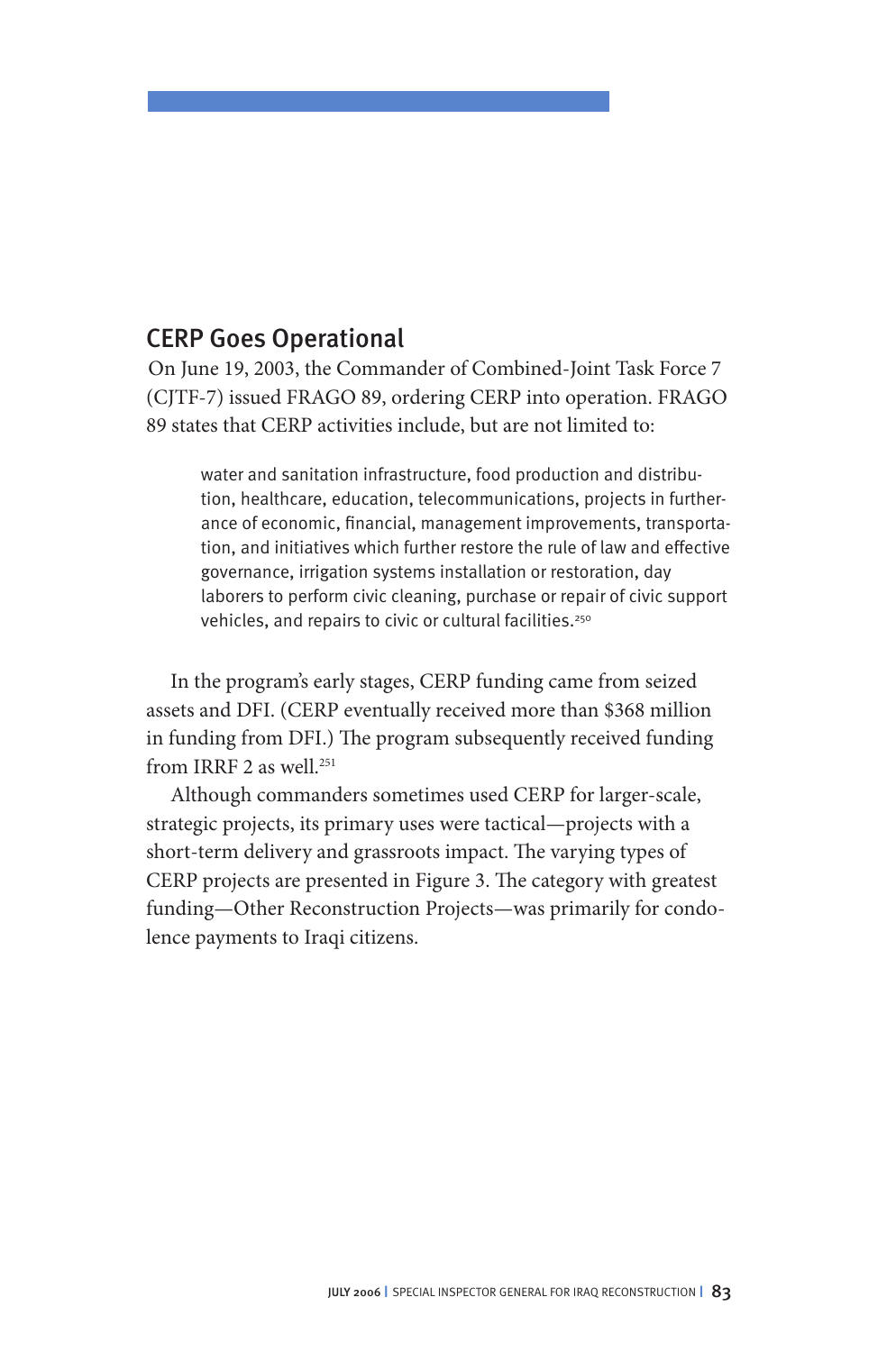## CERP Goes Operational

On June 19, 2003, the Commander of Combined-Joint Task Force 7 (CJTF-7) issued FRAGO 89, ordering CERP into operation. FRAGO 89 states that CERP activities include, but are not limited to:

> water and sanitation infrastructure, food production and distribution, healthcare, education, telecommunications, projects in furtherance of economic, financial, management improvements, transportation, and initiatives which further restore the rule of law and effective governance, irrigation systems installation or restoration, day laborers to perform civic cleaning, purchase or repair of civic support vehicles, and repairs to civic or cultural facilities.[250]

In the program's early stages, CERP funding came from seized assets and DFI. (CERP eventually received more than $368 million in funding from DFI.) The program subsequently received funding from IRRF 2 as well.[251]

Although commanders sometimes used CERP for larger-scale, strategic projects, its primary uses were tactical—projects with a short-term delivery and grassroots impact. The varying types of CERP projects are presented in Figure 3. The category with greatest funding—Other Reconstruction Projects—was primarily for condolence payments to Iraqi citizens.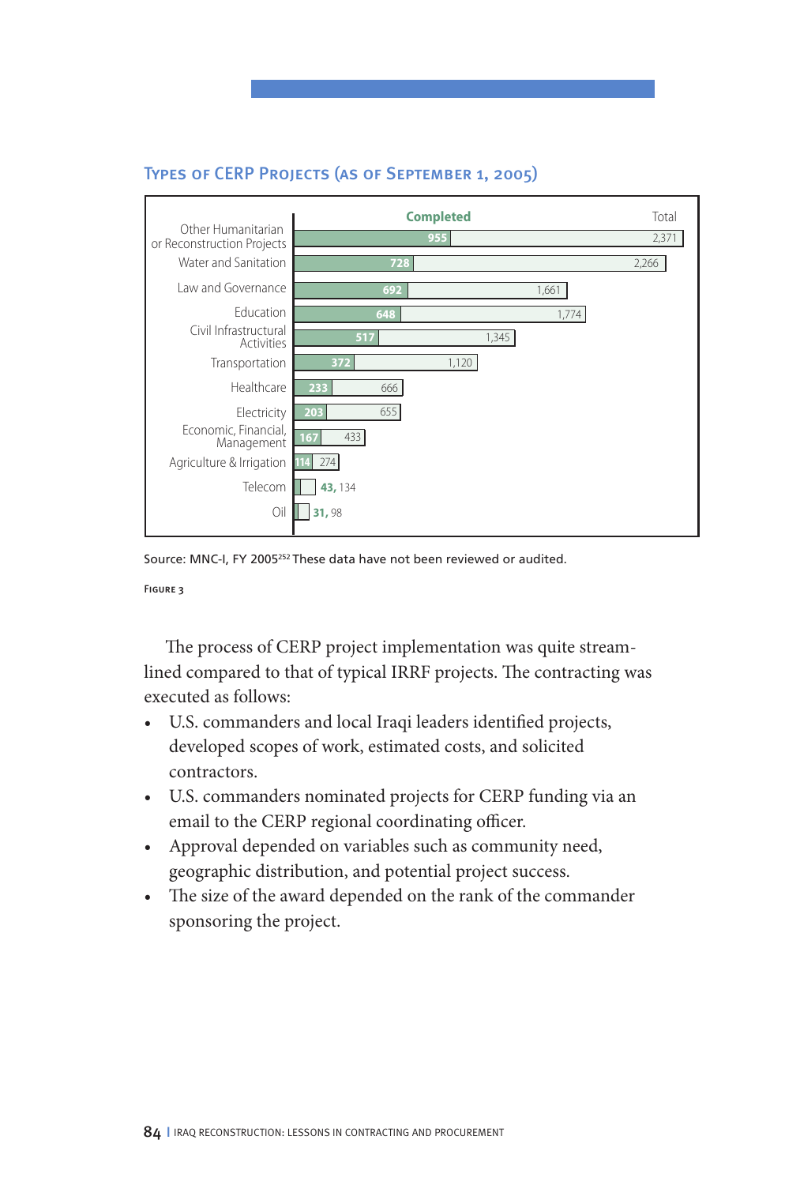### Types of CERP Projects (as of September 1, 2005)

| Project Type | Completed | Total |
|---|---|---|
| Other Humanitarian or Reconstruction Projects | 955 | 2,371 |
| Water and Sanitation | 728 | 2,266 |
| Law and Governance | 692 | 1,661 |
| Education | 648 | 1,774 |
| Civil Infrastructural Activities | 517 | 1,345 |
| Transportation | 372 | 1,120 |
| Healthcare | 233 | 666 |
| Electricity | 203 | 655 |
| Economic, Financial, Management | 167 | 433 |
| Agriculture & Irrigation | 114 | 274 |
| Telecom | 43 | 134 |
| Oil | 31 | 98 |

Source: MNC-I, FY 2005[252] These data have not been reviewed or audited.

Figure 3

The process of CERP project implementation was quite streamlined compared to that of typical IRRF projects. The contracting was executed as follows:

- U.S. commanders and local Iraqi leaders identified projects, developed scopes of work, estimated costs, and solicited contractors.
- U.S. commanders nominated projects for CERP funding via an email to the CERP regional coordinating officer.
- Approval depended on variables such as community need, geographic distribution, and potential project success.
- The size of the award depended on the rank of the commander sponsoring the project.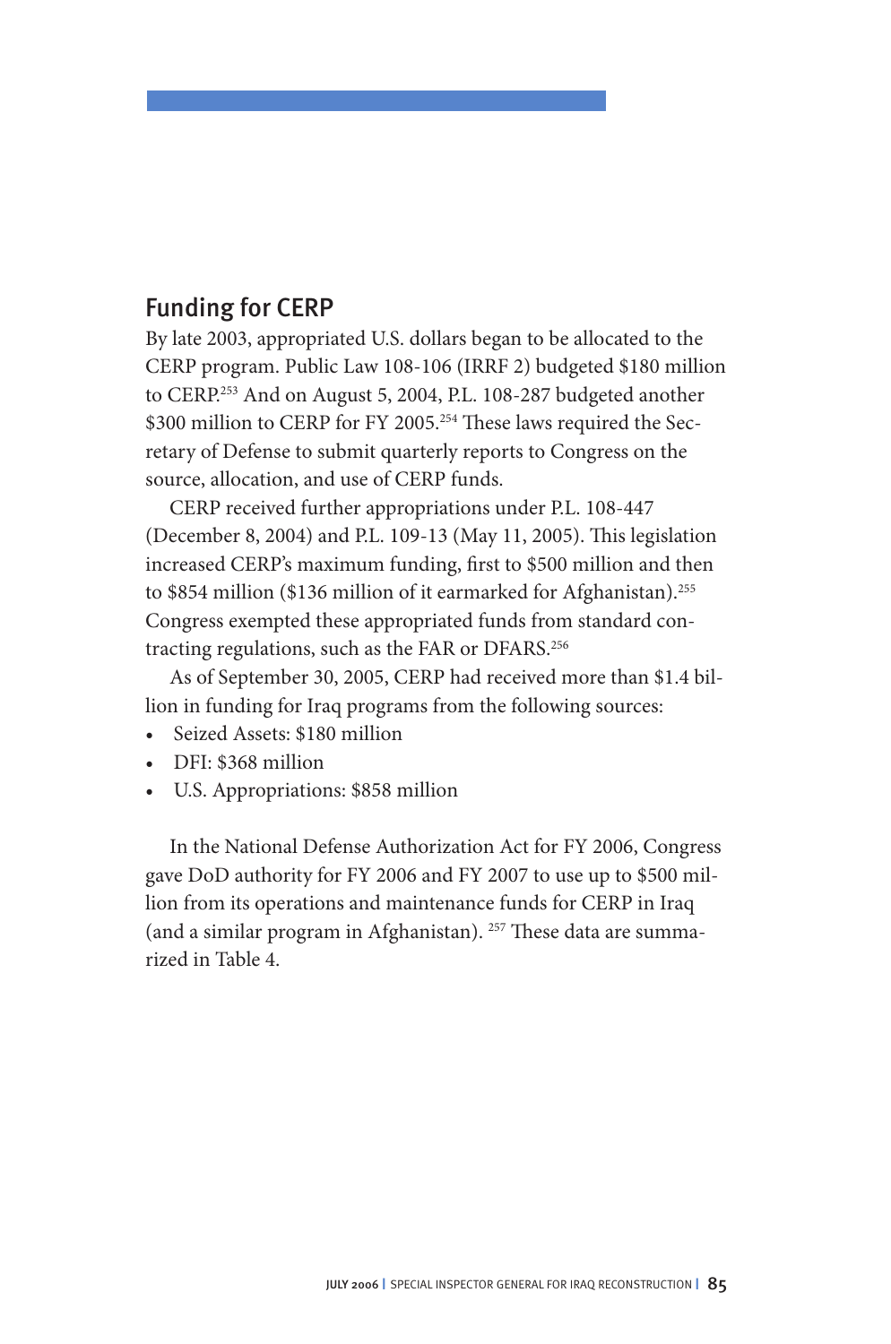## Funding for CERP

By late 2003, appropriated U.S. dollars began to be allocated to the CERP program. Public Law 108-106 (IRRF 2) budgeted $180 million to CERP.[253] And on August 5, 2004, P.L. 108-287 budgeted another $300 million to CERP for FY 2005.[254] These laws required the Secretary of Defense to submit quarterly reports to Congress on the source, allocation, and use of CERP funds.

CERP received further appropriations under P.L. 108-447 (December 8, 2004) and P.L. 109-13 (May 11, 2005). This legislation increased CERP's maximum funding, first to $500 million and then to $854 million ($136 million of it earmarked for Afghanistan).[255] Congress exempted these appropriated funds from standard contracting regulations, such as the FAR or DFARS.[256]

As of September 30, 2005, CERP had received more than $1.4 billion in funding for Iraq programs from the following sources:

- Seized Assets: $180 million
- DFI: $368 million
- U.S. Appropriations: $858 million

In the National Defense Authorization Act for FY 2006, Congress gave DoD authority for FY 2006 and FY 2007 to use up to $500 million from its operations and maintenance funds for CERP in Iraq (and a similar program in Afghanistan).[257] These data are summarized in Table 4.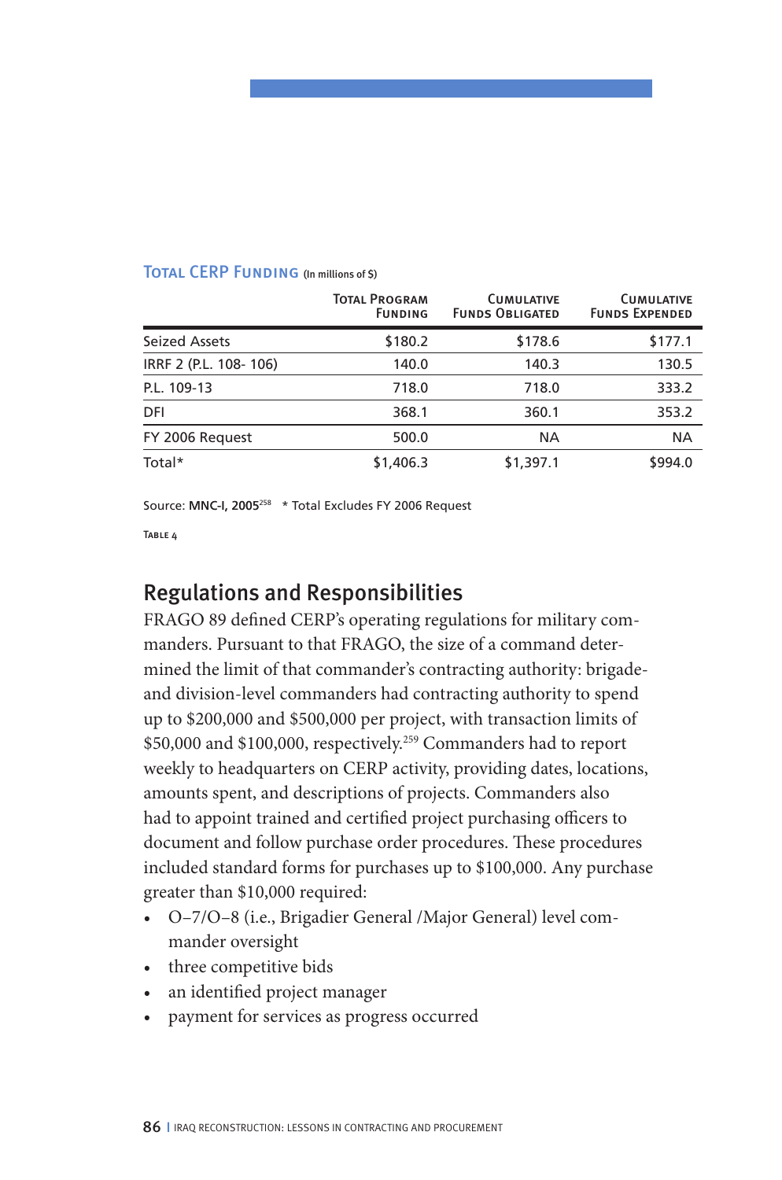**Total CERP Funding** (In millions of $)

| | Total Program Funding | Cumulative Funds Obligated | Cumulative Funds Expended |
|---|---|---|---|
| Seized Assets | $180.2 | $178.6 | $177.1 |
| IRRF 2 (P.L. 108- 106) | 140.0 | 140.3 | 130.5 |
| P.L. 109-13 | 718.0 | 718.0 | 333.2 |
| DFI | 368.1 | 360.1 | 353.2 |
| FY 2006 Request | 500.0 | NA | NA |
| Total* | $1,406.3 | $1,397.1 | $994.0 |

Source: **MNC-I, 2005**[258] * Total Excludes FY 2006 Request

Table 4

## Regulations and Responsibilities

FRAGO 89 defined CERP's operating regulations for military commanders. Pursuant to that FRAGO, the size of a command determined the limit of that commander's contracting authority: brigade- and division-level commanders had contracting authority to spend up to $200,000 and $500,000 per project, with transaction limits of $50,000 and $100,000, respectively.[259] Commanders had to report weekly to headquarters on CERP activity, providing dates, locations, amounts spent, and descriptions of projects. Commanders also had to appoint trained and certified project purchasing officers to document and follow purchase order procedures. These procedures included standard forms for purchases up to $100,000. Any purchase greater than $10,000 required:

- O–7/O–8 (i.e., Brigadier General /Major General) level commander oversight
- three competitive bids
- an identified project manager
- payment for services as progress occurred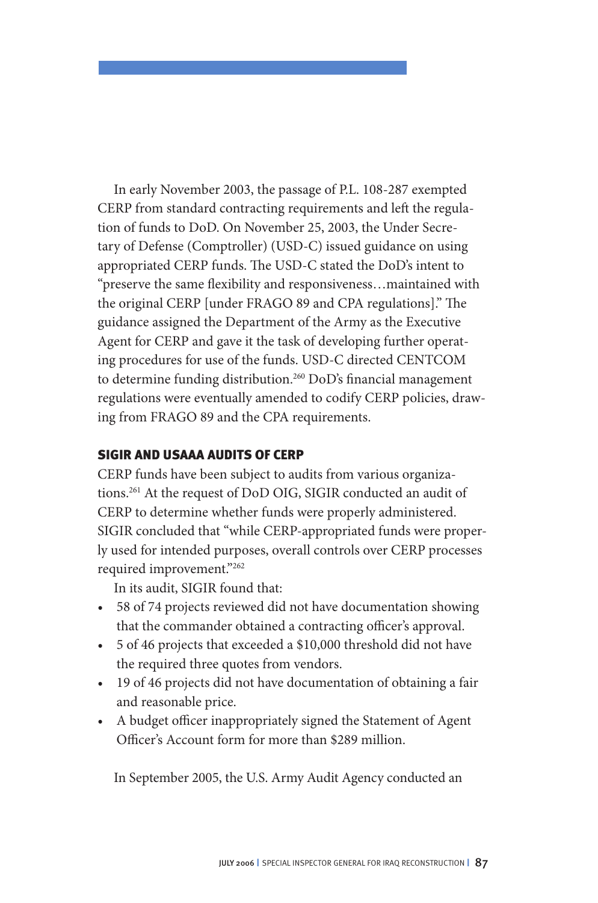In early November 2003, the passage of P.L. 108-287 exempted CERP from standard contracting requirements and left the regulation of funds to DoD. On November 25, 2003, the Under Secretary of Defense (Comptroller) (USD-C) issued guidance on using appropriated CERP funds. The USD-C stated the DoD's intent to "preserve the same flexibility and responsiveness…maintained with the original CERP [under FRAGO 89 and CPA regulations]." The guidance assigned the Department of the Army as the Executive Agent for CERP and gave it the task of developing further operating procedures for use of the funds. USD-C directed CENTCOM to determine funding distribution.[260] DoD's financial management regulations were eventually amended to codify CERP policies, drawing from FRAGO 89 and the CPA requirements.

### SIGIR AND USAAA AUDITS OF CERP

CERP funds have been subject to audits from various organizations.[261] At the request of DoD OIG, SIGIR conducted an audit of CERP to determine whether funds were properly administered. SIGIR concluded that "while CERP-appropriated funds were properly used for intended purposes, overall controls over CERP processes required improvement."[262]

In its audit, SIGIR found that:

- 58 of 74 projects reviewed did not have documentation showing that the commander obtained a contracting officer's approval.
- 5 of 46 projects that exceeded a $10,000 threshold did not have the required three quotes from vendors.
- 19 of 46 projects did not have documentation of obtaining a fair and reasonable price.
- A budget officer inappropriately signed the Statement of Agent Officer's Account form for more than $289 million.

In September 2005, the U.S. Army Audit Agency conducted an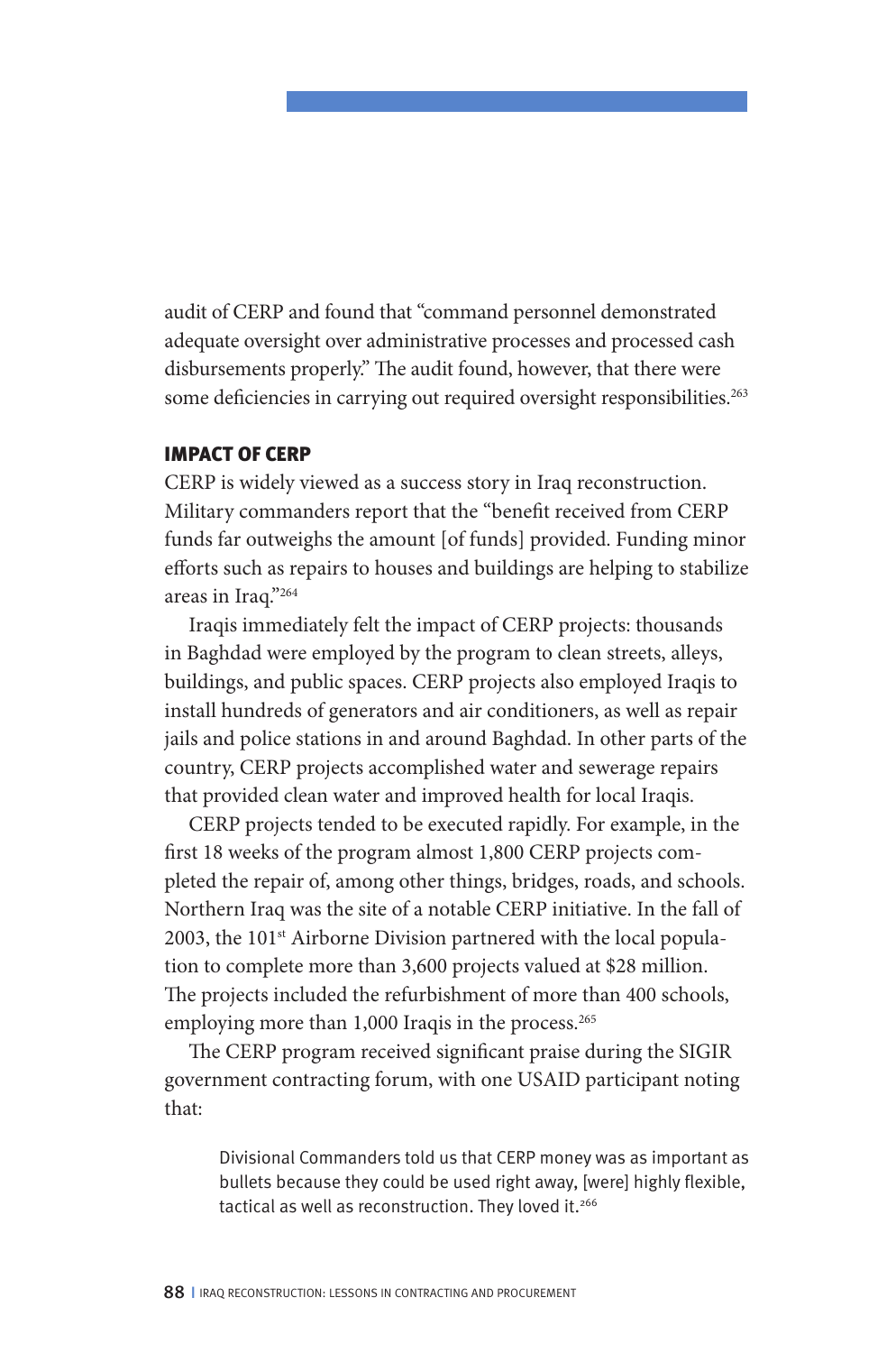audit of CERP and found that "command personnel demonstrated adequate oversight over administrative processes and processed cash disbursements properly." The audit found, however, that there were some deficiencies in carrying out required oversight responsibilities.[263]

## IMPACT OF CERP

CERP is widely viewed as a success story in Iraq reconstruction. Military commanders report that the "benefit received from CERP funds far outweighs the amount [of funds] provided. Funding minor efforts such as repairs to houses and buildings are helping to stabilize areas in Iraq."[264]

Iraqis immediately felt the impact of CERP projects: thousands in Baghdad were employed by the program to clean streets, alleys, buildings, and public spaces. CERP projects also employed Iraqis to install hundreds of generators and air conditioners, as well as repair jails and police stations in and around Baghdad. In other parts of the country, CERP projects accomplished water and sewerage repairs that provided clean water and improved health for local Iraqis.

CERP projects tended to be executed rapidly. For example, in the first 18 weeks of the program almost 1,800 CERP projects completed the repair of, among other things, bridges, roads, and schools. Northern Iraq was the site of a notable CERP initiative. In the fall of 2003, the 101st Airborne Division partnered with the local population to complete more than 3,600 projects valued at $28 million. The projects included the refurbishment of more than 400 schools, employing more than 1,000 Iraqis in the process.[265]

The CERP program received significant praise during the SIGIR government contracting forum, with one USAID participant noting that:

> Divisional Commanders told us that CERP money was as important as bullets because they could be used right away, [were] highly flexible, tactical as well as reconstruction. They loved it.[266]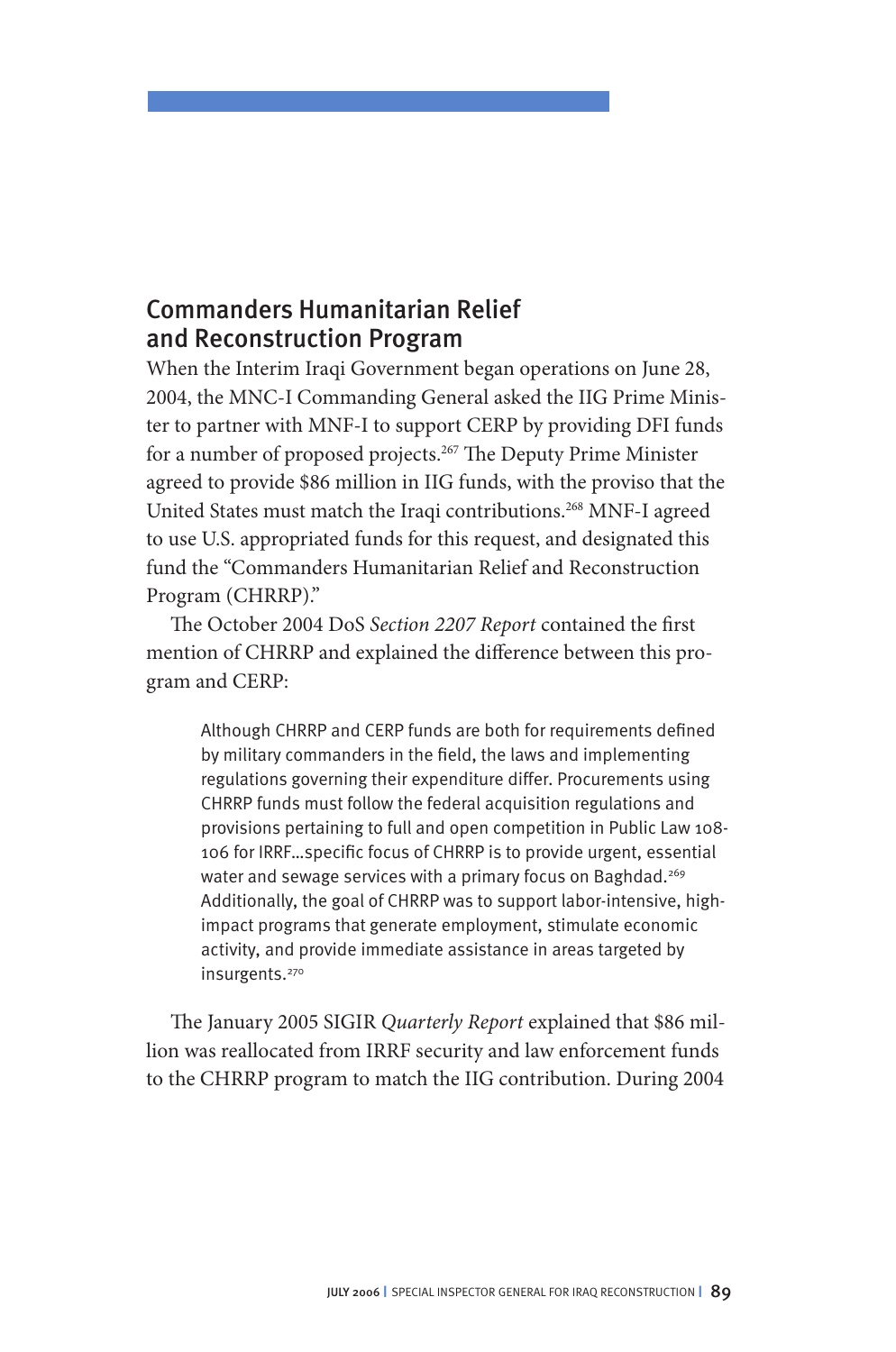## Commanders Humanitarian Relief and Reconstruction Program

When the Interim Iraqi Government began operations on June 28, 2004, the MNC-I Commanding General asked the IIG Prime Minister to partner with MNF-I to support CERP by providing DFI funds for a number of proposed projects.[267] The Deputy Prime Minister agreed to provide $86 million in IIG funds, with the proviso that the United States must match the Iraqi contributions.[268] MNF-I agreed to use U.S. appropriated funds for this request, and designated this fund the "Commanders Humanitarian Relief and Reconstruction Program (CHRRP)."

The October 2004 DoS *Section 2207 Report* contained the first mention of CHRRP and explained the difference between this program and CERP:

> Although CHRRP and CERP funds are both for requirements defined by military commanders in the field, the laws and implementing regulations governing their expenditure differ. Procurements using CHRRP funds must follow the federal acquisition regulations and provisions pertaining to full and open competition in Public Law 108-106 for IRRF…specific focus of CHRRP is to provide urgent, essential water and sewage services with a primary focus on Baghdad.[269] Additionally, the goal of CHRRP was to support labor-intensive, high-impact programs that generate employment, stimulate economic activity, and provide immediate assistance in areas targeted by insurgents.[270]

The January 2005 SIGIR *Quarterly Report* explained that $86 million was reallocated from IRRF security and law enforcement funds to the CHRRP program to match the IIG contribution. During 2004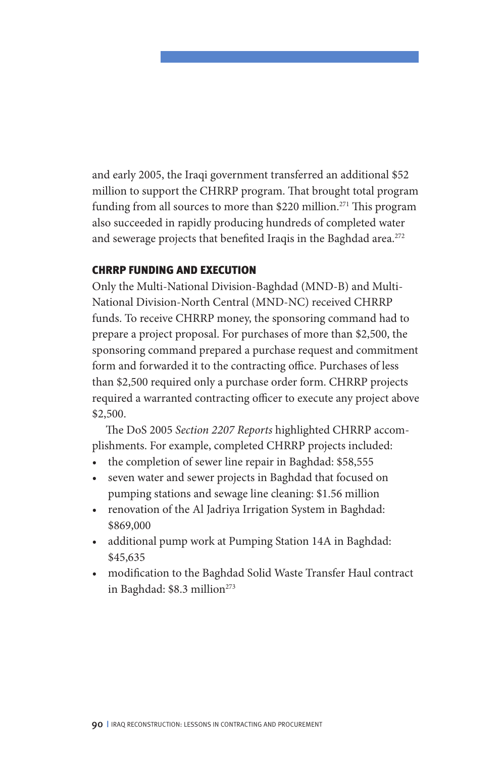and early 2005, the Iraqi government transferred an additional $52 million to support the CHRRP program. That brought total program funding from all sources to more than $220 million.[271] This program also succeeded in rapidly producing hundreds of completed water and sewerage projects that benefited Iraqis in the Baghdad area.[272]

### CHRRP FUNDING AND EXECUTION

Only the Multi-National Division-Baghdad (MND-B) and Multi-National Division-North Central (MND-NC) received CHRRP funds. To receive CHRRP money, the sponsoring command had to prepare a project proposal. For purchases of more than $2,500, the sponsoring command prepared a purchase request and commitment form and forwarded it to the contracting office. Purchases of less than $2,500 required only a purchase order form. CHRRP projects required a warranted contracting officer to execute any project above $2,500.

The DoS 2005 *Section 2207 Reports* highlighted CHRRP accomplishments. For example, completed CHRRP projects included:

- the completion of sewer line repair in Baghdad: $58,555
- seven water and sewer projects in Baghdad that focused on pumping stations and sewage line cleaning: $1.56 million
- renovation of the Al Jadriya Irrigation System in Baghdad: $869,000
- additional pump work at Pumping Station 14A in Baghdad: $45,635
- modification to the Baghdad Solid Waste Transfer Haul contract in Baghdad: $8.3 million[273]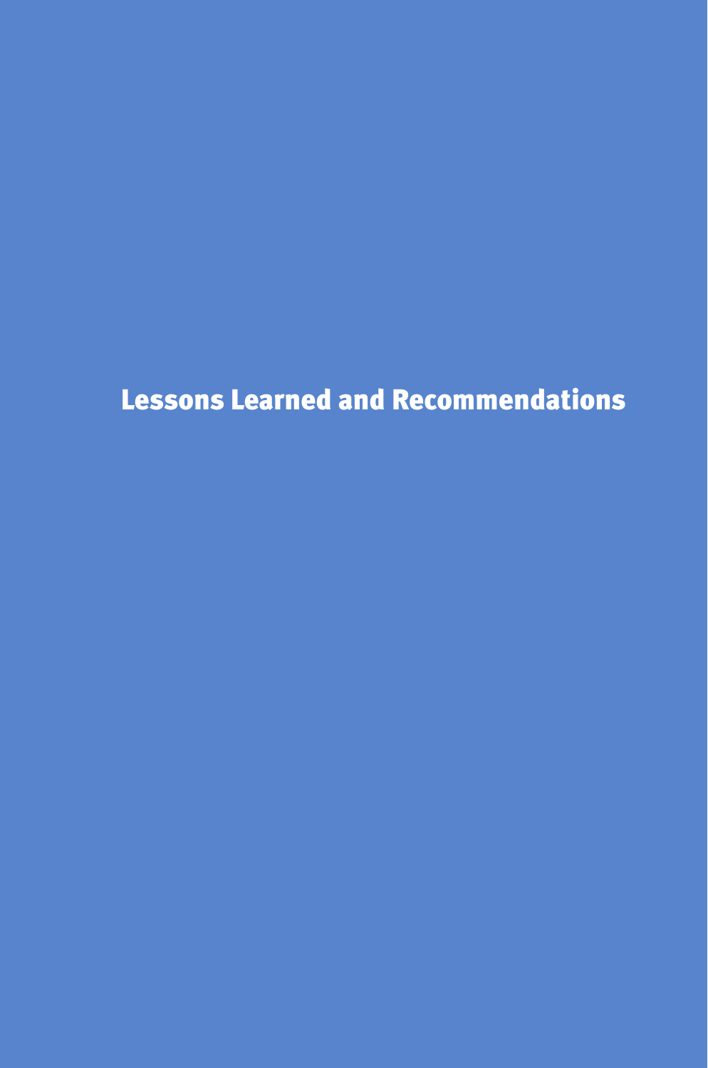# Lessons Learned and Recommendations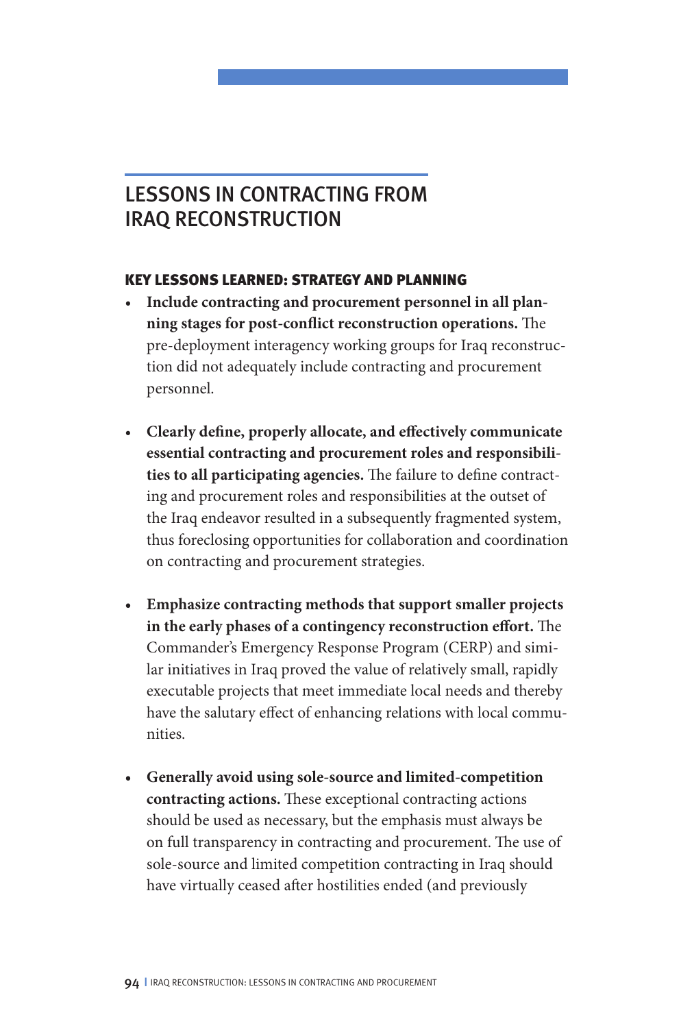# LESSONS IN CONTRACTING FROM IRAQ RECONSTRUCTION

## KEY LESSONS LEARNED: STRATEGY AND PLANNING

- **Include contracting and procurement personnel in all planning stages for post-conflict reconstruction operations.** The pre-deployment interagency working groups for Iraq reconstruction did not adequately include contracting and procurement personnel.

- **Clearly define, properly allocate, and effectively communicate essential contracting and procurement roles and responsibilities to all participating agencies.** The failure to define contracting and procurement roles and responsibilities at the outset of the Iraq endeavor resulted in a subsequently fragmented system, thus foreclosing opportunities for collaboration and coordination on contracting and procurement strategies.

- **Emphasize contracting methods that support smaller projects in the early phases of a contingency reconstruction effort.** The Commander's Emergency Response Program (CERP) and similar initiatives in Iraq proved the value of relatively small, rapidly executable projects that meet immediate local needs and thereby have the salutary effect of enhancing relations with local communities.

- **Generally avoid using sole-source and limited-competition contracting actions.** These exceptional contracting actions should be used as necessary, but the emphasis must always be on full transparency in contracting and procurement. The use of sole-source and limited competition contracting in Iraq should have virtually ceased after hostilities ended (and previously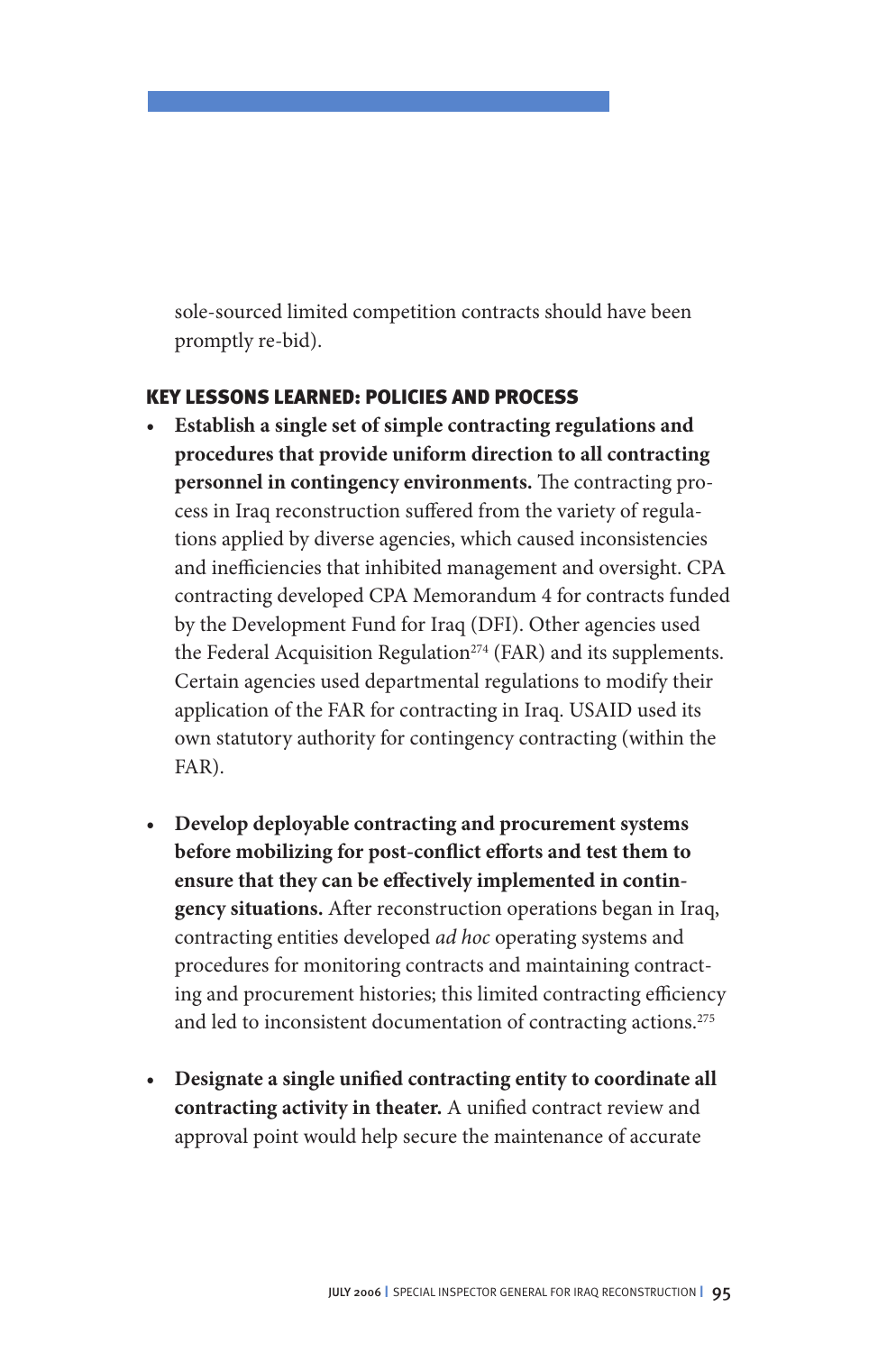sole-sourced limited competition contracts should have been promptly re-bid).

## KEY LESSONS LEARNED: POLICIES AND PROCESS

- **Establish a single set of simple contracting regulations and procedures that provide uniform direction to all contracting personnel in contingency environments.** The contracting process in Iraq reconstruction suffered from the variety of regulations applied by diverse agencies, which caused inconsistencies and inefficiencies that inhibited management and oversight. CPA contracting developed CPA Memorandum 4 for contracts funded by the Development Fund for Iraq (DFI). Other agencies used the Federal Acquisition Regulation[274] (FAR) and its supplements. Certain agencies used departmental regulations to modify their application of the FAR for contracting in Iraq. USAID used its own statutory authority for contingency contracting (within the FAR).

- **Develop deployable contracting and procurement systems before mobilizing for post-conflict efforts and test them to ensure that they can be effectively implemented in contingency situations.** After reconstruction operations began in Iraq, contracting entities developed *ad hoc* operating systems and procedures for monitoring contracts and maintaining contracting and procurement histories; this limited contracting efficiency and led to inconsistent documentation of contracting actions.[275]

- **Designate a single unified contracting entity to coordinate all contracting activity in theater.** A unified contract review and approval point would help secure the maintenance of accurate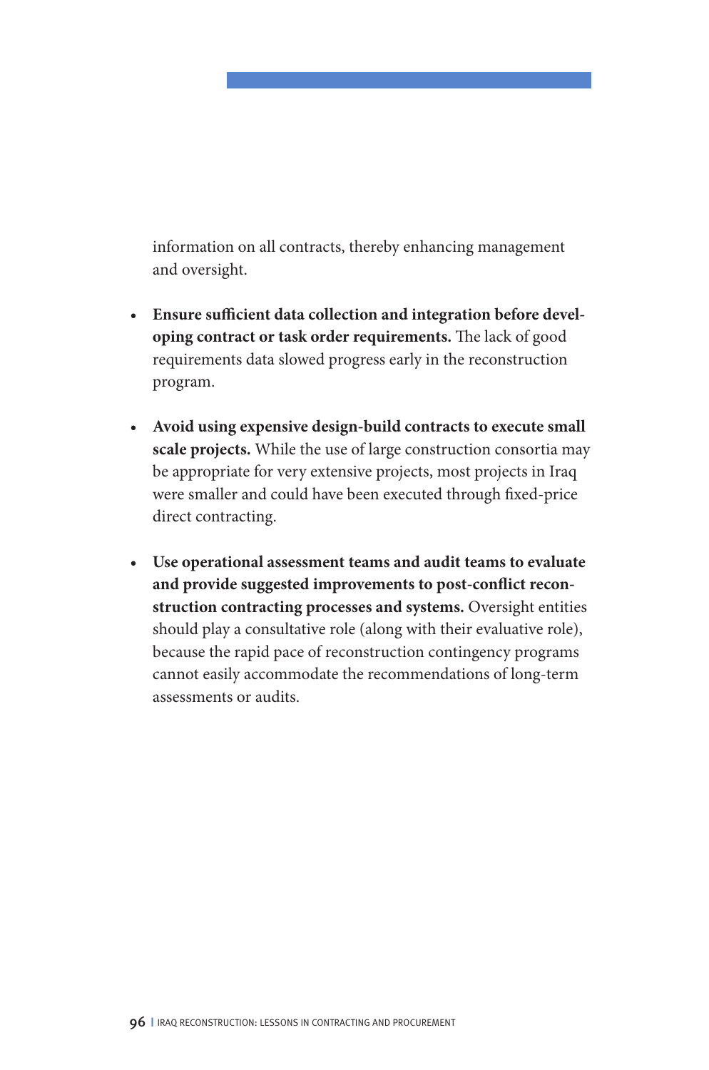information on all contracts, thereby enhancing management and oversight.

- **Ensure sufficient data collection and integration before developing contract or task order requirements.** The lack of good requirements data slowed progress early in the reconstruction program.

- **Avoid using expensive design-build contracts to execute small scale projects.** While the use of large construction consortia may be appropriate for very extensive projects, most projects in Iraq were smaller and could have been executed through fixed-price direct contracting.

- **Use operational assessment teams and audit teams to evaluate and provide suggested improvements to post-conflict reconstruction contracting processes and systems.** Oversight entities should play a consultative role (along with their evaluative role), because the rapid pace of reconstruction contingency programs cannot easily accommodate the recommendations of long-term assessments or audits.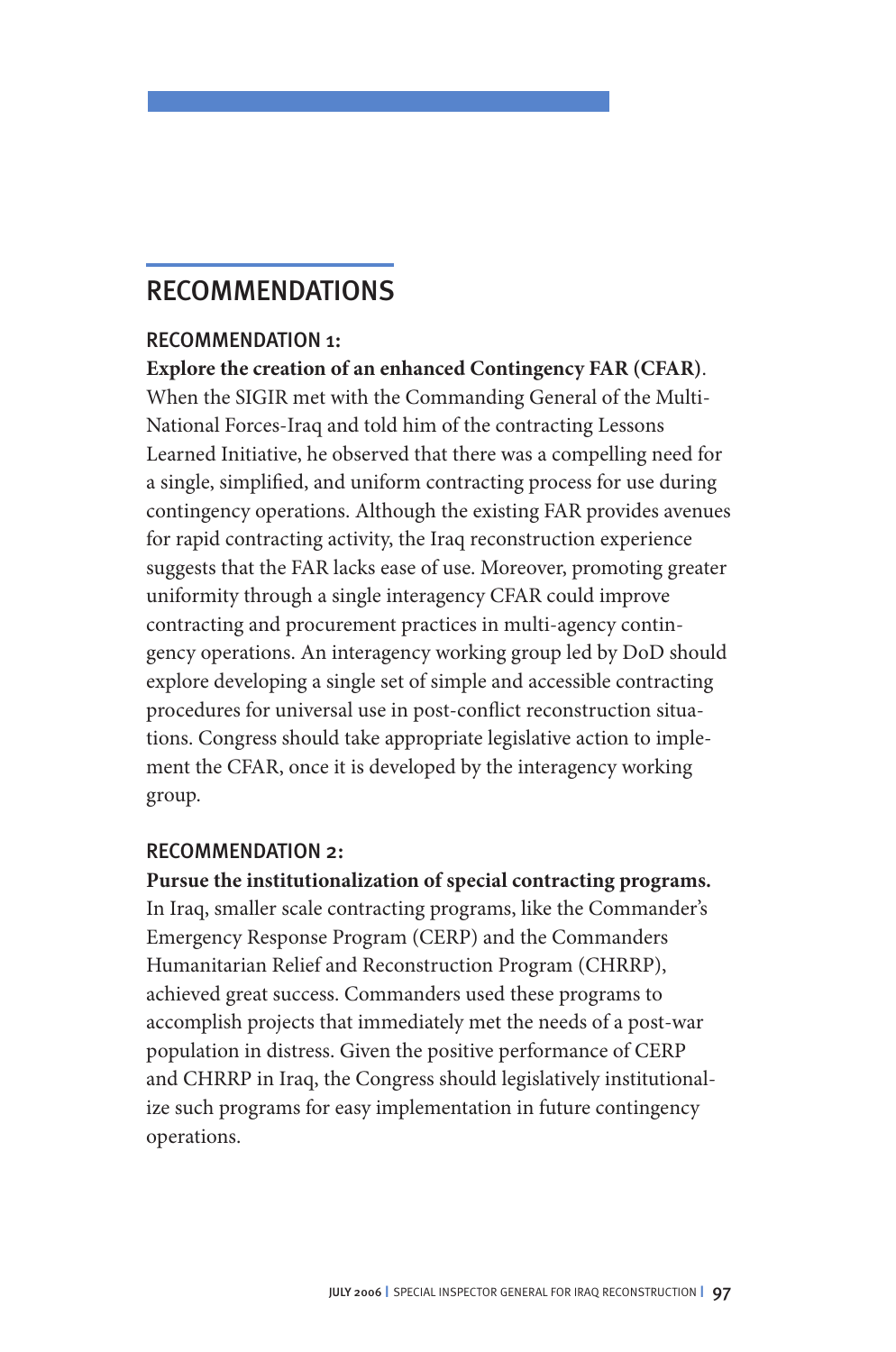# RECOMMENDATIONS

## RECOMMENDATION 1:

**Explore the creation of an enhanced Contingency FAR (CFAR)**. When the SIGIR met with the Commanding General of the Multi-National Forces-Iraq and told him of the contracting Lessons Learned Initiative, he observed that there was a compelling need for a single, simplified, and uniform contracting process for use during contingency operations. Although the existing FAR provides avenues for rapid contracting activity, the Iraq reconstruction experience suggests that the FAR lacks ease of use. Moreover, promoting greater uniformity through a single interagency CFAR could improve contracting and procurement practices in multi-agency contingency operations. An interagency working group led by DoD should explore developing a single set of simple and accessible contracting procedures for universal use in post-conflict reconstruction situations. Congress should take appropriate legislative action to implement the CFAR, once it is developed by the interagency working group.

## RECOMMENDATION 2:

**Pursue the institutionalization of special contracting programs.** In Iraq, smaller scale contracting programs, like the Commander's Emergency Response Program (CERP) and the Commanders Humanitarian Relief and Reconstruction Program (CHRRP), achieved great success. Commanders used these programs to accomplish projects that immediately met the needs of a post-war population in distress. Given the positive performance of CERP and CHRRP in Iraq, the Congress should legislatively institutionalize such programs for easy implementation in future contingency operations.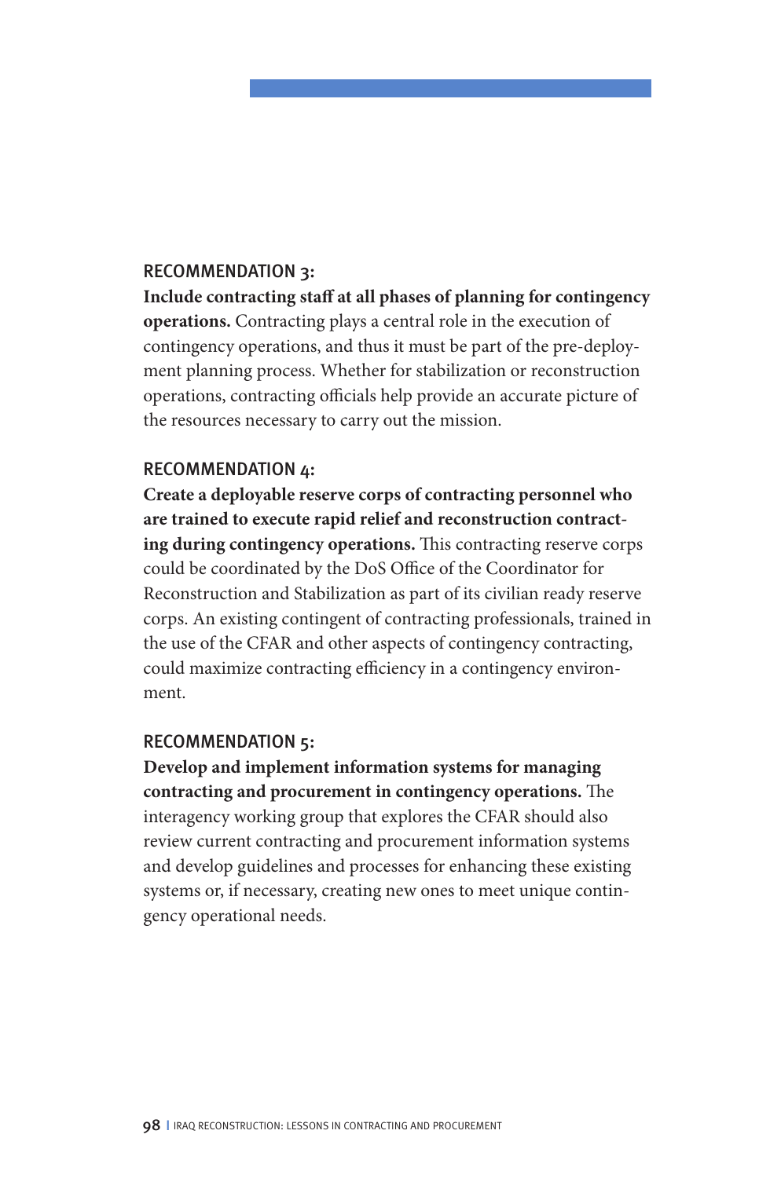### RECOMMENDATION 3:

**Include contracting staff at all phases of planning for contingency operations.** Contracting plays a central role in the execution of contingency operations, and thus it must be part of the pre-deployment planning process. Whether for stabilization or reconstruction operations, contracting officials help provide an accurate picture of the resources necessary to carry out the mission.

### RECOMMENDATION 4:

**Create a deployable reserve corps of contracting personnel who are trained to execute rapid relief and reconstruction contracting during contingency operations.** This contracting reserve corps could be coordinated by the DoS Office of the Coordinator for Reconstruction and Stabilization as part of its civilian ready reserve corps. An existing contingent of contracting professionals, trained in the use of the CFAR and other aspects of contingency contracting, could maximize contracting efficiency in a contingency environment.

### RECOMMENDATION 5:

**Develop and implement information systems for managing contracting and procurement in contingency operations.** The interagency working group that explores the CFAR should also review current contracting and procurement information systems and develop guidelines and processes for enhancing these existing systems or, if necessary, creating new ones to meet unique contingency operational needs.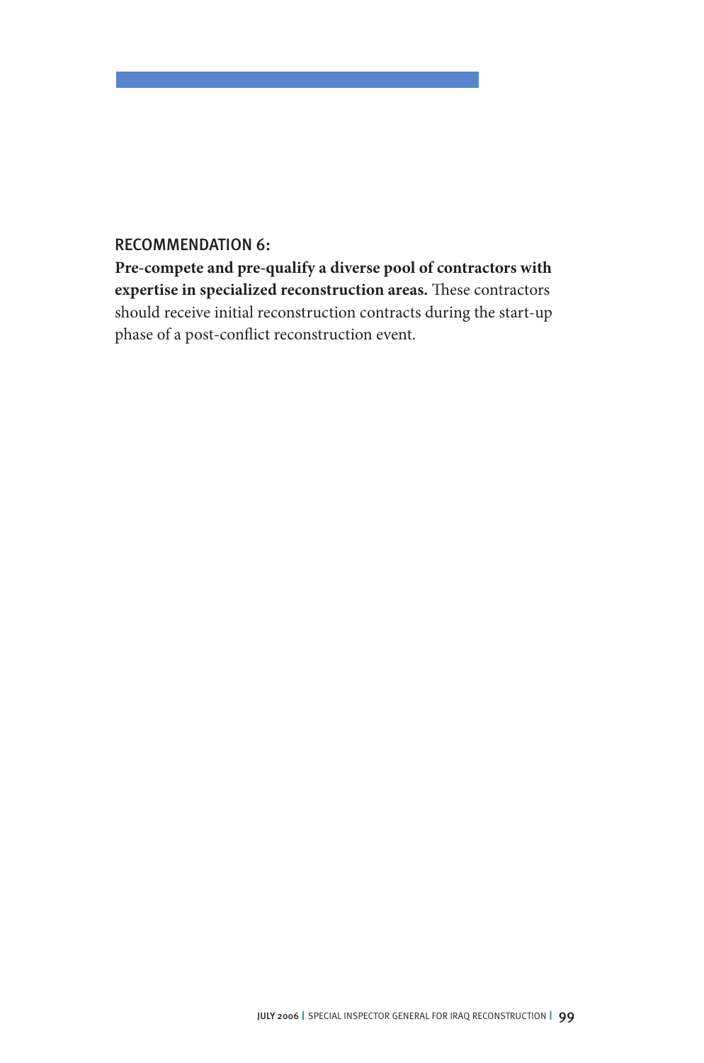## RECOMMENDATION 6:

**Pre-compete and pre-qualify a diverse pool of contractors with expertise in specialized reconstruction areas.** These contractors should receive initial reconstruction contracts during the start-up phase of a post-conflict reconstruction event.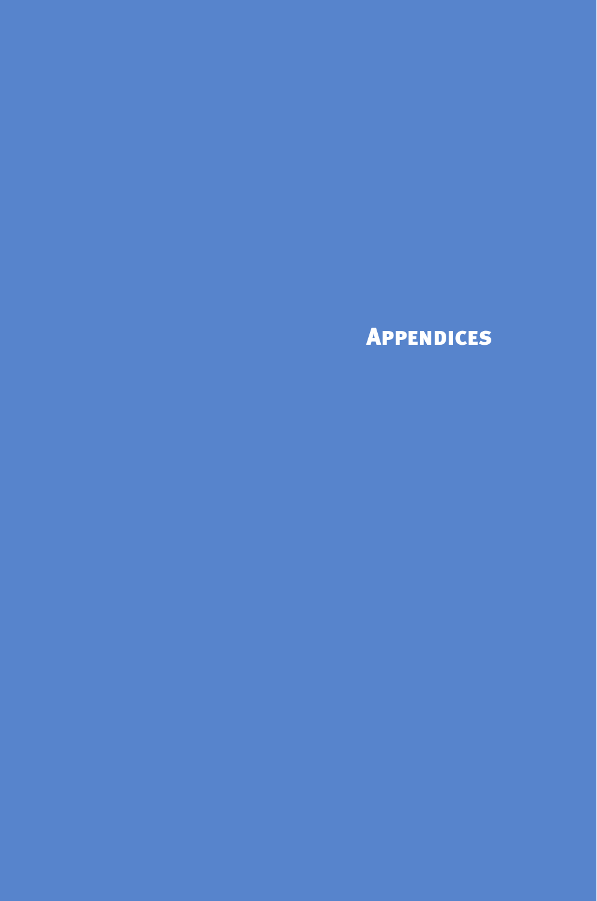# Appendices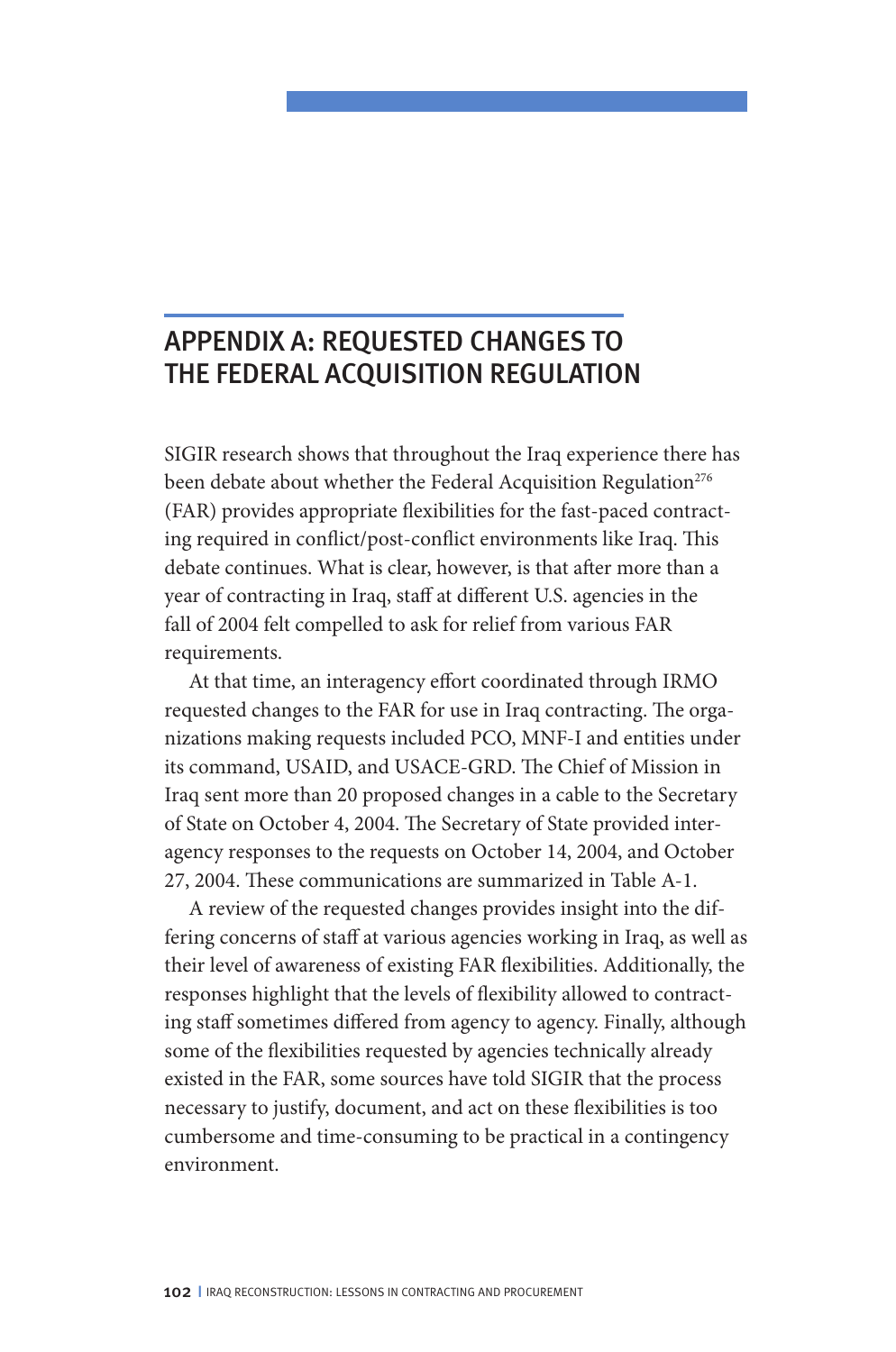# APPENDIX A: REQUESTED CHANGES TO THE FEDERAL ACQUISITION REGULATION

SIGIR research shows that throughout the Iraq experience there has been debate about whether the Federal Acquisition Regulation[276] (FAR) provides appropriate flexibilities for the fast-paced contracting required in conflict/post-conflict environments like Iraq. This debate continues. What is clear, however, is that after more than a year of contracting in Iraq, staff at different U.S. agencies in the fall of 2004 felt compelled to ask for relief from various FAR requirements.

At that time, an interagency effort coordinated through IRMO requested changes to the FAR for use in Iraq contracting. The organizations making requests included PCO, MNF-I and entities under its command, USAID, and USACE-GRD. The Chief of Mission in Iraq sent more than 20 proposed changes in a cable to the Secretary of State on October 4, 2004. The Secretary of State provided interagency responses to the requests on October 14, 2004, and October 27, 2004. These communications are summarized in Table A-1.

A review of the requested changes provides insight into the differing concerns of staff at various agencies working in Iraq, as well as their level of awareness of existing FAR flexibilities. Additionally, the responses highlight that the levels of flexibility allowed to contracting staff sometimes differed from agency to agency. Finally, although some of the flexibilities requested by agencies technically already existed in the FAR, some sources have told SIGIR that the process necessary to justify, document, and act on these flexibilities is too cumbersome and time-consuming to be practical in a contingency environment.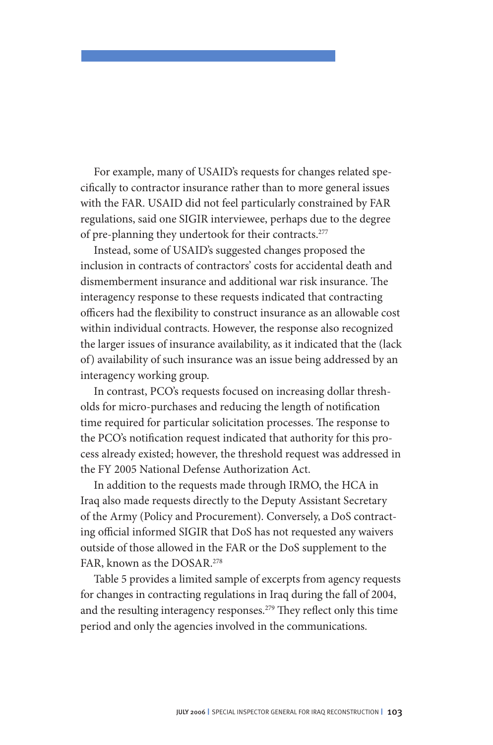For example, many of USAID's requests for changes related specifically to contractor insurance rather than to more general issues with the FAR. USAID did not feel particularly constrained by FAR regulations, said one SIGIR interviewee, perhaps due to the degree of pre-planning they undertook for their contracts.[277]

Instead, some of USAID's suggested changes proposed the inclusion in contracts of contractors' costs for accidental death and dismemberment insurance and additional war risk insurance. The interagency response to these requests indicated that contracting officers had the flexibility to construct insurance as an allowable cost within individual contracts. However, the response also recognized the larger issues of insurance availability, as it indicated that the (lack of) availability of such insurance was an issue being addressed by an interagency working group.

In contrast, PCO's requests focused on increasing dollar thresholds for micro-purchases and reducing the length of notification time required for particular solicitation processes. The response to the PCO's notification request indicated that authority for this process already existed; however, the threshold request was addressed in the FY 2005 National Defense Authorization Act.

In addition to the requests made through IRMO, the HCA in Iraq also made requests directly to the Deputy Assistant Secretary of the Army (Policy and Procurement). Conversely, a DoS contracting official informed SIGIR that DoS has not requested any waivers outside of those allowed in the FAR or the DoS supplement to the FAR, known as the DOSAR.[278]

Table 5 provides a limited sample of excerpts from agency requests for changes in contracting regulations in Iraq during the fall of 2004, and the resulting interagency responses.[279] They reflect only this time period and only the agencies involved in the communications.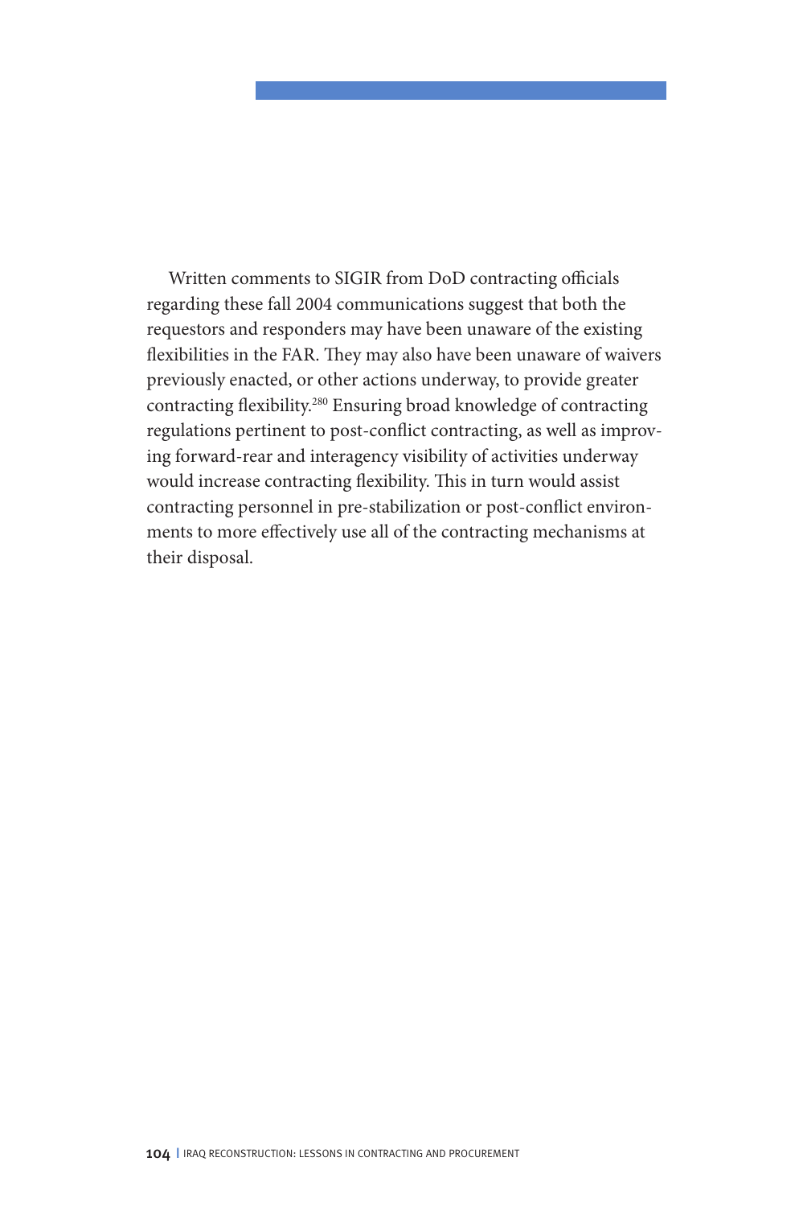Written comments to SIGIR from DoD contracting officials regarding these fall 2004 communications suggest that both the requestors and responders may have been unaware of the existing flexibilities in the FAR. They may also have been unaware of waivers previously enacted, or other actions underway, to provide greater contracting flexibility.[280] Ensuring broad knowledge of contracting regulations pertinent to post-conflict contracting, as well as improving forward-rear and interagency visibility of activities underway would increase contracting flexibility. This in turn would assist contracting personnel in pre-stabilization or post-conflict environments to more effectively use all of the contracting mechanisms at their disposal.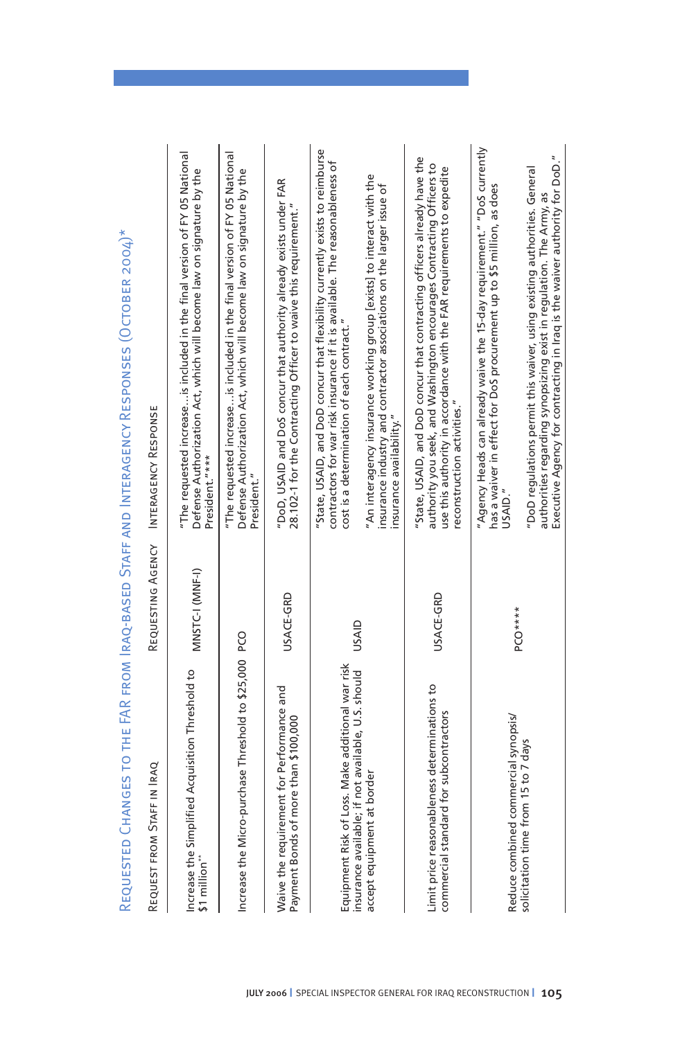## Requested Changes to the FAR from Iraq-based Staff and Interagency Responses (October 2004)*

| Request from Staff in Iraq | Requesting Agency | Interagency Response |
|---|---|---|
| Increase the Simplified Acquisition Threshold to $1 million** | MNSTC-I (MNF-I) | "The requested increase…is included in the final version of FY 05 National Defense Authorization Act, which will become law on signature by the President."*** |
| Increase the Micro-purchase Threshold to $25,000 | PCO | "The requested increase…is included in the final version of FY 05 National Defense Authorization Act, which will become law on signature by the President." |
| Waive the requirement for Performance and Payment Bonds of more than $100,000 | USACE-GRD | "DoD, USAID and DoS concur that authority already exists under FAR 28.102-1 for the Contracting Officer to waive this requirement." |
| Equipment Risk of Loss. Make additional war risk insurance available; if not available, U.S. should accept equipment at border | USAID | "State, USAID, and DoD concur that flexibility currently exists to reimburse contractors for war risk insurance if it is available. The reasonableness of cost is a determination of each contract."<br><br>"An interagency insurance working group [exists] to interact with the insurance industry and contractor associations on the larger issue of insurance availability." |
| Limit price reasonableness determinations to commercial standard for subcontractors | USACE-GRD | "State, USAID, and DoD concur that contracting officers already have the authority you seek, and Washington encourages Contracting Officers to use this authority in accordance with the FAR requirements to expedite reconstruction activities." |
| Reduce combined commercial synopsis/ solicitation time from 15 to 7 days | PCO**** | "Agency Heads can already waive the 15-day requirement." "DoS currently has a waiver in effect for DoS procurement up to $5 million, as does USAID."<br><br>"DoD regulations permit this waiver, using existing authorities. General authorities regarding synopsizing exist in regulation. The Army, as Executive Agency for contracting in Iraq is the waiver authority for DoD." |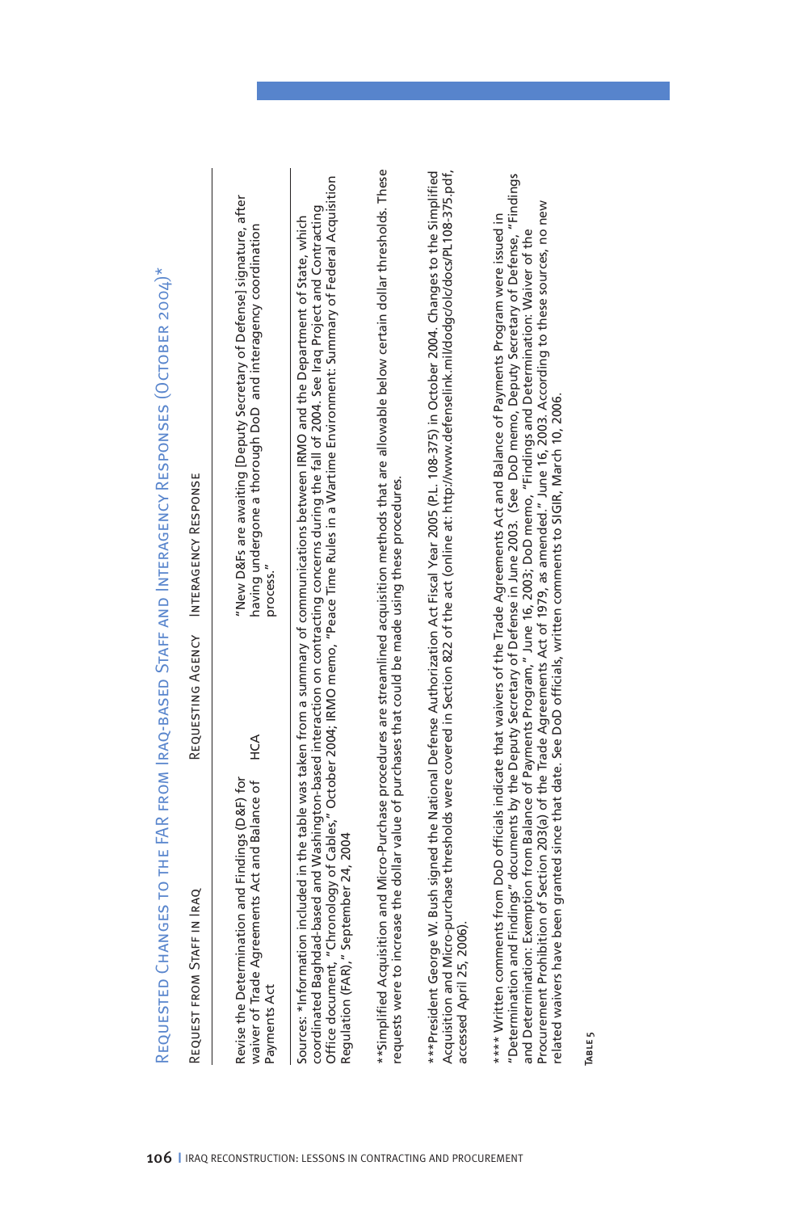## Requested Changes to the FAR from Iraq-based Staff and Interagency Responses (October 2004)*

| Request from Staff in Iraq | Requesting Agency | Interagency Response |
|---|---|---|
| Revise the Determination and Findings (D&F) for waiver of Trade Agreements Act and Balance of Payments Act | HCA | "New D&Fs are awaiting [Deputy Secretary of Defense] signature, after having undergone a thorough DoD and interagency coordination process." |

Sources: *Information included in the table was taken from a summary of communications between IRMO and the Department of State, which coordinated Baghdad-based and Washington-based interaction on contracting concerns during the fall of 2004. See Iraq Project and Contracting Office document, "Chronology of Cables," October 2004; IRMO memo, "Peace Time Rules in a Wartime Environment: Summary of Federal Acquisition Regulation (FAR)," September 24, 2004

**Simplified Acquisition and Micro-Purchase procedures are streamlined acquisition methods that are allowable below certain dollar thresholds. These requests were to increase the dollar value of purchases that could be made using these procedures.

***President George W. Bush signed the National Defense Authorization Act Fiscal Year 2005 (P.L. 108-375) in October 2004. Changes to the Simplified Acquisition and Micro-purchase thresholds were covered in Section 822 of the act (online at: http://www.defenselink.mil/dodgc/olc/docs/PL108-375.pdf, accessed April 25, 2006).

****Written comments from DoD officials indicate that waivers of the Trade Agreements Act and Balance of Payments Program were issued in "Determination and Findings" documents by the Deputy Secretary of Defense in June 2003. (See DoD memo, Deputy Secretary of Defense, "Findings and Determination: Exemption from Balance of Payments Program," June 16, 2003; DoD memo, "Findings and Determination: Waiver of the Procurement Prohibition of Section 203(a) of the Trade Agreements Act of 1979, as amended," June 16, 2003. According to these sources, no new related waivers have been granted since that date. See DoD officials, written comments to SIGIR, March 10, 2006.

Table 5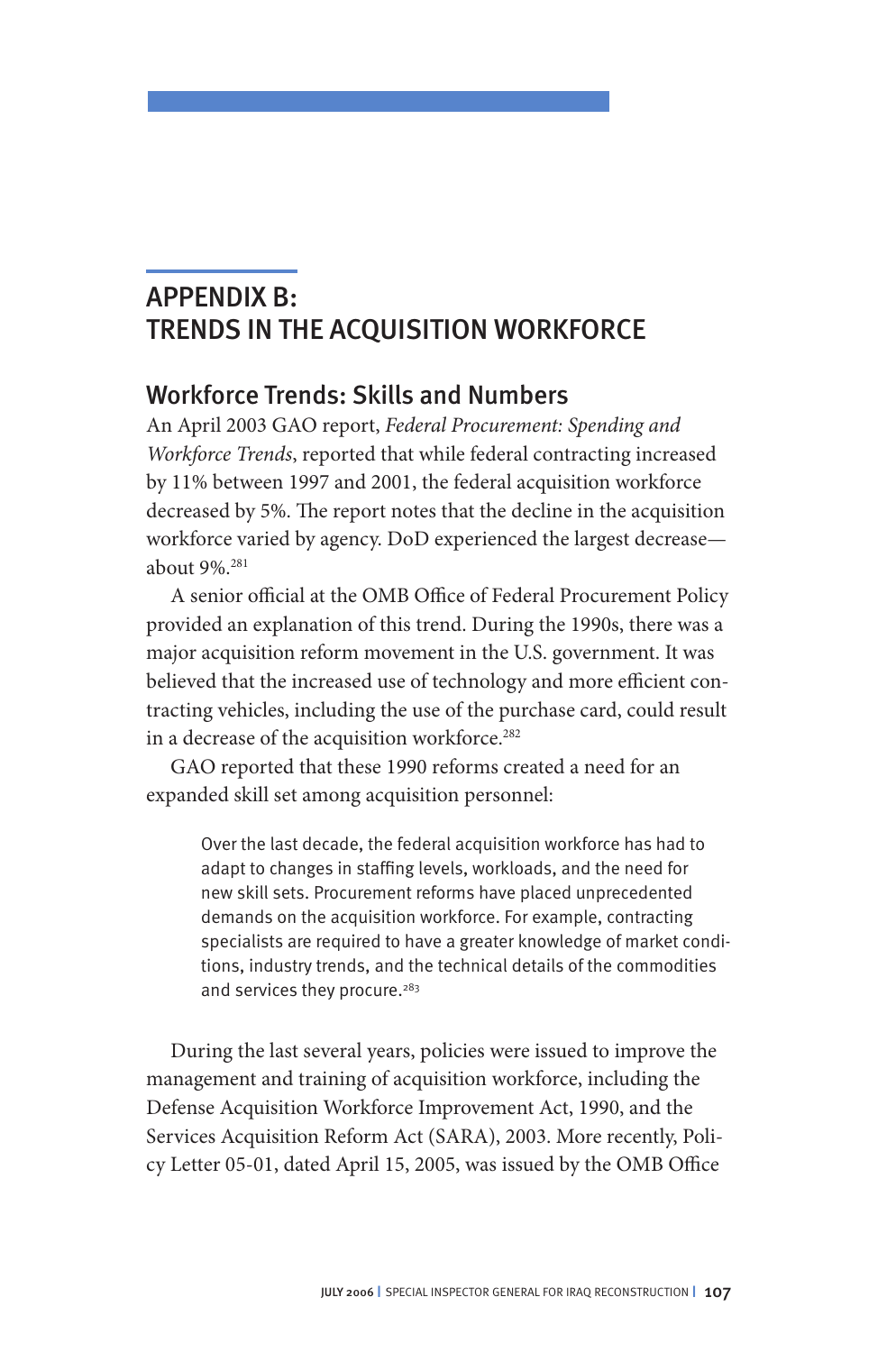# APPENDIX B: TRENDS IN THE ACQUISITION WORKFORCE

## Workforce Trends: Skills and Numbers

An April 2003 GAO report, *Federal Procurement: Spending and Workforce Trends*, reported that while federal contracting increased by 11% between 1997 and 2001, the federal acquisition workforce decreased by 5%. The report notes that the decline in the acquisition workforce varied by agency. DoD experienced the largest decrease—about 9%.[281]

A senior official at the OMB Office of Federal Procurement Policy provided an explanation of this trend. During the 1990s, there was a major acquisition reform movement in the U.S. government. It was believed that the increased use of technology and more efficient contracting vehicles, including the use of the purchase card, could result in a decrease of the acquisition workforce.[282]

GAO reported that these 1990 reforms created a need for an expanded skill set among acquisition personnel:

> Over the last decade, the federal acquisition workforce has had to adapt to changes in staffing levels, workloads, and the need for new skill sets. Procurement reforms have placed unprecedented demands on the acquisition workforce. For example, contracting specialists are required to have a greater knowledge of market conditions, industry trends, and the technical details of the commodities and services they procure.[283]

During the last several years, policies were issued to improve the management and training of acquisition workforce, including the Defense Acquisition Workforce Improvement Act, 1990, and the Services Acquisition Reform Act (SARA), 2003. More recently, Policy Letter 05-01, dated April 15, 2005, was issued by the OMB Office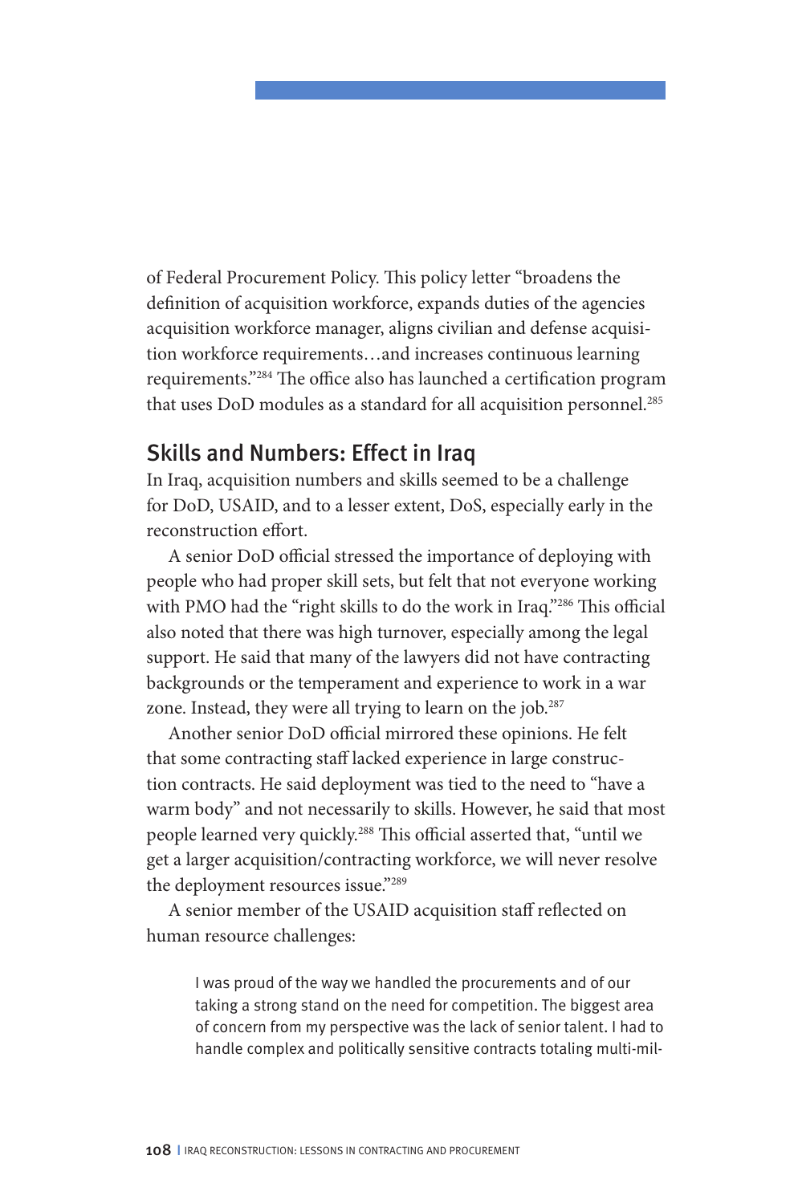of Federal Procurement Policy. This policy letter "broadens the definition of acquisition workforce, expands duties of the agencies acquisition workforce manager, aligns civilian and defense acquisition workforce requirements…and increases continuous learning requirements."[284] The office also has launched a certification program that uses DoD modules as a standard for all acquisition personnel.[285]

## Skills and Numbers: Effect in Iraq

In Iraq, acquisition numbers and skills seemed to be a challenge for DoD, USAID, and to a lesser extent, DoS, especially early in the reconstruction effort.

A senior DoD official stressed the importance of deploying with people who had proper skill sets, but felt that not everyone working with PMO had the "right skills to do the work in Iraq."[286] This official also noted that there was high turnover, especially among the legal support. He said that many of the lawyers did not have contracting backgrounds or the temperament and experience to work in a war zone. Instead, they were all trying to learn on the job.[287]

Another senior DoD official mirrored these opinions. He felt that some contracting staff lacked experience in large construction contracts. He said deployment was tied to the need to "have a warm body" and not necessarily to skills. However, he said that most people learned very quickly.[288] This official asserted that, "until we get a larger acquisition/contracting workforce, we will never resolve the deployment resources issue."[289]

A senior member of the USAID acquisition staff reflected on human resource challenges:

> I was proud of the way we handled the procurements and of our taking a strong stand on the need for competition. The biggest area of concern from my perspective was the lack of senior talent. I had to handle complex and politically sensitive contracts totaling multi-mil-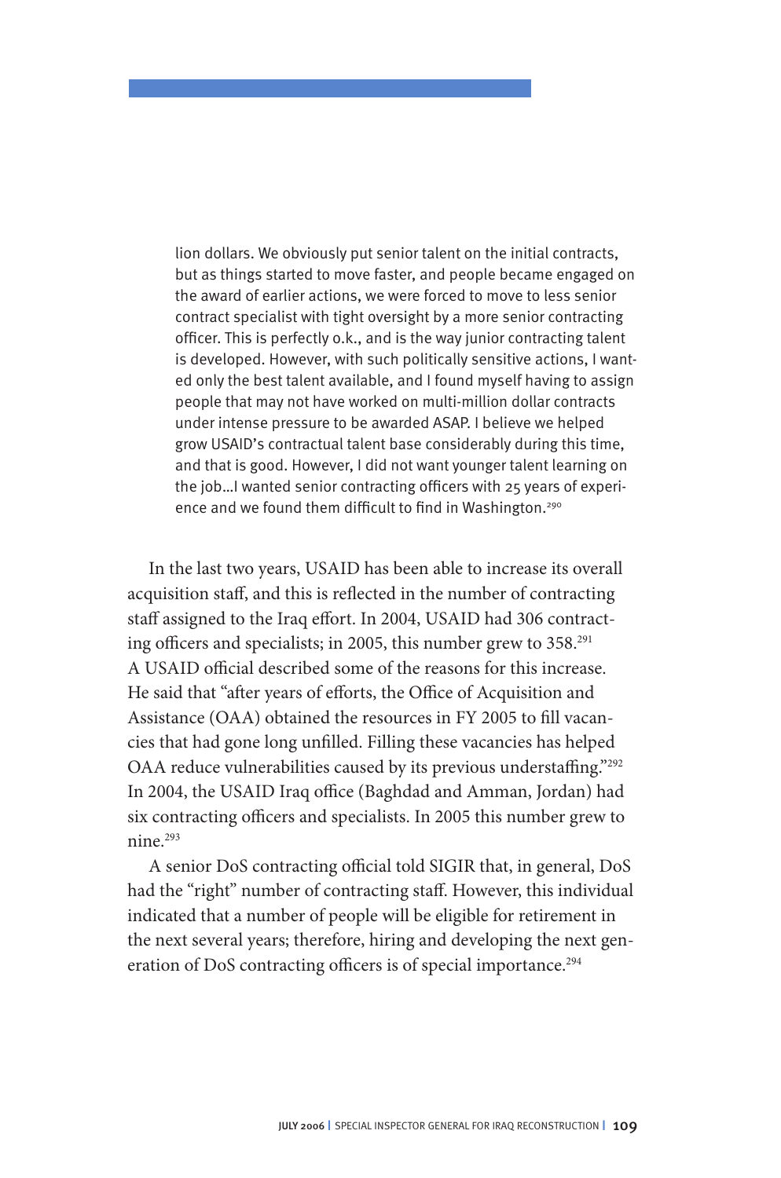> lion dollars. We obviously put senior talent on the initial contracts, but as things started to move faster, and people became engaged on the award of earlier actions, we were forced to move to less senior contract specialist with tight oversight by a more senior contracting officer. This is perfectly o.k., and is the way junior contracting talent is developed. However, with such politically sensitive actions, I wanted only the best talent available, and I found myself having to assign people that may not have worked on multi-million dollar contracts under intense pressure to be awarded ASAP. I believe we helped grow USAID's contractual talent base considerably during this time, and that is good. However, I did not want younger talent learning on the job…I wanted senior contracting officers with 25 years of experience and we found them difficult to find in Washington.[290]

In the last two years, USAID has been able to increase its overall acquisition staff, and this is reflected in the number of contracting staff assigned to the Iraq effort. In 2004, USAID had 306 contracting officers and specialists; in 2005, this number grew to 358.[291] A USAID official described some of the reasons for this increase. He said that "after years of efforts, the Office of Acquisition and Assistance (OAA) obtained the resources in FY 2005 to fill vacancies that had gone long unfilled. Filling these vacancies has helped OAA reduce vulnerabilities caused by its previous understaffing."[292] In 2004, the USAID Iraq office (Baghdad and Amman, Jordan) had six contracting officers and specialists. In 2005 this number grew to nine.[293]

A senior DoS contracting official told SIGIR that, in general, DoS had the "right" number of contracting staff. However, this individual indicated that a number of people will be eligible for retirement in the next several years; therefore, hiring and developing the next generation of DoS contracting officers is of special importance.[294]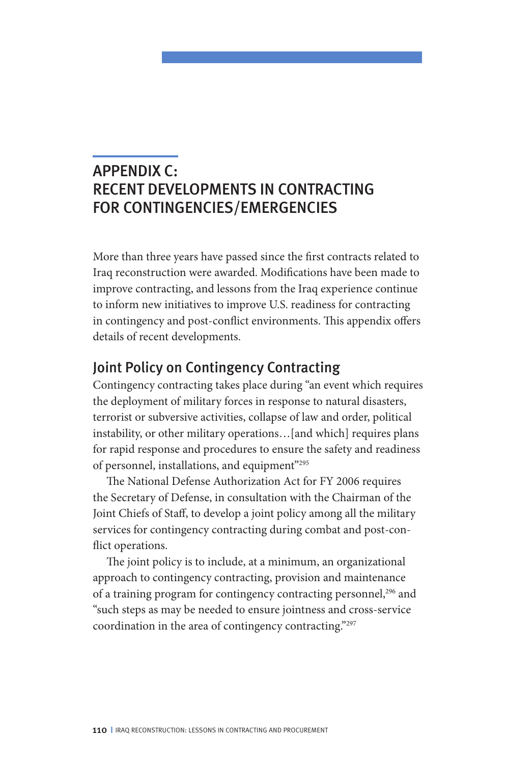# APPENDIX C: RECENT DEVELOPMENTS IN CONTRACTING FOR CONTINGENCIES/EMERGENCIES

More than three years have passed since the first contracts related to Iraq reconstruction were awarded. Modifications have been made to improve contracting, and lessons from the Iraq experience continue to inform new initiatives to improve U.S. readiness for contracting in contingency and post-conflict environments. This appendix offers details of recent developments.

## Joint Policy on Contingency Contracting

Contingency contracting takes place during "an event which requires the deployment of military forces in response to natural disasters, terrorist or subversive activities, collapse of law and order, political instability, or other military operations…[and which] requires plans for rapid response and procedures to ensure the safety and readiness of personnel, installations, and equipment"[295]

The National Defense Authorization Act for FY 2006 requires the Secretary of Defense, in consultation with the Chairman of the Joint Chiefs of Staff, to develop a joint policy among all the military services for contingency contracting during combat and post-conflict operations.

The joint policy is to include, at a minimum, an organizational approach to contingency contracting, provision and maintenance of a training program for contingency contracting personnel,[296] and "such steps as may be needed to ensure jointness and cross-service coordination in the area of contingency contracting."[297]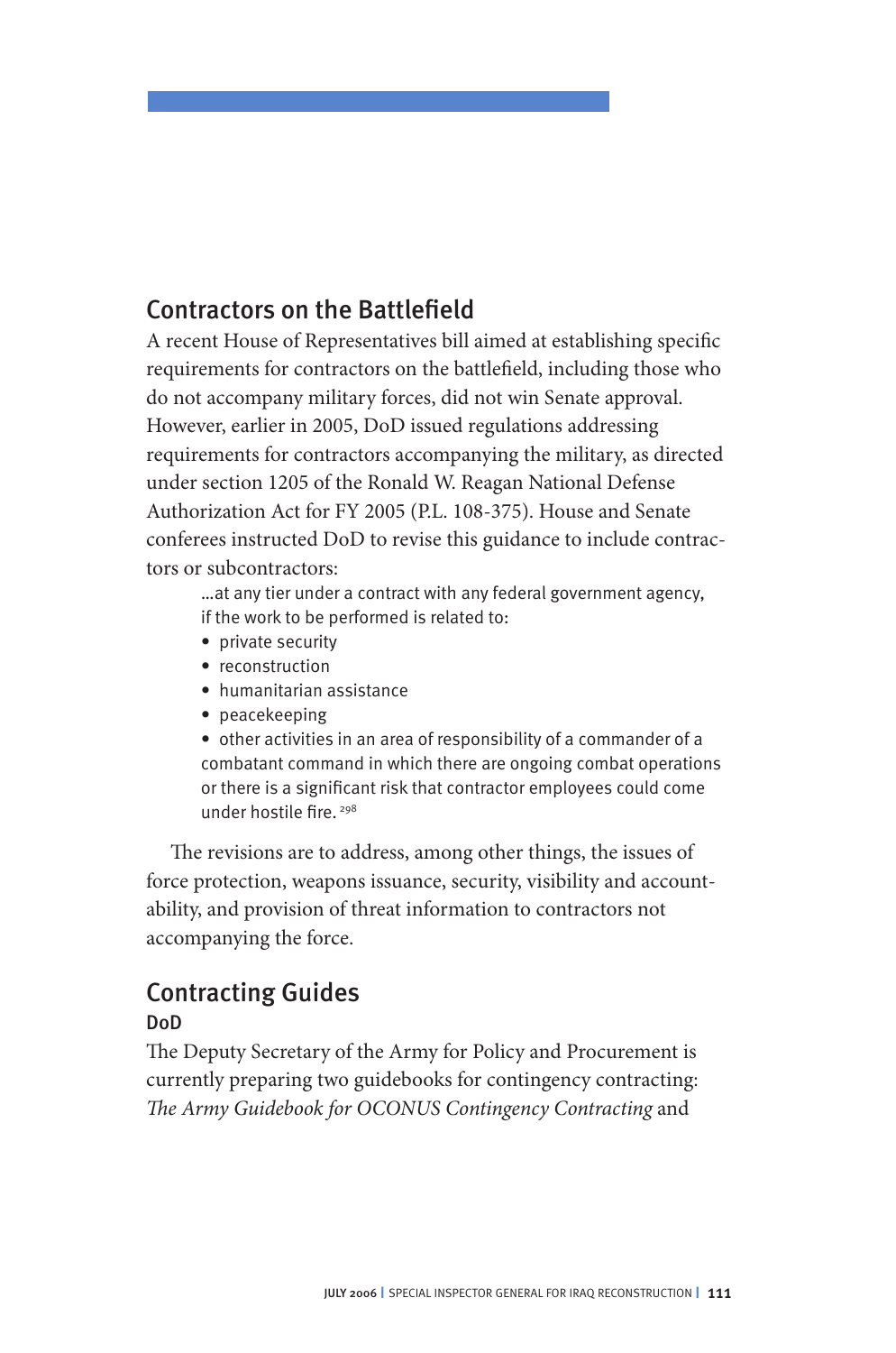## Contractors on the Battlefield

A recent House of Representatives bill aimed at establishing specific requirements for contractors on the battlefield, including those who do not accompany military forces, did not win Senate approval. However, earlier in 2005, DoD issued regulations addressing requirements for contractors accompanying the military, as directed under section 1205 of the Ronald W. Reagan National Defense Authorization Act for FY 2005 (P.L. 108-375). House and Senate conferees instructed DoD to revise this guidance to include contractors or subcontractors:

> ...at any tier under a contract with any federal government agency, if the work to be performed is related to:
>
> - private security
> - reconstruction
> - humanitarian assistance
> - peacekeeping
> - other activities in an area of responsibility of a commander of a combatant command in which there are ongoing combat operations or there is a significant risk that contractor employees could come under hostile fire. [298]

The revisions are to address, among other things, the issues of force protection, weapons issuance, security, visibility and accountability, and provision of threat information to contractors not accompanying the force.

## Contracting Guides

### DoD

The Deputy Secretary of the Army for Policy and Procurement is currently preparing two guidebooks for contingency contracting: *The Army Guidebook for OCONUS Contingency Contracting* and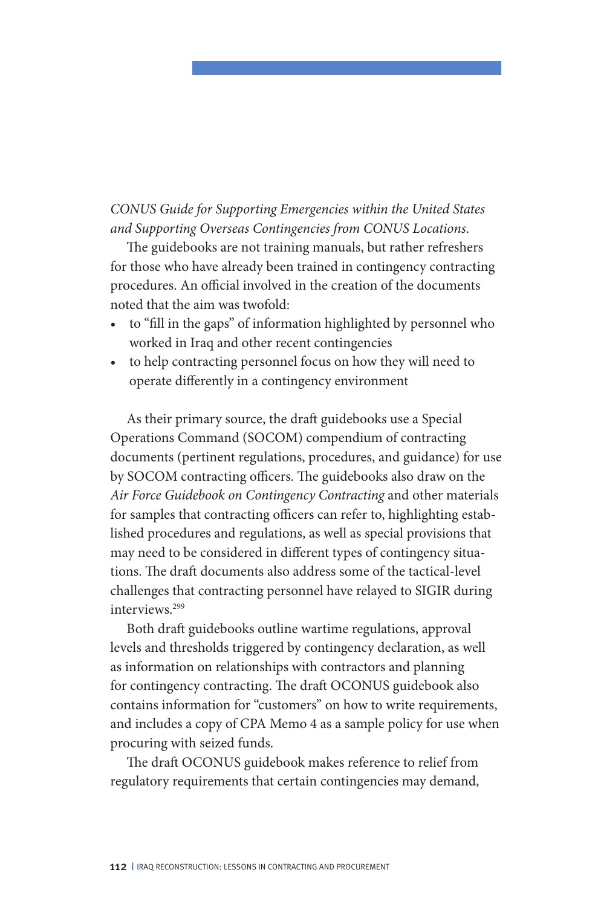*CONUS Guide for Supporting Emergencies within the United States and Supporting Overseas Contingencies from CONUS Locations*.

The guidebooks are not training manuals, but rather refreshers for those who have already been trained in contingency contracting procedures. An official involved in the creation of the documents noted that the aim was twofold:

- to "fill in the gaps" of information highlighted by personnel who worked in Iraq and other recent contingencies
- to help contracting personnel focus on how they will need to operate differently in a contingency environment

As their primary source, the draft guidebooks use a Special Operations Command (SOCOM) compendium of contracting documents (pertinent regulations, procedures, and guidance) for use by SOCOM contracting officers. The guidebooks also draw on the *Air Force Guidebook on Contingency Contracting* and other materials for samples that contracting officers can refer to, highlighting established procedures and regulations, as well as special provisions that may need to be considered in different types of contingency situations. The draft documents also address some of the tactical-level challenges that contracting personnel have relayed to SIGIR during interviews.[299]

Both draft guidebooks outline wartime regulations, approval levels and thresholds triggered by contingency declaration, as well as information on relationships with contractors and planning for contingency contracting. The draft OCONUS guidebook also contains information for "customers" on how to write requirements, and includes a copy of CPA Memo 4 as a sample policy for use when procuring with seized funds.

The draft OCONUS guidebook makes reference to relief from regulatory requirements that certain contingencies may demand,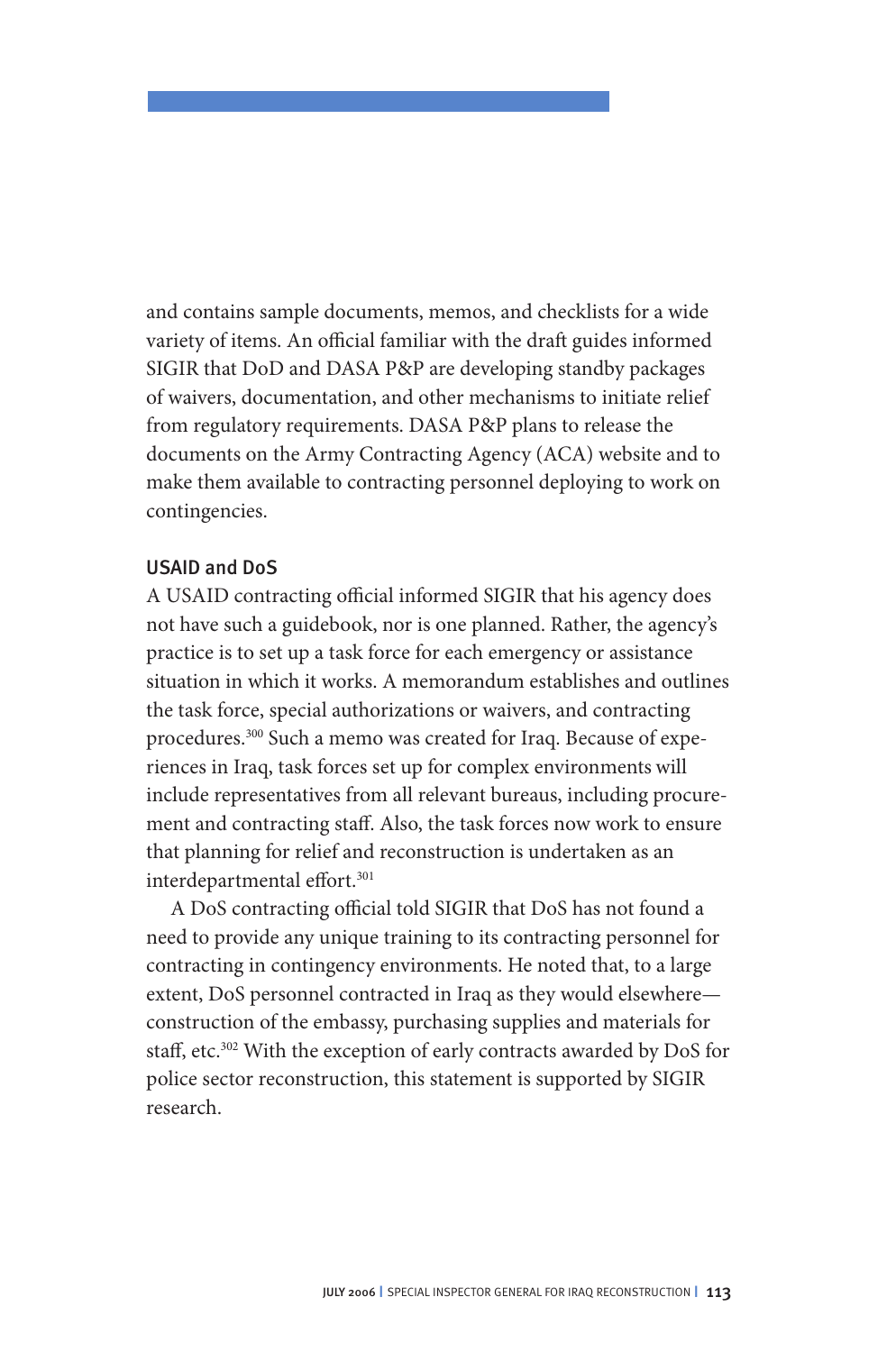and contains sample documents, memos, and checklists for a wide variety of items. An official familiar with the draft guides informed SIGIR that DoD and DASA P&P are developing standby packages of waivers, documentation, and other mechanisms to initiate relief from regulatory requirements. DASA P&P plans to release the documents on the Army Contracting Agency (ACA) website and to make them available to contracting personnel deploying to work on contingencies.

### USAID and DoS

A USAID contracting official informed SIGIR that his agency does not have such a guidebook, nor is one planned. Rather, the agency's practice is to set up a task force for each emergency or assistance situation in which it works. A memorandum establishes and outlines the task force, special authorizations or waivers, and contracting procedures.[300] Such a memo was created for Iraq. Because of experiences in Iraq, task forces set up for complex environments will include representatives from all relevant bureaus, including procurement and contracting staff. Also, the task forces now work to ensure that planning for relief and reconstruction is undertaken as an interdepartmental effort.[301]

A DoS contracting official told SIGIR that DoS has not found a need to provide any unique training to its contracting personnel for contracting in contingency environments. He noted that, to a large extent, DoS personnel contracted in Iraq as they would elsewhere—construction of the embassy, purchasing supplies and materials for staff, etc.[302] With the exception of early contracts awarded by DoS for police sector reconstruction, this statement is supported by SIGIR research.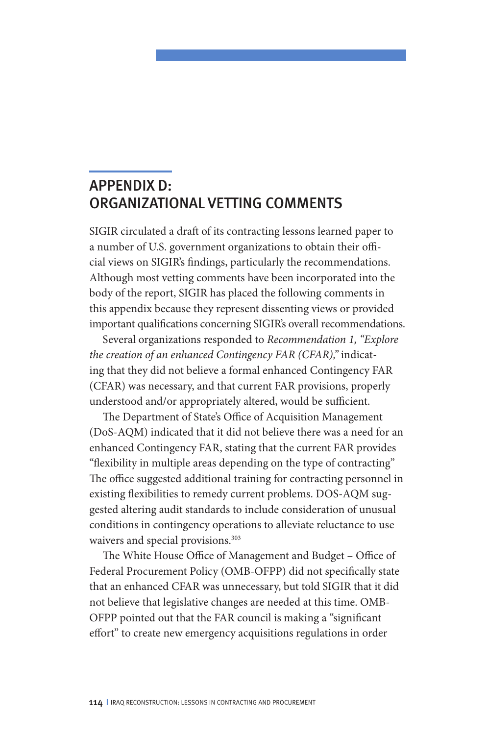# APPENDIX D: ORGANIZATIONAL VETTING COMMENTS

SIGIR circulated a draft of its contracting lessons learned paper to a number of U.S. government organizations to obtain their official views on SIGIR's findings, particularly the recommendations. Although most vetting comments have been incorporated into the body of the report, SIGIR has placed the following comments in this appendix because they represent dissenting views or provided important qualifications concerning SIGIR's overall recommendations.

Several organizations responded to *Recommendation 1, "Explore the creation of an enhanced Contingency FAR (CFAR),"* indicating that they did not believe a formal enhanced Contingency FAR (CFAR) was necessary, and that current FAR provisions, properly understood and/or appropriately altered, would be sufficient.

The Department of State's Office of Acquisition Management (DoS-AQM) indicated that it did not believe there was a need for an enhanced Contingency FAR, stating that the current FAR provides "flexibility in multiple areas depending on the type of contracting" The office suggested additional training for contracting personnel in existing flexibilities to remedy current problems. DOS-AQM suggested altering audit standards to include consideration of unusual conditions in contingency operations to alleviate reluctance to use waivers and special provisions.[303]

The White House Office of Management and Budget – Office of Federal Procurement Policy (OMB-OFPP) did not specifically state that an enhanced CFAR was unnecessary, but told SIGIR that it did not believe that legislative changes are needed at this time. OMB-OFPP pointed out that the FAR council is making a "significant effort" to create new emergency acquisitions regulations in order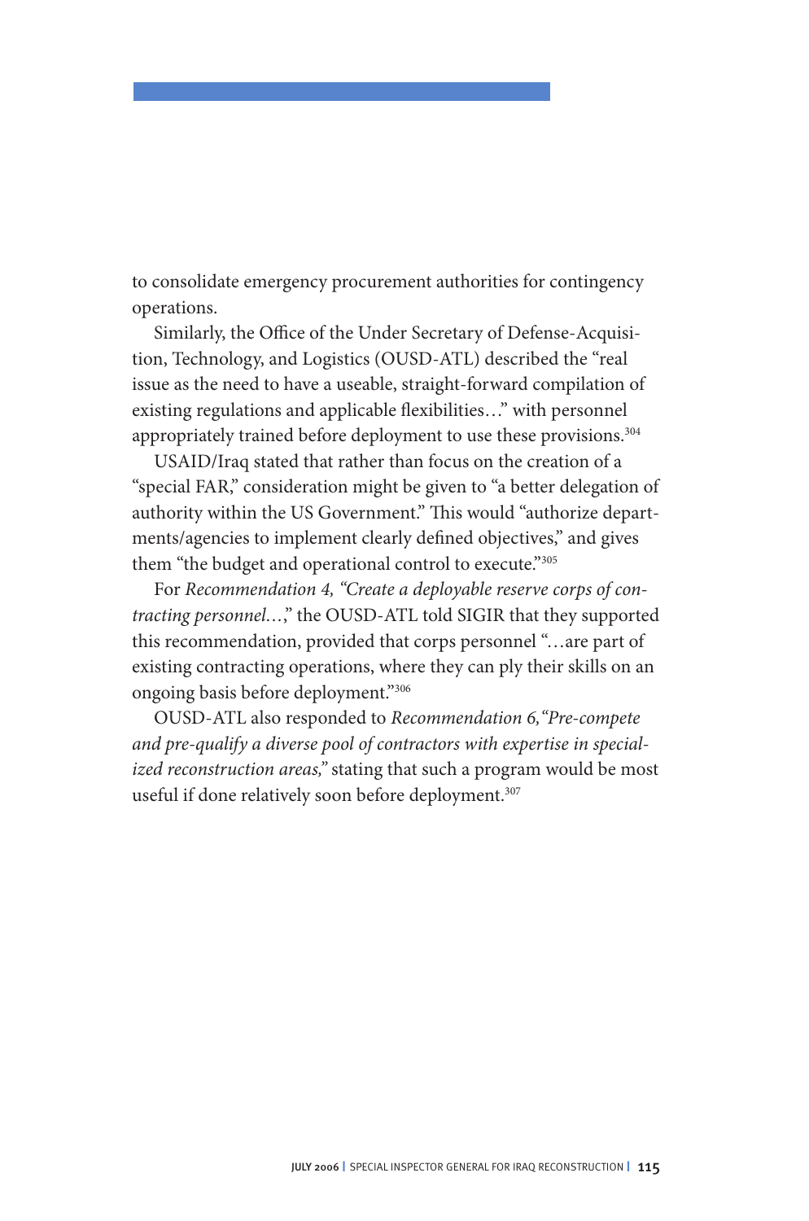to consolidate emergency procurement authorities for contingency operations.

Similarly, the Office of the Under Secretary of Defense-Acquisition, Technology, and Logistics (OUSD-ATL) described the "real issue as the need to have a useable, straight-forward compilation of existing regulations and applicable flexibilities…" with personnel appropriately trained before deployment to use these provisions.[304]

USAID/Iraq stated that rather than focus on the creation of a "special FAR," consideration might be given to "a better delegation of authority within the US Government." This would "authorize departments/agencies to implement clearly defined objectives," and gives them "the budget and operational control to execute."[305]

For *Recommendation 4, "Create a deployable reserve corps of contracting personnel…,"* the OUSD-ATL told SIGIR that they supported this recommendation, provided that corps personnel "…are part of existing contracting operations, where they can ply their skills on an ongoing basis before deployment."[306]

OUSD-ATL also responded to *Recommendation 6, "Pre-compete and pre-qualify a diverse pool of contractors with expertise in specialized reconstruction areas,"* stating that such a program would be most useful if done relatively soon before deployment.[307]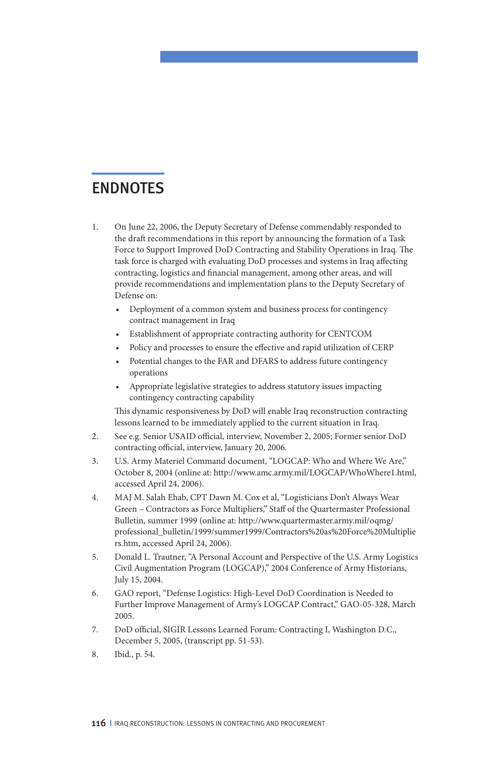## ENDNOTES

1. On June 22, 2006, the Deputy Secretary of Defense commendably responded to the draft recommendations in this report by announcing the formation of a Task Force to Support Improved DoD Contracting and Stability Operations in Iraq. The task force is charged with evaluating DoD processes and systems in Iraq affecting contracting, logistics and financial management, among other areas, and will provide recommendations and implementation plans to the Deputy Secretary of Defense on:
   - Deployment of a common system and business process for contingency contract management in Iraq
   - Establishment of appropriate contracting authority for CENTCOM
   - Policy and processes to ensure the effective and rapid utilization of CERP
   - Potential changes to the FAR and DFARS to address future contingency operations
   - Appropriate legislative strategies to address statutory issues impacting contingency contracting capability

   This dynamic responsiveness by DoD will enable Iraq reconstruction contracting lessons learned to be immediately applied to the current situation in Iraq.
2. See e.g. Senior USAID official, interview, November 2, 2005; Former senior DoD contracting official, interview, January 20, 2006.
3. U.S. Army Materiel Command document, "LOGCAP: Who and Where We Are," October 8, 2004 (online at: http://www.amc.army.mil/LOGCAP/WhoWhere1.html, accessed April 24, 2006).
4. MAJ M. Salah Ehab, CPT Dawn M. Cox et al, "Logisticians Don't Always Wear Green – Contractors as Force Multipliers," Staff of the Quartermaster Professional Bulletin, summer 1999 (online at: http://www.quartermaster.army.mil/oqmg/professional_bulletin/1999/summer1999/Contractors%20as%20Force%20Multipliers.htm, accessed April 24, 2006).
5. Donald L. Trautner, "A Personal Account and Perspective of the U.S. Army Logistics Civil Augmentation Program (LOGCAP)," 2004 Conference of Army Historians, July 15, 2004.
6. GAO report, "Defense Logistics: High-Level DoD Coordination is Needed to Further Improve Management of Army's LOGCAP Contract," GAO-05-328, March 2005.
7. DoD official, SIGIR Lessons Learned Forum: Contracting I, Washington D.C., December 5, 2005, (transcript pp. 51-53).
8. Ibid., p. 54.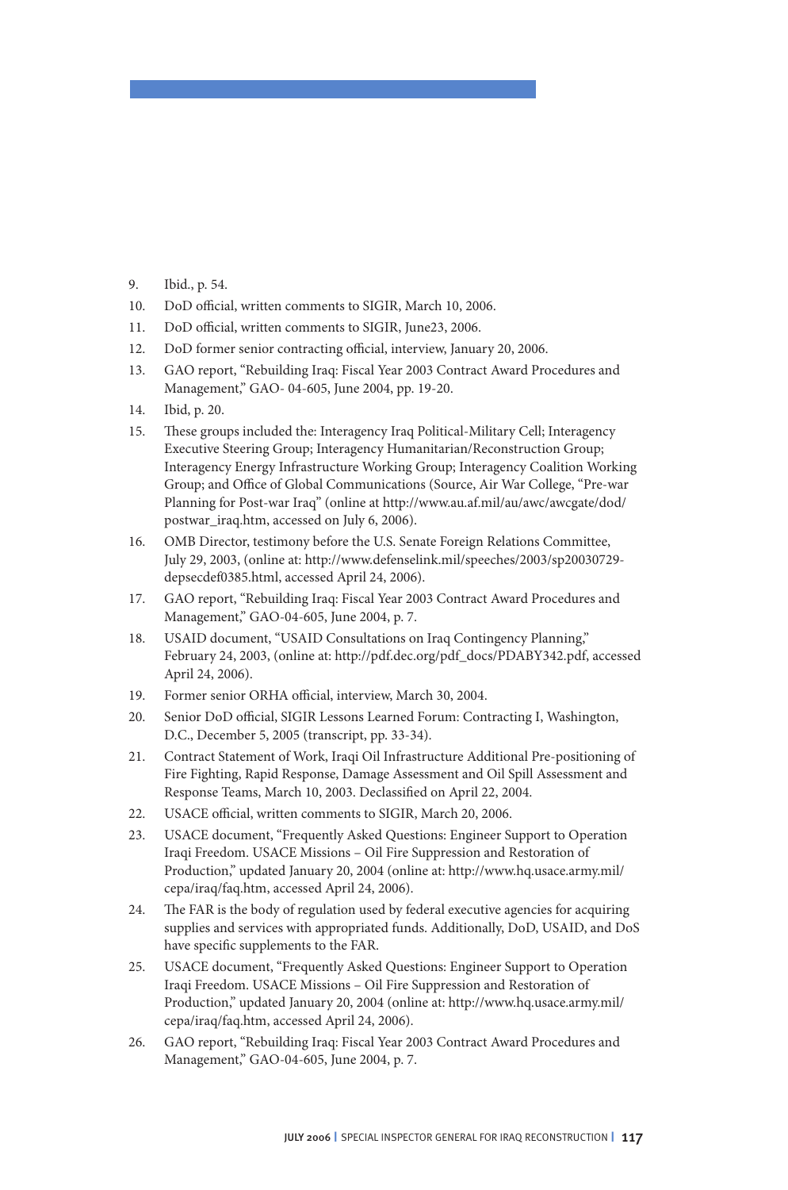9. Ibid., p. 54.
10. DoD official, written comments to SIGIR, March 10, 2006.
11. DoD official, written comments to SIGIR, June23, 2006.
12. DoD former senior contracting official, interview, January 20, 2006.
13. GAO report, "Rebuilding Iraq: Fiscal Year 2003 Contract Award Procedures and Management," GAO- 04-605, June 2004, pp. 19-20.
14. Ibid, p. 20.
15. These groups included the: Interagency Iraq Political-Military Cell; Interagency Executive Steering Group; Interagency Humanitarian/Reconstruction Group; Interagency Energy Infrastructure Working Group; Interagency Coalition Working Group; and Office of Global Communications (Source, Air War College, "Pre-war Planning for Post-war Iraq" (online at http://www.au.af.mil/au/awc/awcgate/dod/postwar_iraq.htm, accessed on July 6, 2006).
16. OMB Director, testimony before the U.S. Senate Foreign Relations Committee, July 29, 2003, (online at: http://www.defenselink.mil/speeches/2003/sp20030729-depsecdef0385.html, accessed April 24, 2006).
17. GAO report, "Rebuilding Iraq: Fiscal Year 2003 Contract Award Procedures and Management," GAO-04-605, June 2004, p. 7.
18. USAID document, "USAID Consultations on Iraq Contingency Planning," February 24, 2003, (online at: http://pdf.dec.org/pdf_docs/PDABY342.pdf, accessed April 24, 2006).
19. Former senior ORHA official, interview, March 30, 2004.
20. Senior DoD official, SIGIR Lessons Learned Forum: Contracting I, Washington, D.C., December 5, 2005 (transcript, pp. 33-34).
21. Contract Statement of Work, Iraqi Oil Infrastructure Additional Pre-positioning of Fire Fighting, Rapid Response, Damage Assessment and Oil Spill Assessment and Response Teams, March 10, 2003. Declassified on April 22, 2004.
22. USACE official, written comments to SIGIR, March 20, 2006.
23. USACE document, "Frequently Asked Questions: Engineer Support to Operation Iraqi Freedom. USACE Missions – Oil Fire Suppression and Restoration of Production," updated January 20, 2004 (online at: http://www.hq.usace.army.mil/cepa/iraq/faq.htm, accessed April 24, 2006).
24. The FAR is the body of regulation used by federal executive agencies for acquiring supplies and services with appropriated funds. Additionally, DoD, USAID, and DoS have specific supplements to the FAR.
25. USACE document, "Frequently Asked Questions: Engineer Support to Operation Iraqi Freedom. USACE Missions – Oil Fire Suppression and Restoration of Production," updated January 20, 2004 (online at: http://www.hq.usace.army.mil/cepa/iraq/faq.htm, accessed April 24, 2006).
26. GAO report, "Rebuilding Iraq: Fiscal Year 2003 Contract Award Procedures and Management," GAO-04-605, June 2004, p. 7.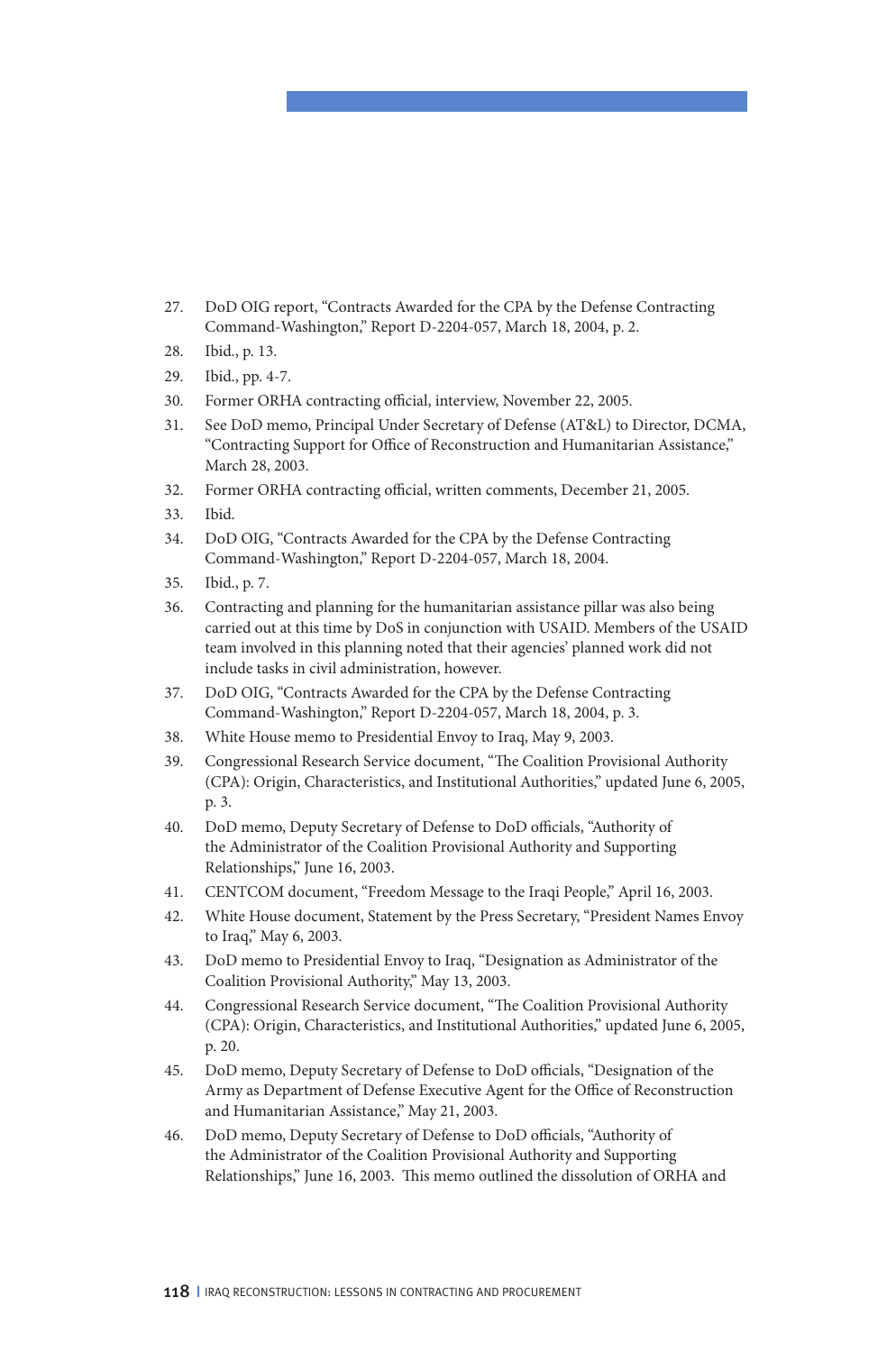27. DoD OIG report, "Contracts Awarded for the CPA by the Defense Contracting Command-Washington," Report D-2204-057, March 18, 2004, p. 2.
28. Ibid., p. 13.
29. Ibid., pp. 4-7.
30. Former ORHA contracting official, interview, November 22, 2005.
31. See DoD memo, Principal Under Secretary of Defense (AT&L) to Director, DCMA, "Contracting Support for Office of Reconstruction and Humanitarian Assistance," March 28, 2003.
32. Former ORHA contracting official, written comments, December 21, 2005.
33. Ibid.
34. DoD OIG, "Contracts Awarded for the CPA by the Defense Contracting Command-Washington," Report D-2204-057, March 18, 2004.
35. Ibid., p. 7.
36. Contracting and planning for the humanitarian assistance pillar was also being carried out at this time by DoS in conjunction with USAID. Members of the USAID team involved in this planning noted that their agencies' planned work did not include tasks in civil administration, however.
37. DoD OIG, "Contracts Awarded for the CPA by the Defense Contracting Command-Washington," Report D-2204-057, March 18, 2004, p. 3.
38. White House memo to Presidential Envoy to Iraq, May 9, 2003.
39. Congressional Research Service document, "The Coalition Provisional Authority (CPA): Origin, Characteristics, and Institutional Authorities," updated June 6, 2005, p. 3.
40. DoD memo, Deputy Secretary of Defense to DoD officials, "Authority of the Administrator of the Coalition Provisional Authority and Supporting Relationships," June 16, 2003.
41. CENTCOM document, "Freedom Message to the Iraqi People," April 16, 2003.
42. White House document, Statement by the Press Secretary, "President Names Envoy to Iraq," May 6, 2003.
43. DoD memo to Presidential Envoy to Iraq, "Designation as Administrator of the Coalition Provisional Authority," May 13, 2003.
44. Congressional Research Service document, "The Coalition Provisional Authority (CPA): Origin, Characteristics, and Institutional Authorities," updated June 6, 2005, p. 20.
45. DoD memo, Deputy Secretary of Defense to DoD officials, "Designation of the Army as Department of Defense Executive Agent for the Office of Reconstruction and Humanitarian Assistance," May 21, 2003.
46. DoD memo, Deputy Secretary of Defense to DoD officials, "Authority of the Administrator of the Coalition Provisional Authority and Supporting Relationships," June 16, 2003. This memo outlined the dissolution of ORHA and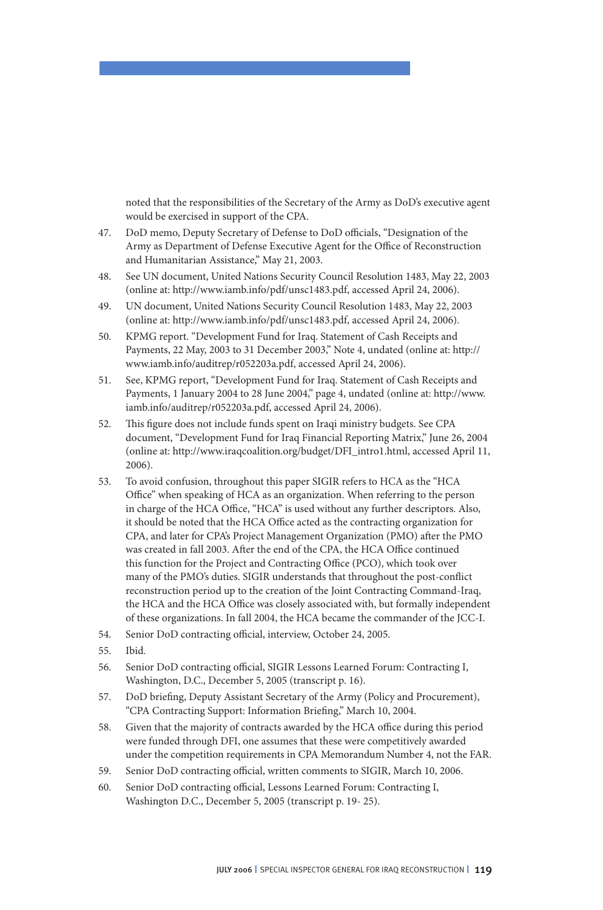noted that the responsibilities of the Secretary of the Army as DoD's executive agent would be exercised in support of the CPA.

47. DoD memo, Deputy Secretary of Defense to DoD officials, "Designation of the Army as Department of Defense Executive Agent for the Office of Reconstruction and Humanitarian Assistance," May 21, 2003.
48. See UN document, United Nations Security Council Resolution 1483, May 22, 2003 (online at: http://www.iamb.info/pdf/unsc1483.pdf, accessed April 24, 2006).
49. UN document, United Nations Security Council Resolution 1483, May 22, 2003 (online at: http://www.iamb.info/pdf/unsc1483.pdf, accessed April 24, 2006).
50. KPMG report. "Development Fund for Iraq. Statement of Cash Receipts and Payments, 22 May, 2003 to 31 December 2003," Note 4, undated (online at: http://www.iamb.info/auditrep/r052203a.pdf, accessed April 24, 2006).
51. See, KPMG report, "Development Fund for Iraq. Statement of Cash Receipts and Payments, 1 January 2004 to 28 June 2004," page 4, undated (online at: http://www.iamb.info/auditrep/r052203a.pdf, accessed April 24, 2006).
52. This figure does not include funds spent on Iraqi ministry budgets. See CPA document, "Development Fund for Iraq Financial Reporting Matrix," June 26, 2004 (online at: http://www.iraqcoalition.org/budget/DFI_intro1.html, accessed April 11, 2006).
53. To avoid confusion, throughout this paper SIGIR refers to HCA as the "HCA Office" when speaking of HCA as an organization. When referring to the person in charge of the HCA Office, "HCA" is used without any further descriptors. Also, it should be noted that the HCA Office acted as the contracting organization for CPA, and later for CPA's Project Management Organization (PMO) after the PMO was created in fall 2003. After the end of the CPA, the HCA Office continued this function for the Project and Contracting Office (PCO), which took over many of the PMO's duties. SIGIR understands that throughout the post-conflict reconstruction period up to the creation of the Joint Contracting Command-Iraq, the HCA and the HCA Office was closely associated with, but formally independent of these organizations. In fall 2004, the HCA became the commander of the JCC-I.
54. Senior DoD contracting official, interview, October 24, 2005.
55. Ibid.
56. Senior DoD contracting official, SIGIR Lessons Learned Forum: Contracting I, Washington, D.C., December 5, 2005 (transcript p. 16).
57. DoD briefing, Deputy Assistant Secretary of the Army (Policy and Procurement), "CPA Contracting Support: Information Briefing," March 10, 2004.
58. Given that the majority of contracts awarded by the HCA office during this period were funded through DFI, one assumes that these were competitively awarded under the competition requirements in CPA Memorandum Number 4, not the FAR.
59. Senior DoD contracting official, written comments to SIGIR, March 10, 2006.
60. Senior DoD contracting official, Lessons Learned Forum: Contracting I, Washington D.C., December 5, 2005 (transcript p. 19- 25).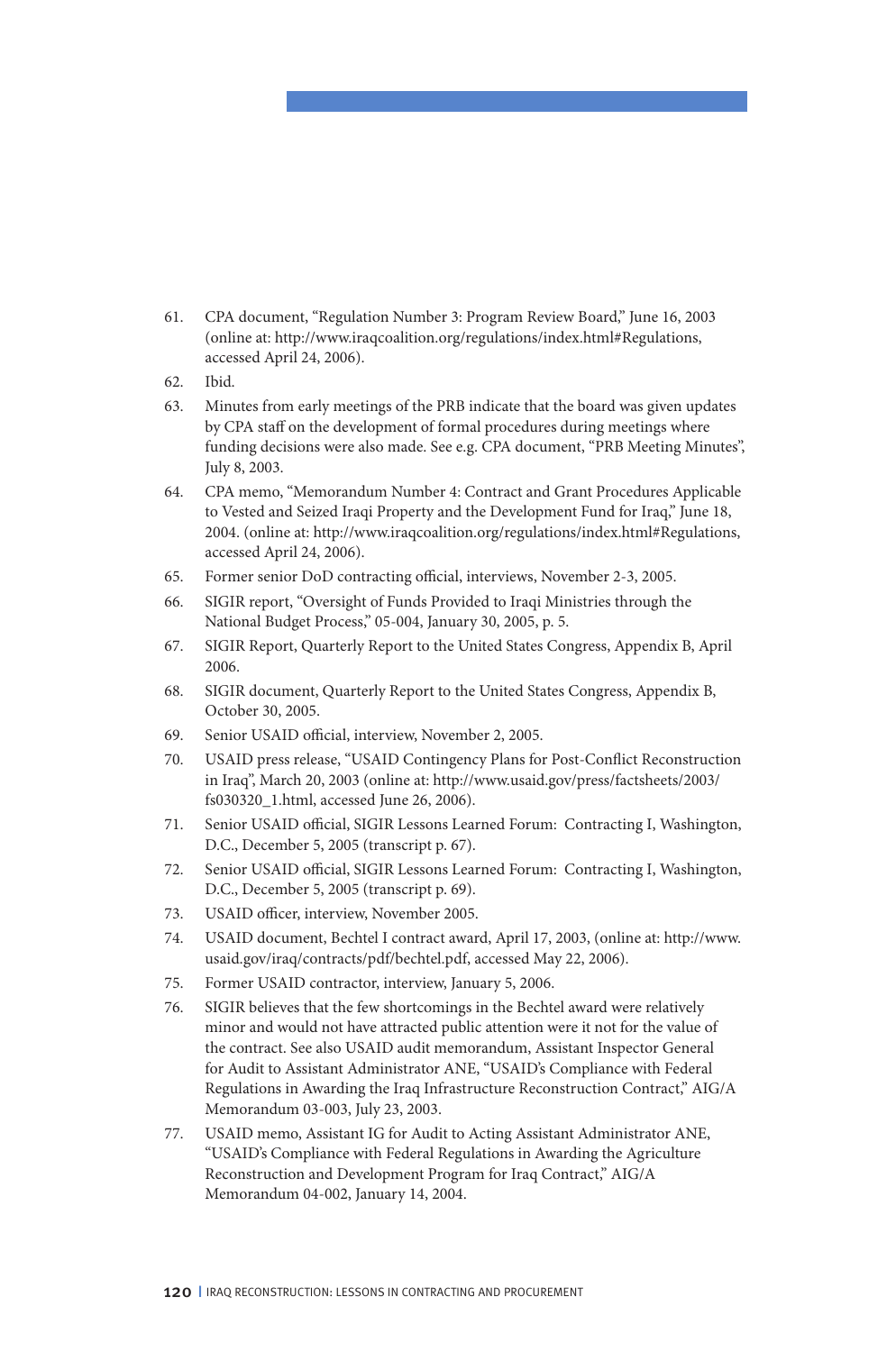61. CPA document, "Regulation Number 3: Program Review Board," June 16, 2003 (online at: http://www.iraqcoalition.org/regulations/index.html#Regulations, accessed April 24, 2006).
62. Ibid.
63. Minutes from early meetings of the PRB indicate that the board was given updates by CPA staff on the development of formal procedures during meetings where funding decisions were also made. See e.g. CPA document, "PRB Meeting Minutes", July 8, 2003.
64. CPA memo, "Memorandum Number 4: Contract and Grant Procedures Applicable to Vested and Seized Iraqi Property and the Development Fund for Iraq," June 18, 2004. (online at: http://www.iraqcoalition.org/regulations/index.html#Regulations, accessed April 24, 2006).
65. Former senior DoD contracting official, interviews, November 2-3, 2005.
66. SIGIR report, "Oversight of Funds Provided to Iraqi Ministries through the National Budget Process," 05-004, January 30, 2005, p. 5.
67. SIGIR Report, Quarterly Report to the United States Congress, Appendix B, April 2006.
68. SIGIR document, Quarterly Report to the United States Congress, Appendix B, October 30, 2005.
69. Senior USAID official, interview, November 2, 2005.
70. USAID press release, "USAID Contingency Plans for Post-Conflict Reconstruction in Iraq", March 20, 2003 (online at: http://www.usaid.gov/press/factsheets/2003/fs030320_1.html, accessed June 26, 2006).
71. Senior USAID official, SIGIR Lessons Learned Forum: Contracting I, Washington, D.C., December 5, 2005 (transcript p. 67).
72. Senior USAID official, SIGIR Lessons Learned Forum: Contracting I, Washington, D.C., December 5, 2005 (transcript p. 69).
73. USAID officer, interview, November 2005.
74. USAID document, Bechtel I contract award, April 17, 2003, (online at: http://www.usaid.gov/iraq/contracts/pdf/bechtel.pdf, accessed May 22, 2006).
75. Former USAID contractor, interview, January 5, 2006.
76. SIGIR believes that the few shortcomings in the Bechtel award were relatively minor and would not have attracted public attention were it not for the value of the contract. See also USAID audit memorandum, Assistant Inspector General for Audit to Assistant Administrator ANE, "USAID's Compliance with Federal Regulations in Awarding the Iraq Infrastructure Reconstruction Contract," AIG/A Memorandum 03-003, July 23, 2003.
77. USAID memo, Assistant IG for Audit to Acting Assistant Administrator ANE, "USAID's Compliance with Federal Regulations in Awarding the Agriculture Reconstruction and Development Program for Iraq Contract," AIG/A Memorandum 04-002, January 14, 2004.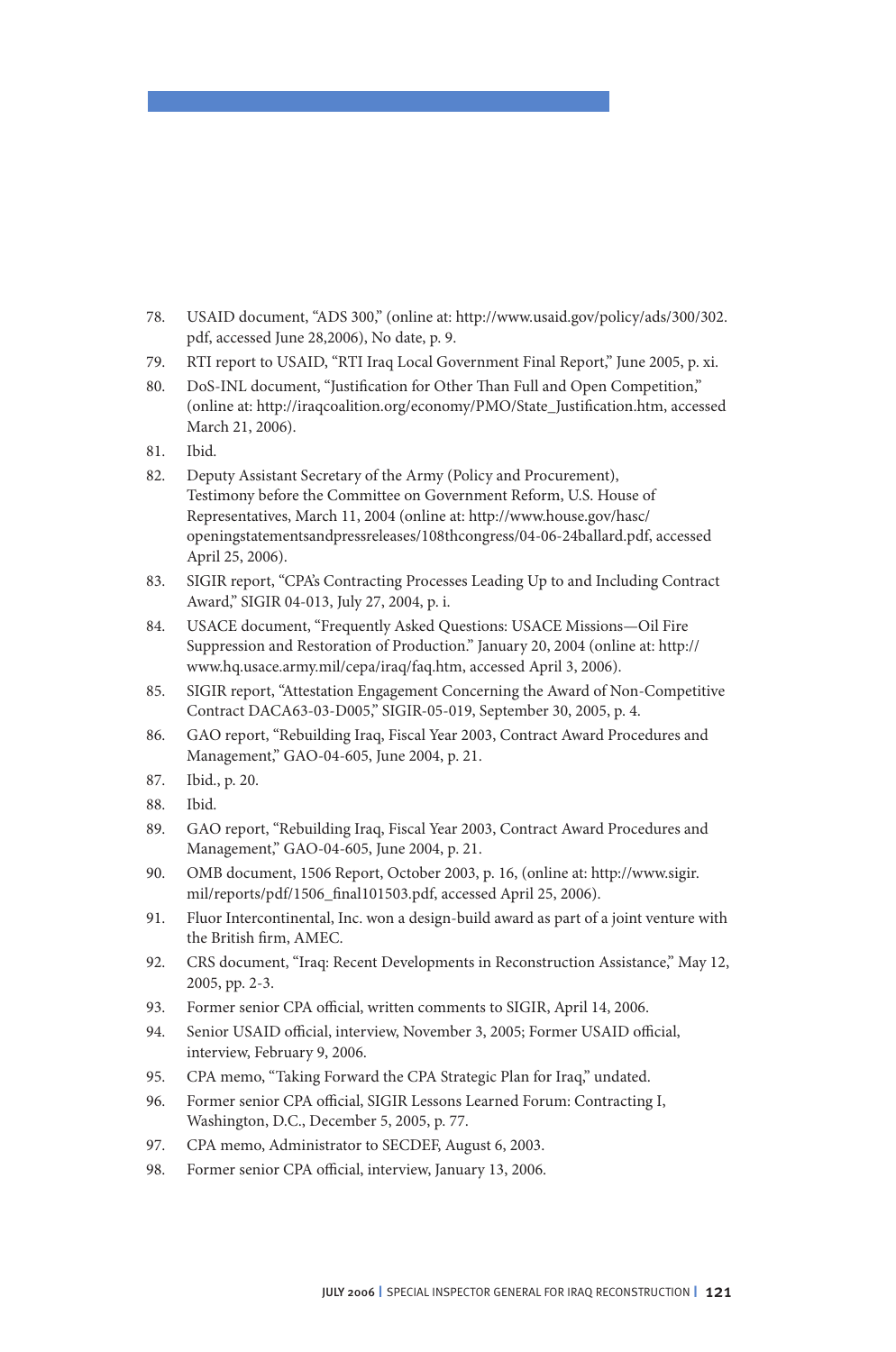78. USAID document, “ADS 300,” (online at: http://www.usaid.gov/policy/ads/300/302.pdf, accessed June 28,2006), No date, p. 9.
79. RTI report to USAID, “RTI Iraq Local Government Final Report,” June 2005, p. xi.
80. DoS-INL document, “Justification for Other Than Full and Open Competition,” (online at: http://iraqcoalition.org/economy/PMO/State_Justification.htm, accessed March 21, 2006).
81. Ibid.
82. Deputy Assistant Secretary of the Army (Policy and Procurement), Testimony before the Committee on Government Reform, U.S. House of Representatives, March 11, 2004 (online at: http://www.house.gov/hasc/openingstatementsandpressreleases/108thcongress/04-06-24ballard.pdf, accessed April 25, 2006).
83. SIGIR report, “CPA’s Contracting Processes Leading Up to and Including Contract Award,” SIGIR 04-013, July 27, 2004, p. i.
84. USACE document, “Frequently Asked Questions: USACE Missions—Oil Fire Suppression and Restoration of Production.” January 20, 2004 (online at: http://www.hq.usace.army.mil/cepa/iraq/faq.htm, accessed April 3, 2006).
85. SIGIR report, “Attestation Engagement Concerning the Award of Non-Competitive Contract DACA63-03-D005,” SIGIR-05-019, September 30, 2005, p. 4.
86. GAO report, “Rebuilding Iraq, Fiscal Year 2003, Contract Award Procedures and Management,” GAO-04-605, June 2004, p. 21.
87. Ibid., p. 20.
88. Ibid.
89. GAO report, “Rebuilding Iraq, Fiscal Year 2003, Contract Award Procedures and Management,” GAO-04-605, June 2004, p. 21.
90. OMB document, 1506 Report, October 2003, p. 16, (online at: http://www.sigir.mil/reports/pdf/1506_final101503.pdf, accessed April 25, 2006).
91. Fluor Intercontinental, Inc. won a design-build award as part of a joint venture with the British firm, AMEC.
92. CRS document, “Iraq: Recent Developments in Reconstruction Assistance,” May 12, 2005, pp. 2-3.
93. Former senior CPA official, written comments to SIGIR, April 14, 2006.
94. Senior USAID official, interview, November 3, 2005; Former USAID official, interview, February 9, 2006.
95. CPA memo, “Taking Forward the CPA Strategic Plan for Iraq,” undated.
96. Former senior CPA official, SIGIR Lessons Learned Forum: Contracting I, Washington, D.C., December 5, 2005, p. 77.
97. CPA memo, Administrator to SECDEF, August 6, 2003.
98. Former senior CPA official, interview, January 13, 2006.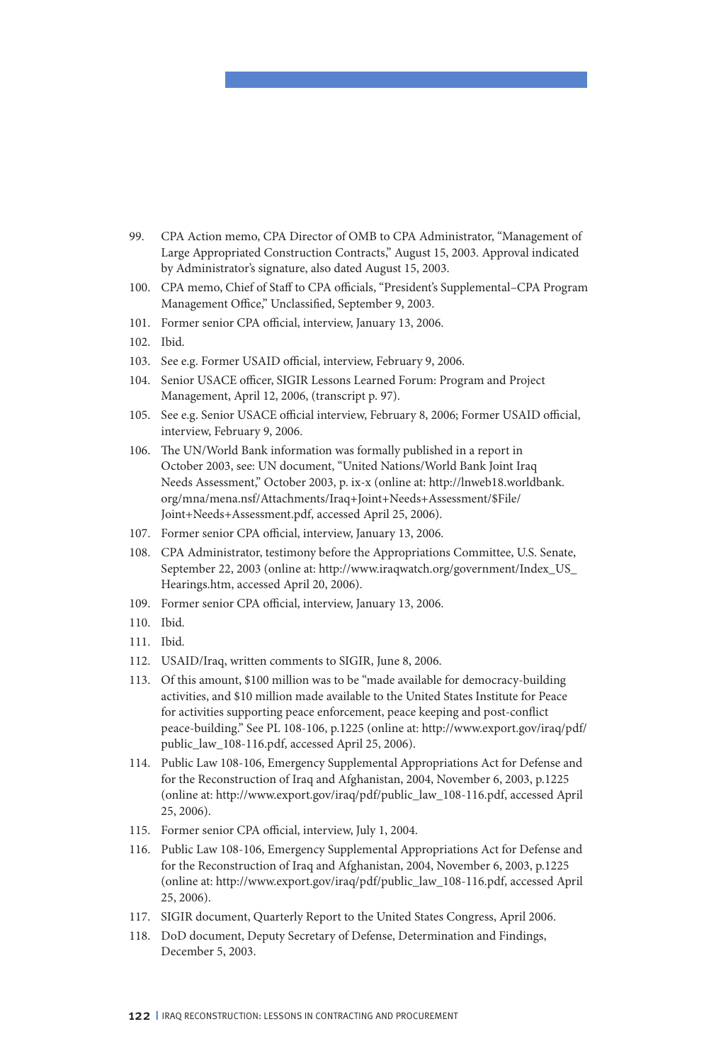99. CPA Action memo, CPA Director of OMB to CPA Administrator, "Management of Large Appropriated Construction Contracts," August 15, 2003. Approval indicated by Administrator's signature, also dated August 15, 2003.
100. CPA memo, Chief of Staff to CPA officials, "President's Supplemental–CPA Program Management Office," Unclassified, September 9, 2003.
101. Former senior CPA official, interview, January 13, 2006.
102. Ibid.
103. See e.g. Former USAID official, interview, February 9, 2006.
104. Senior USACE officer, SIGIR Lessons Learned Forum: Program and Project Management, April 12, 2006, (transcript p. 97).
105. See e.g. Senior USACE official interview, February 8, 2006; Former USAID official, interview, February 9, 2006.
106. The UN/World Bank information was formally published in a report in October 2003, see: UN document, "United Nations/World Bank Joint Iraq Needs Assessment," October 2003, p. ix-x (online at: http://lnweb18.worldbank.org/mna/mena.nsf/Attachments/Iraq+Joint+Needs+Assessment/$File/Joint+Needs+Assessment.pdf, accessed April 25, 2006).
107. Former senior CPA official, interview, January 13, 2006.
108. CPA Administrator, testimony before the Appropriations Committee, U.S. Senate, September 22, 2003 (online at: http://www.iraqwatch.org/government/Index_US_Hearings.htm, accessed April 20, 2006).
109. Former senior CPA official, interview, January 13, 2006.
110. Ibid.
111. Ibid.
112. USAID/Iraq, written comments to SIGIR, June 8, 2006.
113. Of this amount, $100 million was to be "made available for democracy-building activities, and $10 million made available to the United States Institute for Peace for activities supporting peace enforcement, peace keeping and post-conflict peace-building." See PL 108-106, p.1225 (online at: http://www.export.gov/iraq/pdf/public_law_108-116.pdf, accessed April 25, 2006).
114. Public Law 108-106, Emergency Supplemental Appropriations Act for Defense and for the Reconstruction of Iraq and Afghanistan, 2004, November 6, 2003, p.1225 (online at: http://www.export.gov/iraq/pdf/public_law_108-116.pdf, accessed April 25, 2006).
115. Former senior CPA official, interview, July 1, 2004.
116. Public Law 108-106, Emergency Supplemental Appropriations Act for Defense and for the Reconstruction of Iraq and Afghanistan, 2004, November 6, 2003, p.1225 (online at: http://www.export.gov/iraq/pdf/public_law_108-116.pdf, accessed April 25, 2006).
117. SIGIR document, Quarterly Report to the United States Congress, April 2006.
118. DoD document, Deputy Secretary of Defense, Determination and Findings, December 5, 2003.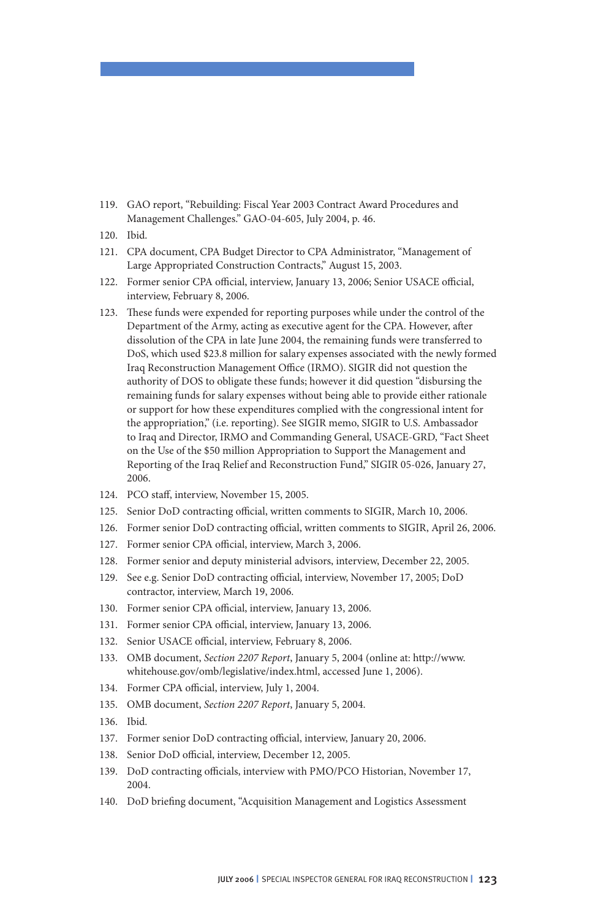119. GAO report, "Rebuilding: Fiscal Year 2003 Contract Award Procedures and Management Challenges." GAO-04-605, July 2004, p. 46.
120. Ibid.
121. CPA document, CPA Budget Director to CPA Administrator, "Management of Large Appropriated Construction Contracts," August 15, 2003.
122. Former senior CPA official, interview, January 13, 2006; Senior USACE official, interview, February 8, 2006.
123. These funds were expended for reporting purposes while under the control of the Department of the Army, acting as executive agent for the CPA. However, after dissolution of the CPA in late June 2004, the remaining funds were transferred to DoS, which used $23.8 million for salary expenses associated with the newly formed Iraq Reconstruction Management Office (IRMO). SIGIR did not question the authority of DOS to obligate these funds; however it did question "disbursing the remaining funds for salary expenses without being able to provide either rationale or support for how these expenditures complied with the congressional intent for the appropriation," (i.e. reporting). See SIGIR memo, SIGIR to U.S. Ambassador to Iraq and Director, IRMO and Commanding General, USACE-GRD, "Fact Sheet on the Use of the $50 million Appropriation to Support the Management and Reporting of the Iraq Relief and Reconstruction Fund," SIGIR 05-026, January 27, 2006.
124. PCO staff, interview, November 15, 2005.
125. Senior DoD contracting official, written comments to SIGIR, March 10, 2006.
126. Former senior DoD contracting official, written comments to SIGIR, April 26, 2006.
127. Former senior CPA official, interview, March 3, 2006.
128. Former senior and deputy ministerial advisors, interview, December 22, 2005.
129. See e.g. Senior DoD contracting official, interview, November 17, 2005; DoD contractor, interview, March 19, 2006.
130. Former senior CPA official, interview, January 13, 2006.
131. Former senior CPA official, interview, January 13, 2006.
132. Senior USACE official, interview, February 8, 2006.
133. OMB document, *Section 2207 Report*, January 5, 2004 (online at: http://www.whitehouse.gov/omb/legislative/index.html, accessed June 1, 2006).
134. Former CPA official, interview, July 1, 2004.
135. OMB document, *Section 2207 Report*, January 5, 2004.
136. Ibid.
137. Former senior DoD contracting official, interview, January 20, 2006.
138. Senior DoD official, interview, December 12, 2005.
139. DoD contracting officials, interview with PMO/PCO Historian, November 17, 2004.
140. DoD briefing document, "Acquisition Management and Logistics Assessment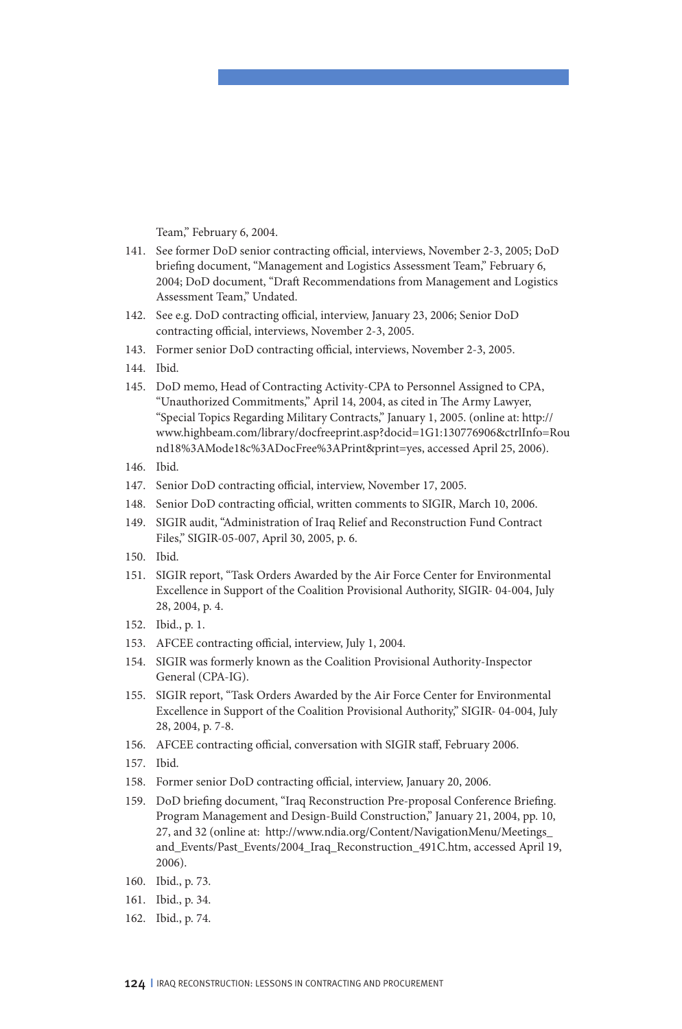Team," February 6, 2004.

141. See former DoD senior contracting official, interviews, November 2-3, 2005; DoD briefing document, "Management and Logistics Assessment Team," February 6, 2004; DoD document, "Draft Recommendations from Management and Logistics Assessment Team," Undated.
142. See e.g. DoD contracting official, interview, January 23, 2006; Senior DoD contracting official, interviews, November 2-3, 2005.
143. Former senior DoD contracting official, interviews, November 2-3, 2005.
144. Ibid.
145. DoD memo, Head of Contracting Activity-CPA to Personnel Assigned to CPA, "Unauthorized Commitments," April 14, 2004, as cited in The Army Lawyer, "Special Topics Regarding Military Contracts," January 1, 2005. (online at: http://www.highbeam.com/library/docfreeprint.asp?docid=1G1:130776906&ctrlInfo=Round18%3AMode18c%3ADocFree%3APrint&print=yes, accessed April 25, 2006).
146. Ibid.
147. Senior DoD contracting official, interview, November 17, 2005.
148. Senior DoD contracting official, written comments to SIGIR, March 10, 2006.
149. SIGIR audit, "Administration of Iraq Relief and Reconstruction Fund Contract Files," SIGIR-05-007, April 30, 2005, p. 6.
150. Ibid.
151. SIGIR report, "Task Orders Awarded by the Air Force Center for Environmental Excellence in Support of the Coalition Provisional Authority, SIGIR- 04-004, July 28, 2004, p. 4.
152. Ibid., p. 1.
153. AFCEE contracting official, interview, July 1, 2004.
154. SIGIR was formerly known as the Coalition Provisional Authority-Inspector General (CPA-IG).
155. SIGIR report, "Task Orders Awarded by the Air Force Center for Environmental Excellence in Support of the Coalition Provisional Authority," SIGIR- 04-004, July 28, 2004, p. 7-8.
156. AFCEE contracting official, conversation with SIGIR staff, February 2006.
157. Ibid.
158. Former senior DoD contracting official, interview, January 20, 2006.
159. DoD briefing document, "Iraq Reconstruction Pre-proposal Conference Briefing. Program Management and Design-Build Construction," January 21, 2004, pp. 10, 27, and 32 (online at: http://www.ndia.org/Content/NavigationMenu/Meetings_and_Events/Past_Events/2004_Iraq_Reconstruction_491C.htm, accessed April 19, 2006).
160. Ibid., p. 73.
161. Ibid., p. 34.
162. Ibid., p. 74.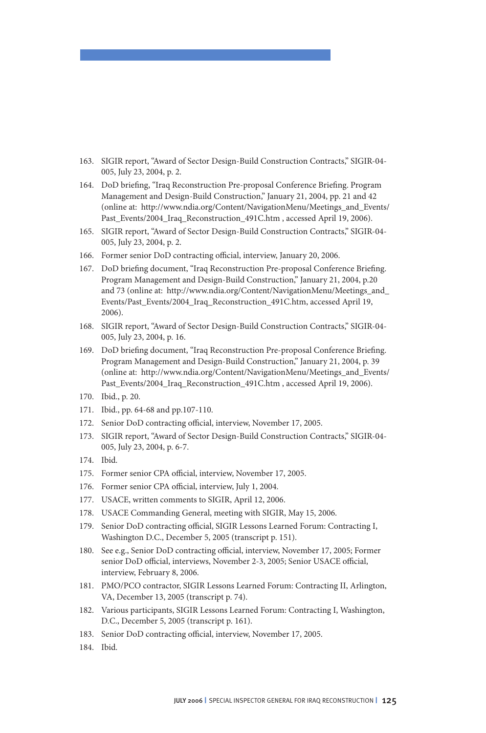163. SIGIR report, "Award of Sector Design-Build Construction Contracts," SIGIR-04-005, July 23, 2004, p. 2.
164. DoD briefing, "Iraq Reconstruction Pre-proposal Conference Briefing. Program Management and Design-Build Construction," January 21, 2004, pp. 21 and 42 (online at: http://www.ndia.org/Content/NavigationMenu/Meetings_and_Events/Past_Events/2004_Iraq_Reconstruction_491C.htm , accessed April 19, 2006).
165. SIGIR report, "Award of Sector Design-Build Construction Contracts," SIGIR-04-005, July 23, 2004, p. 2.
166. Former senior DoD contracting official, interview, January 20, 2006.
167. DoD briefing document, "Iraq Reconstruction Pre-proposal Conference Briefing. Program Management and Design-Build Construction," January 21, 2004, p.20 and 73 (online at: http://www.ndia.org/Content/NavigationMenu/Meetings_and_Events/Past_Events/2004_Iraq_Reconstruction_491C.htm, accessed April 19, 2006).
168. SIGIR report, "Award of Sector Design-Build Construction Contracts," SIGIR-04-005, July 23, 2004, p. 16.
169. DoD briefing document, "Iraq Reconstruction Pre-proposal Conference Briefing. Program Management and Design-Build Construction," January 21, 2004, p. 39 (online at: http://www.ndia.org/Content/NavigationMenu/Meetings_and_Events/Past_Events/2004_Iraq_Reconstruction_491C.htm , accessed April 19, 2006).
170. Ibid., p. 20.
171. Ibid., pp. 64-68 and pp.107-110.
172. Senior DoD contracting official, interview, November 17, 2005.
173. SIGIR report, "Award of Sector Design-Build Construction Contracts," SIGIR-04-005, July 23, 2004, p. 6-7.
174. Ibid.
175. Former senior CPA official, interview, November 17, 2005.
176. Former senior CPA official, interview, July 1, 2004.
177. USACE, written comments to SIGIR, April 12, 2006.
178. USACE Commanding General, meeting with SIGIR, May 15, 2006.
179. Senior DoD contracting official, SIGIR Lessons Learned Forum: Contracting I, Washington D.C., December 5, 2005 (transcript p. 151).
180. See e.g., Senior DoD contracting official, interview, November 17, 2005; Former senior DoD official, interviews, November 2-3, 2005; Senior USACE official, interview, February 8, 2006.
181. PMO/PCO contractor, SIGIR Lessons Learned Forum: Contracting II, Arlington, VA, December 13, 2005 (transcript p. 74).
182. Various participants, SIGIR Lessons Learned Forum: Contracting I, Washington, D.C., December 5, 2005 (transcript p. 161).
183. Senior DoD contracting official, interview, November 17, 2005.
184. Ibid.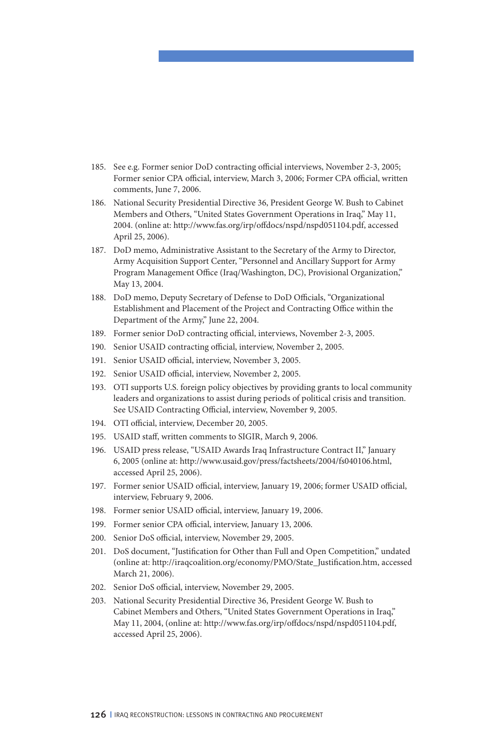185. See e.g. Former senior DoD contracting official interviews, November 2-3, 2005; Former senior CPA official, interview, March 3, 2006; Former CPA official, written comments, June 7, 2006.
186. National Security Presidential Directive 36, President George W. Bush to Cabinet Members and Others, "United States Government Operations in Iraq," May 11, 2004. (online at: http://www.fas.org/irp/offdocs/nspd/nspd051104.pdf, accessed April 25, 2006).
187. DoD memo, Administrative Assistant to the Secretary of the Army to Director, Army Acquisition Support Center, "Personnel and Ancillary Support for Army Program Management Office (Iraq/Washington, DC), Provisional Organization," May 13, 2004.
188. DoD memo, Deputy Secretary of Defense to DoD Officials, "Organizational Establishment and Placement of the Project and Contracting Office within the Department of the Army," June 22, 2004.
189. Former senior DoD contracting official, interviews, November 2-3, 2005.
190. Senior USAID contracting official, interview, November 2, 2005.
191. Senior USAID official, interview, November 3, 2005.
192. Senior USAID official, interview, November 2, 2005.
193. OTI supports U.S. foreign policy objectives by providing grants to local community leaders and organizations to assist during periods of political crisis and transition. See USAID Contracting Official, interview, November 9, 2005.
194. OTI official, interview, December 20, 2005.
195. USAID staff, written comments to SIGIR, March 9, 2006.
196. USAID press release, "USAID Awards Iraq Infrastructure Contract II," January 6, 2005 (online at: http://www.usaid.gov/press/factsheets/2004/fs040106.html, accessed April 25, 2006).
197. Former senior USAID official, interview, January 19, 2006; former USAID official, interview, February 9, 2006.
198. Former senior USAID official, interview, January 19, 2006.
199. Former senior CPA official, interview, January 13, 2006.
200. Senior DoS official, interview, November 29, 2005.
201. DoS document, "Justification for Other than Full and Open Competition," undated (online at: http://iraqcoalition.org/economy/PMO/State_Justification.htm, accessed March 21, 2006).
202. Senior DoS official, interview, November 29, 2005.
203. National Security Presidential Directive 36, President George W. Bush to Cabinet Members and Others, "United States Government Operations in Iraq," May 11, 2004, (online at: http://www.fas.org/irp/offdocs/nspd/nspd051104.pdf, accessed April 25, 2006).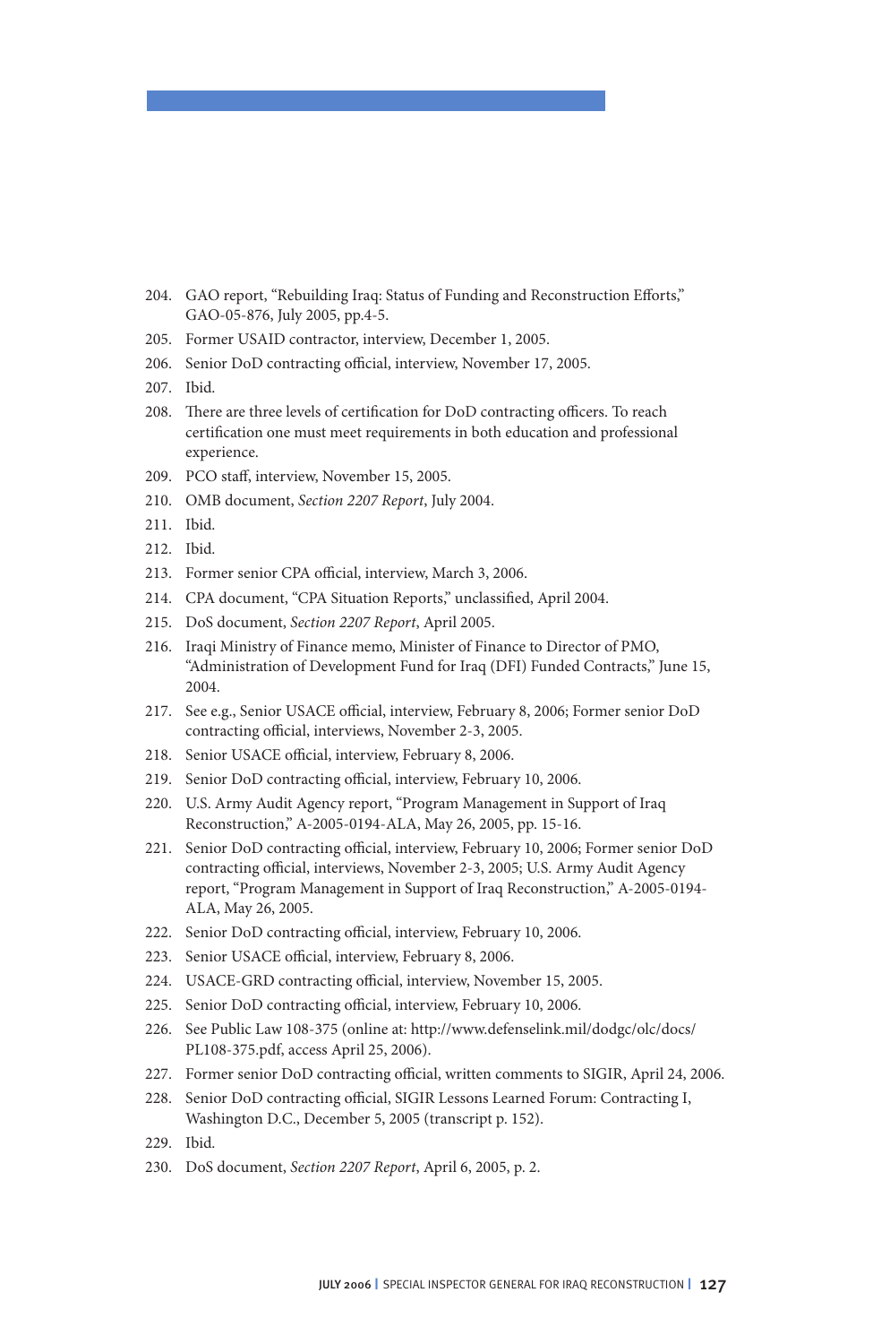204. GAO report, "Rebuilding Iraq: Status of Funding and Reconstruction Efforts," GAO-05-876, July 2005, pp.4-5.
205. Former USAID contractor, interview, December 1, 2005.
206. Senior DoD contracting official, interview, November 17, 2005.
207. Ibid.
208. There are three levels of certification for DoD contracting officers. To reach certification one must meet requirements in both education and professional experience.
209. PCO staff, interview, November 15, 2005.
210. OMB document, *Section 2207 Report*, July 2004.
211. Ibid.
212. Ibid.
213. Former senior CPA official, interview, March 3, 2006.
214. CPA document, "CPA Situation Reports," unclassified, April 2004.
215. DoS document, *Section 2207 Report*, April 2005.
216. Iraqi Ministry of Finance memo, Minister of Finance to Director of PMO, "Administration of Development Fund for Iraq (DFI) Funded Contracts," June 15, 2004.
217. See e.g., Senior USACE official, interview, February 8, 2006; Former senior DoD contracting official, interviews, November 2-3, 2005.
218. Senior USACE official, interview, February 8, 2006.
219. Senior DoD contracting official, interview, February 10, 2006.
220. U.S. Army Audit Agency report, "Program Management in Support of Iraq Reconstruction," A-2005-0194-ALA, May 26, 2005, pp. 15-16.
221. Senior DoD contracting official, interview, February 10, 2006; Former senior DoD contracting official, interviews, November 2-3, 2005; U.S. Army Audit Agency report, "Program Management in Support of Iraq Reconstruction," A-2005-0194-ALA, May 26, 2005.
222. Senior DoD contracting official, interview, February 10, 2006.
223. Senior USACE official, interview, February 8, 2006.
224. USACE-GRD contracting official, interview, November 15, 2005.
225. Senior DoD contracting official, interview, February 10, 2006.
226. See Public Law 108-375 (online at: http://www.defenselink.mil/dodgc/olc/docs/PL108-375.pdf, access April 25, 2006).
227. Former senior DoD contracting official, written comments to SIGIR, April 24, 2006.
228. Senior DoD contracting official, SIGIR Lessons Learned Forum: Contracting I, Washington D.C., December 5, 2005 (transcript p. 152).
229. Ibid.
230. DoS document, *Section 2207 Report*, April 6, 2005, p. 2.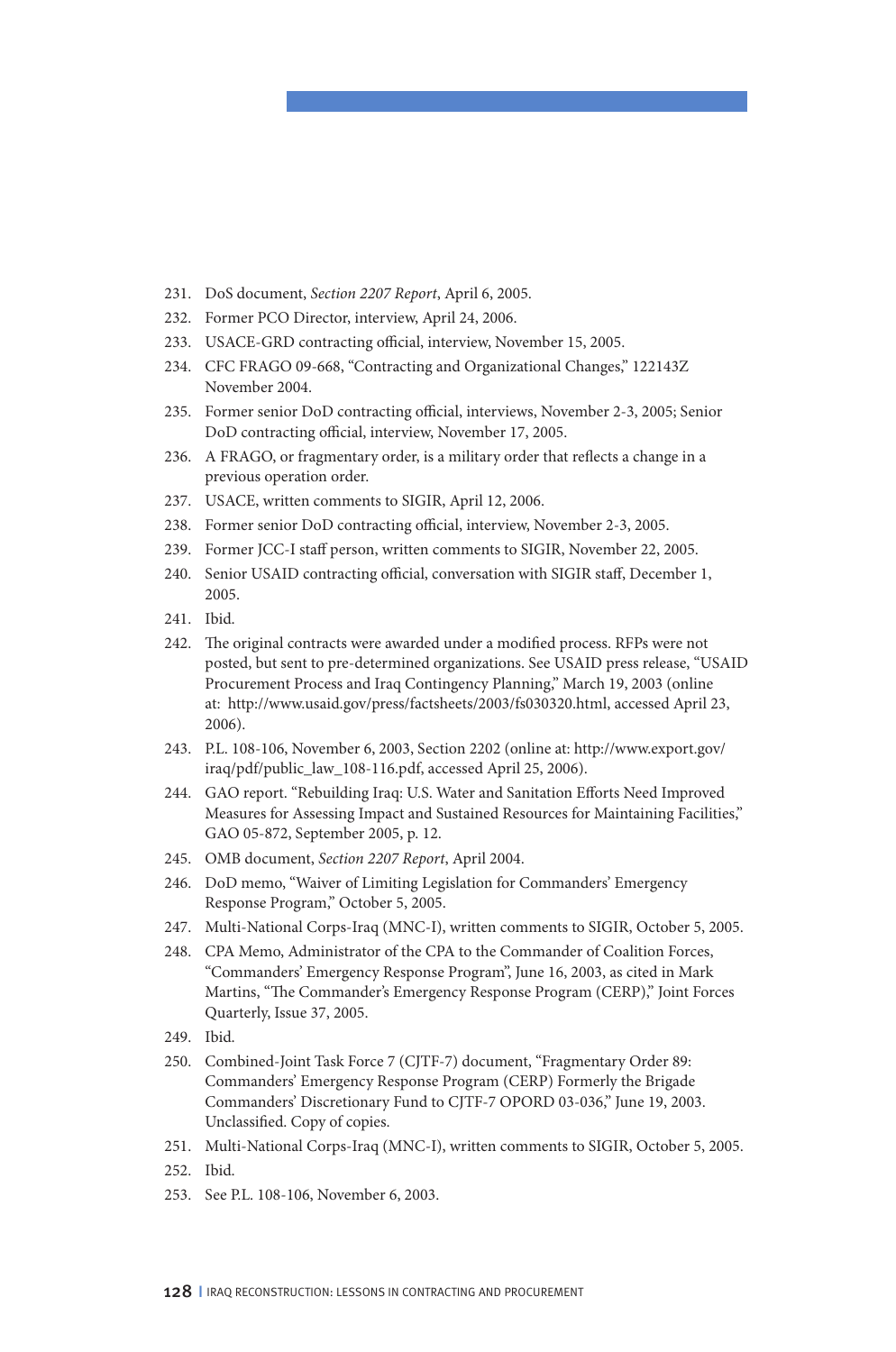231. DoS document, *Section 2207 Report*, April 6, 2005.
232. Former PCO Director, interview, April 24, 2006.
233. USACE-GRD contracting official, interview, November 15, 2005.
234. CFC FRAGO 09-668, "Contracting and Organizational Changes," 122143Z November 2004.
235. Former senior DoD contracting official, interviews, November 2-3, 2005; Senior DoD contracting official, interview, November 17, 2005.
236. A FRAGO, or fragmentary order, is a military order that reflects a change in a previous operation order.
237. USACE, written comments to SIGIR, April 12, 2006.
238. Former senior DoD contracting official, interview, November 2-3, 2005.
239. Former JCC-I staff person, written comments to SIGIR, November 22, 2005.
240. Senior USAID contracting official, conversation with SIGIR staff, December 1, 2005.
241. Ibid.
242. The original contracts were awarded under a modified process. RFPs were not posted, but sent to pre-determined organizations. See USAID press release, "USAID Procurement Process and Iraq Contingency Planning," March 19, 2003 (online at: http://www.usaid.gov/press/factsheets/2003/fs030320.html, accessed April 23, 2006).
243. P.L. 108-106, November 6, 2003, Section 2202 (online at: http://www.export.gov/iraq/pdf/public_law_108-116.pdf, accessed April 25, 2006).
244. GAO report. "Rebuilding Iraq: U.S. Water and Sanitation Efforts Need Improved Measures for Assessing Impact and Sustained Resources for Maintaining Facilities," GAO 05-872, September 2005, p. 12.
245. OMB document, *Section 2207 Report*, April 2004.
246. DoD memo, "Waiver of Limiting Legislation for Commanders' Emergency Response Program," October 5, 2005.
247. Multi-National Corps-Iraq (MNC-I), written comments to SIGIR, October 5, 2005.
248. CPA Memo, Administrator of the CPA to the Commander of Coalition Forces, "Commanders' Emergency Response Program", June 16, 2003, as cited in Mark Martins, "The Commander's Emergency Response Program (CERP)," Joint Forces Quarterly, Issue 37, 2005.
249. Ibid.
250. Combined-Joint Task Force 7 (CJTF-7) document, "Fragmentary Order 89: Commanders' Emergency Response Program (CERP) Formerly the Brigade Commanders' Discretionary Fund to CJTF-7 OPORD 03-036," June 19, 2003. Unclassified. Copy of copies.
251. Multi-National Corps-Iraq (MNC-I), written comments to SIGIR, October 5, 2005.
252. Ibid.
253. See P.L. 108-106, November 6, 2003.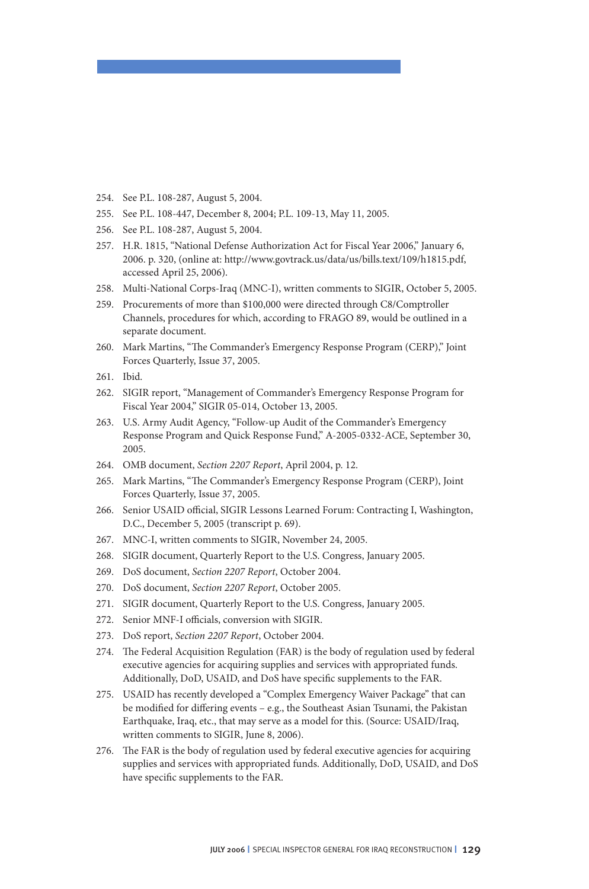254. See P.L. 108-287, August 5, 2004.
255. See P.L. 108-447, December 8, 2004; P.L. 109-13, May 11, 2005.
256. See P.L. 108-287, August 5, 2004.
257. H.R. 1815, "National Defense Authorization Act for Fiscal Year 2006," January 6, 2006. p. 320, (online at: http://www.govtrack.us/data/us/bills.text/109/h1815.pdf, accessed April 25, 2006).
258. Multi-National Corps-Iraq (MNC-I), written comments to SIGIR, October 5, 2005.
259. Procurements of more than $100,000 were directed through C8/Comptroller Channels, procedures for which, according to FRAGO 89, would be outlined in a separate document.
260. Mark Martins, "The Commander's Emergency Response Program (CERP)," Joint Forces Quarterly, Issue 37, 2005.
261. Ibid.
262. SIGIR report, "Management of Commander's Emergency Response Program for Fiscal Year 2004," SIGIR 05-014, October 13, 2005.
263. U.S. Army Audit Agency, "Follow-up Audit of the Commander's Emergency Response Program and Quick Response Fund," A-2005-0332-ACE, September 30, 2005.
264. OMB document, *Section 2207 Report*, April 2004, p. 12.
265. Mark Martins, "The Commander's Emergency Response Program (CERP), Joint Forces Quarterly, Issue 37, 2005.
266. Senior USAID official, SIGIR Lessons Learned Forum: Contracting I, Washington, D.C., December 5, 2005 (transcript p. 69).
267. MNC-I, written comments to SIGIR, November 24, 2005.
268. SIGIR document, Quarterly Report to the U.S. Congress, January 2005.
269. DoS document, *Section 2207 Report*, October 2004.
270. DoS document, *Section 2207 Report*, October 2005.
271. SIGIR document, Quarterly Report to the U.S. Congress, January 2005.
272. Senior MNF-I officials, conversion with SIGIR.
273. DoS report, *Section 2207 Report*, October 2004.
274. The Federal Acquisition Regulation (FAR) is the body of regulation used by federal executive agencies for acquiring supplies and services with appropriated funds. Additionally, DoD, USAID, and DoS have specific supplements to the FAR.
275. USAID has recently developed a "Complex Emergency Waiver Package" that can be modified for differing events – e.g., the Southeast Asian Tsunami, the Pakistan Earthquake, Iraq, etc., that may serve as a model for this. (Source: USAID/Iraq, written comments to SIGIR, June 8, 2006).
276. The FAR is the body of regulation used by federal executive agencies for acquiring supplies and services with appropriated funds. Additionally, DoD, USAID, and DoS have specific supplements to the FAR.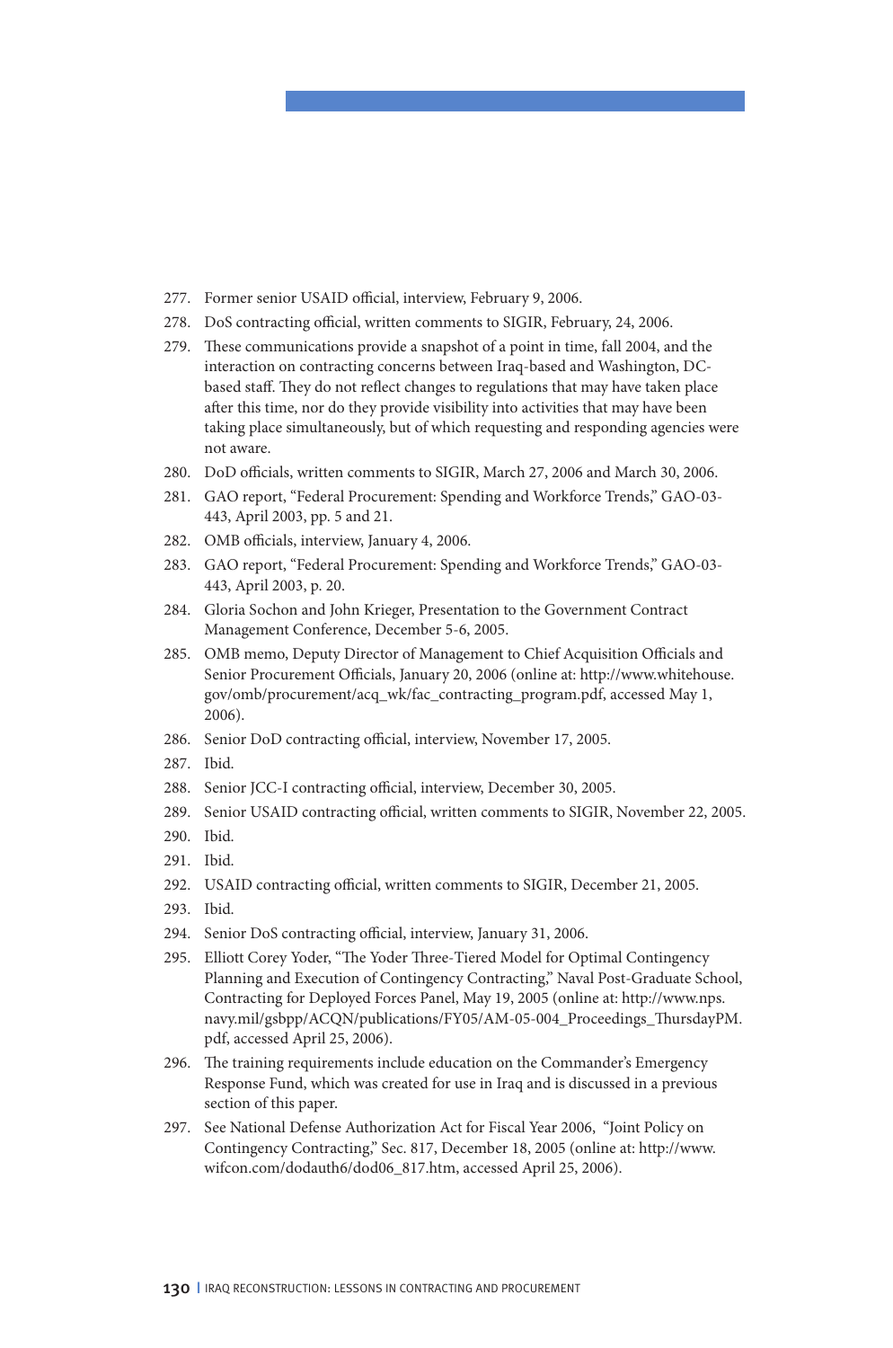277. Former senior USAID official, interview, February 9, 2006.
278. DoS contracting official, written comments to SIGIR, February, 24, 2006.
279. These communications provide a snapshot of a point in time, fall 2004, and the interaction on contracting concerns between Iraq-based and Washington, DC-based staff. They do not reflect changes to regulations that may have taken place after this time, nor do they provide visibility into activities that may have been taking place simultaneously, but of which requesting and responding agencies were not aware.
280. DoD officials, written comments to SIGIR, March 27, 2006 and March 30, 2006.
281. GAO report, "Federal Procurement: Spending and Workforce Trends," GAO-03-443, April 2003, pp. 5 and 21.
282. OMB officials, interview, January 4, 2006.
283. GAO report, "Federal Procurement: Spending and Workforce Trends," GAO-03-443, April 2003, p. 20.
284. Gloria Sochon and John Krieger, Presentation to the Government Contract Management Conference, December 5-6, 2005.
285. OMB memo, Deputy Director of Management to Chief Acquisition Officials and Senior Procurement Officials, January 20, 2006 (online at: http://www.whitehouse.gov/omb/procurement/acq_wk/fac_contracting_program.pdf, accessed May 1, 2006).
286. Senior DoD contracting official, interview, November 17, 2005.
287. Ibid.
288. Senior JCC-I contracting official, interview, December 30, 2005.
289. Senior USAID contracting official, written comments to SIGIR, November 22, 2005.
290. Ibid.
291. Ibid.
292. USAID contracting official, written comments to SIGIR, December 21, 2005.
293. Ibid.
294. Senior DoS contracting official, interview, January 31, 2006.
295. Elliott Corey Yoder, "The Yoder Three-Tiered Model for Optimal Contingency Planning and Execution of Contingency Contracting," Naval Post-Graduate School, Contracting for Deployed Forces Panel, May 19, 2005 (online at: http://www.nps.navy.mil/gsbpp/ACQN/publications/FY05/AM-05-004_Proceedings_ThursdayPM.pdf, accessed April 25, 2006).
296. The training requirements include education on the Commander's Emergency Response Fund, which was created for use in Iraq and is discussed in a previous section of this paper.
297. See National Defense Authorization Act for Fiscal Year 2006, "Joint Policy on Contingency Contracting," Sec. 817, December 18, 2005 (online at: http://www.wifcon.com/dodauth6/dod06_817.htm, accessed April 25, 2006).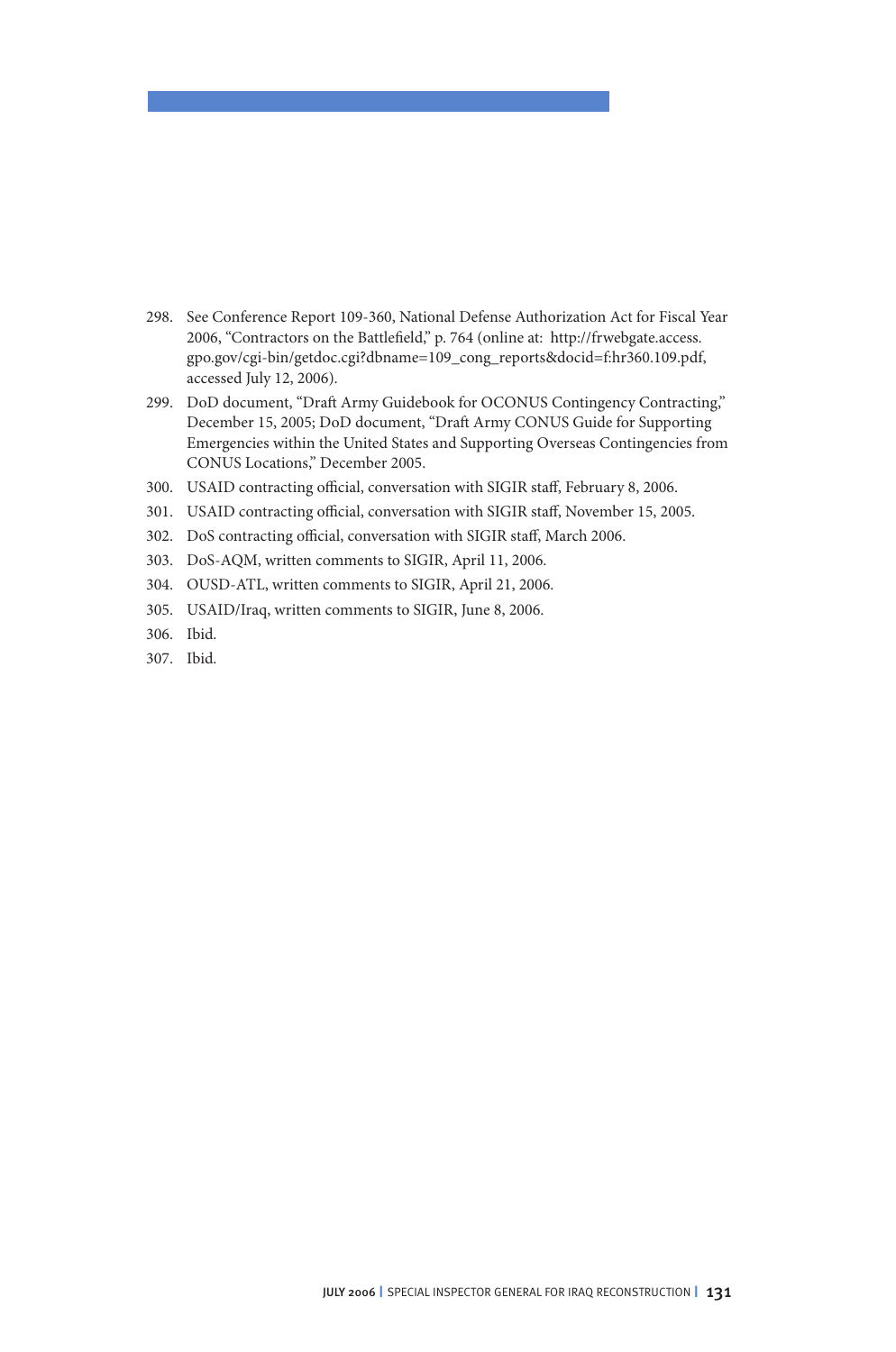298. See Conference Report 109-360, National Defense Authorization Act for Fiscal Year 2006, "Contractors on the Battlefield," p. 764 (online at: http://frwebgate.access.gpo.gov/cgi-bin/getdoc.cgi?dbname=109_cong_reports&docid=f:hr360.109.pdf, accessed July 12, 2006).
299. DoD document, "Draft Army Guidebook for OCONUS Contingency Contracting," December 15, 2005; DoD document, "Draft Army CONUS Guide for Supporting Emergencies within the United States and Supporting Overseas Contingencies from CONUS Locations," December 2005.
300. USAID contracting official, conversation with SIGIR staff, February 8, 2006.
301. USAID contracting official, conversation with SIGIR staff, November 15, 2005.
302. DoS contracting official, conversation with SIGIR staff, March 2006.
303. DoS-AQM, written comments to SIGIR, April 11, 2006.
304. OUSD-ATL, written comments to SIGIR, April 21, 2006.
305. USAID/Iraq, written comments to SIGIR, June 8, 2006.
306. Ibid.
307. Ibid.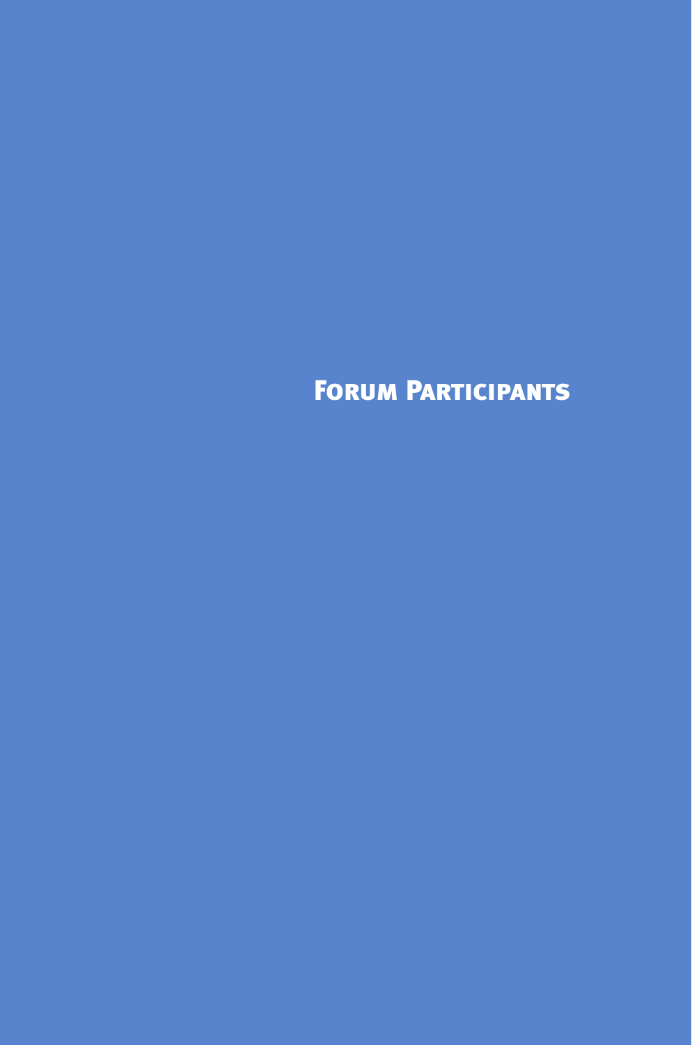# Forum Participants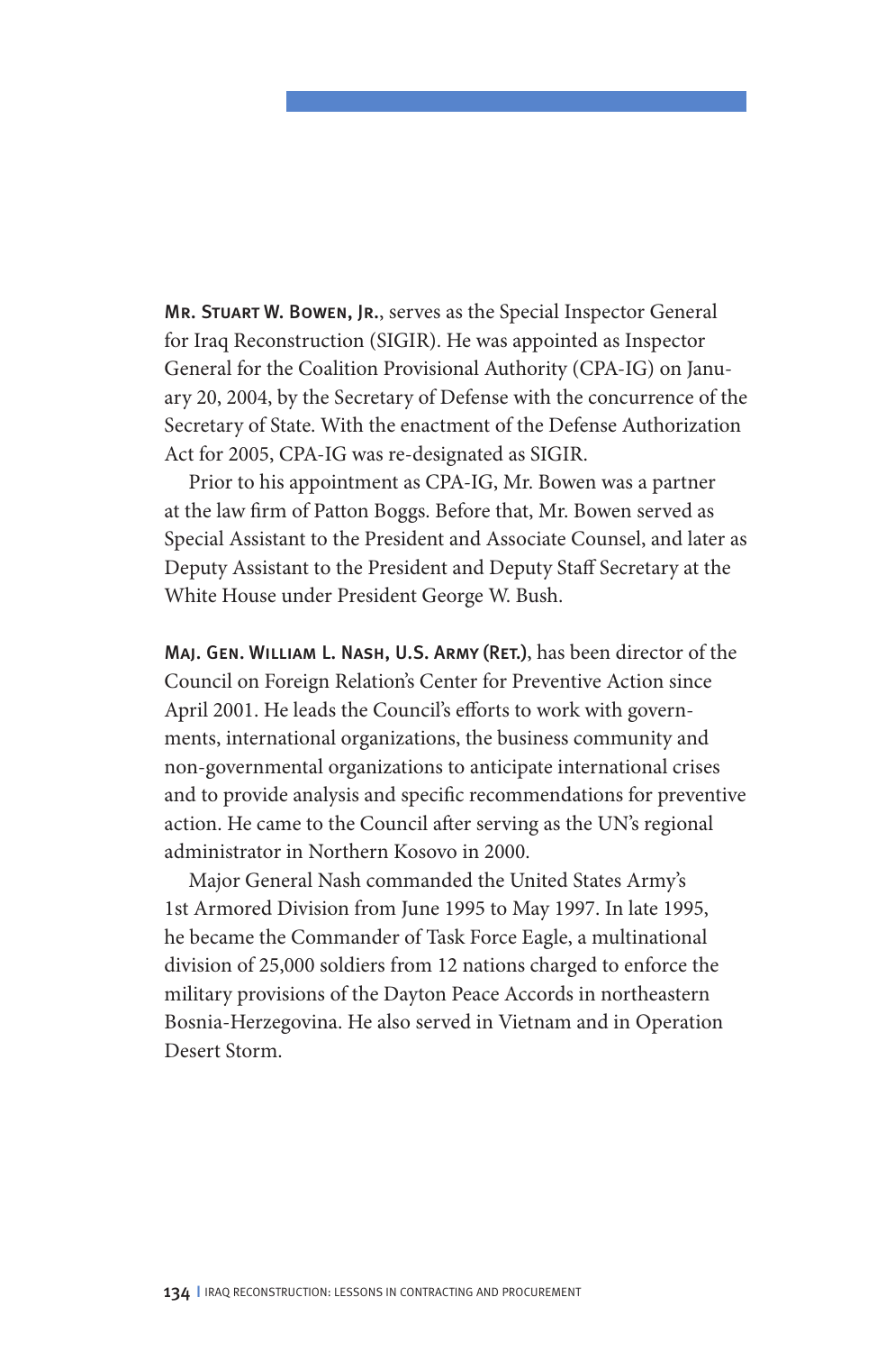**Mr. Stuart W. Bowen, Jr.**, serves as the Special Inspector General for Iraq Reconstruction (SIGIR). He was appointed as Inspector General for the Coalition Provisional Authority (CPA-IG) on January 20, 2004, by the Secretary of Defense with the concurrence of the Secretary of State. With the enactment of the Defense Authorization Act for 2005, CPA-IG was re-designated as SIGIR.

Prior to his appointment as CPA-IG, Mr. Bowen was a partner at the law firm of Patton Boggs. Before that, Mr. Bowen served as Special Assistant to the President and Associate Counsel, and later as Deputy Assistant to the President and Deputy Staff Secretary at the White House under President George W. Bush.

**Maj. Gen. William L. Nash, U.S. Army (Ret.)**, has been director of the Council on Foreign Relation's Center for Preventive Action since April 2001. He leads the Council's efforts to work with governments, international organizations, the business community and non-governmental organizations to anticipate international crises and to provide analysis and specific recommendations for preventive action. He came to the Council after serving as the UN's regional administrator in Northern Kosovo in 2000.

Major General Nash commanded the United States Army's 1st Armored Division from June 1995 to May 1997. In late 1995, he became the Commander of Task Force Eagle, a multinational division of 25,000 soldiers from 12 nations charged to enforce the military provisions of the Dayton Peace Accords in northeastern Bosnia-Herzegovina. He also served in Vietnam and in Operation Desert Storm.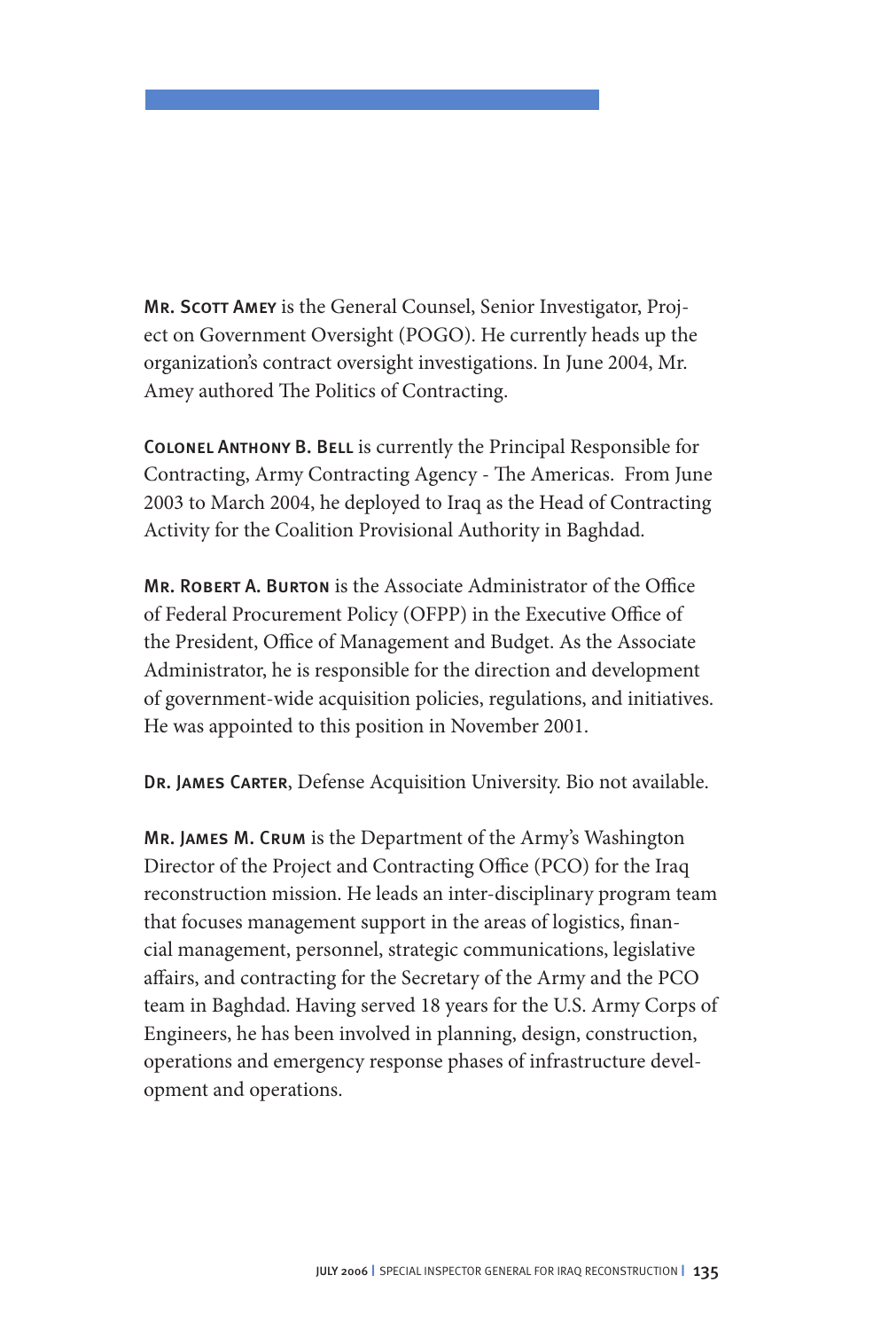**Mr. Scott Amey** is the General Counsel, Senior Investigator, Project on Government Oversight (POGO). He currently heads up the organization's contract oversight investigations. In June 2004, Mr. Amey authored The Politics of Contracting.

**Colonel Anthony B. Bell** is currently the Principal Responsible for Contracting, Army Contracting Agency - The Americas. From June 2003 to March 2004, he deployed to Iraq as the Head of Contracting Activity for the Coalition Provisional Authority in Baghdad.

**Mr. Robert A. Burton** is the Associate Administrator of the Office of Federal Procurement Policy (OFPP) in the Executive Office of the President, Office of Management and Budget. As the Associate Administrator, he is responsible for the direction and development of government-wide acquisition policies, regulations, and initiatives. He was appointed to this position in November 2001.

**Dr. James Carter**, Defense Acquisition University. Bio not available.

**Mr. James M. Crum** is the Department of the Army's Washington Director of the Project and Contracting Office (PCO) for the Iraq reconstruction mission. He leads an inter-disciplinary program team that focuses management support in the areas of logistics, financial management, personnel, strategic communications, legislative affairs, and contracting for the Secretary of the Army and the PCO team in Baghdad. Having served 18 years for the U.S. Army Corps of Engineers, he has been involved in planning, design, construction, operations and emergency response phases of infrastructure development and operations.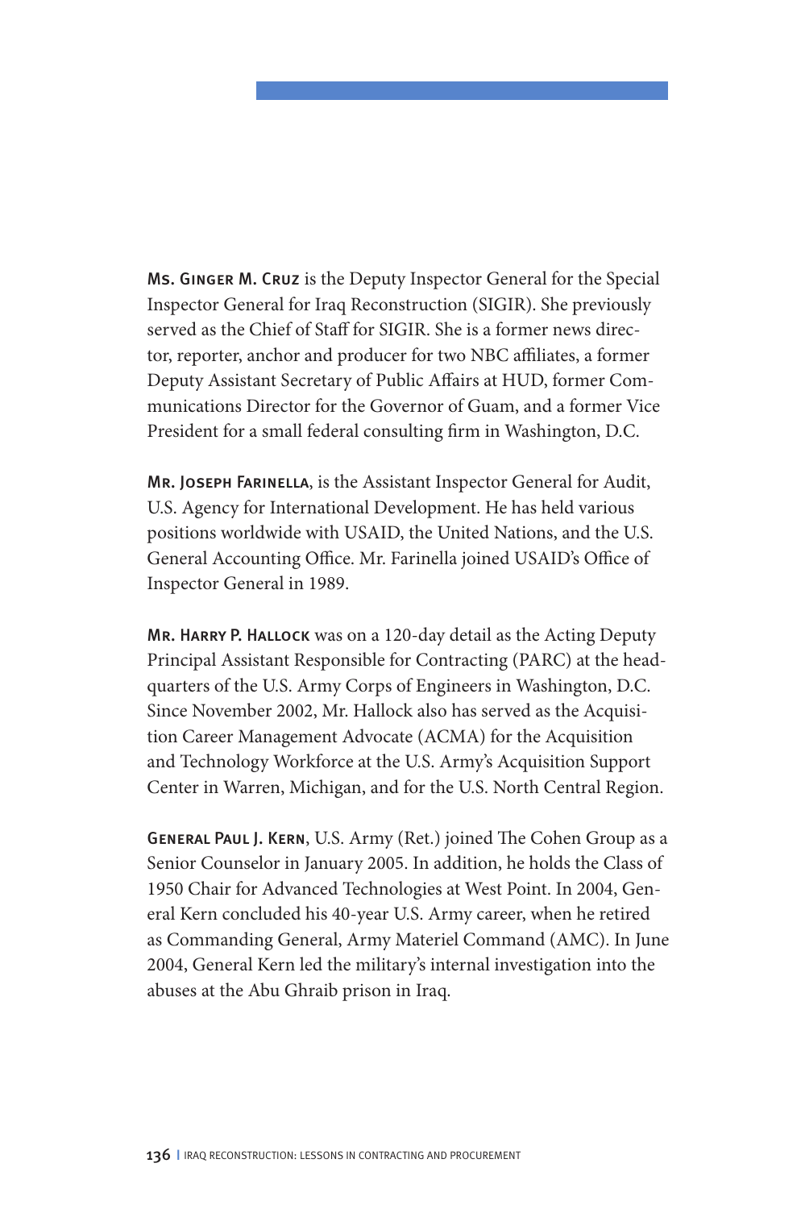**Ms. Ginger M. Cruz** is the Deputy Inspector General for the Special Inspector General for Iraq Reconstruction (SIGIR). She previously served as the Chief of Staff for SIGIR. She is a former news director, reporter, anchor and producer for two NBC affiliates, a former Deputy Assistant Secretary of Public Affairs at HUD, former Communications Director for the Governor of Guam, and a former Vice President for a small federal consulting firm in Washington, D.C.

**Mr. Joseph Farinella**, is the Assistant Inspector General for Audit, U.S. Agency for International Development. He has held various positions worldwide with USAID, the United Nations, and the U.S. General Accounting Office. Mr. Farinella joined USAID's Office of Inspector General in 1989.

**Mr. Harry P. Hallock** was on a 120-day detail as the Acting Deputy Principal Assistant Responsible for Contracting (PARC) at the headquarters of the U.S. Army Corps of Engineers in Washington, D.C. Since November 2002, Mr. Hallock also has served as the Acquisition Career Management Advocate (ACMA) for the Acquisition and Technology Workforce at the U.S. Army's Acquisition Support Center in Warren, Michigan, and for the U.S. North Central Region.

**General Paul J. Kern**, U.S. Army (Ret.) joined The Cohen Group as a Senior Counselor in January 2005. In addition, he holds the Class of 1950 Chair for Advanced Technologies at West Point. In 2004, General Kern concluded his 40-year U.S. Army career, when he retired as Commanding General, Army Materiel Command (AMC). In June 2004, General Kern led the military's internal investigation into the abuses at the Abu Ghraib prison in Iraq.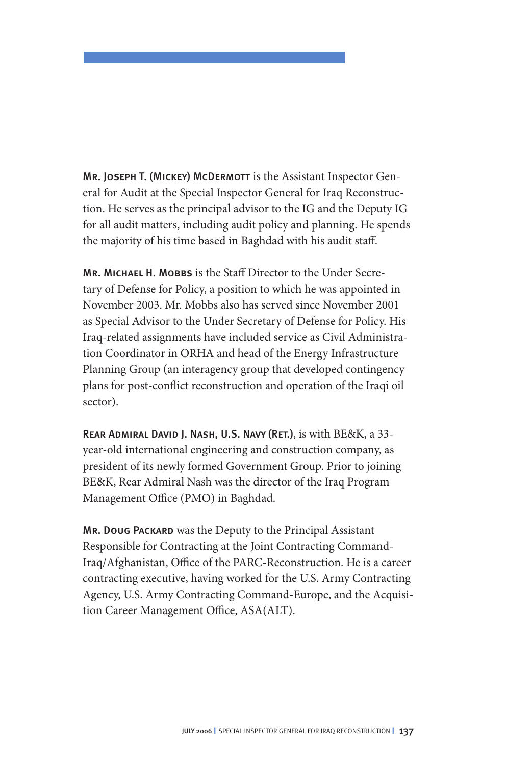**Mr. Joseph T. (Mickey) McDermott** is the Assistant Inspector General for Audit at the Special Inspector General for Iraq Reconstruction. He serves as the principal advisor to the IG and the Deputy IG for all audit matters, including audit policy and planning. He spends the majority of his time based in Baghdad with his audit staff.

**Mr. Michael H. Mobbs** is the Staff Director to the Under Secretary of Defense for Policy, a position to which he was appointed in November 2003. Mr. Mobbs also has served since November 2001 as Special Advisor to the Under Secretary of Defense for Policy. His Iraq-related assignments have included service as Civil Administration Coordinator in ORHA and head of the Energy Infrastructure Planning Group (an interagency group that developed contingency plans for post-conflict reconstruction and operation of the Iraqi oil sector).

**Rear Admiral David J. Nash, U.S. Navy (Ret.)**, is with BE&K, a 33-year-old international engineering and construction company, as president of its newly formed Government Group. Prior to joining BE&K, Rear Admiral Nash was the director of the Iraq Program Management Office (PMO) in Baghdad.

**Mr. Doug Packard** was the Deputy to the Principal Assistant Responsible for Contracting at the Joint Contracting Command-Iraq/Afghanistan, Office of the PARC-Reconstruction. He is a career contracting executive, having worked for the U.S. Army Contracting Agency, U.S. Army Contracting Command-Europe, and the Acquisition Career Management Office, ASA(ALT).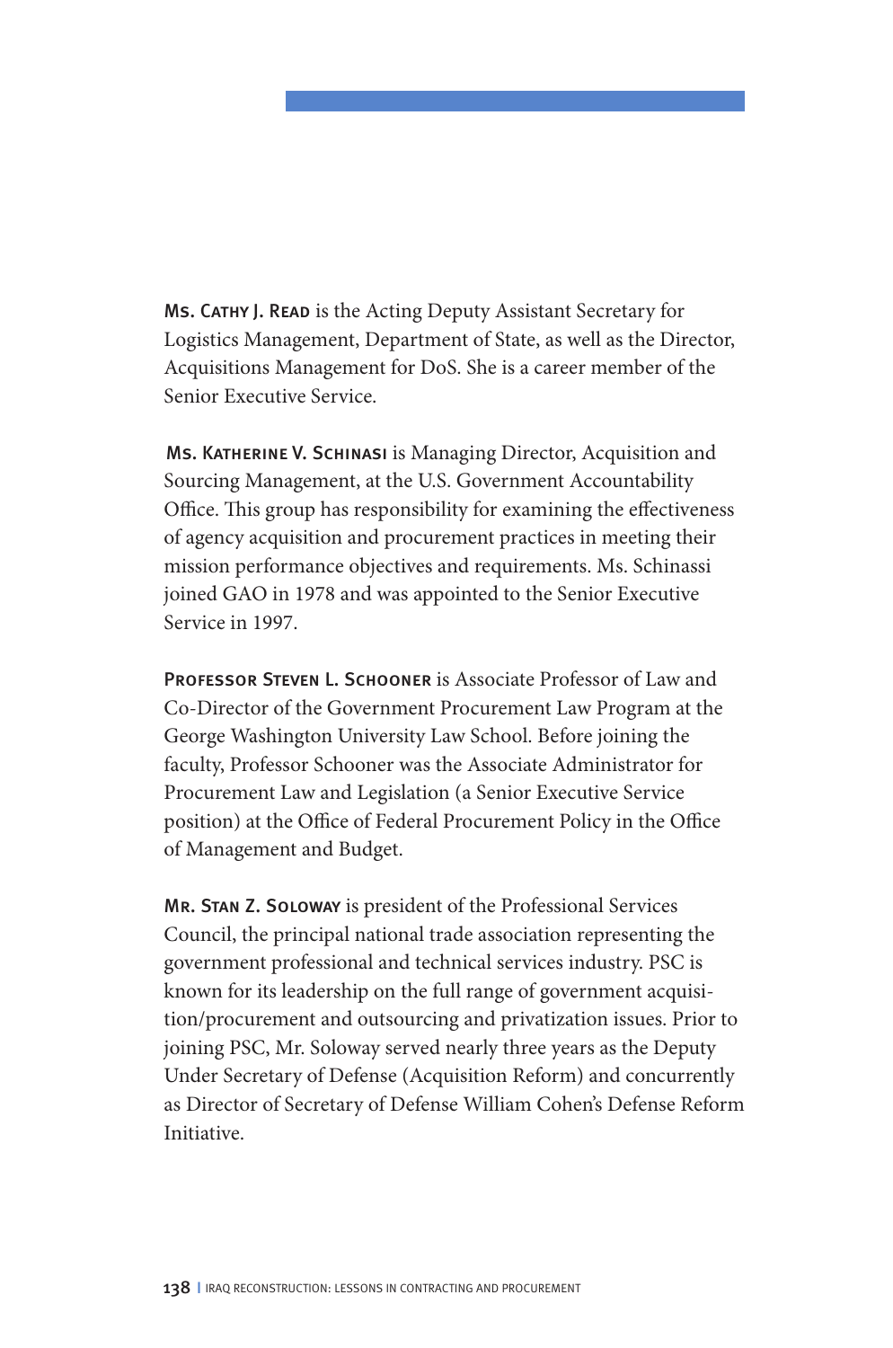**Ms. Cathy J. Read** is the Acting Deputy Assistant Secretary for Logistics Management, Department of State, as well as the Director, Acquisitions Management for DoS. She is a career member of the Senior Executive Service.

**Ms. Katherine V. Schinasi** is Managing Director, Acquisition and Sourcing Management, at the U.S. Government Accountability Office. This group has responsibility for examining the effectiveness of agency acquisition and procurement practices in meeting their mission performance objectives and requirements. Ms. Schinassi joined GAO in 1978 and was appointed to the Senior Executive Service in 1997.

**Professor Steven L. Schooner** is Associate Professor of Law and Co-Director of the Government Procurement Law Program at the George Washington University Law School. Before joining the faculty, Professor Schooner was the Associate Administrator for Procurement Law and Legislation (a Senior Executive Service position) at the Office of Federal Procurement Policy in the Office of Management and Budget.

**Mr. Stan Z. Soloway** is president of the Professional Services Council, the principal national trade association representing the government professional and technical services industry. PSC is known for its leadership on the full range of government acquisition/procurement and outsourcing and privatization issues. Prior to joining PSC, Mr. Soloway served nearly three years as the Deputy Under Secretary of Defense (Acquisition Reform) and concurrently as Director of Secretary of Defense William Cohen's Defense Reform Initiative.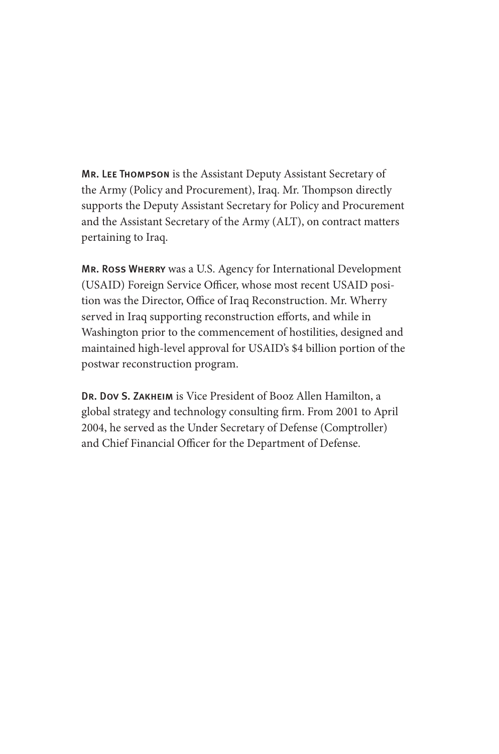**Mr. Lee Thompson** is the Assistant Deputy Assistant Secretary of the Army (Policy and Procurement), Iraq. Mr. Thompson directly supports the Deputy Assistant Secretary for Policy and Procurement and the Assistant Secretary of the Army (ALT), on contract matters pertaining to Iraq.

**Mr. Ross Wherry** was a U.S. Agency for International Development (USAID) Foreign Service Officer, whose most recent USAID position was the Director, Office of Iraq Reconstruction. Mr. Wherry served in Iraq supporting reconstruction efforts, and while in Washington prior to the commencement of hostilities, designed and maintained high-level approval for USAID's $4 billion portion of the postwar reconstruction program.

**Dr. Dov S. Zakheim** is Vice President of Booz Allen Hamilton, a global strategy and technology consulting firm. From 2001 to April 2004, he served as the Under Secretary of Defense (Comptroller) and Chief Financial Officer for the Department of Defense.